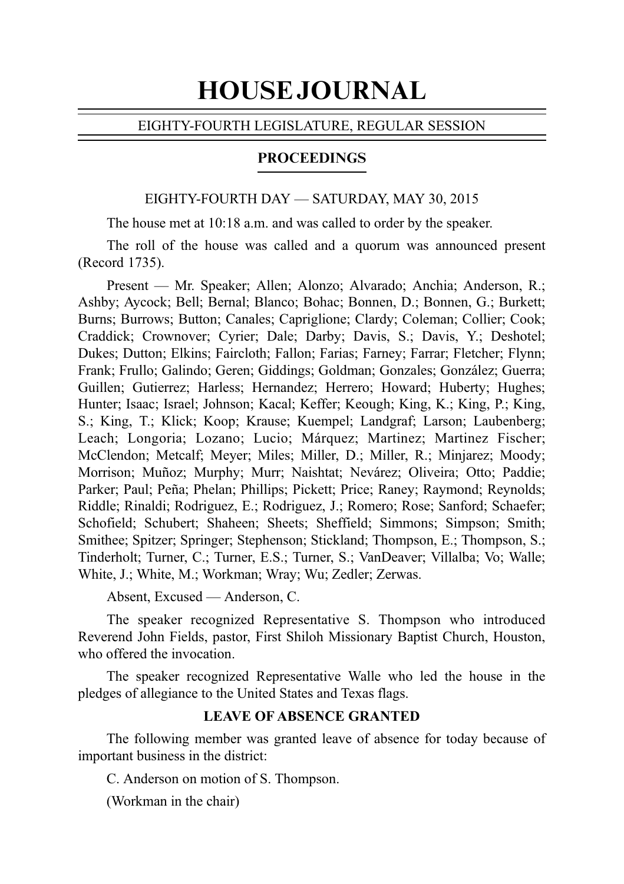# HOUSE JOURNAL

EIGHTY-FOURTH LEGISLATURE, REGULAR SESSION

## PROCEEDINGS

EIGHTY-FOURTH DAY — SATURDAY, MAY 30, 2015

The house met at 10:18 a.m. and was called to order by the speaker.

The roll of the house was called and a quorum was announced present (Record 1735).

Present — Mr. Speaker; Allen; Alonzo; Alvarado; Anchia; Anderson, R.; Ashby; Aycock; Bell; Bernal; Blanco; Bohac; Bonnen, D.; Bonnen, G.; Burkett; Burns; Burrows; Button; Canales; Capriglione; Clardy; Coleman; Collier; Cook; Craddick; Crownover; Cyrier; Dale; Darby; Davis, S.; Davis, Y.; Deshotel; Dukes; Dutton; Elkins; Faircloth; Fallon; Farias; Farney; Farrar; Fletcher; Flynn; Frank; Frullo; Galindo; Geren; Giddings; Goldman; Gonzales; González; Guerra; Guillen; Gutierrez; Harless; Hernandez; Herrero; Howard; Huberty; Hughes; Hunter; Isaac; Israel; Johnson; Kacal; Keffer; Keough; King, K.; King, P.; King, S.; King, T.; Klick; Koop; Krause; Kuempel; Landgraf; Larson; Laubenberg; Leach; Longoria; Lozano; Lucio; Márquez; Martinez; Martinez Fischer; McClendon; Metcalf; Meyer; Miles; Miller, D.; Miller, R.; Minjarez; Moody; Morrison; Muñoz; Murphy; Murr; Naishtat; Nevárez; Oliveira; Otto; Paddie; Parker; Paul; Peña; Phelan; Phillips; Pickett; Price; Raney; Raymond; Reynolds; Riddle; Rinaldi; Rodriguez, E.; Rodriguez, J.; Romero; Rose; Sanford; Schaefer; Schofield; Schubert; Shaheen; Sheets; Sheffield; Simmons; Simpson; Smith; Smithee; Spitzer; Springer; Stephenson; Stickland; Thompson, E.; Thompson, S.; Tinderholt; Turner, C.; Turner, E.S.; Turner, S.; VanDeaver; Villalba; Vo; Walle; White, J.; White, M.; Workman; Wray; Wu; Zedler; Zerwas.

Absent, Excused — Anderson, C.

The speaker recognized Representative S. Thompson who introduced Reverend John Fields, pastor, First Shiloh Missionary Baptist Church, Houston, who offered the invocation.

The speaker recognized Representative Walle who led the house in the pledges of allegiance to the United States and Texas flags.

### LEAVE OF ABSENCE GRANTED

The following member was granted leave of absence for today because of important business in the district:

C. Anderson on motion of S. Thompson.

(Workman in the chair)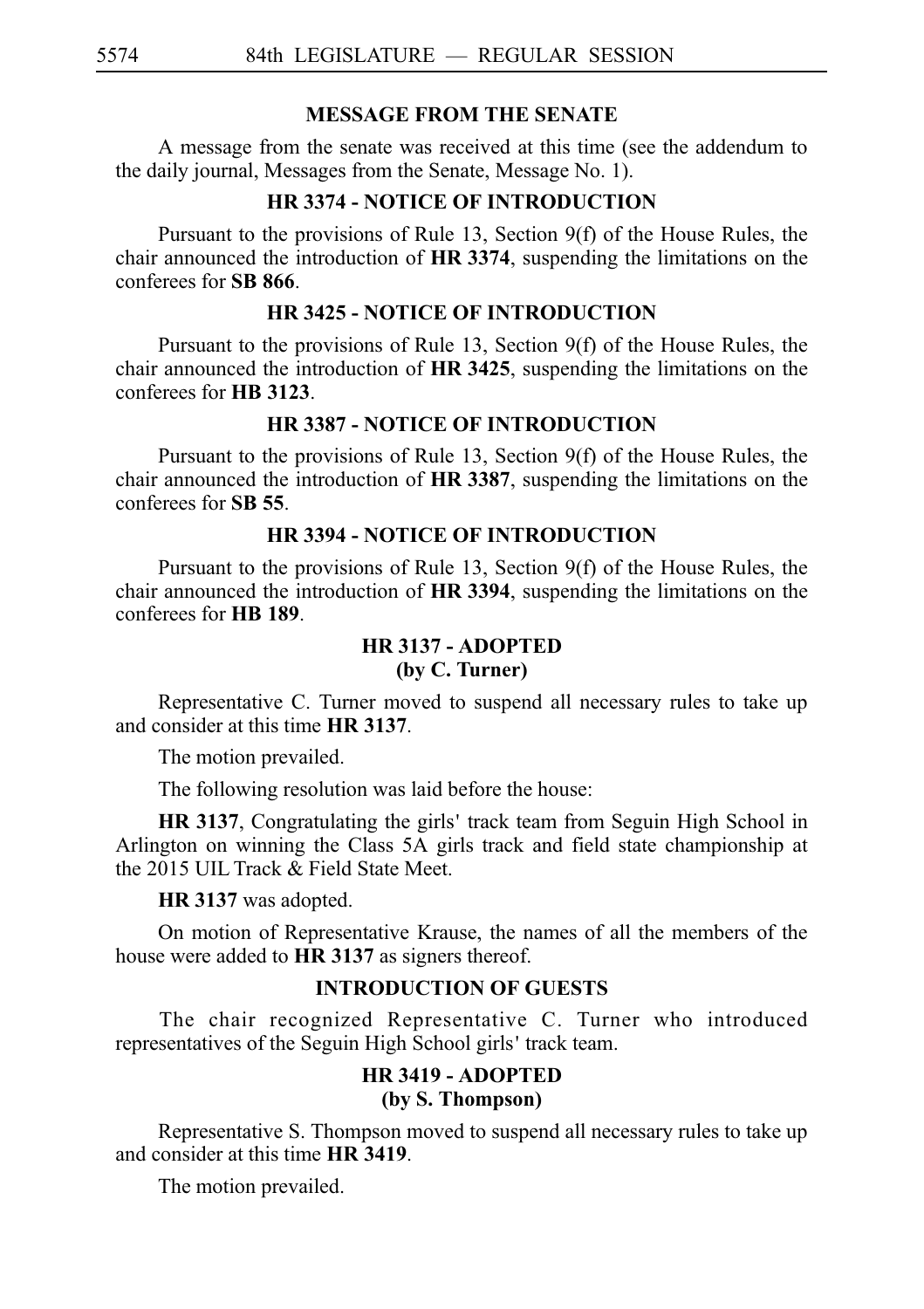## MESSAGE FROM THE SENATE

A message from the senate was received at this time (see the addendum to the daily journal, Messages from the Senate, Message No. 1).

## HR 3374 - NOTICE OF INTRODUCTION

Pursuant to the provisions of Rule 13, Section 9(f) of the House Rules, the chair announced the introduction of **HR 3374**, suspending the limitations on the conferees for **SB 866**.

## HR 3425 - NOTICE OF INTRODUCTION

Pursuant to the provisions of Rule 13, Section 9(f) of the House Rules, the chair announced the introduction of **HR 3425**, suspending the limitations on the conferees for **HB 3123**.

## HR 3387 - NOTICE OF INTRODUCTION

Pursuant to the provisions of Rule 13, Section 9(f) of the House Rules, the chair announced the introduction of **HR 3387**, suspending the limitations on the conferees for **SB 55**.

## HR 3394 - NOTICE OF INTRODUCTION

Pursuant to the provisions of Rule 13, Section 9(f) of the House Rules, the chair announced the introduction of **HR 3394**, suspending the limitations on the conferees for **HB 189**.

## HR 3137 - ADOPTED
**(by C. Turner)**

Representative C. Turner moved to suspend all necessary rules to take up and consider at this time **HR 3137**.

The motion prevailed.

The following resolution was laid before the house:

**HR 3137**, Congratulating the girls' track team from Seguin High School in Arlington on winning the Class 5A girls track and field state championship at the 2015 UIL Track & Field State Meet.

**HR 3137** was adopted.

On motion of Representative Krause, the names of all the members of the house were added to **HR 3137** as signers thereof.

## INTRODUCTION OF GUESTS

The chair recognized Representative C. Turner who introduced representatives of the Seguin High School girls' track team.

## HR 3419 - ADOPTED
**(by S. Thompson)**

Representative S. Thompson moved to suspend all necessary rules to take up and consider at this time **HR 3419**.

The motion prevailed.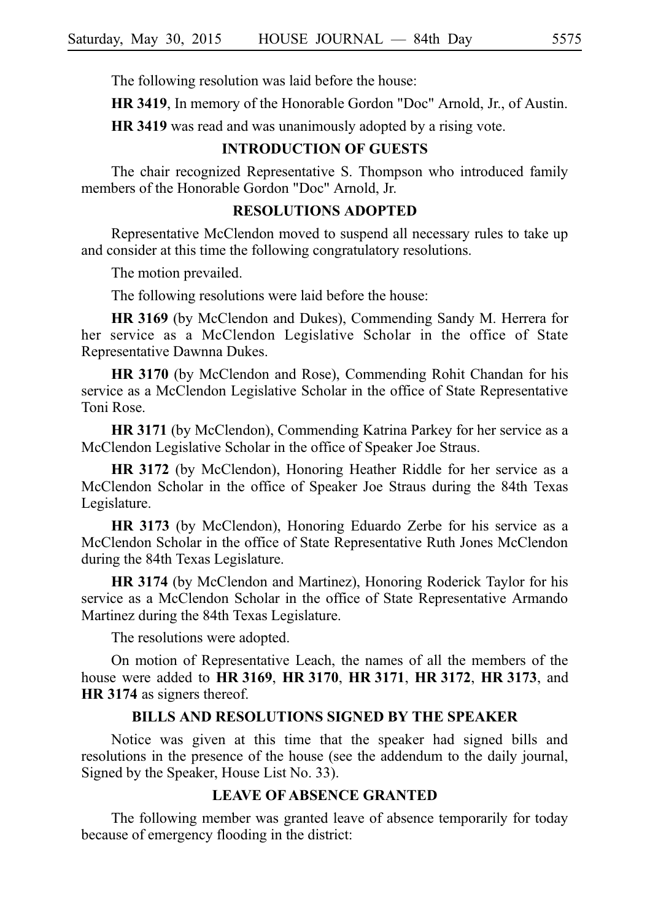The following resolution was laid before the house:

**HR 3419**, In memory of the Honorable Gordon "Doc" Arnold, Jr., of Austin.

**HR 3419** was read and was unanimously adopted by a rising vote.

## INTRODUCTION OF GUESTS

The chair recognized Representative S. Thompson who introduced family members of the Honorable Gordon "Doc" Arnold, Jr.

## RESOLUTIONS ADOPTED

Representative McClendon moved to suspend all necessary rules to take up and consider at this time the following congratulatory resolutions.

The motion prevailed.

The following resolutions were laid before the house:

**HR 3169** (by McClendon and Dukes), Commending Sandy M. Herrera for her service as a McClendon Legislative Scholar in the office of State Representative Dawnna Dukes.

**HR 3170** (by McClendon and Rose), Commending Rohit Chandan for his service as a McClendon Legislative Scholar in the office of State Representative Toni Rose.

**HR 3171** (by McClendon), Commending Katrina Parkey for her service as a McClendon Legislative Scholar in the office of Speaker Joe Straus.

**HR 3172** (by McClendon), Honoring Heather Riddle for her service as a McClendon Scholar in the office of Speaker Joe Straus during the 84th Texas Legislature.

**HR 3173** (by McClendon), Honoring Eduardo Zerbe for his service as a McClendon Scholar in the office of State Representative Ruth Jones McClendon during the 84th Texas Legislature.

**HR 3174** (by McClendon and Martinez), Honoring Roderick Taylor for his service as a McClendon Scholar in the office of State Representative Armando Martinez during the 84th Texas Legislature.

The resolutions were adopted.

On motion of Representative Leach, the names of all the members of the house were added to **HR 3169**, **HR 3170**, **HR 3171**, **HR 3172**, **HR 3173**, and **HR 3174** as signers thereof.

## BILLS AND RESOLUTIONS SIGNED BY THE SPEAKER

Notice was given at this time that the speaker had signed bills and resolutions in the presence of the house (see the addendum to the daily journal, Signed by the Speaker, House List No. 33).

## LEAVE OF ABSENCE GRANTED

The following member was granted leave of absence temporarily for today because of emergency flooding in the district: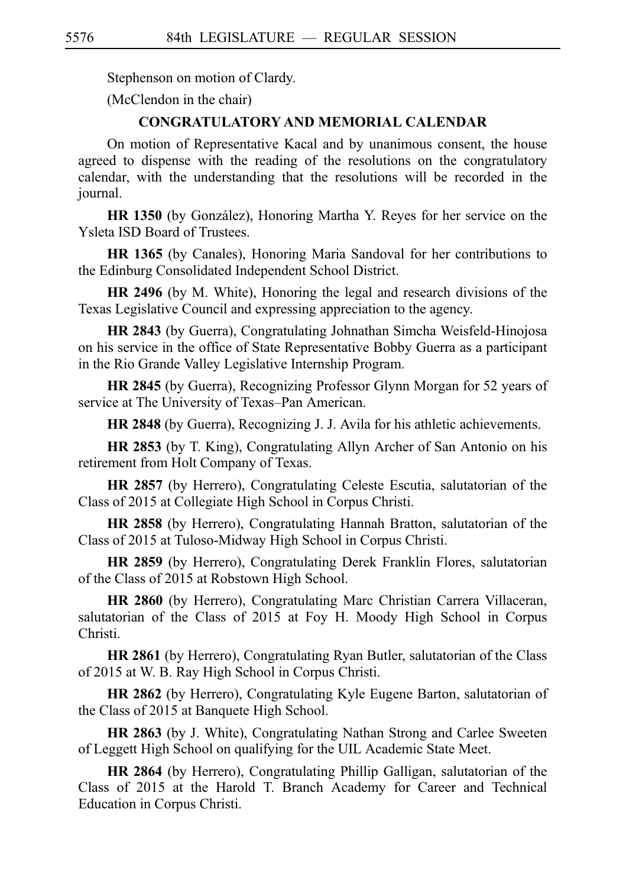Stephenson on motion of Clardy.

(McClendon in the chair)

## CONGRATULATORY AND MEMORIAL CALENDAR

On motion of Representative Kacal and by unanimous consent, the house agreed to dispense with the reading of the resolutions on the congratulatory calendar, with the understanding that the resolutions will be recorded in the journal.

**HR 1350** (by González), Honoring Martha Y. Reyes for her service on the Ysleta ISD Board of Trustees.

**HR 1365** (by Canales), Honoring Maria Sandoval for her contributions to the Edinburg Consolidated Independent School District.

**HR 2496** (by M. White), Honoring the legal and research divisions of the Texas Legislative Council and expressing appreciation to the agency.

**HR 2843** (by Guerra), Congratulating Johnathan Simcha Weisfeld-Hinojosa on his service in the office of State Representative Bobby Guerra as a participant in the Rio Grande Valley Legislative Internship Program.

**HR 2845** (by Guerra), Recognizing Professor Glynn Morgan for 52 years of service at The University of Texas–Pan American.

**HR 2848** (by Guerra), Recognizing J. J. Avila for his athletic achievements.

**HR 2853** (by T. King), Congratulating Allyn Archer of San Antonio on his retirement from Holt Company of Texas.

**HR 2857** (by Herrero), Congratulating Celeste Escutia, salutatorian of the Class of 2015 at Collegiate High School in Corpus Christi.

**HR 2858** (by Herrero), Congratulating Hannah Bratton, salutatorian of the Class of 2015 at Tuloso-Midway High School in Corpus Christi.

**HR 2859** (by Herrero), Congratulating Derek Franklin Flores, salutatorian of the Class of 2015 at Robstown High School.

**HR 2860** (by Herrero), Congratulating Marc Christian Carrera Villaceran, salutatorian of the Class of 2015 at Foy H. Moody High School in Corpus Christi.

**HR 2861** (by Herrero), Congratulating Ryan Butler, salutatorian of the Class of 2015 at W. B. Ray High School in Corpus Christi.

**HR 2862** (by Herrero), Congratulating Kyle Eugene Barton, salutatorian of the Class of 2015 at Banquete High School.

**HR 2863** (by J. White), Congratulating Nathan Strong and Carlee Sweeten of Leggett High School on qualifying for the UIL Academic State Meet.

**HR 2864** (by Herrero), Congratulating Phillip Galligan, salutatorian of the Class of 2015 at the Harold T. Branch Academy for Career and Technical Education in Corpus Christi.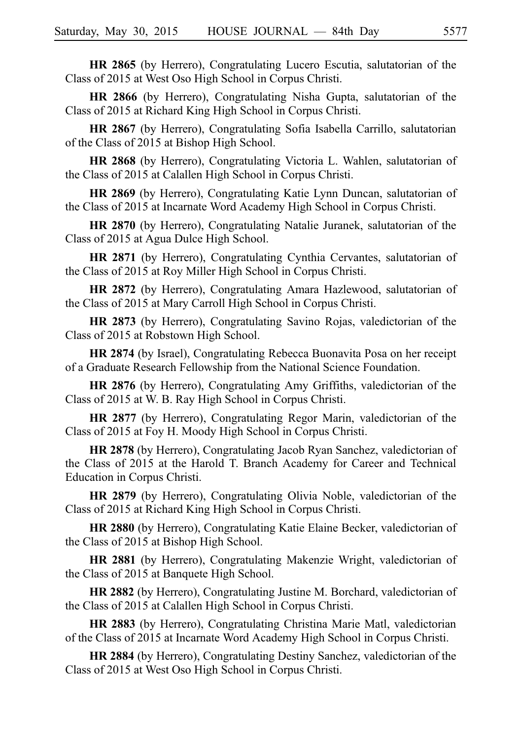**HR 2865** (by Herrero), Congratulating Lucero Escutia, salutatorian of the Class of 2015 at West Oso High School in Corpus Christi.

**HR 2866** (by Herrero), Congratulating Nisha Gupta, salutatorian of the Class of 2015 at Richard King High School in Corpus Christi.

**HR 2867** (by Herrero), Congratulating Sofia Isabella Carrillo, salutatorian of the Class of 2015 at Bishop High School.

**HR 2868** (by Herrero), Congratulating Victoria L. Wahlen, salutatorian of the Class of 2015 at Calallen High School in Corpus Christi.

**HR 2869** (by Herrero), Congratulating Katie Lynn Duncan, salutatorian of the Class of 2015 at Incarnate Word Academy High School in Corpus Christi.

**HR 2870** (by Herrero), Congratulating Natalie Juranek, salutatorian of the Class of 2015 at Agua Dulce High School.

**HR 2871** (by Herrero), Congratulating Cynthia Cervantes, salutatorian of the Class of 2015 at Roy Miller High School in Corpus Christi.

**HR 2872** (by Herrero), Congratulating Amara Hazlewood, salutatorian of the Class of 2015 at Mary Carroll High School in Corpus Christi.

**HR 2873** (by Herrero), Congratulating Savino Rojas, valedictorian of the Class of 2015 at Robstown High School.

**HR 2874** (by Israel), Congratulating Rebecca Buonavita Posa on her receipt of a Graduate Research Fellowship from the National Science Foundation.

**HR 2876** (by Herrero), Congratulating Amy Griffiths, valedictorian of the Class of 2015 at W. B. Ray High School in Corpus Christi.

**HR 2877** (by Herrero), Congratulating Regor Marin, valedictorian of the Class of 2015 at Foy H. Moody High School in Corpus Christi.

**HR 2878** (by Herrero), Congratulating Jacob Ryan Sanchez, valedictorian of the Class of 2015 at the Harold T. Branch Academy for Career and Technical Education in Corpus Christi.

**HR 2879** (by Herrero), Congratulating Olivia Noble, valedictorian of the Class of 2015 at Richard King High School in Corpus Christi.

**HR 2880** (by Herrero), Congratulating Katie Elaine Becker, valedictorian of the Class of 2015 at Bishop High School.

**HR 2881** (by Herrero), Congratulating Makenzie Wright, valedictorian of the Class of 2015 at Banquete High School.

**HR 2882** (by Herrero), Congratulating Justine M. Borchard, valedictorian of the Class of 2015 at Calallen High School in Corpus Christi.

**HR 2883** (by Herrero), Congratulating Christina Marie Matl, valedictorian of the Class of 2015 at Incarnate Word Academy High School in Corpus Christi.

**HR 2884** (by Herrero), Congratulating Destiny Sanchez, valedictorian of the Class of 2015 at West Oso High School in Corpus Christi.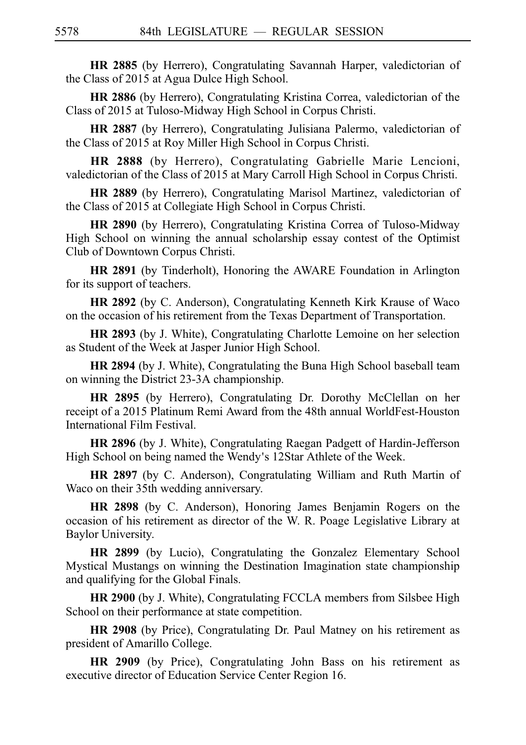**HR 2885** (by Herrero), Congratulating Savannah Harper, valedictorian of the Class of 2015 at Agua Dulce High School.

**HR 2886** (by Herrero), Congratulating Kristina Correa, valedictorian of the Class of 2015 at Tuloso-Midway High School in Corpus Christi.

**HR 2887** (by Herrero), Congratulating Julisiana Palermo, valedictorian of the Class of 2015 at Roy Miller High School in Corpus Christi.

**HR 2888** (by Herrero), Congratulating Gabrielle Marie Lencioni, valedictorian of the Class of 2015 at Mary Carroll High School in Corpus Christi.

**HR 2889** (by Herrero), Congratulating Marisol Martinez, valedictorian of the Class of 2015 at Collegiate High School in Corpus Christi.

**HR 2890** (by Herrero), Congratulating Kristina Correa of Tuloso-Midway High School on winning the annual scholarship essay contest of the Optimist Club of Downtown Corpus Christi.

**HR 2891** (by Tinderholt), Honoring the AWARE Foundation in Arlington for its support of teachers.

**HR 2892** (by C. Anderson), Congratulating Kenneth Kirk Krause of Waco on the occasion of his retirement from the Texas Department of Transportation.

**HR 2893** (by J. White), Congratulating Charlotte Lemoine on her selection as Student of the Week at Jasper Junior High School.

**HR 2894** (by J. White), Congratulating the Buna High School baseball team on winning the District 23-3A championship.

**HR 2895** (by Herrero), Congratulating Dr. Dorothy McClellan on her receipt of a 2015 Platinum Remi Award from the 48th annual WorldFest-Houston International Film Festival.

**HR 2896** (by J. White), Congratulating Raegan Padgett of Hardin-Jefferson High School on being named the Wendy's 12Star Athlete of the Week.

**HR 2897** (by C. Anderson), Congratulating William and Ruth Martin of Waco on their 35th wedding anniversary.

**HR 2898** (by C. Anderson), Honoring James Benjamin Rogers on the occasion of his retirement as director of the W. R. Poage Legislative Library at Baylor University.

**HR 2899** (by Lucio), Congratulating the Gonzalez Elementary School Mystical Mustangs on winning the Destination Imagination state championship and qualifying for the Global Finals.

**HR 2900** (by J. White), Congratulating FCCLA members from Silsbee High School on their performance at state competition.

**HR 2908** (by Price), Congratulating Dr. Paul Matney on his retirement as president of Amarillo College.

**HR 2909** (by Price), Congratulating John Bass on his retirement as executive director of Education Service Center Region 16.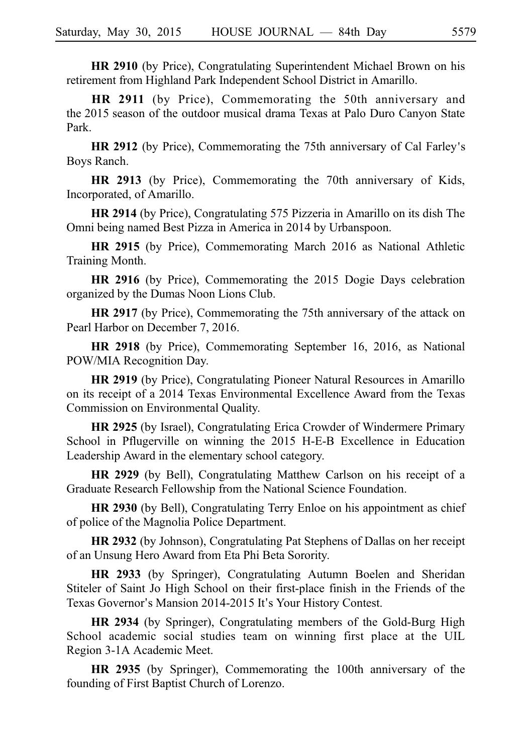**HR 2910** (by Price), Congratulating Superintendent Michael Brown on his retirement from Highland Park Independent School District in Amarillo.

**HR 2911** (by Price), Commemorating the 50th anniversary and the 2015 season of the outdoor musical drama Texas at Palo Duro Canyon State Park.

**HR 2912** (by Price), Commemorating the 75th anniversary of Cal Farley's Boys Ranch.

**HR 2913** (by Price), Commemorating the 70th anniversary of Kids, Incorporated, of Amarillo.

**HR 2914** (by Price), Congratulating 575 Pizzeria in Amarillo on its dish The Omni being named Best Pizza in America in 2014 by Urbanspoon.

**HR 2915** (by Price), Commemorating March 2016 as National Athletic Training Month.

**HR 2916** (by Price), Commemorating the 2015 Dogie Days celebration organized by the Dumas Noon Lions Club.

**HR 2917** (by Price), Commemorating the 75th anniversary of the attack on Pearl Harbor on December 7, 2016.

**HR 2918** (by Price), Commemorating September 16, 2016, as National POW/MIA Recognition Day.

**HR 2919** (by Price), Congratulating Pioneer Natural Resources in Amarillo on its receipt of a 2014 Texas Environmental Excellence Award from the Texas Commission on Environmental Quality.

**HR 2925** (by Israel), Congratulating Erica Crowder of Windermere Primary School in Pflugerville on winning the 2015 H-E-B Excellence in Education Leadership Award in the elementary school category.

**HR 2929** (by Bell), Congratulating Matthew Carlson on his receipt of a Graduate Research Fellowship from the National Science Foundation.

**HR 2930** (by Bell), Congratulating Terry Enloe on his appointment as chief of police of the Magnolia Police Department.

**HR 2932** (by Johnson), Congratulating Pat Stephens of Dallas on her receipt of an Unsung Hero Award from Eta Phi Beta Sorority.

**HR 2933** (by Springer), Congratulating Autumn Boelen and Sheridan Stiteler of Saint Jo High School on their first-place finish in the Friends of the Texas Governor's Mansion 2014-2015 It's Your History Contest.

**HR 2934** (by Springer), Congratulating members of the Gold-Burg High School academic social studies team on winning first place at the UIL Region 3-1A Academic Meet.

**HR 2935** (by Springer), Commemorating the 100th anniversary of the founding of First Baptist Church of Lorenzo.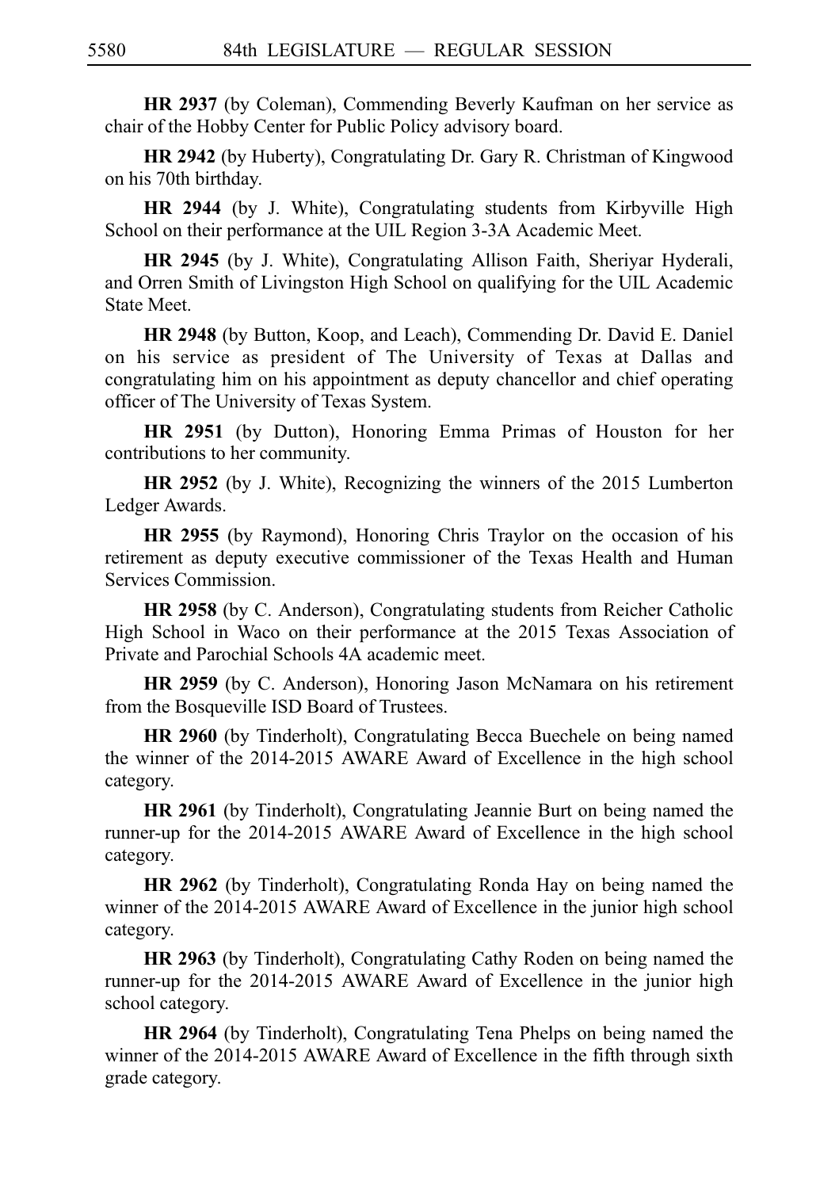**HR 2937** (by Coleman), Commending Beverly Kaufman on her service as chair of the Hobby Center for Public Policy advisory board.

**HR 2942** (by Huberty), Congratulating Dr. Gary R. Christman of Kingwood on his 70th birthday.

**HR 2944** (by J. White), Congratulating students from Kirbyville High School on their performance at the UIL Region 3-3A Academic Meet.

**HR 2945** (by J. White), Congratulating Allison Faith, Sheriyar Hyderali, and Orren Smith of Livingston High School on qualifying for the UIL Academic State Meet.

**HR 2948** (by Button, Koop, and Leach), Commending Dr. David E. Daniel on his service as president of The University of Texas at Dallas and congratulating him on his appointment as deputy chancellor and chief operating officer of The University of Texas System.

**HR 2951** (by Dutton), Honoring Emma Primas of Houston for her contributions to her community.

**HR 2952** (by J. White), Recognizing the winners of the 2015 Lumberton Ledger Awards.

**HR 2955** (by Raymond), Honoring Chris Traylor on the occasion of his retirement as deputy executive commissioner of the Texas Health and Human Services Commission.

**HR 2958** (by C. Anderson), Congratulating students from Reicher Catholic High School in Waco on their performance at the 2015 Texas Association of Private and Parochial Schools 4A academic meet.

**HR 2959** (by C. Anderson), Honoring Jason McNamara on his retirement from the Bosqueville ISD Board of Trustees.

**HR 2960** (by Tinderholt), Congratulating Becca Buechele on being named the winner of the 2014-2015 AWARE Award of Excellence in the high school category.

**HR 2961** (by Tinderholt), Congratulating Jeannie Burt on being named the runner-up for the 2014-2015 AWARE Award of Excellence in the high school category.

**HR 2962** (by Tinderholt), Congratulating Ronda Hay on being named the winner of the 2014-2015 AWARE Award of Excellence in the junior high school category.

**HR 2963** (by Tinderholt), Congratulating Cathy Roden on being named the runner-up for the 2014-2015 AWARE Award of Excellence in the junior high school category.

**HR 2964** (by Tinderholt), Congratulating Tena Phelps on being named the winner of the 2014-2015 AWARE Award of Excellence in the fifth through sixth grade category.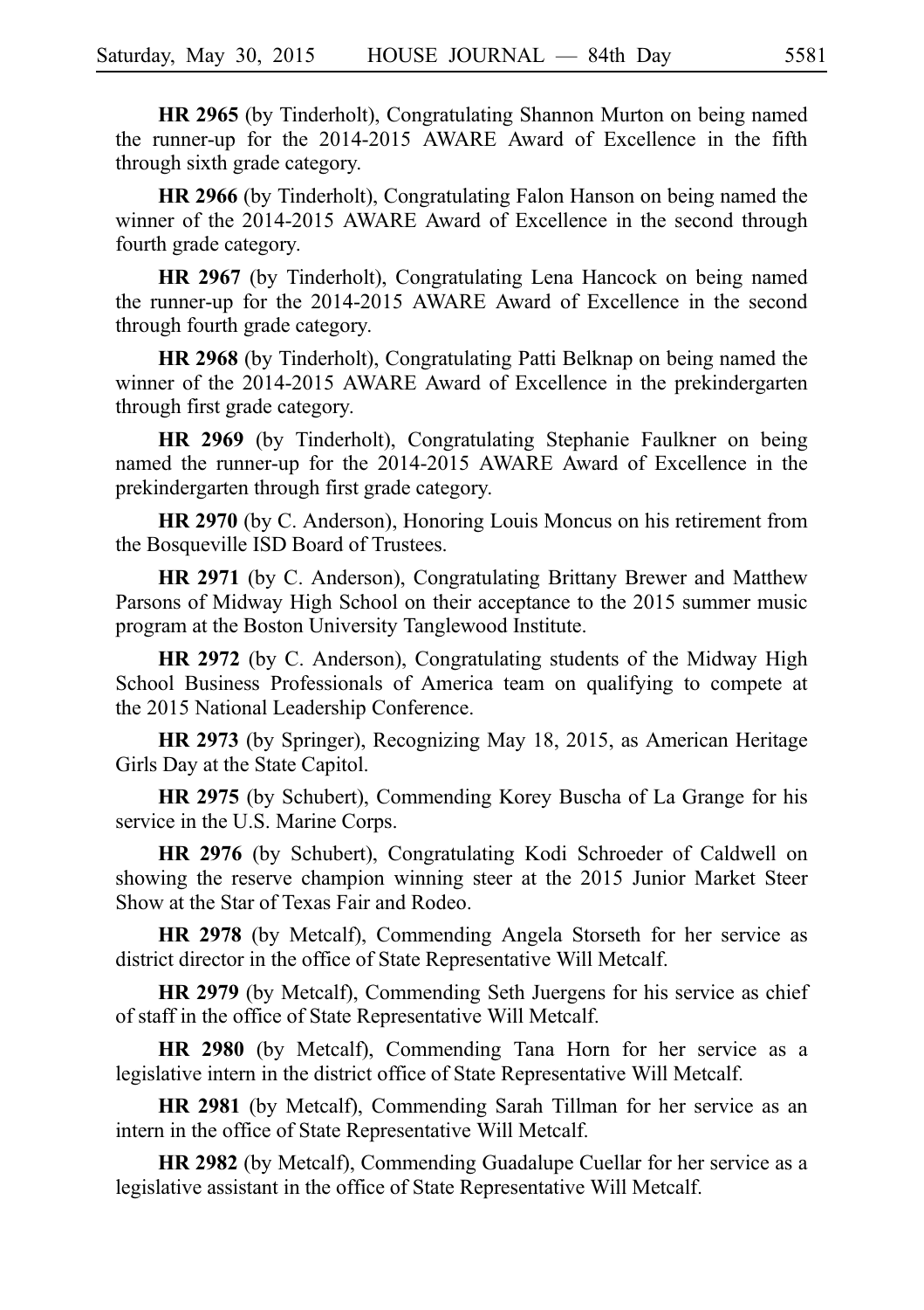**HR 2965** (by Tinderholt), Congratulating Shannon Murton on being named the runner-up for the 2014-2015 AWARE Award of Excellence in the fifth through sixth grade category.

**HR 2966** (by Tinderholt), Congratulating Falon Hanson on being named the winner of the 2014-2015 AWARE Award of Excellence in the second through fourth grade category.

**HR 2967** (by Tinderholt), Congratulating Lena Hancock on being named the runner-up for the 2014-2015 AWARE Award of Excellence in the second through fourth grade category.

**HR 2968** (by Tinderholt), Congratulating Patti Belknap on being named the winner of the 2014-2015 AWARE Award of Excellence in the prekindergarten through first grade category.

**HR 2969** (by Tinderholt), Congratulating Stephanie Faulkner on being named the runner-up for the 2014-2015 AWARE Award of Excellence in the prekindergarten through first grade category.

**HR 2970** (by C. Anderson), Honoring Louis Moncus on his retirement from the Bosqueville ISD Board of Trustees.

**HR 2971** (by C. Anderson), Congratulating Brittany Brewer and Matthew Parsons of Midway High School on their acceptance to the 2015 summer music program at the Boston University Tanglewood Institute.

**HR 2972** (by C. Anderson), Congratulating students of the Midway High School Business Professionals of America team on qualifying to compete at the 2015 National Leadership Conference.

**HR 2973** (by Springer), Recognizing May 18, 2015, as American Heritage Girls Day at the State Capitol.

**HR 2975** (by Schubert), Commending Korey Buscha of La Grange for his service in the U.S. Marine Corps.

**HR 2976** (by Schubert), Congratulating Kodi Schroeder of Caldwell on showing the reserve champion winning steer at the 2015 Junior Market Steer Show at the Star of Texas Fair and Rodeo.

**HR 2978** (by Metcalf), Commending Angela Storseth for her service as district director in the office of State Representative Will Metcalf.

**HR 2979** (by Metcalf), Commending Seth Juergens for his service as chief of staff in the office of State Representative Will Metcalf.

**HR 2980** (by Metcalf), Commending Tana Horn for her service as a legislative intern in the district office of State Representative Will Metcalf.

**HR 2981** (by Metcalf), Commending Sarah Tillman for her service as an intern in the office of State Representative Will Metcalf.

**HR 2982** (by Metcalf), Commending Guadalupe Cuellar for her service as a legislative assistant in the office of State Representative Will Metcalf.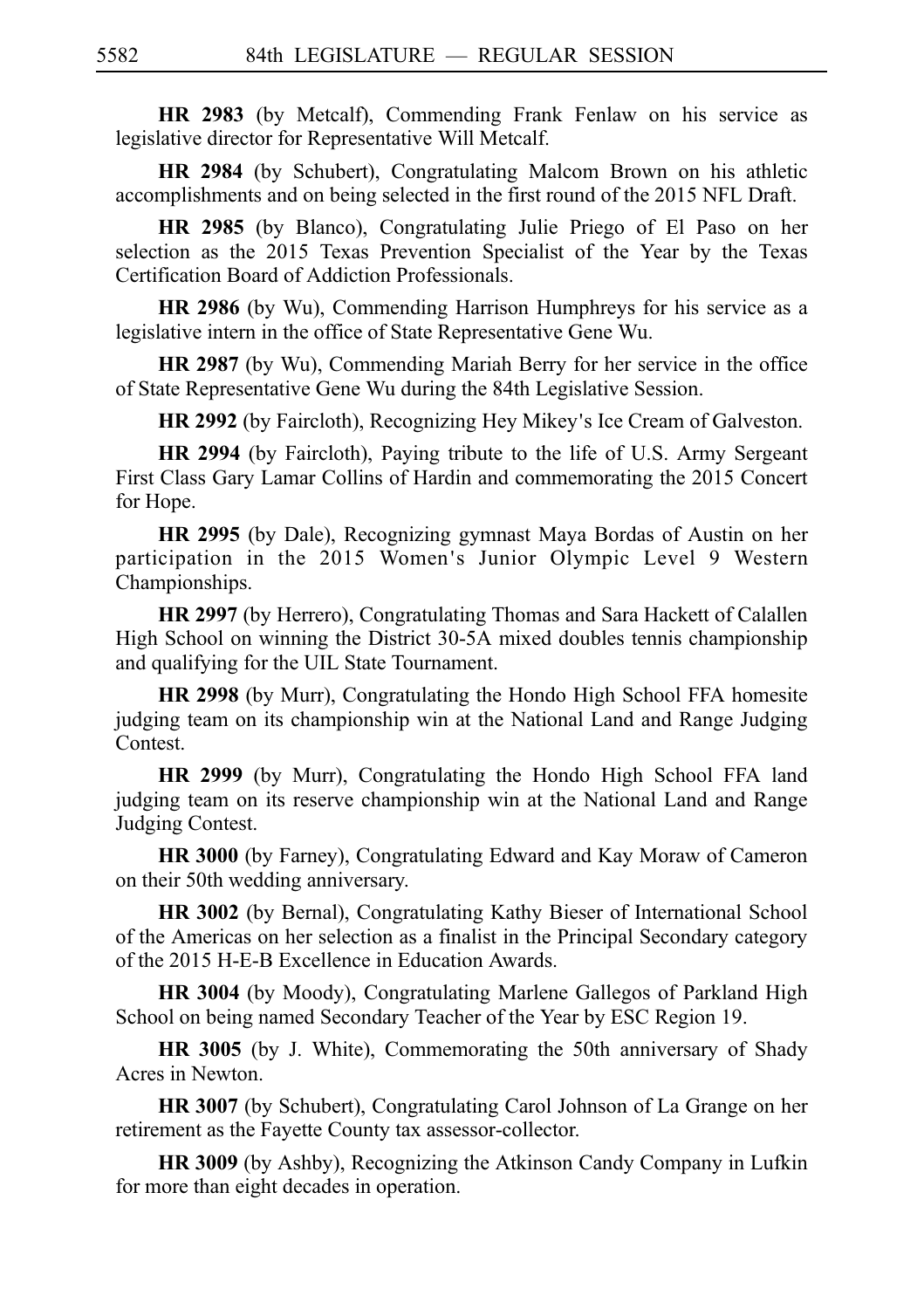**HR 2983** (by Metcalf), Commending Frank Fenlaw on his service as legislative director for Representative Will Metcalf.

**HR 2984** (by Schubert), Congratulating Malcom Brown on his athletic accomplishments and on being selected in the first round of the 2015 NFL Draft.

**HR 2985** (by Blanco), Congratulating Julie Priego of El Paso on her selection as the 2015 Texas Prevention Specialist of the Year by the Texas Certification Board of Addiction Professionals.

**HR 2986** (by Wu), Commending Harrison Humphreys for his service as a legislative intern in the office of State Representative Gene Wu.

**HR 2987** (by Wu), Commending Mariah Berry for her service in the office of State Representative Gene Wu during the 84th Legislative Session.

**HR 2992** (by Faircloth), Recognizing Hey Mikey's Ice Cream of Galveston.

**HR 2994** (by Faircloth), Paying tribute to the life of U.S. Army Sergeant First Class Gary Lamar Collins of Hardin and commemorating the 2015 Concert for Hope.

**HR 2995** (by Dale), Recognizing gymnast Maya Bordas of Austin on her participation in the 2015 Women's Junior Olympic Level 9 Western Championships.

**HR 2997** (by Herrero), Congratulating Thomas and Sara Hackett of Calallen High School on winning the District 30-5A mixed doubles tennis championship and qualifying for the UIL State Tournament.

**HR 2998** (by Murr), Congratulating the Hondo High School FFA homesite judging team on its championship win at the National Land and Range Judging Contest.

**HR 2999** (by Murr), Congratulating the Hondo High School FFA land judging team on its reserve championship win at the National Land and Range Judging Contest.

**HR 3000** (by Farney), Congratulating Edward and Kay Moraw of Cameron on their 50th wedding anniversary.

**HR 3002** (by Bernal), Congratulating Kathy Bieser of International School of the Americas on her selection as a finalist in the Principal Secondary category of the 2015 H-E-B Excellence in Education Awards.

**HR 3004** (by Moody), Congratulating Marlene Gallegos of Parkland High School on being named Secondary Teacher of the Year by ESC Region 19.

**HR 3005** (by J. White), Commemorating the 50th anniversary of Shady Acres in Newton.

**HR 3007** (by Schubert), Congratulating Carol Johnson of La Grange on her retirement as the Fayette County tax assessor-collector.

**HR 3009** (by Ashby), Recognizing the Atkinson Candy Company in Lufkin for more than eight decades in operation.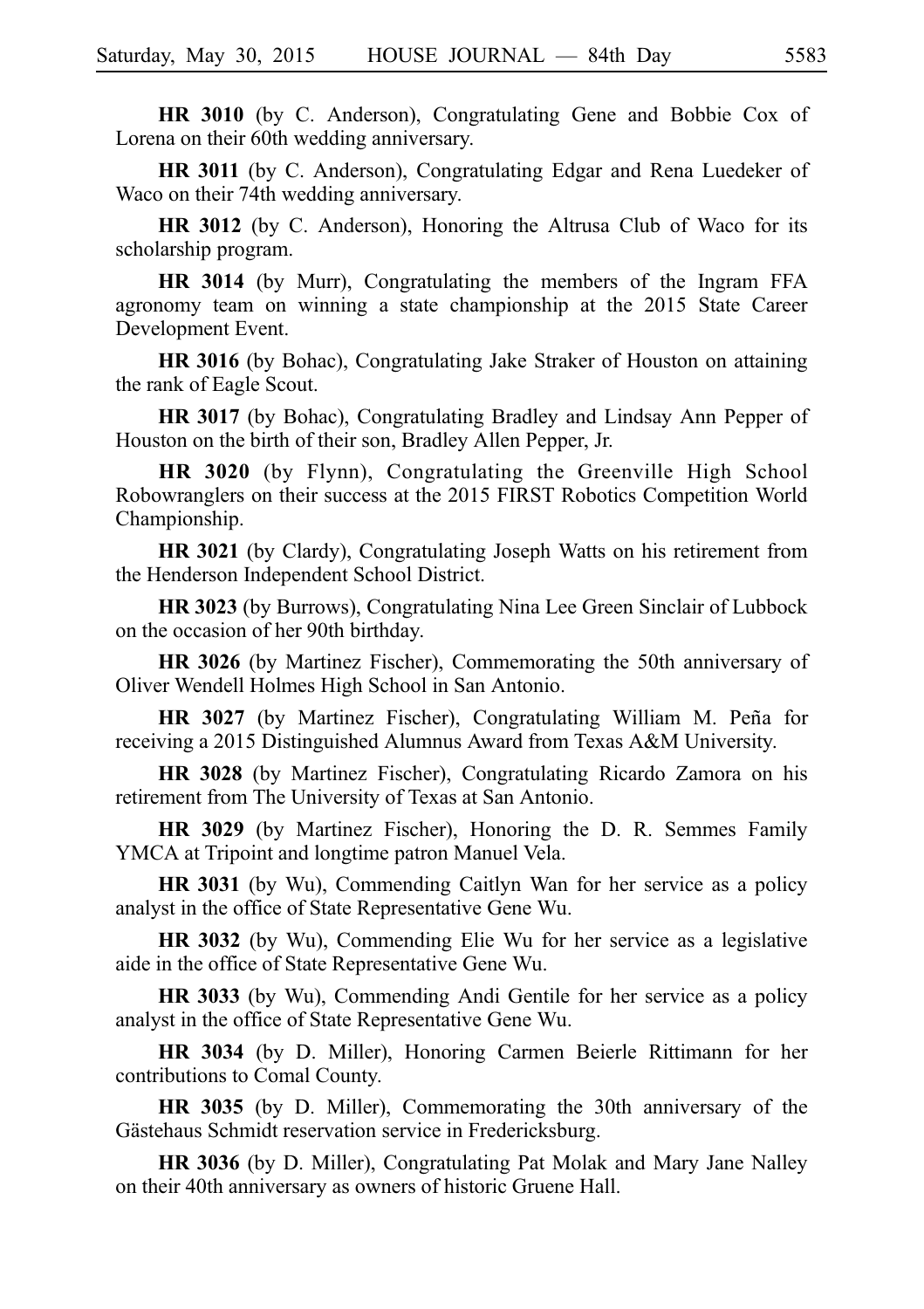**HR 3010** (by C. Anderson), Congratulating Gene and Bobbie Cox of Lorena on their 60th wedding anniversary.

**HR 3011** (by C. Anderson), Congratulating Edgar and Rena Luedeker of Waco on their 74th wedding anniversary.

**HR 3012** (by C. Anderson), Honoring the Altrusa Club of Waco for its scholarship program.

**HR 3014** (by Murr), Congratulating the members of the Ingram FFA agronomy team on winning a state championship at the 2015 State Career Development Event.

**HR 3016** (by Bohac), Congratulating Jake Straker of Houston on attaining the rank of Eagle Scout.

**HR 3017** (by Bohac), Congratulating Bradley and Lindsay Ann Pepper of Houston on the birth of their son, Bradley Allen Pepper, Jr.

**HR 3020** (by Flynn), Congratulating the Greenville High School Robowranglers on their success at the 2015 FIRST Robotics Competition World Championship.

**HR 3021** (by Clardy), Congratulating Joseph Watts on his retirement from the Henderson Independent School District.

**HR 3023** (by Burrows), Congratulating Nina Lee Green Sinclair of Lubbock on the occasion of her 90th birthday.

**HR 3026** (by Martinez Fischer), Commemorating the 50th anniversary of Oliver Wendell Holmes High School in San Antonio.

**HR 3027** (by Martinez Fischer), Congratulating William M. Peña for receiving a 2015 Distinguished Alumnus Award from Texas A&M University.

**HR 3028** (by Martinez Fischer), Congratulating Ricardo Zamora on his retirement from The University of Texas at San Antonio.

**HR 3029** (by Martinez Fischer), Honoring the D. R. Semmes Family YMCA at Tripoint and longtime patron Manuel Vela.

**HR 3031** (by Wu), Commending Caitlyn Wan for her service as a policy analyst in the office of State Representative Gene Wu.

**HR 3032** (by Wu), Commending Elie Wu for her service as a legislative aide in the office of State Representative Gene Wu.

**HR 3033** (by Wu), Commending Andi Gentile for her service as a policy analyst in the office of State Representative Gene Wu.

**HR 3034** (by D. Miller), Honoring Carmen Beierle Rittimann for her contributions to Comal County.

**HR 3035** (by D. Miller), Commemorating the 30th anniversary of the Gästehaus Schmidt reservation service in Fredericksburg.

**HR 3036** (by D. Miller), Congratulating Pat Molak and Mary Jane Nalley on their 40th anniversary as owners of historic Gruene Hall.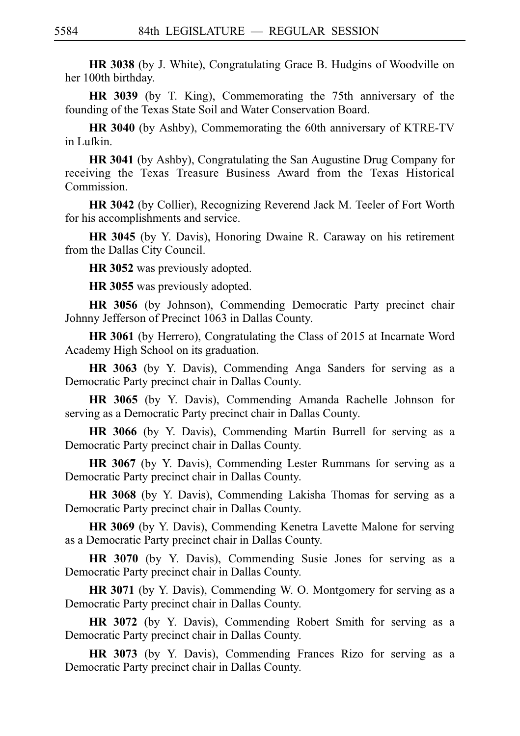**HR 3038** (by J. White), Congratulating Grace B. Hudgins of Woodville on her 100th birthday.

**HR 3039** (by T. King), Commemorating the 75th anniversary of the founding of the Texas State Soil and Water Conservation Board.

**HR 3040** (by Ashby), Commemorating the 60th anniversary of KTRE-TV in Lufkin.

**HR 3041** (by Ashby), Congratulating the San Augustine Drug Company for receiving the Texas Treasure Business Award from the Texas Historical Commission.

**HR 3042** (by Collier), Recognizing Reverend Jack M. Teeler of Fort Worth for his accomplishments and service.

**HR 3045** (by Y. Davis), Honoring Dwaine R. Caraway on his retirement from the Dallas City Council.

**HR 3052** was previously adopted.

**HR 3055** was previously adopted.

**HR 3056** (by Johnson), Commending Democratic Party precinct chair Johnny Jefferson of Precinct 1063 in Dallas County.

**HR 3061** (by Herrero), Congratulating the Class of 2015 at Incarnate Word Academy High School on its graduation.

**HR 3063** (by Y. Davis), Commending Anga Sanders for serving as a Democratic Party precinct chair in Dallas County.

**HR 3065** (by Y. Davis), Commending Amanda Rachelle Johnson for serving as a Democratic Party precinct chair in Dallas County.

**HR 3066** (by Y. Davis), Commending Martin Burrell for serving as a Democratic Party precinct chair in Dallas County.

**HR 3067** (by Y. Davis), Commending Lester Rummans for serving as a Democratic Party precinct chair in Dallas County.

**HR 3068** (by Y. Davis), Commending Lakisha Thomas for serving as a Democratic Party precinct chair in Dallas County.

**HR 3069** (by Y. Davis), Commending Kenetra Lavette Malone for serving as a Democratic Party precinct chair in Dallas County.

**HR 3070** (by Y. Davis), Commending Susie Jones for serving as a Democratic Party precinct chair in Dallas County.

**HR 3071** (by Y. Davis), Commending W. O. Montgomery for serving as a Democratic Party precinct chair in Dallas County.

**HR 3072** (by Y. Davis), Commending Robert Smith for serving as a Democratic Party precinct chair in Dallas County.

**HR 3073** (by Y. Davis), Commending Frances Rizo for serving as a Democratic Party precinct chair in Dallas County.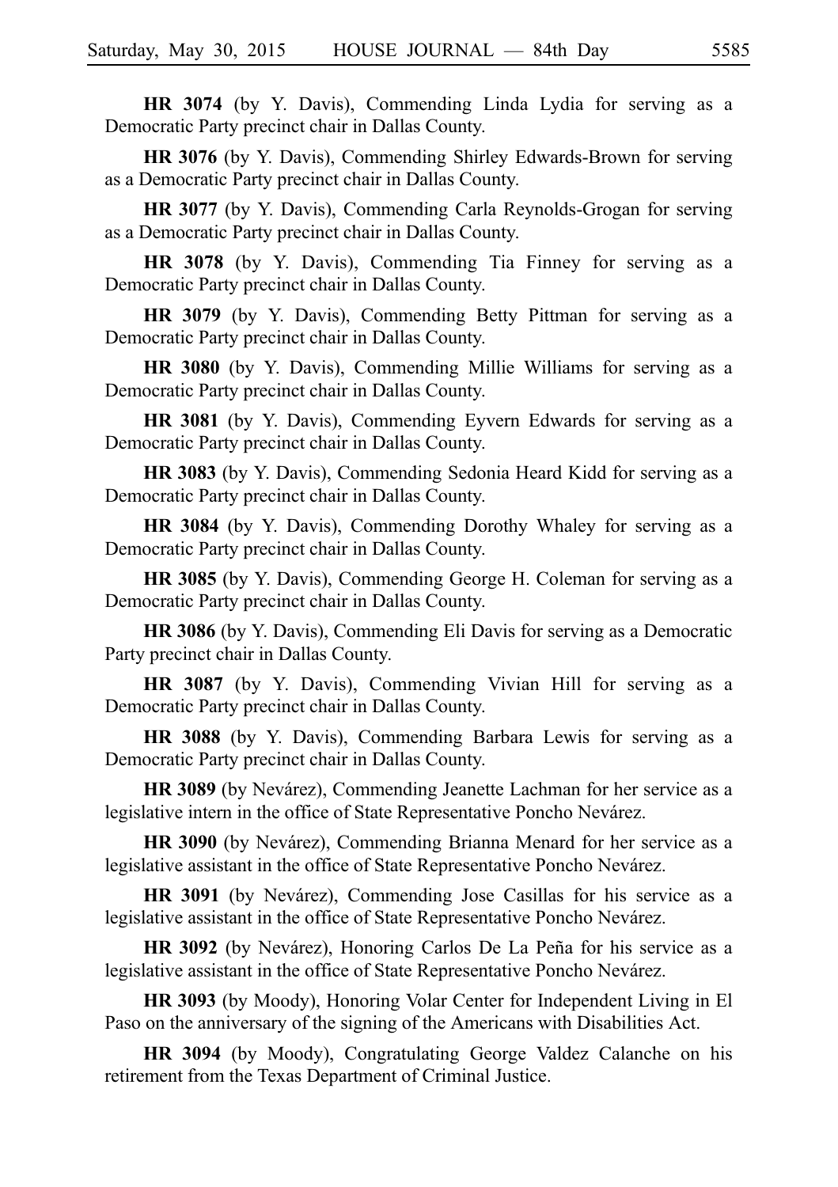**HR 3074** (by Y. Davis), Commending Linda Lydia for serving as a Democratic Party precinct chair in Dallas County.

**HR 3076** (by Y. Davis), Commending Shirley Edwards-Brown for serving as a Democratic Party precinct chair in Dallas County.

**HR 3077** (by Y. Davis), Commending Carla Reynolds-Grogan for serving as a Democratic Party precinct chair in Dallas County.

**HR 3078** (by Y. Davis), Commending Tia Finney for serving as a Democratic Party precinct chair in Dallas County.

**HR 3079** (by Y. Davis), Commending Betty Pittman for serving as a Democratic Party precinct chair in Dallas County.

**HR 3080** (by Y. Davis), Commending Millie Williams for serving as a Democratic Party precinct chair in Dallas County.

**HR 3081** (by Y. Davis), Commending Eyvern Edwards for serving as a Democratic Party precinct chair in Dallas County.

**HR 3083** (by Y. Davis), Commending Sedonia Heard Kidd for serving as a Democratic Party precinct chair in Dallas County.

**HR 3084** (by Y. Davis), Commending Dorothy Whaley for serving as a Democratic Party precinct chair in Dallas County.

**HR 3085** (by Y. Davis), Commending George H. Coleman for serving as a Democratic Party precinct chair in Dallas County.

**HR 3086** (by Y. Davis), Commending Eli Davis for serving as a Democratic Party precinct chair in Dallas County.

**HR 3087** (by Y. Davis), Commending Vivian Hill for serving as a Democratic Party precinct chair in Dallas County.

**HR 3088** (by Y. Davis), Commending Barbara Lewis for serving as a Democratic Party precinct chair in Dallas County.

**HR 3089** (by Nevárez), Commending Jeanette Lachman for her service as a legislative intern in the office of State Representative Poncho Nevárez.

**HR 3090** (by Nevárez), Commending Brianna Menard for her service as a legislative assistant in the office of State Representative Poncho Nevárez.

**HR 3091** (by Nevárez), Commending Jose Casillas for his service as a legislative assistant in the office of State Representative Poncho Nevárez.

**HR 3092** (by Nevárez), Honoring Carlos De La Peña for his service as a legislative assistant in the office of State Representative Poncho Nevárez.

**HR 3093** (by Moody), Honoring Volar Center for Independent Living in El Paso on the anniversary of the signing of the Americans with Disabilities Act.

**HR 3094** (by Moody), Congratulating George Valdez Calanche on his retirement from the Texas Department of Criminal Justice.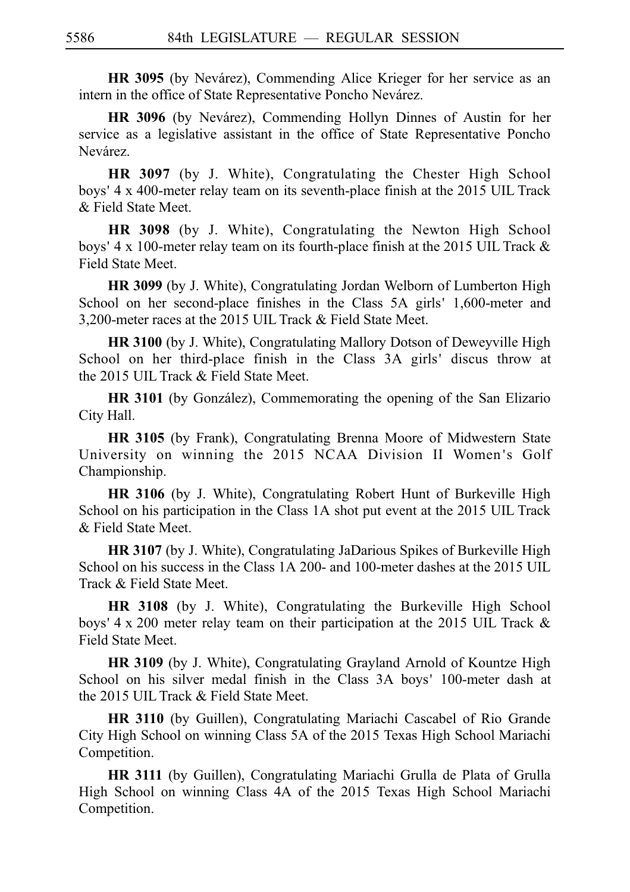**HR 3095** (by Nevárez), Commending Alice Krieger for her service as an intern in the office of State Representative Poncho Nevárez.

**HR 3096** (by Nevárez), Commending Hollyn Dinnes of Austin for her service as a legislative assistant in the office of State Representative Poncho Nevárez.

**HR 3097** (by J. White), Congratulating the Chester High School boys' 4 x 400-meter relay team on its seventh-place finish at the 2015 UIL Track & Field State Meet.

**HR 3098** (by J. White), Congratulating the Newton High School boys' 4 x 100-meter relay team on its fourth-place finish at the 2015 UIL Track & Field State Meet.

**HR 3099** (by J. White), Congratulating Jordan Welborn of Lumberton High School on her second-place finishes in the Class 5A girls' 1,600-meter and 3,200-meter races at the 2015 UIL Track & Field State Meet.

**HR 3100** (by J. White), Congratulating Mallory Dotson of Deweyville High School on her third-place finish in the Class 3A girls' discus throw at the 2015 UIL Track & Field State Meet.

**HR 3101** (by González), Commemorating the opening of the San Elizario City Hall.

**HR 3105** (by Frank), Congratulating Brenna Moore of Midwestern State University on winning the 2015 NCAA Division II Women's Golf Championship.

**HR 3106** (by J. White), Congratulating Robert Hunt of Burkeville High School on his participation in the Class 1A shot put event at the 2015 UIL Track & Field State Meet.

**HR 3107** (by J. White), Congratulating JaDarious Spikes of Burkeville High School on his success in the Class 1A 200- and 100-meter dashes at the 2015 UIL Track & Field State Meet.

**HR 3108** (by J. White), Congratulating the Burkeville High School boys' 4 x 200 meter relay team on their participation at the 2015 UIL Track & Field State Meet.

**HR 3109** (by J. White), Congratulating Grayland Arnold of Kountze High School on his silver medal finish in the Class 3A boys' 100-meter dash at the 2015 UIL Track & Field State Meet.

**HR 3110** (by Guillen), Congratulating Mariachi Cascabel of Rio Grande City High School on winning Class 5A of the 2015 Texas High School Mariachi Competition.

**HR 3111** (by Guillen), Congratulating Mariachi Grulla de Plata of Grulla High School on winning Class 4A of the 2015 Texas High School Mariachi Competition.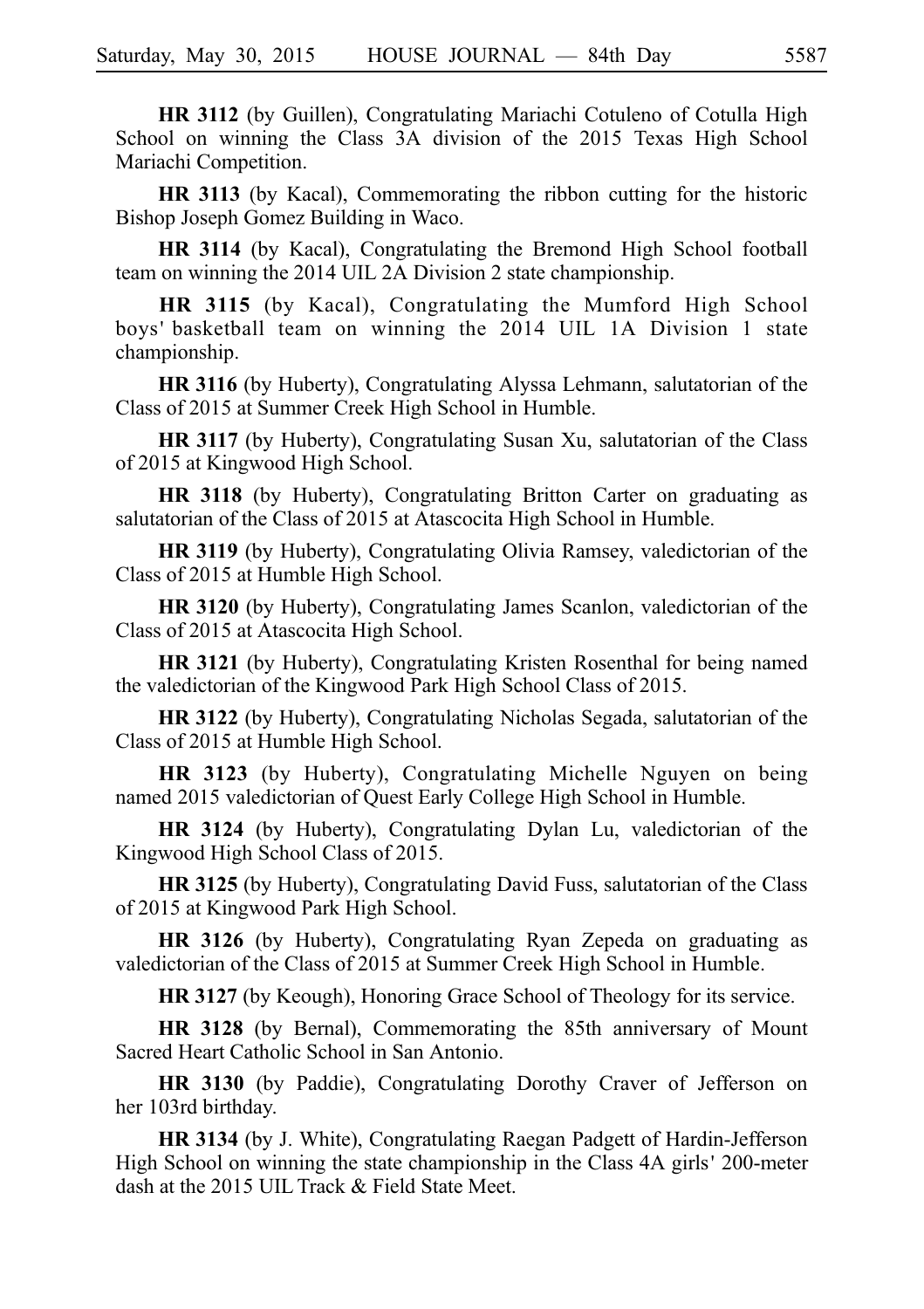**HR 3112** (by Guillen), Congratulating Mariachi Cotuleno of Cotulla High School on winning the Class 3A division of the 2015 Texas High School Mariachi Competition.

**HR 3113** (by Kacal), Commemorating the ribbon cutting for the historic Bishop Joseph Gomez Building in Waco.

**HR 3114** (by Kacal), Congratulating the Bremond High School football team on winning the 2014 UIL 2A Division 2 state championship.

**HR 3115** (by Kacal), Congratulating the Mumford High School boys' basketball team on winning the 2014 UIL 1A Division 1 state championship.

**HR 3116** (by Huberty), Congratulating Alyssa Lehmann, salutatorian of the Class of 2015 at Summer Creek High School in Humble.

**HR 3117** (by Huberty), Congratulating Susan Xu, salutatorian of the Class of 2015 at Kingwood High School.

**HR 3118** (by Huberty), Congratulating Britton Carter on graduating as salutatorian of the Class of 2015 at Atascocita High School in Humble.

**HR 3119** (by Huberty), Congratulating Olivia Ramsey, valedictorian of the Class of 2015 at Humble High School.

**HR 3120** (by Huberty), Congratulating James Scanlon, valedictorian of the Class of 2015 at Atascocita High School.

**HR 3121** (by Huberty), Congratulating Kristen Rosenthal for being named the valedictorian of the Kingwood Park High School Class of 2015.

**HR 3122** (by Huberty), Congratulating Nicholas Segada, salutatorian of the Class of 2015 at Humble High School.

**HR 3123** (by Huberty), Congratulating Michelle Nguyen on being named 2015 valedictorian of Quest Early College High School in Humble.

**HR 3124** (by Huberty), Congratulating Dylan Lu, valedictorian of the Kingwood High School Class of 2015.

**HR 3125** (by Huberty), Congratulating David Fuss, salutatorian of the Class of 2015 at Kingwood Park High School.

**HR 3126** (by Huberty), Congratulating Ryan Zepeda on graduating as valedictorian of the Class of 2015 at Summer Creek High School in Humble.

**HR 3127** (by Keough), Honoring Grace School of Theology for its service.

**HR 3128** (by Bernal), Commemorating the 85th anniversary of Mount Sacred Heart Catholic School in San Antonio.

**HR 3130** (by Paddie), Congratulating Dorothy Craver of Jefferson on her 103rd birthday.

**HR 3134** (by J. White), Congratulating Raegan Padgett of Hardin-Jefferson High School on winning the state championship in the Class 4A girls' 200-meter dash at the 2015 UIL Track & Field State Meet.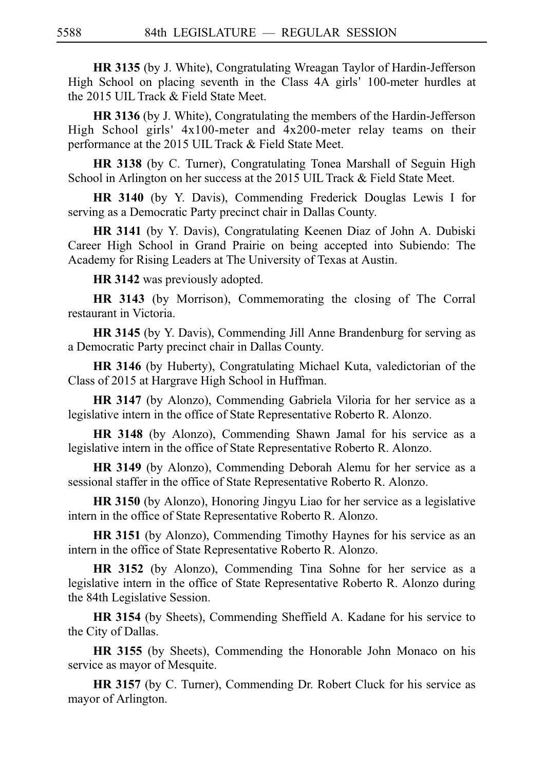**HR 3135** (by J. White), Congratulating Wreagan Taylor of Hardin-Jefferson High School on placing seventh in the Class 4A girls' 100-meter hurdles at the 2015 UIL Track & Field State Meet.

**HR 3136** (by J. White), Congratulating the members of the Hardin-Jefferson High School girls' 4x100-meter and 4x200-meter relay teams on their performance at the 2015 UIL Track & Field State Meet.

**HR 3138** (by C. Turner), Congratulating Tonea Marshall of Seguin High School in Arlington on her success at the 2015 UIL Track & Field State Meet.

**HR 3140** (by Y. Davis), Commending Frederick Douglas Lewis I for serving as a Democratic Party precinct chair in Dallas County.

**HR 3141** (by Y. Davis), Congratulating Keenen Diaz of John A. Dubiski Career High School in Grand Prairie on being accepted into Subiendo: The Academy for Rising Leaders at The University of Texas at Austin.

**HR 3142** was previously adopted.

**HR 3143** (by Morrison), Commemorating the closing of The Corral restaurant in Victoria.

**HR 3145** (by Y. Davis), Commending Jill Anne Brandenburg for serving as a Democratic Party precinct chair in Dallas County.

**HR 3146** (by Huberty), Congratulating Michael Kuta, valedictorian of the Class of 2015 at Hargrave High School in Huffman.

**HR 3147** (by Alonzo), Commending Gabriela Viloria for her service as a legislative intern in the office of State Representative Roberto R. Alonzo.

**HR 3148** (by Alonzo), Commending Shawn Jamal for his service as a legislative intern in the office of State Representative Roberto R. Alonzo.

**HR 3149** (by Alonzo), Commending Deborah Alemu for her service as a sessional staffer in the office of State Representative Roberto R. Alonzo.

**HR 3150** (by Alonzo), Honoring Jingyu Liao for her service as a legislative intern in the office of State Representative Roberto R. Alonzo.

**HR 3151** (by Alonzo), Commending Timothy Haynes for his service as an intern in the office of State Representative Roberto R. Alonzo.

**HR 3152** (by Alonzo), Commending Tina Sohne for her service as a legislative intern in the office of State Representative Roberto R. Alonzo during the 84th Legislative Session.

**HR 3154** (by Sheets), Commending Sheffield A. Kadane for his service to the City of Dallas.

**HR 3155** (by Sheets), Commending the Honorable John Monaco on his service as mayor of Mesquite.

**HR 3157** (by C. Turner), Commending Dr. Robert Cluck for his service as mayor of Arlington.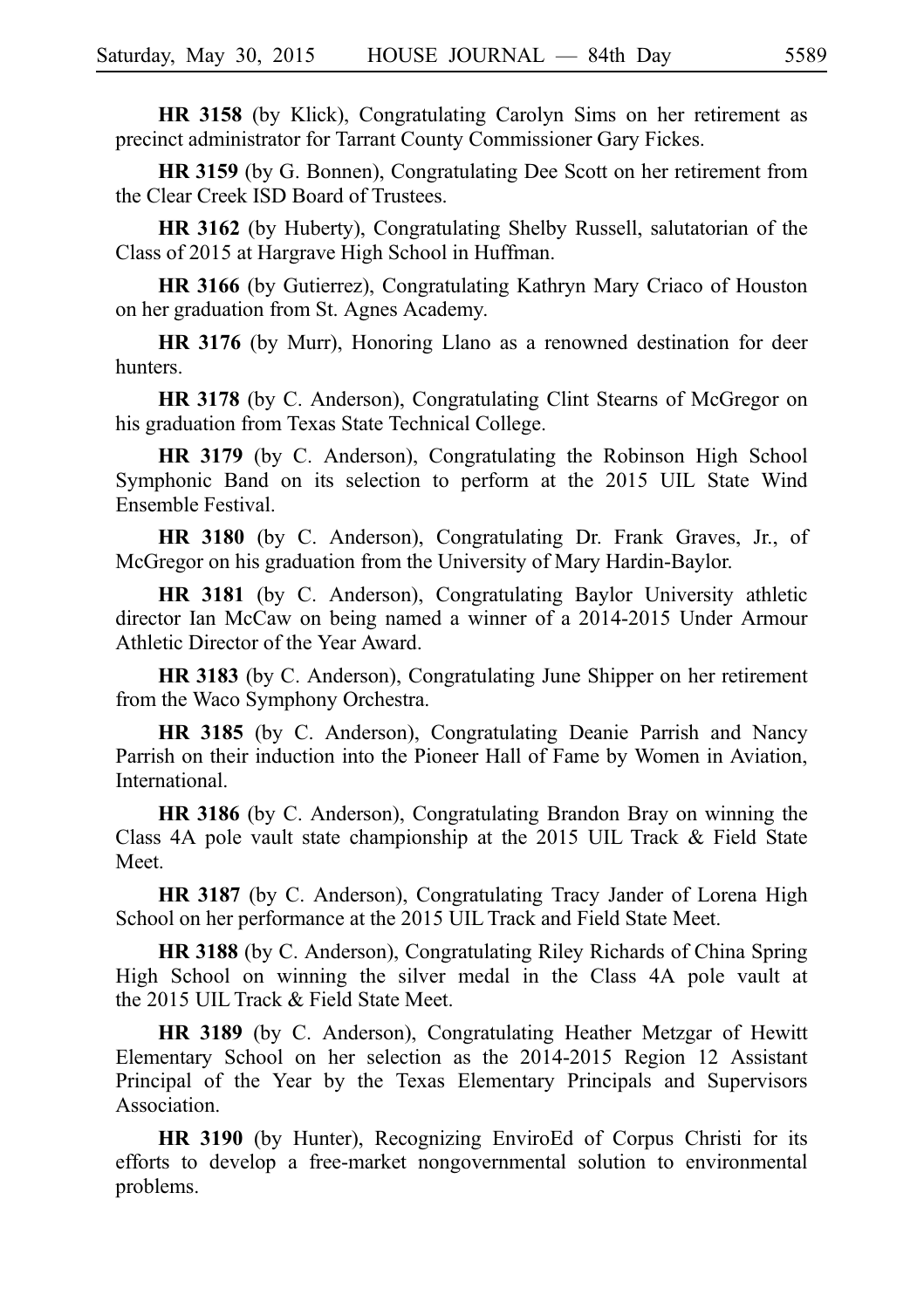**HR 3158** (by Klick), Congratulating Carolyn Sims on her retirement as precinct administrator for Tarrant County Commissioner Gary Fickes.

**HR 3159** (by G. Bonnen), Congratulating Dee Scott on her retirement from the Clear Creek ISD Board of Trustees.

**HR 3162** (by Huberty), Congratulating Shelby Russell, salutatorian of the Class of 2015 at Hargrave High School in Huffman.

**HR 3166** (by Gutierrez), Congratulating Kathryn Mary Criaco of Houston on her graduation from St. Agnes Academy.

**HR 3176** (by Murr), Honoring Llano as a renowned destination for deer hunters.

**HR 3178** (by C. Anderson), Congratulating Clint Stearns of McGregor on his graduation from Texas State Technical College.

**HR 3179** (by C. Anderson), Congratulating the Robinson High School Symphonic Band on its selection to perform at the 2015 UIL State Wind Ensemble Festival.

**HR 3180** (by C. Anderson), Congratulating Dr. Frank Graves, Jr., of McGregor on his graduation from the University of Mary Hardin-Baylor.

**HR 3181** (by C. Anderson), Congratulating Baylor University athletic director Ian McCaw on being named a winner of a 2014-2015 Under Armour Athletic Director of the Year Award.

**HR 3183** (by C. Anderson), Congratulating June Shipper on her retirement from the Waco Symphony Orchestra.

**HR 3185** (by C. Anderson), Congratulating Deanie Parrish and Nancy Parrish on their induction into the Pioneer Hall of Fame by Women in Aviation, International.

**HR 3186** (by C. Anderson), Congratulating Brandon Bray on winning the Class 4A pole vault state championship at the 2015 UIL Track & Field State Meet.

**HR 3187** (by C. Anderson), Congratulating Tracy Jander of Lorena High School on her performance at the 2015 UIL Track and Field State Meet.

**HR 3188** (by C. Anderson), Congratulating Riley Richards of China Spring High School on winning the silver medal in the Class 4A pole vault at the 2015 UIL Track & Field State Meet.

**HR 3189** (by C. Anderson), Congratulating Heather Metzgar of Hewitt Elementary School on her selection as the 2014-2015 Region 12 Assistant Principal of the Year by the Texas Elementary Principals and Supervisors Association.

**HR 3190** (by Hunter), Recognizing EnviroEd of Corpus Christi for its efforts to develop a free-market nongovernmental solution to environmental problems.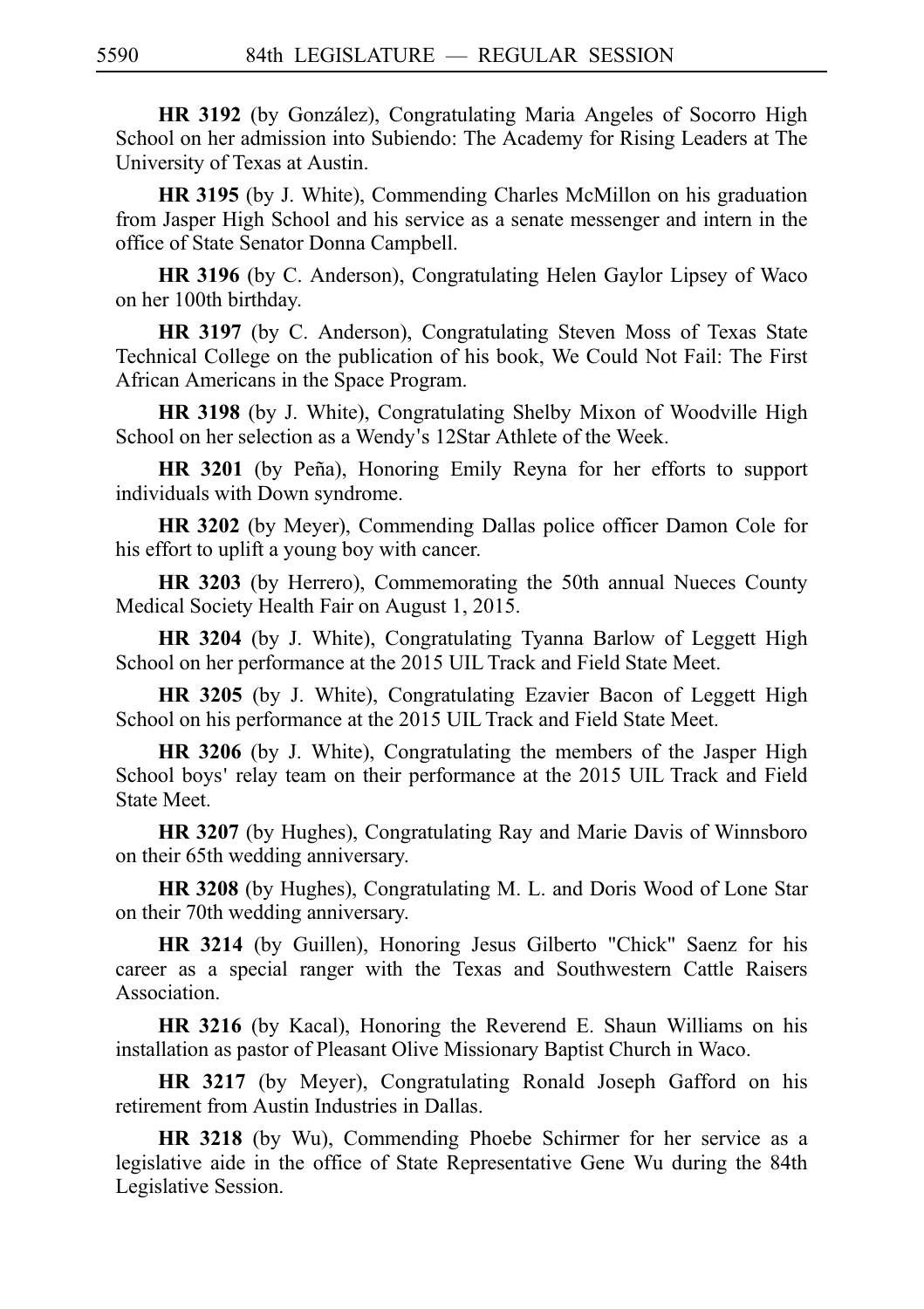**HR 3192** (by González), Congratulating Maria Angeles of Socorro High School on her admission into Subiendo: The Academy for Rising Leaders at The University of Texas at Austin.

**HR 3195** (by J. White), Commending Charles McMillon on his graduation from Jasper High School and his service as a senate messenger and intern in the office of State Senator Donna Campbell.

**HR 3196** (by C. Anderson), Congratulating Helen Gaylor Lipsey of Waco on her 100th birthday.

**HR 3197** (by C. Anderson), Congratulating Steven Moss of Texas State Technical College on the publication of his book, We Could Not Fail: The First African Americans in the Space Program.

**HR 3198** (by J. White), Congratulating Shelby Mixon of Woodville High School on her selection as a Wendy's 12Star Athlete of the Week.

**HR 3201** (by Peña), Honoring Emily Reyna for her efforts to support individuals with Down syndrome.

**HR 3202** (by Meyer), Commending Dallas police officer Damon Cole for his effort to uplift a young boy with cancer.

**HR 3203** (by Herrero), Commemorating the 50th annual Nueces County Medical Society Health Fair on August 1, 2015.

**HR 3204** (by J. White), Congratulating Tyanna Barlow of Leggett High School on her performance at the 2015 UIL Track and Field State Meet.

**HR 3205** (by J. White), Congratulating Ezavier Bacon of Leggett High School on his performance at the 2015 UIL Track and Field State Meet.

**HR 3206** (by J. White), Congratulating the members of the Jasper High School boys' relay team on their performance at the 2015 UIL Track and Field State Meet.

**HR 3207** (by Hughes), Congratulating Ray and Marie Davis of Winnsboro on their 65th wedding anniversary.

**HR 3208** (by Hughes), Congratulating M. L. and Doris Wood of Lone Star on their 70th wedding anniversary.

**HR 3214** (by Guillen), Honoring Jesus Gilberto "Chick" Saenz for his career as a special ranger with the Texas and Southwestern Cattle Raisers Association.

**HR 3216** (by Kacal), Honoring the Reverend E. Shaun Williams on his installation as pastor of Pleasant Olive Missionary Baptist Church in Waco.

**HR 3217** (by Meyer), Congratulating Ronald Joseph Gafford on his retirement from Austin Industries in Dallas.

**HR 3218** (by Wu), Commending Phoebe Schirmer for her service as a legislative aide in the office of State Representative Gene Wu during the 84th Legislative Session.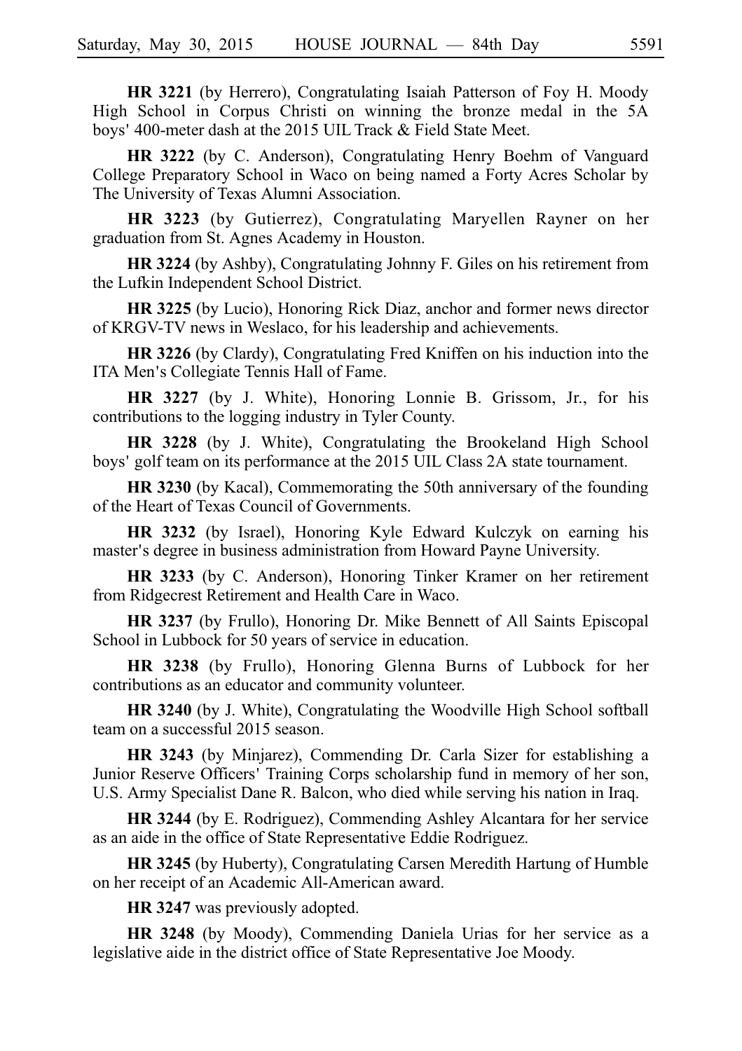**HR 3221** (by Herrero), Congratulating Isaiah Patterson of Foy H. Moody High School in Corpus Christi on winning the bronze medal in the 5A boys' 400-meter dash at the 2015 UIL Track & Field State Meet.

**HR 3222** (by C. Anderson), Congratulating Henry Boehm of Vanguard College Preparatory School in Waco on being named a Forty Acres Scholar by The University of Texas Alumni Association.

**HR 3223** (by Gutierrez), Congratulating Maryellen Rayner on her graduation from St. Agnes Academy in Houston.

**HR 3224** (by Ashby), Congratulating Johnny F. Giles on his retirement from the Lufkin Independent School District.

**HR 3225** (by Lucio), Honoring Rick Diaz, anchor and former news director of KRGV-TV news in Weslaco, for his leadership and achievements.

**HR 3226** (by Clardy), Congratulating Fred Kniffen on his induction into the ITA Men's Collegiate Tennis Hall of Fame.

**HR 3227** (by J. White), Honoring Lonnie B. Grissom, Jr., for his contributions to the logging industry in Tyler County.

**HR 3228** (by J. White), Congratulating the Brookeland High School boys' golf team on its performance at the 2015 UIL Class 2A state tournament.

**HR 3230** (by Kacal), Commemorating the 50th anniversary of the founding of the Heart of Texas Council of Governments.

**HR 3232** (by Israel), Honoring Kyle Edward Kulczyk on earning his master's degree in business administration from Howard Payne University.

**HR 3233** (by C. Anderson), Honoring Tinker Kramer on her retirement from Ridgecrest Retirement and Health Care in Waco.

**HR 3237** (by Frullo), Honoring Dr. Mike Bennett of All Saints Episcopal School in Lubbock for 50 years of service in education.

**HR 3238** (by Frullo), Honoring Glenna Burns of Lubbock for her contributions as an educator and community volunteer.

**HR 3240** (by J. White), Congratulating the Woodville High School softball team on a successful 2015 season.

**HR 3243** (by Minjarez), Commending Dr. Carla Sizer for establishing a Junior Reserve Officers' Training Corps scholarship fund in memory of her son, U.S. Army Specialist Dane R. Balcon, who died while serving his nation in Iraq.

**HR 3244** (by E. Rodriguez), Commending Ashley Alcantara for her service as an aide in the office of State Representative Eddie Rodriguez.

**HR 3245** (by Huberty), Congratulating Carsen Meredith Hartung of Humble on her receipt of an Academic All-American award.

**HR 3247** was previously adopted.

**HR 3248** (by Moody), Commending Daniela Urias for her service as a legislative aide in the district office of State Representative Joe Moody.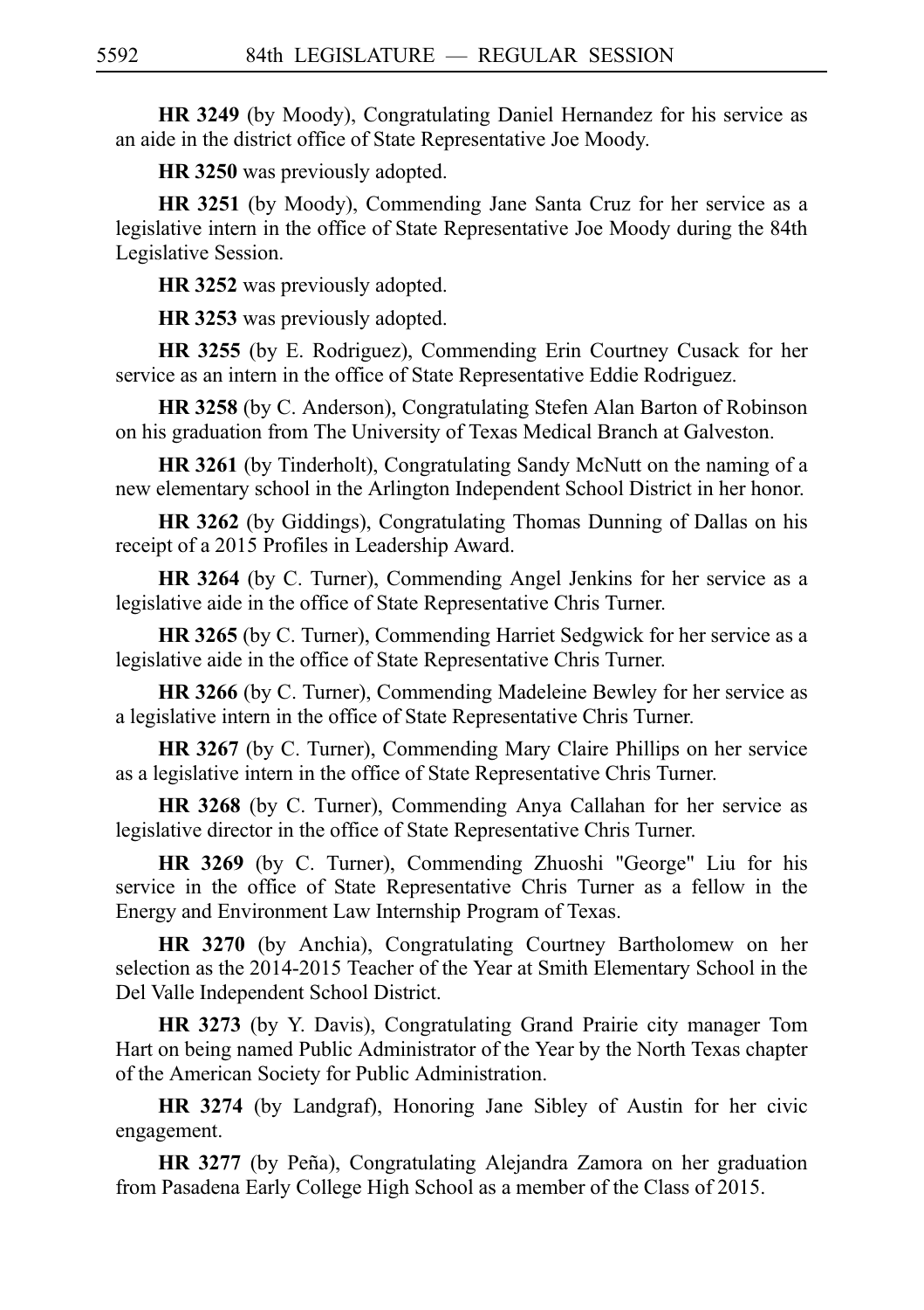**HR 3249** (by Moody), Congratulating Daniel Hernandez for his service as an aide in the district office of State Representative Joe Moody.

**HR 3250** was previously adopted.

**HR 3251** (by Moody), Commending Jane Santa Cruz for her service as a legislative intern in the office of State Representative Joe Moody during the 84th Legislative Session.

**HR 3252** was previously adopted.

**HR 3253** was previously adopted.

**HR 3255** (by E. Rodriguez), Commending Erin Courtney Cusack for her service as an intern in the office of State Representative Eddie Rodriguez.

**HR 3258** (by C. Anderson), Congratulating Stefen Alan Barton of Robinson on his graduation from The University of Texas Medical Branch at Galveston.

**HR 3261** (by Tinderholt), Congratulating Sandy McNutt on the naming of a new elementary school in the Arlington Independent School District in her honor.

**HR 3262** (by Giddings), Congratulating Thomas Dunning of Dallas on his receipt of a 2015 Profiles in Leadership Award.

**HR 3264** (by C. Turner), Commending Angel Jenkins for her service as a legislative aide in the office of State Representative Chris Turner.

**HR 3265** (by C. Turner), Commending Harriet Sedgwick for her service as a legislative aide in the office of State Representative Chris Turner.

**HR 3266** (by C. Turner), Commending Madeleine Bewley for her service as a legislative intern in the office of State Representative Chris Turner.

**HR 3267** (by C. Turner), Commending Mary Claire Phillips on her service as a legislative intern in the office of State Representative Chris Turner.

**HR 3268** (by C. Turner), Commending Anya Callahan for her service as legislative director in the office of State Representative Chris Turner.

**HR 3269** (by C. Turner), Commending Zhuoshi "George" Liu for his service in the office of State Representative Chris Turner as a fellow in the Energy and Environment Law Internship Program of Texas.

**HR 3270** (by Anchia), Congratulating Courtney Bartholomew on her selection as the 2014-2015 Teacher of the Year at Smith Elementary School in the Del Valle Independent School District.

**HR 3273** (by Y. Davis), Congratulating Grand Prairie city manager Tom Hart on being named Public Administrator of the Year by the North Texas chapter of the American Society for Public Administration.

**HR 3274** (by Landgraf), Honoring Jane Sibley of Austin for her civic engagement.

**HR 3277** (by Peña), Congratulating Alejandra Zamora on her graduation from Pasadena Early College High School as a member of the Class of 2015.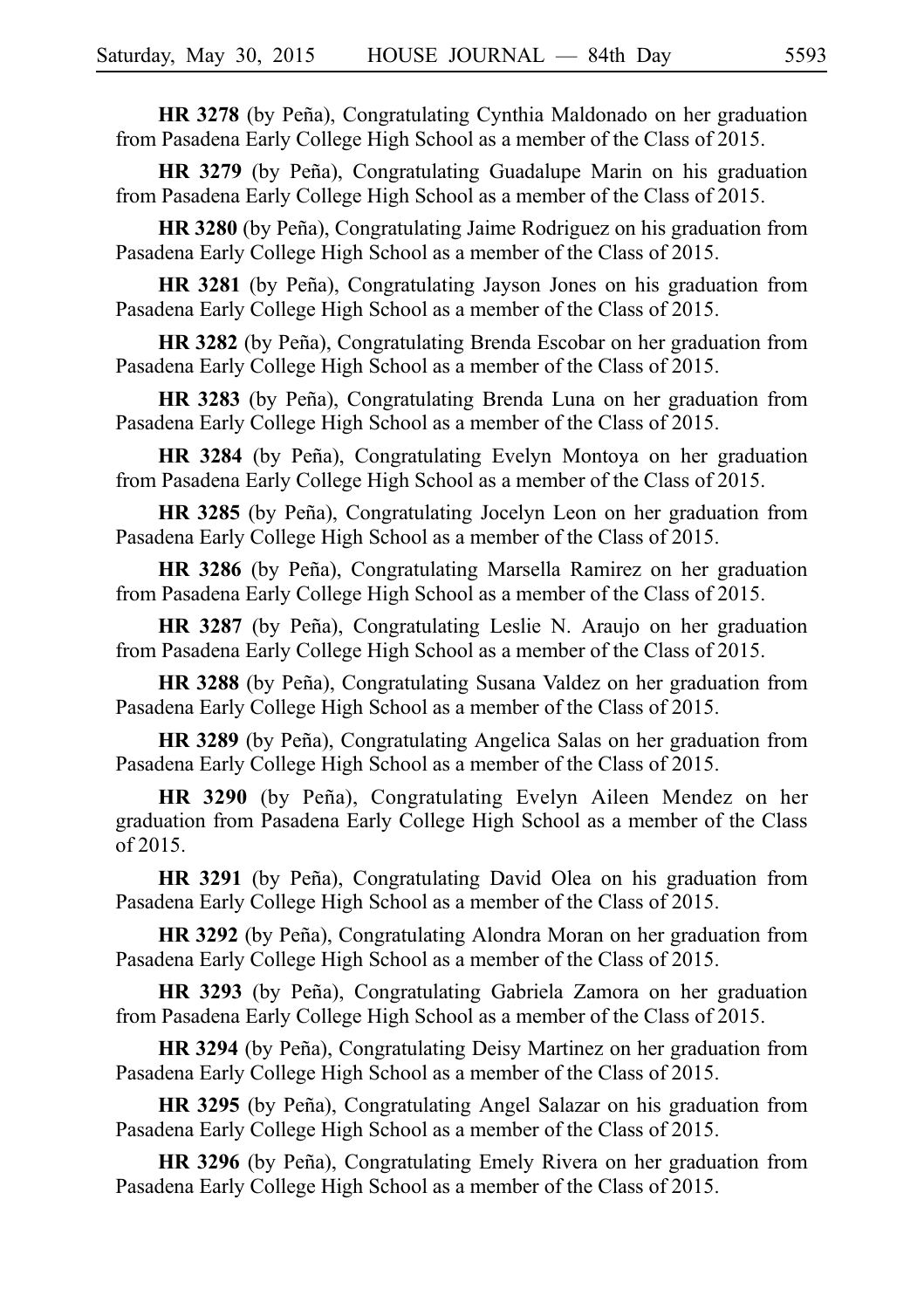**HR 3278** (by Peña), Congratulating Cynthia Maldonado on her graduation from Pasadena Early College High School as a member of the Class of 2015.

**HR 3279** (by Peña), Congratulating Guadalupe Marin on his graduation from Pasadena Early College High School as a member of the Class of 2015.

**HR 3280** (by Peña), Congratulating Jaime Rodriguez on his graduation from Pasadena Early College High School as a member of the Class of 2015.

**HR 3281** (by Peña), Congratulating Jayson Jones on his graduation from Pasadena Early College High School as a member of the Class of 2015.

**HR 3282** (by Peña), Congratulating Brenda Escobar on her graduation from Pasadena Early College High School as a member of the Class of 2015.

**HR 3283** (by Peña), Congratulating Brenda Luna on her graduation from Pasadena Early College High School as a member of the Class of 2015.

**HR 3284** (by Peña), Congratulating Evelyn Montoya on her graduation from Pasadena Early College High School as a member of the Class of 2015.

**HR 3285** (by Peña), Congratulating Jocelyn Leon on her graduation from Pasadena Early College High School as a member of the Class of 2015.

**HR 3286** (by Peña), Congratulating Marsella Ramirez on her graduation from Pasadena Early College High School as a member of the Class of 2015.

**HR 3287** (by Peña), Congratulating Leslie N. Araujo on her graduation from Pasadena Early College High School as a member of the Class of 2015.

**HR 3288** (by Peña), Congratulating Susana Valdez on her graduation from Pasadena Early College High School as a member of the Class of 2015.

**HR 3289** (by Peña), Congratulating Angelica Salas on her graduation from Pasadena Early College High School as a member of the Class of 2015.

**HR 3290** (by Peña), Congratulating Evelyn Aileen Mendez on her graduation from Pasadena Early College High School as a member of the Class of 2015.

**HR 3291** (by Peña), Congratulating David Olea on his graduation from Pasadena Early College High School as a member of the Class of 2015.

**HR 3292** (by Peña), Congratulating Alondra Moran on her graduation from Pasadena Early College High School as a member of the Class of 2015.

**HR 3293** (by Peña), Congratulating Gabriela Zamora on her graduation from Pasadena Early College High School as a member of the Class of 2015.

**HR 3294** (by Peña), Congratulating Deisy Martinez on her graduation from Pasadena Early College High School as a member of the Class of 2015.

**HR 3295** (by Peña), Congratulating Angel Salazar on his graduation from Pasadena Early College High School as a member of the Class of 2015.

**HR 3296** (by Peña), Congratulating Emely Rivera on her graduation from Pasadena Early College High School as a member of the Class of 2015.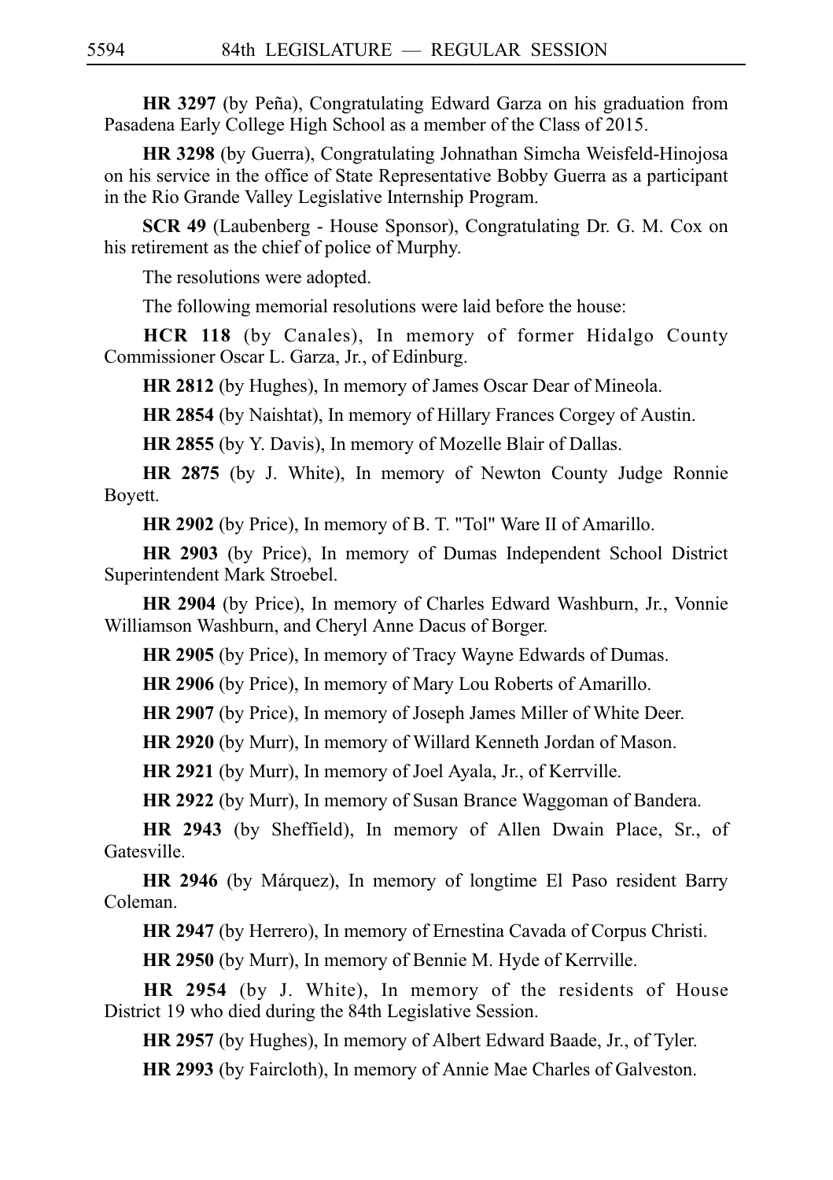**HR 3297** (by Peña), Congratulating Edward Garza on his graduation from Pasadena Early College High School as a member of the Class of 2015.

**HR 3298** (by Guerra), Congratulating Johnathan Simcha Weisfeld-Hinojosa on his service in the office of State Representative Bobby Guerra as a participant in the Rio Grande Valley Legislative Internship Program.

**SCR 49** (Laubenberg - House Sponsor), Congratulating Dr. G. M. Cox on his retirement as the chief of police of Murphy.

The resolutions were adopted.

The following memorial resolutions were laid before the house:

**HCR 118** (by Canales), In memory of former Hidalgo County Commissioner Oscar L. Garza, Jr., of Edinburg.

**HR 2812** (by Hughes), In memory of James Oscar Dear of Mineola.

**HR 2854** (by Naishtat), In memory of Hillary Frances Corgey of Austin.

**HR 2855** (by Y. Davis), In memory of Mozelle Blair of Dallas.

**HR 2875** (by J. White), In memory of Newton County Judge Ronnie Boyett.

**HR 2902** (by Price), In memory of B. T. "Tol" Ware II of Amarillo.

**HR 2903** (by Price), In memory of Dumas Independent School District Superintendent Mark Stroebel.

**HR 2904** (by Price), In memory of Charles Edward Washburn, Jr., Vonnie Williamson Washburn, and Cheryl Anne Dacus of Borger.

**HR 2905** (by Price), In memory of Tracy Wayne Edwards of Dumas.

**HR 2906** (by Price), In memory of Mary Lou Roberts of Amarillo.

**HR 2907** (by Price), In memory of Joseph James Miller of White Deer.

**HR 2920** (by Murr), In memory of Willard Kenneth Jordan of Mason.

**HR 2921** (by Murr), In memory of Joel Ayala, Jr., of Kerrville.

**HR 2922** (by Murr), In memory of Susan Brance Waggoman of Bandera.

**HR 2943** (by Sheffield), In memory of Allen Dwain Place, Sr., of Gatesville.

**HR 2946** (by Márquez), In memory of longtime El Paso resident Barry Coleman.

**HR 2947** (by Herrero), In memory of Ernestina Cavada of Corpus Christi.

**HR 2950** (by Murr), In memory of Bennie M. Hyde of Kerrville.

**HR 2954** (by J. White), In memory of the residents of House District 19 who died during the 84th Legislative Session.

**HR 2957** (by Hughes), In memory of Albert Edward Baade, Jr., of Tyler.

**HR 2993** (by Faircloth), In memory of Annie Mae Charles of Galveston.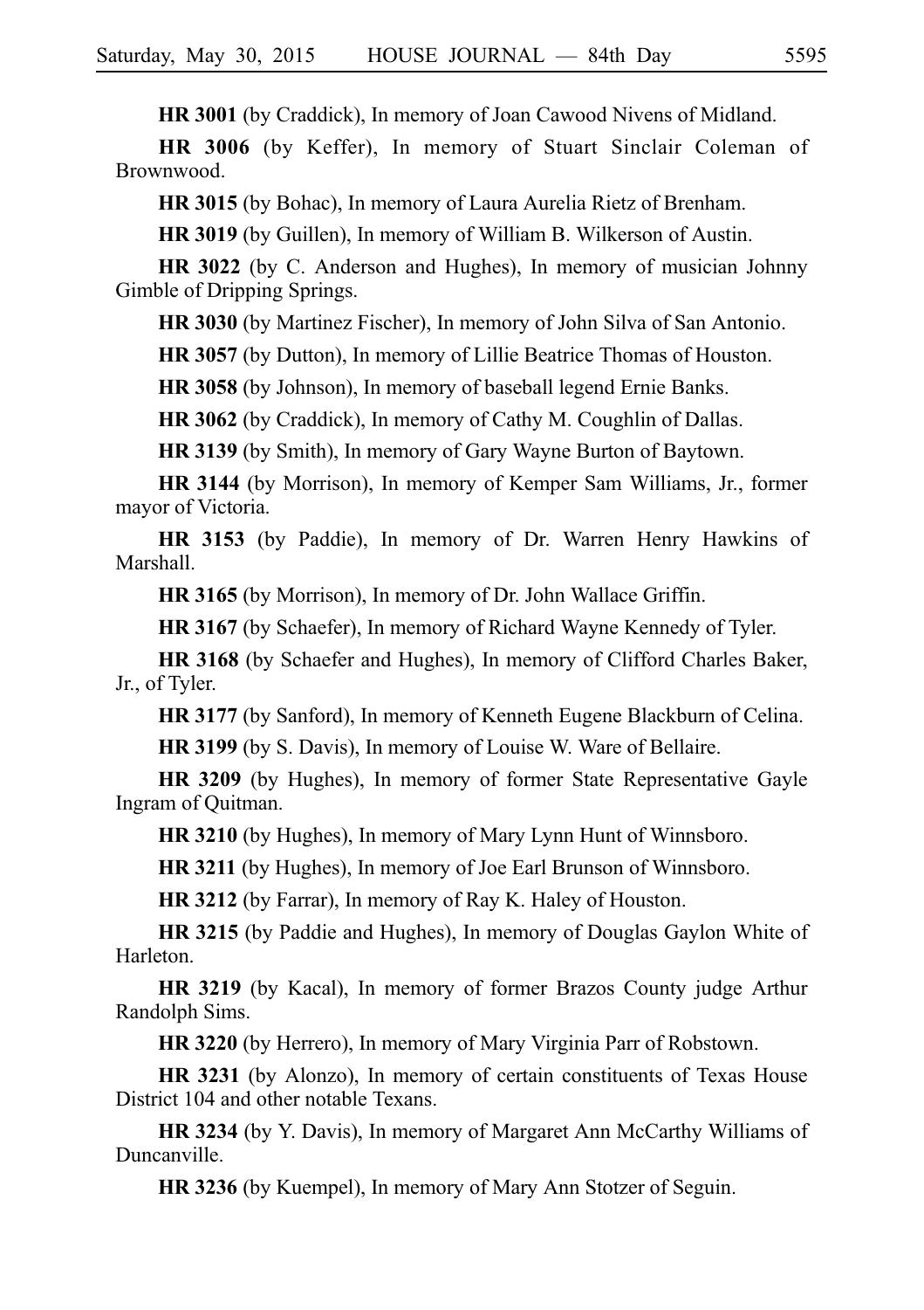**HR 3001** (by Craddick), In memory of Joan Cawood Nivens of Midland.

**HR 3006** (by Keffer), In memory of Stuart Sinclair Coleman of Brownwood.

**HR 3015** (by Bohac), In memory of Laura Aurelia Rietz of Brenham.

**HR 3019** (by Guillen), In memory of William B. Wilkerson of Austin.

**HR 3022** (by C. Anderson and Hughes), In memory of musician Johnny Gimble of Dripping Springs.

**HR 3030** (by Martinez Fischer), In memory of John Silva of San Antonio.

**HR 3057** (by Dutton), In memory of Lillie Beatrice Thomas of Houston.

**HR 3058** (by Johnson), In memory of baseball legend Ernie Banks.

**HR 3062** (by Craddick), In memory of Cathy M. Coughlin of Dallas.

**HR 3139** (by Smith), In memory of Gary Wayne Burton of Baytown.

**HR 3144** (by Morrison), In memory of Kemper Sam Williams, Jr., former mayor of Victoria.

**HR 3153** (by Paddie), In memory of Dr. Warren Henry Hawkins of Marshall.

**HR 3165** (by Morrison), In memory of Dr. John Wallace Griffin.

**HR 3167** (by Schaefer), In memory of Richard Wayne Kennedy of Tyler.

**HR 3168** (by Schaefer and Hughes), In memory of Clifford Charles Baker, Jr., of Tyler.

**HR 3177** (by Sanford), In memory of Kenneth Eugene Blackburn of Celina.

**HR 3199** (by S. Davis), In memory of Louise W. Ware of Bellaire.

**HR 3209** (by Hughes), In memory of former State Representative Gayle Ingram of Quitman.

**HR 3210** (by Hughes), In memory of Mary Lynn Hunt of Winnsboro.

**HR 3211** (by Hughes), In memory of Joe Earl Brunson of Winnsboro.

**HR 3212** (by Farrar), In memory of Ray K. Haley of Houston.

**HR 3215** (by Paddie and Hughes), In memory of Douglas Gaylon White of Harleton.

**HR 3219** (by Kacal), In memory of former Brazos County judge Arthur Randolph Sims.

**HR 3220** (by Herrero), In memory of Mary Virginia Parr of Robstown.

**HR 3231** (by Alonzo), In memory of certain constituents of Texas House District 104 and other notable Texans.

**HR 3234** (by Y. Davis), In memory of Margaret Ann McCarthy Williams of Duncanville.

**HR 3236** (by Kuempel), In memory of Mary Ann Stotzer of Seguin.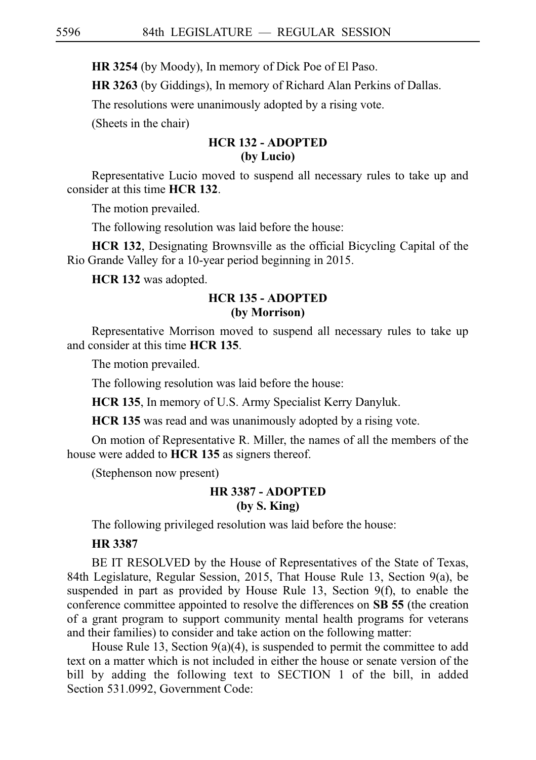**HR 3254** (by Moody), In memory of Dick Poe of El Paso.

**HR 3263** (by Giddings), In memory of Richard Alan Perkins of Dallas.

The resolutions were unanimously adopted by a rising vote.

(Sheets in the chair)

## HCR 132 - ADOPTED
## (by Lucio)

Representative Lucio moved to suspend all necessary rules to take up and consider at this time **HCR 132**.

The motion prevailed.

The following resolution was laid before the house:

**HCR 132**, Designating Brownsville as the official Bicycling Capital of the Rio Grande Valley for a 10-year period beginning in 2015.

**HCR 132** was adopted.

## HCR 135 - ADOPTED
## (by Morrison)

Representative Morrison moved to suspend all necessary rules to take up and consider at this time **HCR 135**.

The motion prevailed.

The following resolution was laid before the house:

**HCR 135**, In memory of U.S. Army Specialist Kerry Danyluk.

**HCR 135** was read and was unanimously adopted by a rising vote.

On motion of Representative R. Miller, the names of all the members of the house were added to **HCR 135** as signers thereof.

(Stephenson now present)

## HR 3387 - ADOPTED
## (by S. King)

The following privileged resolution was laid before the house:

**HR 3387**

BE IT RESOLVED by the House of Representatives of the State of Texas, 84th Legislature, Regular Session, 2015, That House Rule 13, Section 9(a), be suspended in part as provided by House Rule 13, Section 9(f), to enable the conference committee appointed to resolve the differences on **SB 55** (the creation of a grant program to support community mental health programs for veterans and their families) to consider and take action on the following matter:

House Rule 13, Section 9(a)(4), is suspended to permit the committee to add text on a matter which is not included in either the house or senate version of the bill by adding the following text to SECTION 1 of the bill, in added Section 531.0992, Government Code: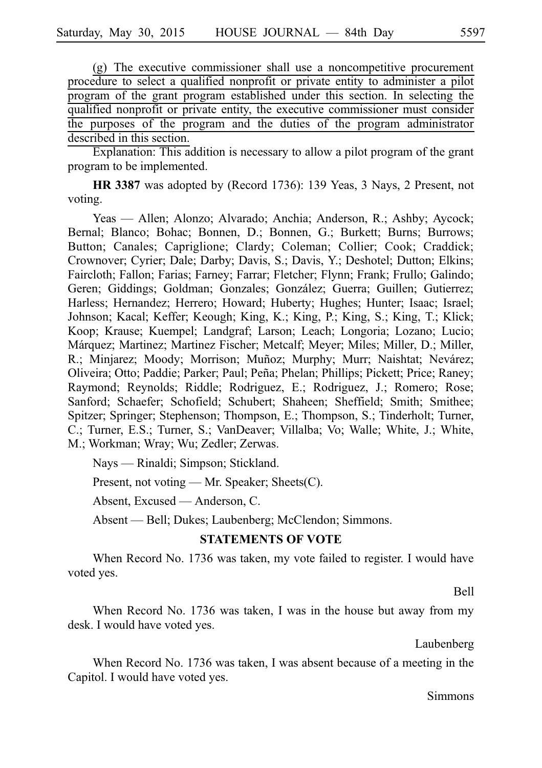(g) The executive commissioner shall use a noncompetitive procurement procedure to select a qualified nonprofit or private entity to administer a pilot program of the grant program established under this section. In selecting the qualified nonprofit or private entity, the executive commissioner must consider the purposes of the program and the duties of the program administrator described in this section.

Explanation: This addition is necessary to allow a pilot program of the grant program to be implemented.

**HR 3387** was adopted by (Record 1736): 139 Yeas, 3 Nays, 2 Present, not voting.

Yeas — Allen; Alonzo; Alvarado; Anchia; Anderson, R.; Ashby; Aycock; Bernal; Blanco; Bohac; Bonnen, D.; Bonnen, G.; Burkett; Burns; Burrows; Button; Canales; Capriglione; Clardy; Coleman; Collier; Cook; Craddick; Crownover; Cyrier; Dale; Darby; Davis, S.; Davis, Y.; Deshotel; Dutton; Elkins; Faircloth; Fallon; Farias; Farney; Farrar; Fletcher; Flynn; Frank; Frullo; Galindo; Geren; Giddings; Goldman; Gonzales; González; Guerra; Guillen; Gutierrez; Harless; Hernandez; Herrero; Howard; Huberty; Hughes; Hunter; Isaac; Israel; Johnson; Kacal; Keffer; Keough; King, K.; King, P.; King, S.; King, T.; Klick; Koop; Krause; Kuempel; Landgraf; Larson; Leach; Longoria; Lozano; Lucio; Márquez; Martinez; Martinez Fischer; Metcalf; Meyer; Miles; Miller, D.; Miller, R.; Minjarez; Moody; Morrison; Muñoz; Murphy; Murr; Naishtat; Nevárez; Oliveira; Otto; Paddie; Parker; Paul; Peña; Phelan; Phillips; Pickett; Price; Raney; Raymond; Reynolds; Riddle; Rodriguez, E.; Rodriguez, J.; Romero; Rose; Sanford; Schaefer; Schofield; Schubert; Shaheen; Sheffield; Smith; Smithee; Spitzer; Springer; Stephenson; Thompson, E.; Thompson, S.; Tinderholt; Turner, C.; Turner, E.S.; Turner, S.; VanDeaver; Villalba; Vo; Walle; White, J.; White, M.; Workman; Wray; Wu; Zedler; Zerwas.

Nays — Rinaldi; Simpson; Stickland.

Present, not voting — Mr. Speaker; Sheets(C).

Absent, Excused — Anderson, C.

Absent — Bell; Dukes; Laubenberg; McClendon; Simmons.

## STATEMENTS OF VOTE

When Record No. 1736 was taken, my vote failed to register. I would have voted yes.

Bell

When Record No. 1736 was taken, I was in the house but away from my desk. I would have voted yes.

Laubenberg

When Record No. 1736 was taken, I was absent because of a meeting in the Capitol. I would have voted yes.

Simmons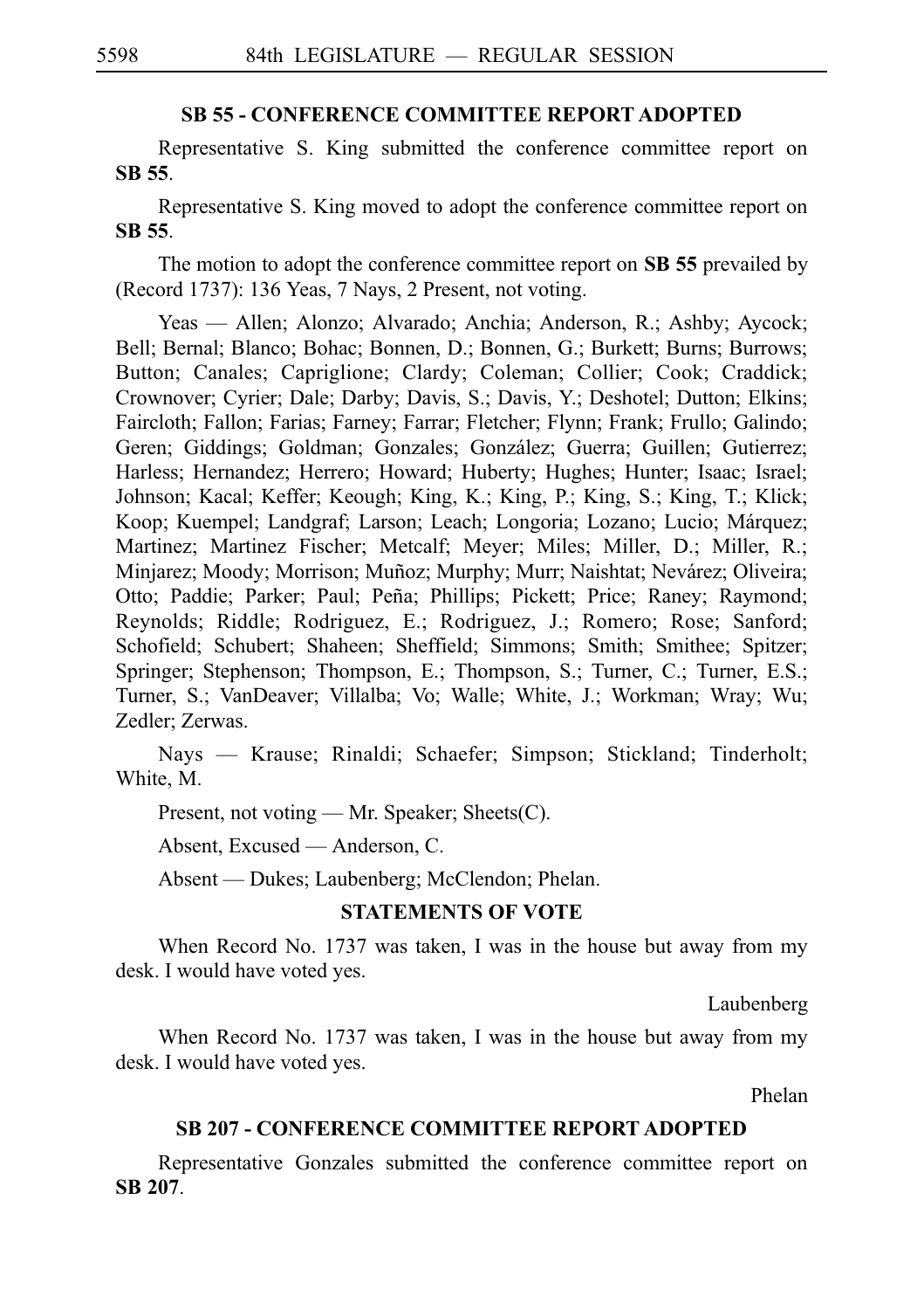### SB 55 - CONFERENCE COMMITTEE REPORT ADOPTED

Representative S. King submitted the conference committee report on **SB 55**.

Representative S. King moved to adopt the conference committee report on **SB 55**.

The motion to adopt the conference committee report on **SB 55** prevailed by (Record 1737): 136 Yeas, 7 Nays, 2 Present, not voting.

Yeas — Allen; Alonzo; Alvarado; Anchia; Anderson, R.; Ashby; Aycock; Bell; Bernal; Blanco; Bohac; Bonnen, D.; Bonnen, G.; Burkett; Burns; Burrows; Button; Canales; Capriglione; Clardy; Coleman; Collier; Cook; Craddick; Crownover; Cyrier; Dale; Darby; Davis, S.; Davis, Y.; Deshotel; Dutton; Elkins; Faircloth; Fallon; Farias; Farney; Farrar; Fletcher; Flynn; Frank; Frullo; Galindo; Geren; Giddings; Goldman; Gonzales; González; Guerra; Guillen; Gutierrez; Harless; Hernandez; Herrero; Howard; Huberty; Hughes; Hunter; Isaac; Israel; Johnson; Kacal; Keffer; Keough; King, K.; King, P.; King, S.; King, T.; Klick; Koop; Kuempel; Landgraf; Larson; Leach; Longoria; Lozano; Lucio; Márquez; Martinez; Martinez Fischer; Metcalf; Meyer; Miles; Miller, D.; Miller, R.; Minjarez; Moody; Morrison; Muñoz; Murphy; Murr; Naishtat; Nevárez; Oliveira; Otto; Paddie; Parker; Paul; Peña; Phillips; Pickett; Price; Raney; Raymond; Reynolds; Riddle; Rodriguez, E.; Rodriguez, J.; Romero; Rose; Sanford; Schofield; Schubert; Shaheen; Sheffield; Simmons; Smith; Smithee; Spitzer; Springer; Stephenson; Thompson, E.; Thompson, S.; Turner, C.; Turner, E.S.; Turner, S.; VanDeaver; Villalba; Vo; Walle; White, J.; Workman; Wray; Wu; Zedler; Zerwas.

Nays — Krause; Rinaldi; Schaefer; Simpson; Stickland; Tinderholt; White, M.

Present, not voting — Mr. Speaker; Sheets(C).

Absent, Excused — Anderson, C.

Absent — Dukes; Laubenberg; McClendon; Phelan.

### STATEMENTS OF VOTE

When Record No. 1737 was taken, I was in the house but away from my desk. I would have voted yes.

Laubenberg

When Record No. 1737 was taken, I was in the house but away from my desk. I would have voted yes.

Phelan

### SB 207 - CONFERENCE COMMITTEE REPORT ADOPTED

Representative Gonzales submitted the conference committee report on **SB 207**.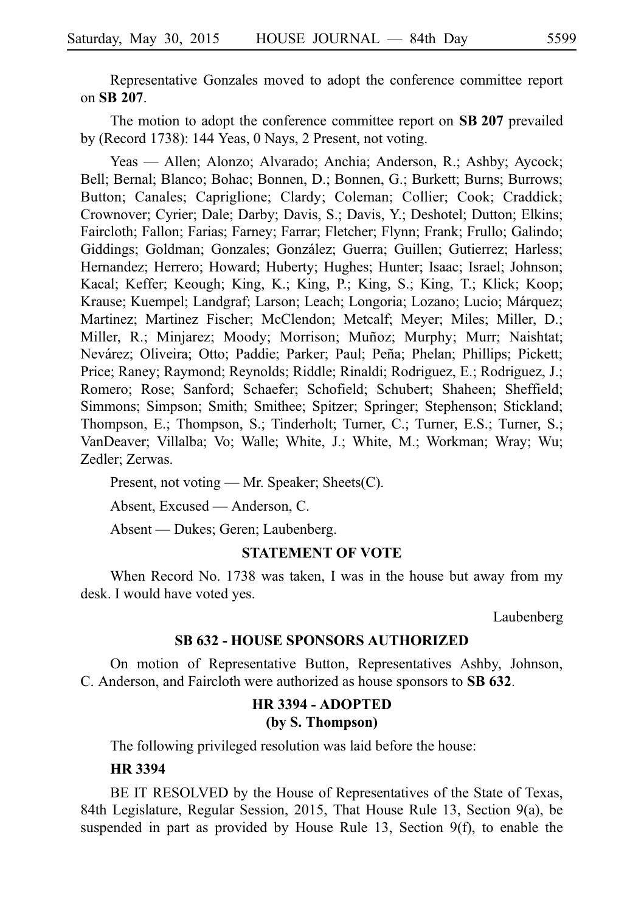Representative Gonzales moved to adopt the conference committee report on **SB 207**.

The motion to adopt the conference committee report on **SB 207** prevailed by (Record 1738): 144 Yeas, 0 Nays, 2 Present, not voting.

Yeas — Allen; Alonzo; Alvarado; Anchia; Anderson, R.; Ashby; Aycock; Bell; Bernal; Blanco; Bohac; Bonnen, D.; Bonnen, G.; Burkett; Burns; Burrows; Button; Canales; Capriglione; Clardy; Coleman; Collier; Cook; Craddick; Crownover; Cyrier; Dale; Darby; Davis, S.; Davis, Y.; Deshotel; Dutton; Elkins; Faircloth; Fallon; Farias; Farney; Farrar; Fletcher; Flynn; Frank; Frullo; Galindo; Giddings; Goldman; Gonzales; González; Guerra; Guillen; Gutierrez; Harless; Hernandez; Herrero; Howard; Huberty; Hughes; Hunter; Isaac; Israel; Johnson; Kacal; Keffer; Keough; King, K.; King, P.; King, S.; King, T.; Klick; Koop; Krause; Kuempel; Landgraf; Larson; Leach; Longoria; Lozano; Lucio; Márquez; Martinez; Martinez Fischer; McClendon; Metcalf; Meyer; Miles; Miller, D.; Miller, R.; Minjarez; Moody; Morrison; Muñoz; Murphy; Murr; Naishtat; Nevárez; Oliveira; Otto; Paddie; Parker; Paul; Peña; Phelan; Phillips; Pickett; Price; Raney; Raymond; Reynolds; Riddle; Rinaldi; Rodriguez, E.; Rodriguez, J.; Romero; Rose; Sanford; Schaefer; Schofield; Schubert; Shaheen; Sheffield; Simmons; Simpson; Smith; Smithee; Spitzer; Springer; Stephenson; Stickland; Thompson, E.; Thompson, S.; Tinderholt; Turner, C.; Turner, E.S.; Turner, S.; VanDeaver; Villalba; Vo; Walle; White, J.; White, M.; Workman; Wray; Wu; Zedler; Zerwas.

Present, not voting — Mr. Speaker; Sheets(C).

Absent, Excused — Anderson, C.

Absent — Dukes; Geren; Laubenberg.

**STATEMENT OF VOTE**

When Record No. 1738 was taken, I was in the house but away from my desk. I would have voted yes.

Laubenberg

**SB 632 - HOUSE SPONSORS AUTHORIZED**

On motion of Representative Button, Representatives Ashby, Johnson, C. Anderson, and Faircloth were authorized as house sponsors to **SB 632**.

**HR 3394 - ADOPTED**
**(by S. Thompson)**

The following privileged resolution was laid before the house:

**HR 3394**

BE IT RESOLVED by the House of Representatives of the State of Texas, 84th Legislature, Regular Session, 2015, That House Rule 13, Section 9(a), be suspended in part as provided by House Rule 13, Section 9(f), to enable the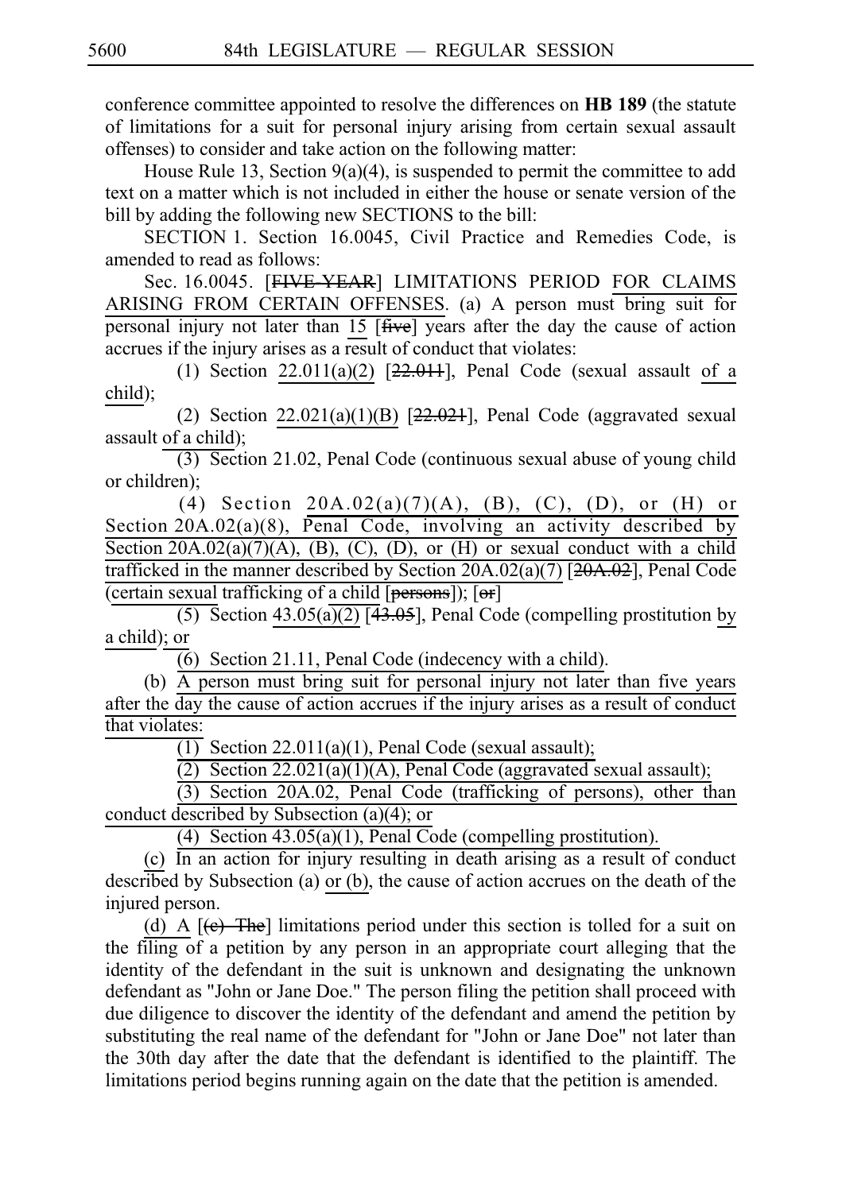conference committee appointed to resolve the differences on **HB 189** (the statute of limitations for a suit for personal injury arising from certain sexual assault offenses) to consider and take action on the following matter:

House Rule 13, Section 9(a)(4), is suspended to permit the committee to add text on a matter which is not included in either the house or senate version of the bill by adding the following new SECTIONS to the bill:

SECTION 1. Section 16.0045, Civil Practice and Remedies Code, is amended to read as follows:

Sec. 16.0045. [~~FIVE-YEAR~~] LIMITATIONS PERIOD FOR CLAIMS ARISING FROM CERTAIN OFFENSES. (a) A person must bring suit for personal injury not later than 15 [~~five~~] years after the day the cause of action accrues if the injury arises as a result of conduct that violates:

(1) Section 22.011(a)(2) [~~22.011~~], Penal Code (sexual assault of a child);

(2) Section 22.021(a)(1)(B) [~~22.021~~], Penal Code (aggravated sexual assault of a child);

(3) Section 21.02, Penal Code (continuous sexual abuse of young child or children);

(4) Section 20A.02(a)(7)(A), (B), (C), (D), or (H) or Section 20A.02(a)(8), Penal Code, involving an activity described by Section 20A.02(a)(7)(A), (B), (C), (D), or (H) or sexual conduct with a child trafficked in the manner described by Section 20A.02(a)(7) [~~20A.02~~], Penal Code (certain sexual trafficking of a child [~~persons~~]); [~~or~~]

(5) Section 43.05(a)(2) [~~43.05~~], Penal Code (compelling prostitution by a child); or

(6) Section 21.11, Penal Code (indecency with a child).

(b) A person must bring suit for personal injury not later than five years after the day the cause of action accrues if the injury arises as a result of conduct that violates:

(1) Section 22.011(a)(1), Penal Code (sexual assault);

(2) Section 22.021(a)(1)(A), Penal Code (aggravated sexual assault);

(3) Section 20A.02, Penal Code (trafficking of persons), other than conduct described by Subsection (a)(4); or

(4) Section 43.05(a)(1), Penal Code (compelling prostitution).

(c) In an action for injury resulting in death arising as a result of conduct described by Subsection (a) or (b), the cause of action accrues on the death of the injured person.

(d) A [~~(c) The~~] limitations period under this section is tolled for a suit on the filing of a petition by any person in an appropriate court alleging that the identity of the defendant in the suit is unknown and designating the unknown defendant as "John or Jane Doe." The person filing the petition shall proceed with due diligence to discover the identity of the defendant and amend the petition by substituting the real name of the defendant for "John or Jane Doe" not later than the 30th day after the date that the defendant is identified to the plaintiff. The limitations period begins running again on the date that the petition is amended.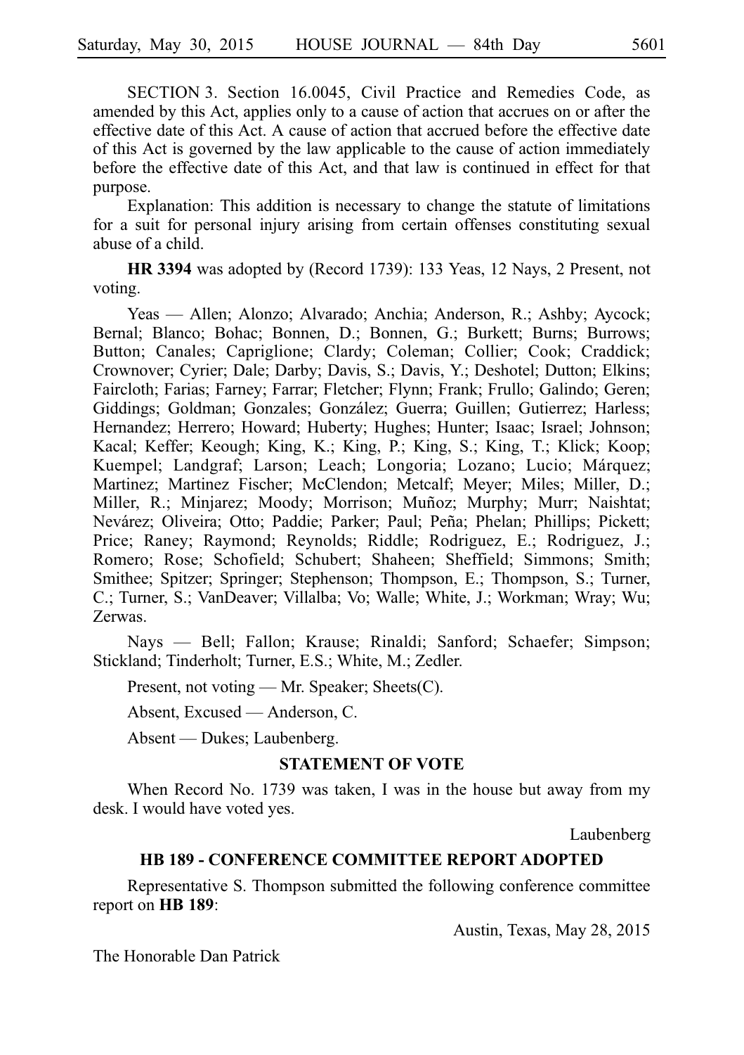SECTION 3. Section 16.0045, Civil Practice and Remedies Code, as amended by this Act, applies only to a cause of action that accrues on or after the effective date of this Act. A cause of action that accrued before the effective date of this Act is governed by the law applicable to the cause of action immediately before the effective date of this Act, and that law is continued in effect for that purpose.

Explanation: This addition is necessary to change the statute of limitations for a suit for personal injury arising from certain offenses constituting sexual abuse of a child.

**HR 3394** was adopted by (Record 1739): 133 Yeas, 12 Nays, 2 Present, not voting.

Yeas — Allen; Alonzo; Alvarado; Anchia; Anderson, R.; Ashby; Aycock; Bernal; Blanco; Bohac; Bonnen, D.; Bonnen, G.; Burkett; Burns; Burrows; Button; Canales; Capriglione; Clardy; Coleman; Collier; Cook; Craddick; Crownover; Cyrier; Dale; Darby; Davis, S.; Davis, Y.; Deshotel; Dutton; Elkins; Faircloth; Farias; Farney; Farrar; Fletcher; Flynn; Frank; Frullo; Galindo; Geren; Giddings; Goldman; Gonzales; González; Guerra; Guillen; Gutierrez; Harless; Hernandez; Herrero; Howard; Huberty; Hughes; Hunter; Isaac; Israel; Johnson; Kacal; Keffer; Keough; King, K.; King, P.; King, S.; King, T.; Klick; Koop; Kuempel; Landgraf; Larson; Leach; Longoria; Lozano; Lucio; Márquez; Martinez; Martinez Fischer; McClendon; Metcalf; Meyer; Miles; Miller, D.; Miller, R.; Minjarez; Moody; Morrison; Muñoz; Murphy; Murr; Naishtat; Nevárez; Oliveira; Otto; Paddie; Parker; Paul; Peña; Phelan; Phillips; Pickett; Price; Raney; Raymond; Reynolds; Riddle; Rodriguez, E.; Rodriguez, J.; Romero; Rose; Schofield; Schubert; Shaheen; Sheffield; Simmons; Smith; Smithee; Spitzer; Springer; Stephenson; Thompson, E.; Thompson, S.; Turner, C.; Turner, S.; VanDeaver; Villalba; Vo; Walle; White, J.; Workman; Wray; Wu; Zerwas.

Nays — Bell; Fallon; Krause; Rinaldi; Sanford; Schaefer; Simpson; Stickland; Tinderholt; Turner, E.S.; White, M.; Zedler.

Present, not voting — Mr. Speaker; Sheets(C).

Absent, Excused — Anderson, C.

Absent — Dukes; Laubenberg.

## STATEMENT OF VOTE

When Record No. 1739 was taken, I was in the house but away from my desk. I would have voted yes.

Laubenberg

## HB 189 - CONFERENCE COMMITTEE REPORT ADOPTED

Representative S. Thompson submitted the following conference committee report on **HB 189**:

Austin, Texas, May 28, 2015

The Honorable Dan Patrick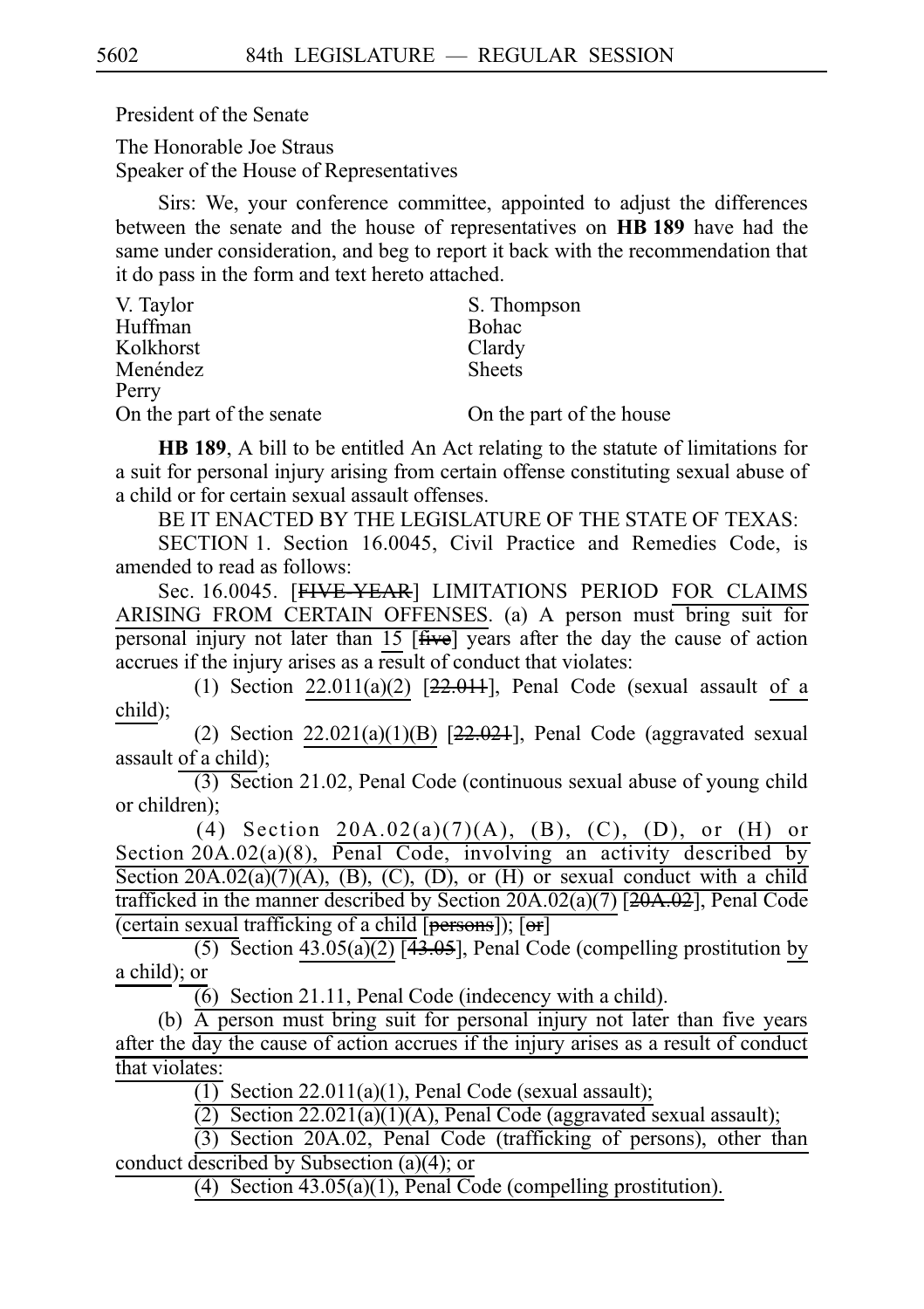President of the Senate

The Honorable Joe Straus
Speaker of the House of Representatives

Sirs: We, your conference committee, appointed to adjust the differences between the senate and the house of representatives on **HB 189** have had the same under consideration, and beg to report it back with the recommendation that it do pass in the form and text hereto attached.

| | |
|---|---|
| V. Taylor | S. Thompson |
| Huffman | Bohac |
| Kolkhorst | Clardy |
| Menéndez | Sheets |
| Perry | |
| On the part of the senate | On the part of the house |

**HB 189**, A bill to be entitled An Act relating to the statute of limitations for a suit for personal injury arising from certain offense constituting sexual abuse of a child or for certain sexual assault offenses.

BE IT ENACTED BY THE LEGISLATURE OF THE STATE OF TEXAS:

SECTION 1. Section 16.0045, Civil Practice and Remedies Code, is amended to read as follows:

Sec. 16.0045. [~~FIVE-YEAR~~] LIMITATIONS PERIOD FOR CLAIMS ARISING FROM CERTAIN OFFENSES. (a) A person must bring suit for personal injury not later than 15 [~~five~~] years after the day the cause of action accrues if the injury arises as a result of conduct that violates:

(1) Section 22.011(a)(2) [~~22.011~~], Penal Code (sexual assault of a child);

(2) Section 22.021(a)(1)(B) [~~22.021~~], Penal Code (aggravated sexual assault of a child);

(3) Section 21.02, Penal Code (continuous sexual abuse of young child or children);

(4) Section 20A.02(a)(7)(A), (B), (C), (D), or (H) or Section 20A.02(a)(8), Penal Code, involving an activity described by Section 20A.02(a)(7)(A), (B), (C), (D), or (H) or sexual conduct with a child trafficked in the manner described by Section 20A.02(a)(7) [~~20A.02~~], Penal Code (certain sexual trafficking of a child [~~persons~~]); [~~or~~]

(5) Section 43.05(a)(2) [~~43.05~~], Penal Code (compelling prostitution by a child); or

(6) Section 21.11, Penal Code (indecency with a child).

(b) A person must bring suit for personal injury not later than five years after the day the cause of action accrues if the injury arises as a result of conduct that violates:

(1) Section 22.011(a)(1), Penal Code (sexual assault);

(2) Section 22.021(a)(1)(A), Penal Code (aggravated sexual assault);

(3) Section 20A.02, Penal Code (trafficking of persons), other than conduct described by Subsection (a)(4); or

(4) Section 43.05(a)(1), Penal Code (compelling prostitution).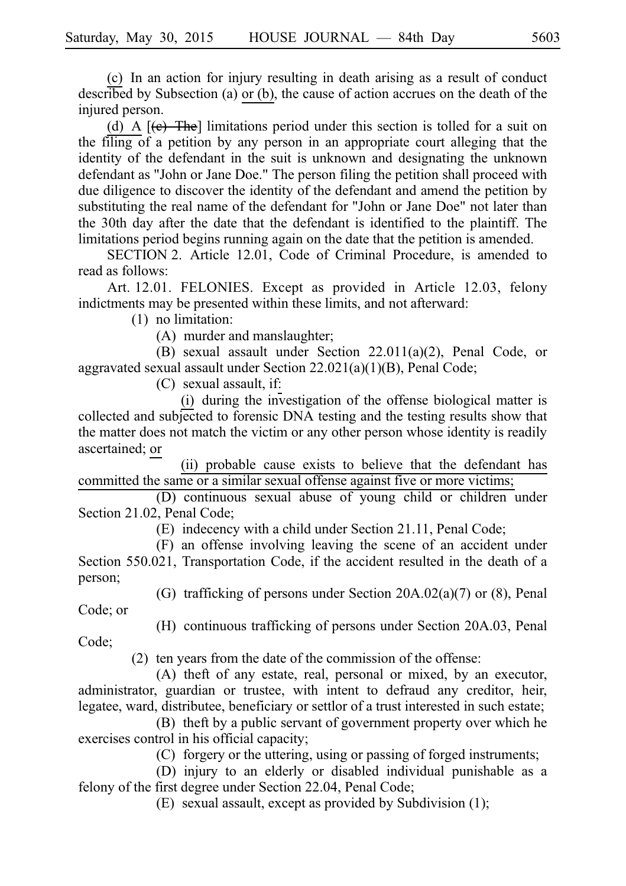(c) In an action for injury resulting in death arising as a result of conduct described by Subsection (a) or (b), the cause of action accrues on the death of the injured person.

(d) A [(c) The] limitations period under this section is tolled for a suit on the filing of a petition by any person in an appropriate court alleging that the identity of the defendant in the suit is unknown and designating the unknown defendant as "John or Jane Doe." The person filing the petition shall proceed with due diligence to discover the identity of the defendant and amend the petition by substituting the real name of the defendant for "John or Jane Doe" not later than the 30th day after the date that the defendant is identified to the plaintiff. The limitations period begins running again on the date that the petition is amended.

SECTION 2. Article 12.01, Code of Criminal Procedure, is amended to read as follows:

Art. 12.01. FELONIES. Except as provided in Article 12.03, felony indictments may be presented within these limits, and not afterward:

(1) no limitation:

(A) murder and manslaughter;

(B) sexual assault under Section 22.011(a)(2), Penal Code, or aggravated sexual assault under Section 22.021(a)(1)(B), Penal Code;

(C) sexual assault, if:

(i) during the investigation of the offense biological matter is collected and subjected to forensic DNA testing and the testing results show that the matter does not match the victim or any other person whose identity is readily ascertained; or

(ii) probable cause exists to believe that the defendant has committed the same or a similar sexual offense against five or more victims;

(D) continuous sexual abuse of young child or children under Section 21.02, Penal Code;

(E) indecency with a child under Section 21.11, Penal Code;

(F) an offense involving leaving the scene of an accident under Section 550.021, Transportation Code, if the accident resulted in the death of a person;

(G) trafficking of persons under Section 20A.02(a)(7) or (8), Penal Code; or

(H) continuous trafficking of persons under Section 20A.03, Penal Code;

(2) ten years from the date of the commission of the offense:

(A) theft of any estate, real, personal or mixed, by an executor, administrator, guardian or trustee, with intent to defraud any creditor, heir, legatee, ward, distributee, beneficiary or settlor of a trust interested in such estate;

(B) theft by a public servant of government property over which he exercises control in his official capacity;

(C) forgery or the uttering, using or passing of forged instruments;

(D) injury to an elderly or disabled individual punishable as a felony of the first degree under Section 22.04, Penal Code;

(E) sexual assault, except as provided by Subdivision (1);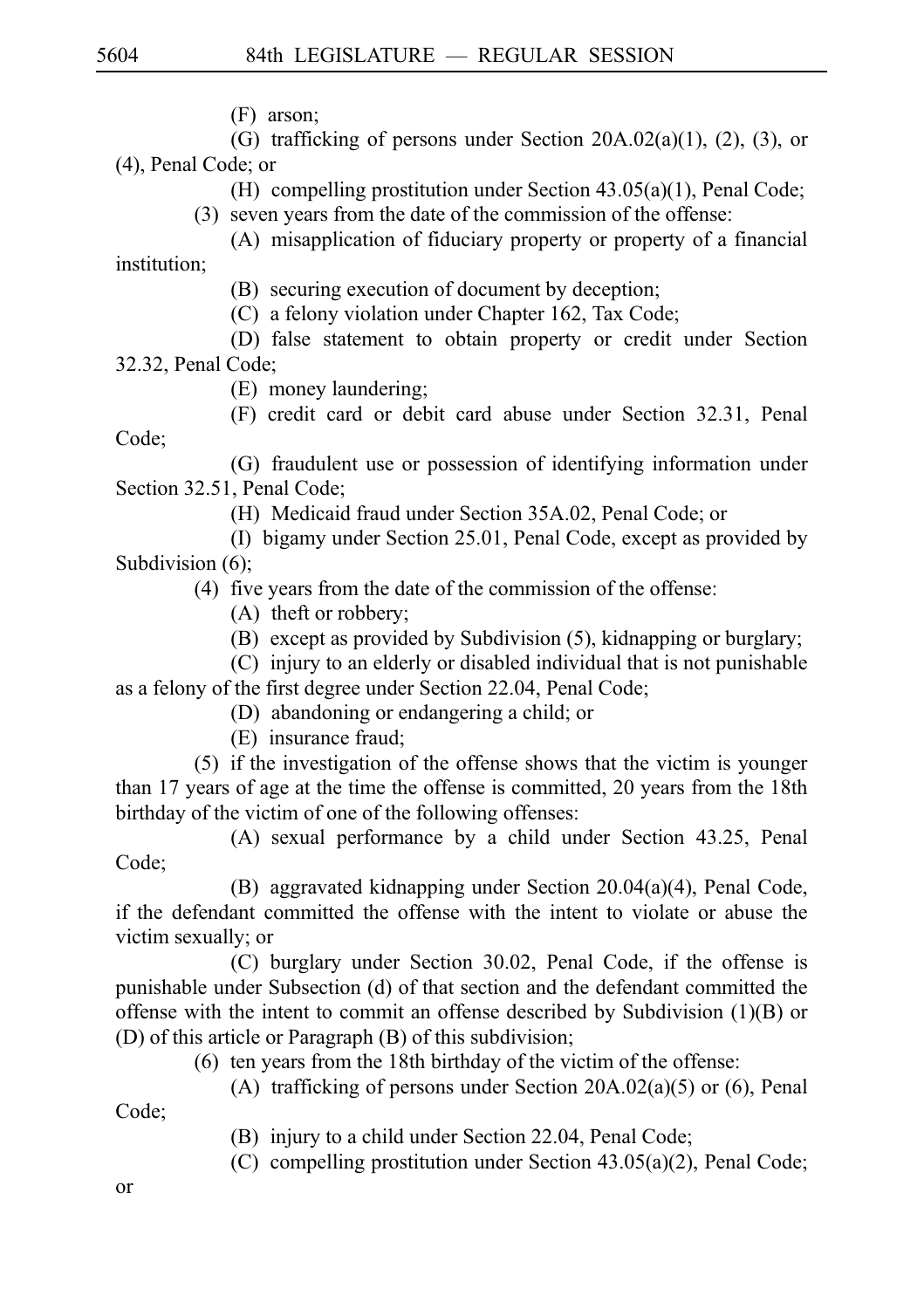(F) arson;

(G) trafficking of persons under Section 20A.02(a)(1), (2), (3), or (4), Penal Code; or

(H) compelling prostitution under Section 43.05(a)(1), Penal Code;

(3) seven years from the date of the commission of the offense:

(A) misapplication of fiduciary property or property of a financial institution;

(B) securing execution of document by deception;

(C) a felony violation under Chapter 162, Tax Code;

(D) false statement to obtain property or credit under Section 32.32, Penal Code;

(E) money laundering;

(F) credit card or debit card abuse under Section 32.31, Penal Code;

(G) fraudulent use or possession of identifying information under Section 32.51, Penal Code;

(H) Medicaid fraud under Section 35A.02, Penal Code; or

(I) bigamy under Section 25.01, Penal Code, except as provided by Subdivision (6);

(4) five years from the date of the commission of the offense:

(A) theft or robbery;

(B) except as provided by Subdivision (5), kidnapping or burglary;

(C) injury to an elderly or disabled individual that is not punishable as a felony of the first degree under Section 22.04, Penal Code;

(D) abandoning or endangering a child; or

(E) insurance fraud;

(5) if the investigation of the offense shows that the victim is younger than 17 years of age at the time the offense is committed, 20 years from the 18th birthday of the victim of one of the following offenses:

(A) sexual performance by a child under Section 43.25, Penal Code;

(B) aggravated kidnapping under Section 20.04(a)(4), Penal Code, if the defendant committed the offense with the intent to violate or abuse the victim sexually; or

(C) burglary under Section 30.02, Penal Code, if the offense is punishable under Subsection (d) of that section and the defendant committed the offense with the intent to commit an offense described by Subdivision (1)(B) or (D) of this article or Paragraph (B) of this subdivision;

(6) ten years from the 18th birthday of the victim of the offense:

(A) trafficking of persons under Section 20A.02(a)(5) or (6), Penal Code;

(B) injury to a child under Section 22.04, Penal Code;

(C) compelling prostitution under Section 43.05(a)(2), Penal Code; or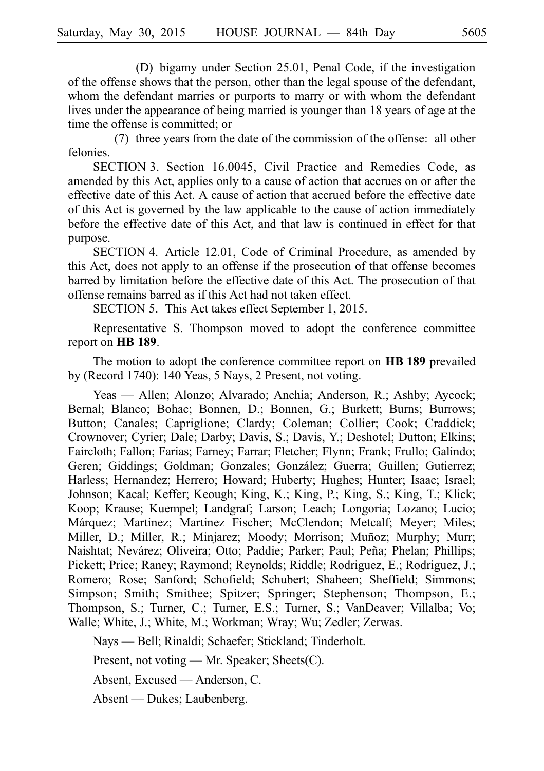(D) bigamy under Section 25.01, Penal Code, if the investigation of the offense shows that the person, other than the legal spouse of the defendant, whom the defendant marries or purports to marry or with whom the defendant lives under the appearance of being married is younger than 18 years of age at the time the offense is committed; or

(7) three years from the date of the commission of the offense: all other felonies.

SECTION 3. Section 16.0045, Civil Practice and Remedies Code, as amended by this Act, applies only to a cause of action that accrues on or after the effective date of this Act. A cause of action that accrued before the effective date of this Act is governed by the law applicable to the cause of action immediately before the effective date of this Act, and that law is continued in effect for that purpose.

SECTION 4. Article 12.01, Code of Criminal Procedure, as amended by this Act, does not apply to an offense if the prosecution of that offense becomes barred by limitation before the effective date of this Act. The prosecution of that offense remains barred as if this Act had not taken effect.

SECTION 5. This Act takes effect September 1, 2015.

Representative S. Thompson moved to adopt the conference committee report on **HB 189**.

The motion to adopt the conference committee report on **HB 189** prevailed by (Record 1740): 140 Yeas, 5 Nays, 2 Present, not voting.

Yeas — Allen; Alonzo; Alvarado; Anchia; Anderson, R.; Ashby; Aycock; Bernal; Blanco; Bohac; Bonnen, D.; Bonnen, G.; Burkett; Burns; Burrows; Button; Canales; Capriglione; Clardy; Coleman; Collier; Cook; Craddick; Crownover; Cyrier; Dale; Darby; Davis, S.; Davis, Y.; Deshotel; Dutton; Elkins; Faircloth; Fallon; Farias; Farney; Farrar; Fletcher; Flynn; Frank; Frullo; Galindo; Geren; Giddings; Goldman; Gonzales; González; Guerra; Guillen; Gutierrez; Harless; Hernandez; Herrero; Howard; Huberty; Hughes; Hunter; Isaac; Israel; Johnson; Kacal; Keffer; Keough; King, K.; King, P.; King, S.; King, T.; Klick; Koop; Krause; Kuempel; Landgraf; Larson; Leach; Longoria; Lozano; Lucio; Márquez; Martinez; Martinez Fischer; McClendon; Metcalf; Meyer; Miles; Miller, D.; Miller, R.; Minjarez; Moody; Morrison; Muñoz; Murphy; Murr; Naishtat; Nevárez; Oliveira; Otto; Paddie; Parker; Paul; Peña; Phelan; Phillips; Pickett; Price; Raney; Raymond; Reynolds; Riddle; Rodriguez, E.; Rodriguez, J.; Romero; Rose; Sanford; Schofield; Schubert; Shaheen; Sheffield; Simmons; Simpson; Smith; Smithee; Spitzer; Springer; Stephenson; Thompson, E.; Thompson, S.; Turner, C.; Turner, E.S.; Turner, S.; VanDeaver; Villalba; Vo; Walle; White, J.; White, M.; Workman; Wray; Wu; Zedler; Zerwas.

Nays — Bell; Rinaldi; Schaefer; Stickland; Tinderholt.

Present, not voting — Mr. Speaker; Sheets(C).

Absent, Excused — Anderson, C.

Absent — Dukes; Laubenberg.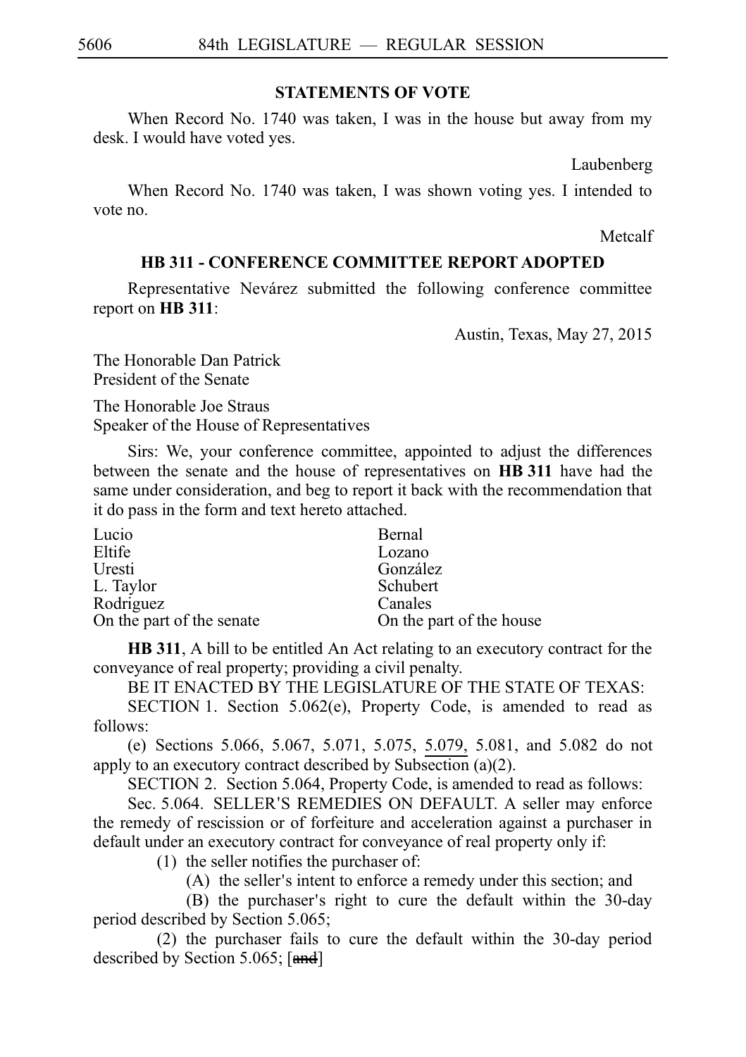## STATEMENTS OF VOTE

When Record No. 1740 was taken, I was in the house but away from my desk. I would have voted yes.

Laubenberg

When Record No. 1740 was taken, I was shown voting yes. I intended to vote no.

Metcalf

## HB 311 - CONFERENCE COMMITTEE REPORT ADOPTED

Representative Nevárez submitted the following conference committee report on **HB 311**:

Austin, Texas, May 27, 2015

The Honorable Dan Patrick
President of the Senate

The Honorable Joe Straus
Speaker of the House of Representatives

Sirs: We, your conference committee, appointed to adjust the differences between the senate and the house of representatives on **HB 311** have had the same under consideration, and beg to report it back with the recommendation that it do pass in the form and text hereto attached.

| | |
|---|---|
| Lucio | Bernal |
| Eltife | Lozano |
| Uresti | González |
| L. Taylor | Schubert |
| Rodriguez | Canales |
| On the part of the senate | On the part of the house |

**HB 311**, A bill to be entitled An Act relating to an executory contract for the conveyance of real property; providing a civil penalty.

BE IT ENACTED BY THE LEGISLATURE OF THE STATE OF TEXAS:

SECTION 1. Section 5.062(e), Property Code, is amended to read as follows:

(e) Sections 5.066, 5.067, 5.071, 5.075, 5.079, 5.081, and 5.082 do not apply to an executory contract described by Subsection (a)(2).

SECTION 2. Section 5.064, Property Code, is amended to read as follows:

Sec. 5.064. SELLER'S REMEDIES ON DEFAULT. A seller may enforce the remedy of rescission or of forfeiture and acceleration against a purchaser in default under an executory contract for conveyance of real property only if:

(1) the seller notifies the purchaser of:

(A) the seller's intent to enforce a remedy under this section; and

(B) the purchaser's right to cure the default within the 30-day period described by Section 5.065;

(2) the purchaser fails to cure the default within the 30-day period described by Section 5.065; [~~and~~]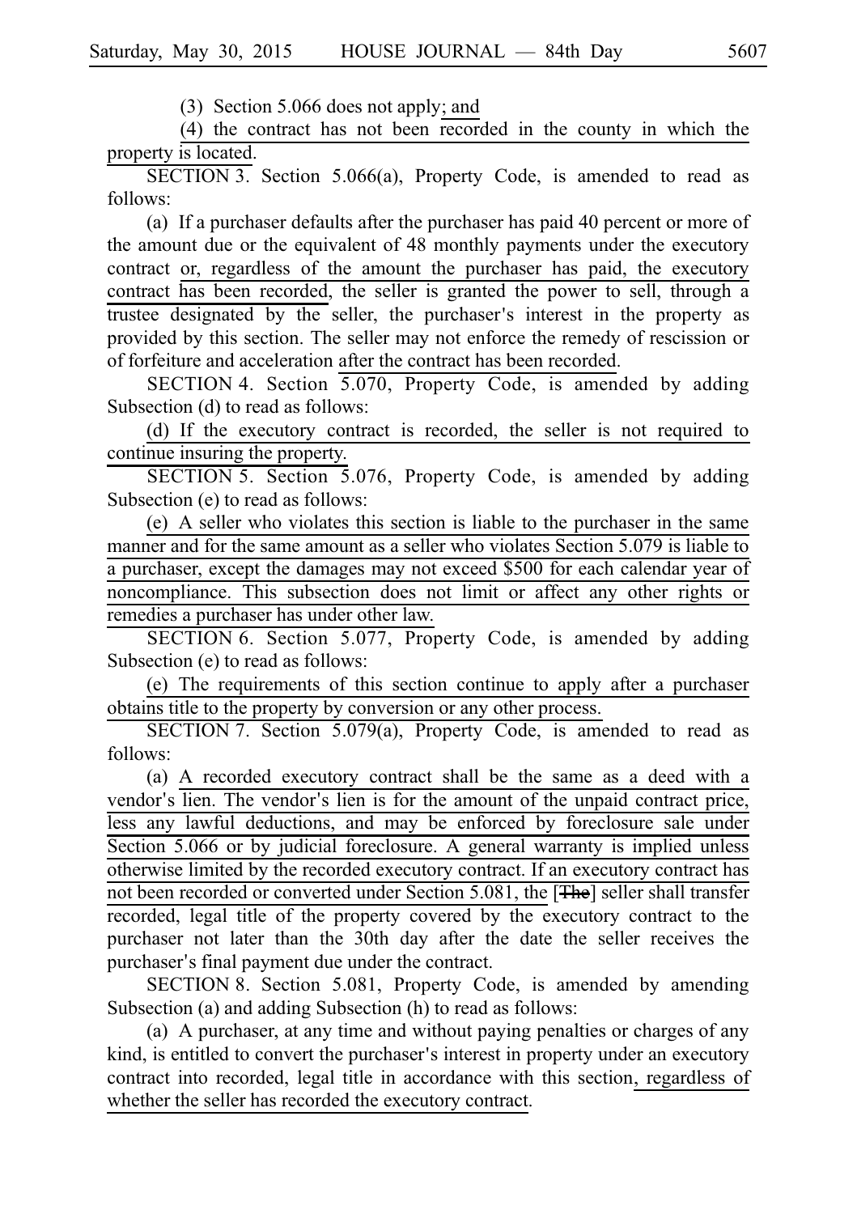(3) Section 5.066 does not apply; and

(4) the contract has not been recorded in the county in which the property is located.

SECTION 3. Section 5.066(a), Property Code, is amended to read as follows:

(a) If a purchaser defaults after the purchaser has paid 40 percent or more of the amount due or the equivalent of 48 monthly payments under the executory contract or, regardless of the amount the purchaser has paid, the executory contract has been recorded, the seller is granted the power to sell, through a trustee designated by the seller, the purchaser's interest in the property as provided by this section. The seller may not enforce the remedy of rescission or of forfeiture and acceleration after the contract has been recorded.

SECTION 4. Section 5.070, Property Code, is amended by adding Subsection (d) to read as follows:

(d) If the executory contract is recorded, the seller is not required to continue insuring the property.

SECTION 5. Section 5.076, Property Code, is amended by adding Subsection (e) to read as follows:

(e) A seller who violates this section is liable to the purchaser in the same manner and for the same amount as a seller who violates Section 5.079 is liable to a purchaser, except the damages may not exceed $500 for each calendar year of noncompliance. This subsection does not limit or affect any other rights or remedies a purchaser has under other law.

SECTION 6. Section 5.077, Property Code, is amended by adding Subsection (e) to read as follows:

(e) The requirements of this section continue to apply after a purchaser obtains title to the property by conversion or any other process.

SECTION 7. Section 5.079(a), Property Code, is amended to read as follows:

(a) A recorded executory contract shall be the same as a deed with a vendor's lien. The vendor's lien is for the amount of the unpaid contract price, less any lawful deductions, and may be enforced by foreclosure sale under Section 5.066 or by judicial foreclosure. A general warranty is implied unless otherwise limited by the recorded executory contract. If an executory contract has not been recorded or converted under Section 5.081, the [~~The~~] seller shall transfer recorded, legal title of the property covered by the executory contract to the purchaser not later than the 30th day after the date the seller receives the purchaser's final payment due under the contract.

SECTION 8. Section 5.081, Property Code, is amended by amending Subsection (a) and adding Subsection (h) to read as follows:

(a) A purchaser, at any time and without paying penalties or charges of any kind, is entitled to convert the purchaser's interest in property under an executory contract into recorded, legal title in accordance with this section, regardless of whether the seller has recorded the executory contract.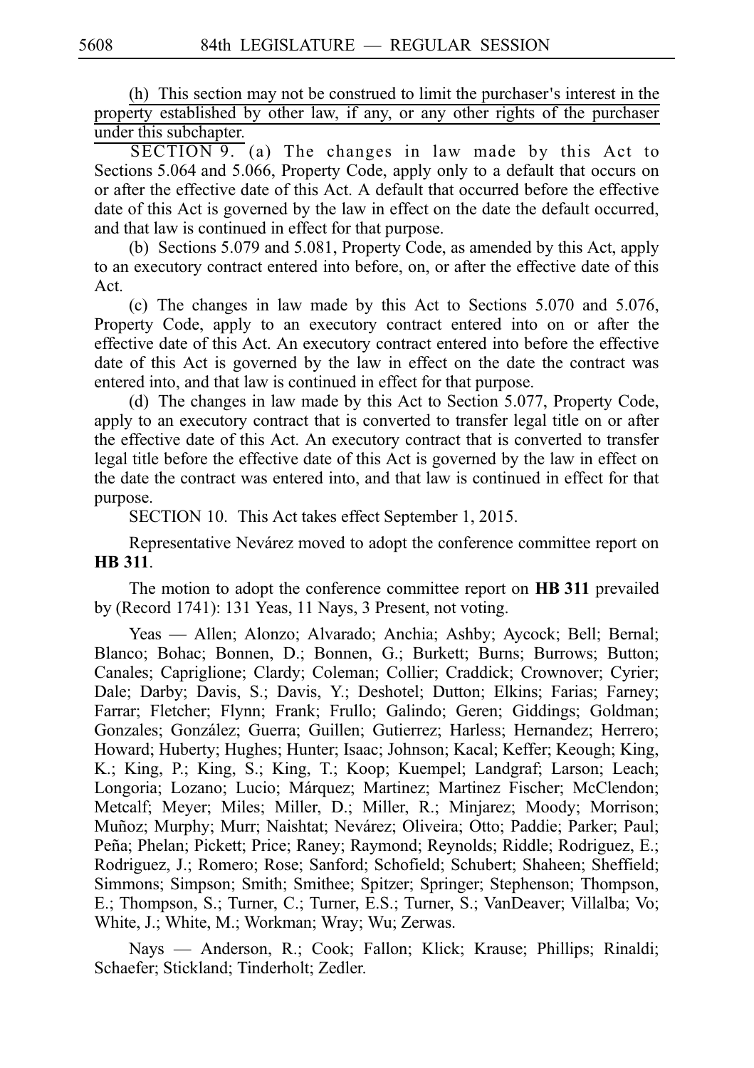(h) This section may not be construed to limit the purchaser's interest in the property established by other law, if any, or any other rights of the purchaser under this subchapter.

SECTION 9. (a) The changes in law made by this Act to Sections 5.064 and 5.066, Property Code, apply only to a default that occurs on or after the effective date of this Act. A default that occurred before the effective date of this Act is governed by the law in effect on the date the default occurred, and that law is continued in effect for that purpose.

(b) Sections 5.079 and 5.081, Property Code, as amended by this Act, apply to an executory contract entered into before, on, or after the effective date of this Act.

(c) The changes in law made by this Act to Sections 5.070 and 5.076, Property Code, apply to an executory contract entered into on or after the effective date of this Act. An executory contract entered into before the effective date of this Act is governed by the law in effect on the date the contract was entered into, and that law is continued in effect for that purpose.

(d) The changes in law made by this Act to Section 5.077, Property Code, apply to an executory contract that is converted to transfer legal title on or after the effective date of this Act. An executory contract that is converted to transfer legal title before the effective date of this Act is governed by the law in effect on the date the contract was entered into, and that law is continued in effect for that purpose.

SECTION 10. This Act takes effect September 1, 2015.

Representative Nevárez moved to adopt the conference committee report on **HB 311**.

The motion to adopt the conference committee report on **HB 311** prevailed by (Record 1741): 131 Yeas, 11 Nays, 3 Present, not voting.

Yeas — Allen; Alonzo; Alvarado; Anchia; Ashby; Aycock; Bell; Bernal; Blanco; Bohac; Bonnen, D.; Bonnen, G.; Burkett; Burns; Burrows; Button; Canales; Capriglione; Clardy; Coleman; Collier; Craddick; Crownover; Cyrier; Dale; Darby; Davis, S.; Davis, Y.; Deshotel; Dutton; Elkins; Farias; Farney; Farrar; Fletcher; Flynn; Frank; Frullo; Galindo; Geren; Giddings; Goldman; Gonzales; González; Guerra; Guillen; Gutierrez; Harless; Hernandez; Herrero; Howard; Huberty; Hughes; Hunter; Isaac; Johnson; Kacal; Keffer; Keough; King, K.; King, P.; King, S.; King, T.; Koop; Kuempel; Landgraf; Larson; Leach; Longoria; Lozano; Lucio; Márquez; Martinez; Martinez Fischer; McClendon; Metcalf; Meyer; Miles; Miller, D.; Miller, R.; Minjarez; Moody; Morrison; Muñoz; Murphy; Murr; Naishtat; Nevárez; Oliveira; Otto; Paddie; Parker; Paul; Peña; Phelan; Pickett; Price; Raney; Raymond; Reynolds; Riddle; Rodriguez, E.; Rodriguez, J.; Romero; Rose; Sanford; Schofield; Schubert; Shaheen; Sheffield; Simmons; Simpson; Smith; Smithee; Spitzer; Springer; Stephenson; Thompson, E.; Thompson, S.; Turner, C.; Turner, E.S.; Turner, S.; VanDeaver; Villalba; Vo; White, J.; White, M.; Workman; Wray; Wu; Zerwas.

Nays — Anderson, R.; Cook; Fallon; Klick; Krause; Phillips; Rinaldi; Schaefer; Stickland; Tinderholt; Zedler.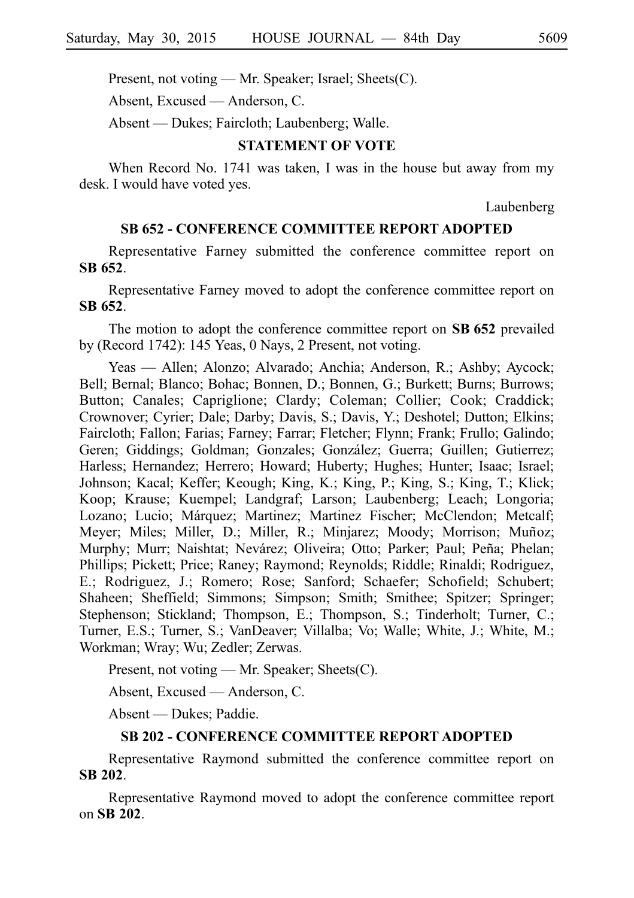Present, not voting — Mr. Speaker; Israel; Sheets(C).

Absent, Excused — Anderson, C.

Absent — Dukes; Faircloth; Laubenberg; Walle.

### STATEMENT OF VOTE

When Record No. 1741 was taken, I was in the house but away from my desk. I would have voted yes.

Laubenberg

### SB 652 - CONFERENCE COMMITTEE REPORT ADOPTED

Representative Farney submitted the conference committee report on **SB 652**.

Representative Farney moved to adopt the conference committee report on **SB 652**.

The motion to adopt the conference committee report on **SB 652** prevailed by (Record 1742): 145 Yeas, 0 Nays, 2 Present, not voting.

Yeas — Allen; Alonzo; Alvarado; Anchia; Anderson, R.; Ashby; Aycock; Bell; Bernal; Blanco; Bohac; Bonnen, D.; Bonnen, G.; Burkett; Burns; Burrows; Button; Canales; Capriglione; Clardy; Coleman; Collier; Cook; Craddick; Crownover; Cyrier; Dale; Darby; Davis, S.; Davis, Y.; Deshotel; Dutton; Elkins; Faircloth; Fallon; Farias; Farney; Farrar; Fletcher; Flynn; Frank; Frullo; Galindo; Geren; Giddings; Goldman; Gonzales; González; Guerra; Guillen; Gutierrez; Harless; Hernandez; Herrero; Howard; Huberty; Hughes; Hunter; Isaac; Israel; Johnson; Kacal; Keffer; Keough; King, K.; King, P.; King, S.; King, T.; Klick; Koop; Krause; Kuempel; Landgraf; Larson; Laubenberg; Leach; Longoria; Lozano; Lucio; Márquez; Martinez; Martinez Fischer; McClendon; Metcalf; Meyer; Miles; Miller, D.; Miller, R.; Minjarez; Moody; Morrison; Muñoz; Murphy; Murr; Naishtat; Nevárez; Oliveira; Otto; Parker; Paul; Peña; Phelan; Phillips; Pickett; Price; Raney; Raymond; Reynolds; Riddle; Rinaldi; Rodriguez, E.; Rodriguez, J.; Romero; Rose; Sanford; Schaefer; Schofield; Schubert; Shaheen; Sheffield; Simmons; Simpson; Smith; Smithee; Spitzer; Springer; Stephenson; Stickland; Thompson, E.; Thompson, S.; Tinderholt; Turner, C.; Turner, E.S.; Turner, S.; VanDeaver; Villalba; Vo; Walle; White, J.; White, M.; Workman; Wray; Wu; Zedler; Zerwas.

Present, not voting — Mr. Speaker; Sheets(C).

Absent, Excused — Anderson, C.

Absent — Dukes; Paddie.

### SB 202 - CONFERENCE COMMITTEE REPORT ADOPTED

Representative Raymond submitted the conference committee report on **SB 202**.

Representative Raymond moved to adopt the conference committee report on **SB 202**.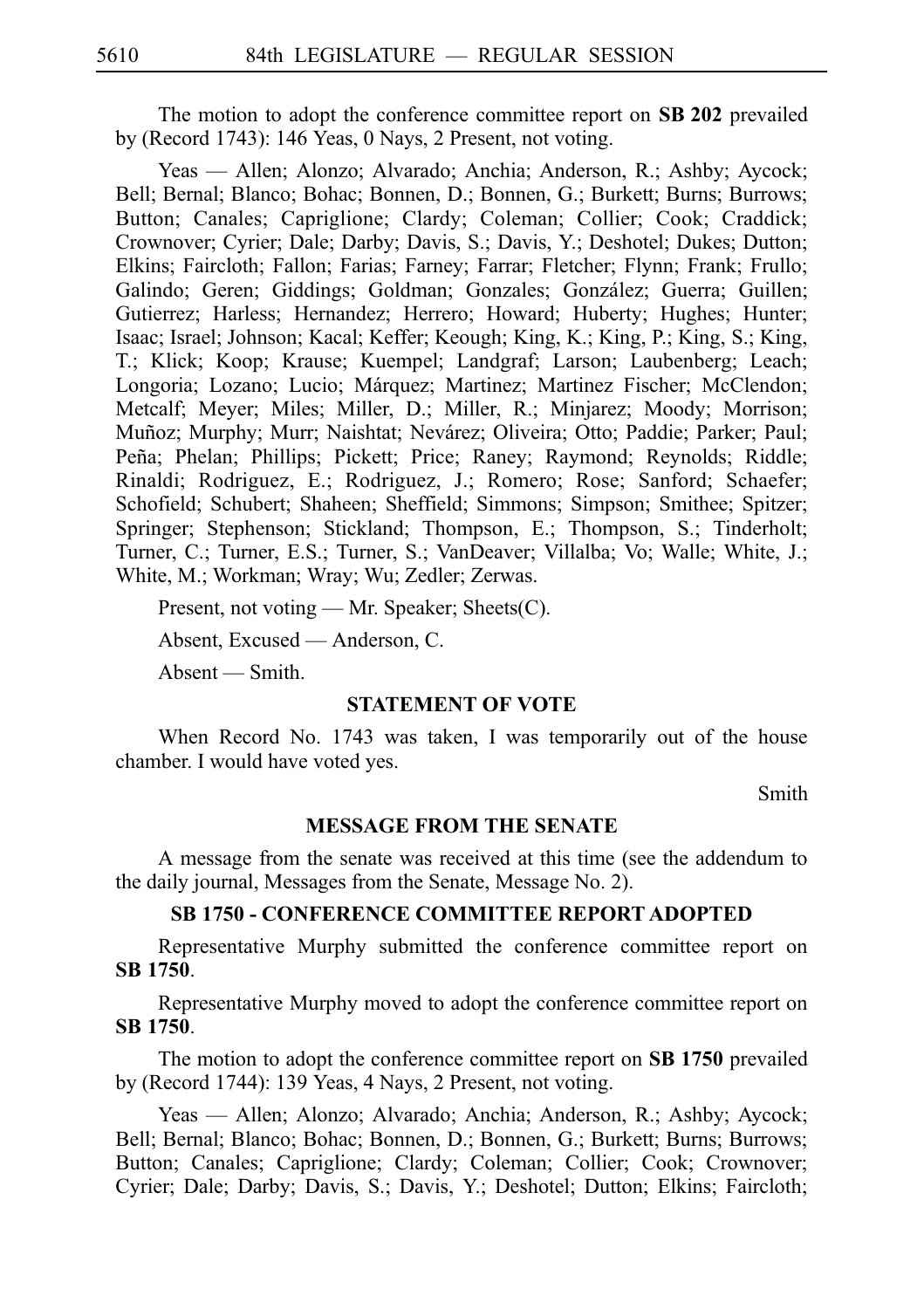The motion to adopt the conference committee report on **SB 202** prevailed by (Record 1743): 146 Yeas, 0 Nays, 2 Present, not voting.

Yeas — Allen; Alonzo; Alvarado; Anchia; Anderson, R.; Ashby; Aycock; Bell; Bernal; Blanco; Bohac; Bonnen, D.; Bonnen, G.; Burkett; Burns; Burrows; Button; Canales; Capriglione; Clardy; Coleman; Collier; Cook; Craddick; Crownover; Cyrier; Dale; Darby; Davis, S.; Davis, Y.; Deshotel; Dukes; Dutton; Elkins; Faircloth; Fallon; Farias; Farney; Farrar; Fletcher; Flynn; Frank; Frullo; Galindo; Geren; Giddings; Goldman; Gonzales; González; Guerra; Guillen; Gutierrez; Harless; Hernandez; Herrero; Howard; Huberty; Hughes; Hunter; Isaac; Israel; Johnson; Kacal; Keffer; Keough; King, K.; King, P.; King, S.; King, T.; Klick; Koop; Krause; Kuempel; Landgraf; Larson; Laubenberg; Leach; Longoria; Lozano; Lucio; Márquez; Martinez; Martinez Fischer; McClendon; Metcalf; Meyer; Miles; Miller, D.; Miller, R.; Minjarez; Moody; Morrison; Muñoz; Murphy; Murr; Naishtat; Nevárez; Oliveira; Otto; Paddie; Parker; Paul; Peña; Phelan; Phillips; Pickett; Price; Raney; Raymond; Reynolds; Riddle; Rinaldi; Rodriguez, E.; Rodriguez, J.; Romero; Rose; Sanford; Schaefer; Schofield; Schubert; Shaheen; Sheffield; Simmons; Simpson; Smithee; Spitzer; Springer; Stephenson; Stickland; Thompson, E.; Thompson, S.; Tinderholt; Turner, C.; Turner, E.S.; Turner, S.; VanDeaver; Villalba; Vo; Walle; White, J.; White, M.; Workman; Wray; Wu; Zedler; Zerwas.

Present, not voting — Mr. Speaker; Sheets(C).

Absent, Excused — Anderson, C.

Absent — Smith.

### STATEMENT OF VOTE

When Record No. 1743 was taken, I was temporarily out of the house chamber. I would have voted yes.

Smith

### MESSAGE FROM THE SENATE

A message from the senate was received at this time (see the addendum to the daily journal, Messages from the Senate, Message No. 2).

### SB 1750 - CONFERENCE COMMITTEE REPORT ADOPTED

Representative Murphy submitted the conference committee report on **SB 1750**.

Representative Murphy moved to adopt the conference committee report on **SB 1750**.

The motion to adopt the conference committee report on **SB 1750** prevailed by (Record 1744): 139 Yeas, 4 Nays, 2 Present, not voting.

Yeas — Allen; Alonzo; Alvarado; Anchia; Anderson, R.; Ashby; Aycock; Bell; Bernal; Blanco; Bohac; Bonnen, D.; Bonnen, G.; Burkett; Burns; Burrows; Button; Canales; Capriglione; Clardy; Coleman; Collier; Cook; Crownover; Cyrier; Dale; Darby; Davis, S.; Davis, Y.; Deshotel; Dutton; Elkins; Faircloth;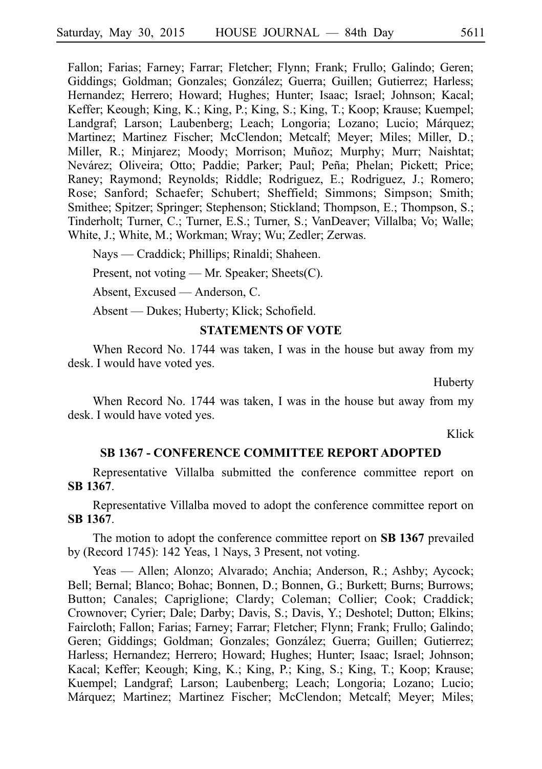Fallon; Farias; Farney; Farrar; Fletcher; Flynn; Frank; Frullo; Galindo; Geren; Giddings; Goldman; Gonzales; González; Guerra; Guillen; Gutierrez; Harless; Hernandez; Herrero; Howard; Hughes; Hunter; Isaac; Israel; Johnson; Kacal; Keffer; Keough; King, K.; King, P.; King, S.; King, T.; Koop; Krause; Kuempel; Landgraf; Larson; Laubenberg; Leach; Longoria; Lozano; Lucio; Márquez; Martinez; Martinez Fischer; McClendon; Metcalf; Meyer; Miles; Miller, D.; Miller, R.; Minjarez; Moody; Morrison; Muñoz; Murphy; Murr; Naishtat; Nevárez; Oliveira; Otto; Paddie; Parker; Paul; Peña; Phelan; Pickett; Price; Raney; Raymond; Reynolds; Riddle; Rodriguez, E.; Rodriguez, J.; Romero; Rose; Sanford; Schaefer; Schubert; Sheffield; Simmons; Simpson; Smith; Smithee; Spitzer; Springer; Stephenson; Stickland; Thompson, E.; Thompson, S.; Tinderholt; Turner, C.; Turner, E.S.; Turner, S.; VanDeaver; Villalba; Vo; Walle; White, J.; White, M.; Workman; Wray; Wu; Zedler; Zerwas.

Nays — Craddick; Phillips; Rinaldi; Shaheen.

Present, not voting — Mr. Speaker; Sheets(C).

Absent, Excused — Anderson, C.

Absent — Dukes; Huberty; Klick; Schofield.

## STATEMENTS OF VOTE

When Record No. 1744 was taken, I was in the house but away from my desk. I would have voted yes.

Huberty

When Record No. 1744 was taken, I was in the house but away from my desk. I would have voted yes.

Klick

## SB 1367 - CONFERENCE COMMITTEE REPORT ADOPTED

Representative Villalba submitted the conference committee report on **SB 1367**.

Representative Villalba moved to adopt the conference committee report on **SB 1367**.

The motion to adopt the conference committee report on **SB 1367** prevailed by (Record 1745): 142 Yeas, 1 Nays, 3 Present, not voting.

Yeas — Allen; Alonzo; Alvarado; Anchia; Anderson, R.; Ashby; Aycock; Bell; Bernal; Blanco; Bohac; Bonnen, D.; Bonnen, G.; Burkett; Burns; Burrows; Button; Canales; Capriglione; Clardy; Coleman; Collier; Cook; Craddick; Crownover; Cyrier; Dale; Darby; Davis, S.; Davis, Y.; Deshotel; Dutton; Elkins; Faircloth; Fallon; Farias; Farney; Farrar; Fletcher; Flynn; Frank; Frullo; Galindo; Geren; Giddings; Goldman; Gonzales; González; Guerra; Guillen; Gutierrez; Harless; Hernandez; Herrero; Howard; Hughes; Hunter; Isaac; Israel; Johnson; Kacal; Keffer; Keough; King, K.; King, P.; King, S.; King, T.; Koop; Krause; Kuempel; Landgraf; Larson; Laubenberg; Leach; Longoria; Lozano; Lucio; Márquez; Martinez; Martinez Fischer; McClendon; Metcalf; Meyer; Miles;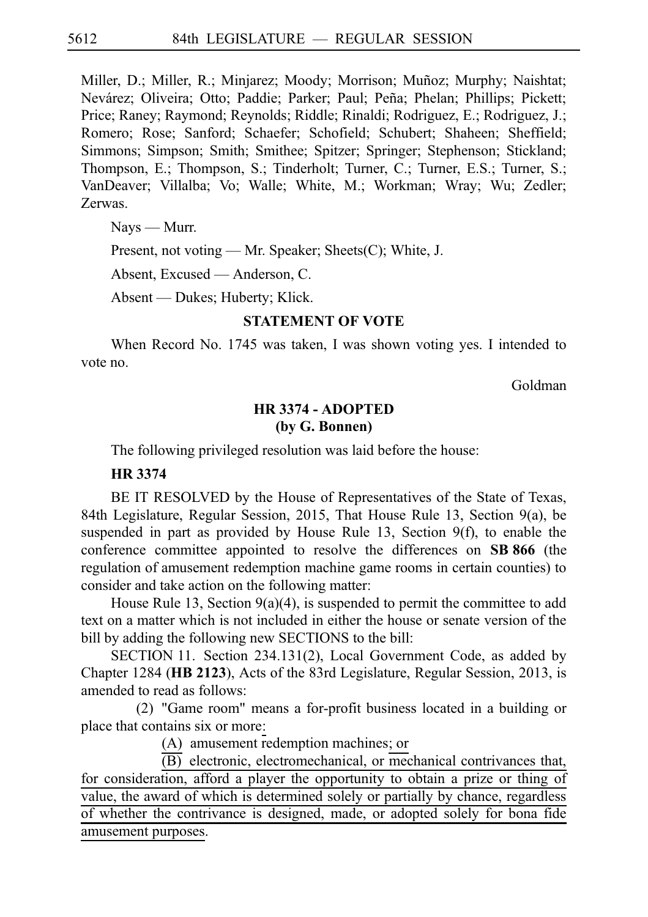Miller, D.; Miller, R.; Minjarez; Moody; Morrison; Muñoz; Murphy; Naishtat; Nevárez; Oliveira; Otto; Paddie; Parker; Paul; Peña; Phelan; Phillips; Pickett; Price; Raney; Raymond; Reynolds; Riddle; Rinaldi; Rodriguez, E.; Rodriguez, J.; Romero; Rose; Sanford; Schaefer; Schofield; Schubert; Shaheen; Sheffield; Simmons; Simpson; Smith; Smithee; Spitzer; Springer; Stephenson; Stickland; Thompson, E.; Thompson, S.; Tinderholt; Turner, C.; Turner, E.S.; Turner, S.; VanDeaver; Villalba; Vo; Walle; White, M.; Workman; Wray; Wu; Zedler; Zerwas.

Nays — Murr.

Present, not voting — Mr. Speaker; Sheets(C); White, J.

Absent, Excused — Anderson, C.

Absent — Dukes; Huberty; Klick.

**STATEMENT OF VOTE**

When Record No. 1745 was taken, I was shown voting yes. I intended to vote no.

Goldman

**HR 3374 - ADOPTED**
**(by G. Bonnen)**

The following privileged resolution was laid before the house:

**HR 3374**

BE IT RESOLVED by the House of Representatives of the State of Texas, 84th Legislature, Regular Session, 2015, That House Rule 13, Section 9(a), be suspended in part as provided by House Rule 13, Section 9(f), to enable the conference committee appointed to resolve the differences on **SB 866** (the regulation of amusement redemption machine game rooms in certain counties) to consider and take action on the following matter:

House Rule 13, Section 9(a)(4), is suspended to permit the committee to add text on a matter which is not included in either the house or senate version of the bill by adding the following new SECTIONS to the bill:

SECTION 11. Section 234.131(2), Local Government Code, as added by Chapter 1284 (**HB 2123**), Acts of the 83rd Legislature, Regular Session, 2013, is amended to read as follows:

(2) "Game room" means a for-profit business located in a building or place that contains six or more:

(A) amusement redemption machines; or

(B) electronic, electromechanical, or mechanical contrivances that, for consideration, afford a player the opportunity to obtain a prize or thing of value, the award of which is determined solely or partially by chance, regardless of whether the contrivance is designed, made, or adopted solely for bona fide amusement purposes.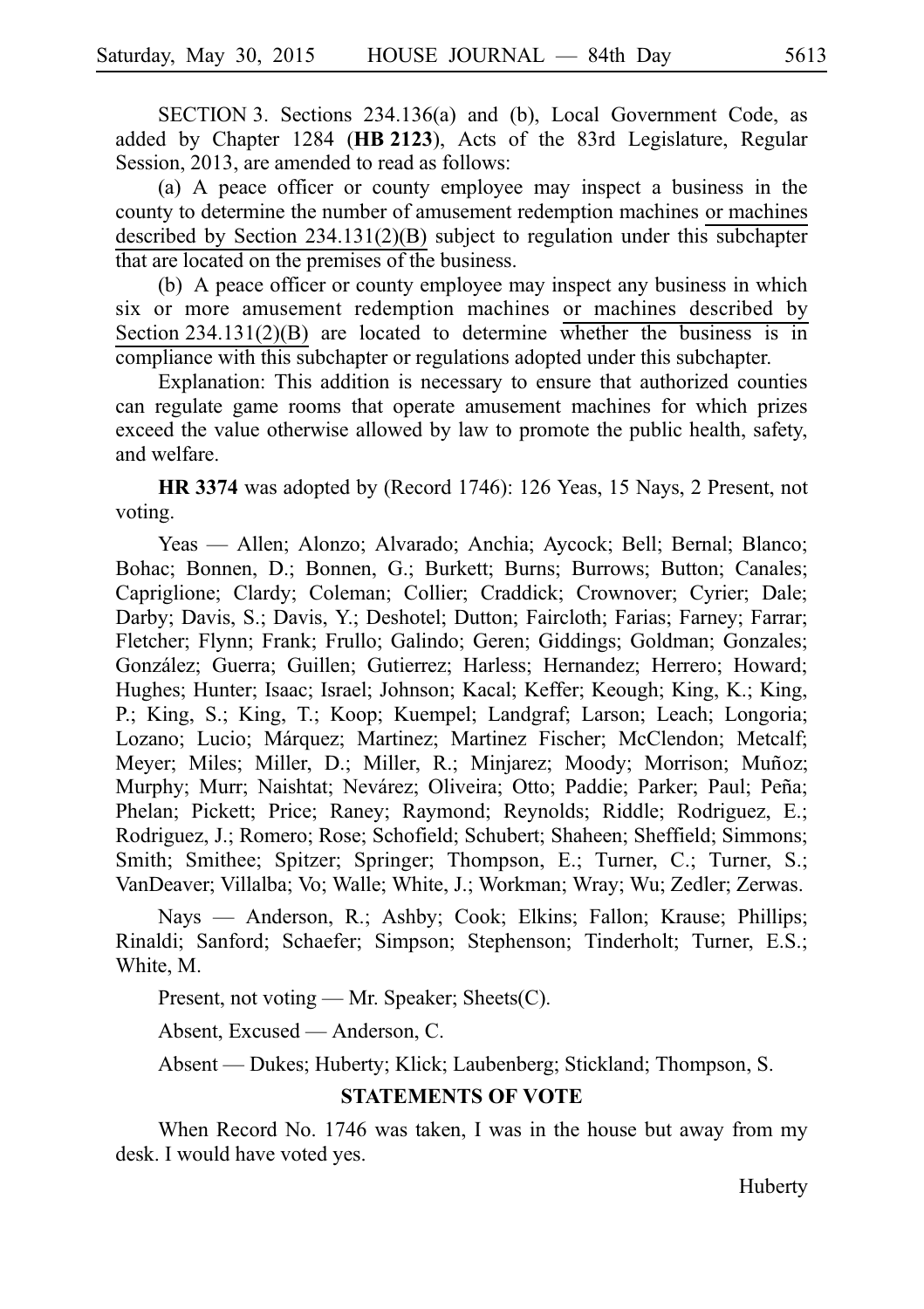SECTION 3. Sections 234.136(a) and (b), Local Government Code, as added by Chapter 1284 (**HB 2123**), Acts of the 83rd Legislature, Regular Session, 2013, are amended to read as follows:

(a) A peace officer or county employee may inspect a business in the county to determine the number of amusement redemption machines or machines described by Section 234.131(2)(B) subject to regulation under this subchapter that are located on the premises of the business.

(b) A peace officer or county employee may inspect any business in which six or more amusement redemption machines or machines described by Section 234.131(2)(B) are located to determine whether the business is in compliance with this subchapter or regulations adopted under this subchapter.

Explanation: This addition is necessary to ensure that authorized counties can regulate game rooms that operate amusement machines for which prizes exceed the value otherwise allowed by law to promote the public health, safety, and welfare.

**HR 3374** was adopted by (Record 1746): 126 Yeas, 15 Nays, 2 Present, not voting.

Yeas — Allen; Alonzo; Alvarado; Anchia; Aycock; Bell; Bernal; Blanco; Bohac; Bonnen, D.; Bonnen, G.; Burkett; Burns; Burrows; Button; Canales; Capriglione; Clardy; Coleman; Collier; Craddick; Crownover; Cyrier; Dale; Darby; Davis, S.; Davis, Y.; Deshotel; Dutton; Faircloth; Farias; Farney; Farrar; Fletcher; Flynn; Frank; Frullo; Galindo; Geren; Giddings; Goldman; Gonzales; González; Guerra; Guillen; Gutierrez; Harless; Hernandez; Herrero; Howard; Hughes; Hunter; Isaac; Israel; Johnson; Kacal; Keffer; Keough; King, K.; King, P.; King, S.; King, T.; Koop; Kuempel; Landgraf; Larson; Leach; Longoria; Lozano; Lucio; Márquez; Martinez; Martinez Fischer; McClendon; Metcalf; Meyer; Miles; Miller, D.; Miller, R.; Minjarez; Moody; Morrison; Muñoz; Murphy; Murr; Naishtat; Nevárez; Oliveira; Otto; Paddie; Parker; Paul; Peña; Phelan; Pickett; Price; Raney; Raymond; Reynolds; Riddle; Rodriguez, E.; Rodriguez, J.; Romero; Rose; Schofield; Schubert; Shaheen; Sheffield; Simmons; Smith; Smithee; Spitzer; Springer; Thompson, E.; Turner, C.; Turner, S.; VanDeaver; Villalba; Vo; Walle; White, J.; Workman; Wray; Wu; Zedler; Zerwas.

Nays — Anderson, R.; Ashby; Cook; Elkins; Fallon; Krause; Phillips; Rinaldi; Sanford; Schaefer; Simpson; Stephenson; Tinderholt; Turner, E.S.; White, M.

Present, not voting — Mr. Speaker; Sheets(C).

Absent, Excused — Anderson, C.

Absent — Dukes; Huberty; Klick; Laubenberg; Stickland; Thompson, S.

## STATEMENTS OF VOTE

When Record No. 1746 was taken, I was in the house but away from my desk. I would have voted yes.

Huberty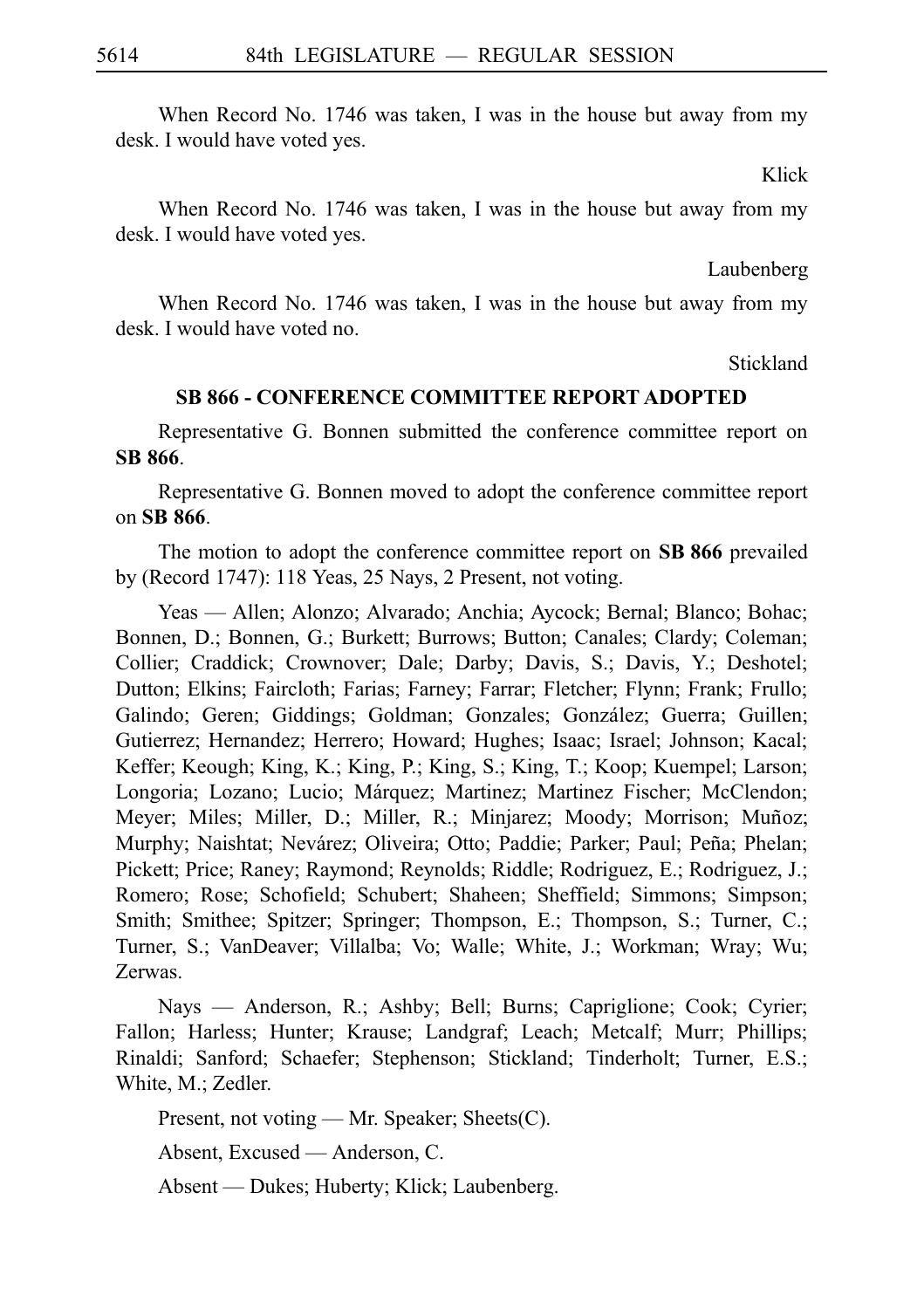When Record No. 1746 was taken, I was in the house but away from my desk. I would have voted yes.

Klick

When Record No. 1746 was taken, I was in the house but away from my desk. I would have voted yes.

Laubenberg

When Record No. 1746 was taken, I was in the house but away from my desk. I would have voted no.

Stickland

## SB 866 - CONFERENCE COMMITTEE REPORT ADOPTED

Representative G. Bonnen submitted the conference committee report on **SB 866**.

Representative G. Bonnen moved to adopt the conference committee report on **SB 866**.

The motion to adopt the conference committee report on **SB 866** prevailed by (Record 1747): 118 Yeas, 25 Nays, 2 Present, not voting.

Yeas — Allen; Alonzo; Alvarado; Anchia; Aycock; Bernal; Blanco; Bohac; Bonnen, D.; Bonnen, G.; Burkett; Burrows; Button; Canales; Clardy; Coleman; Collier; Craddick; Crownover; Dale; Darby; Davis, S.; Davis, Y.; Deshotel; Dutton; Elkins; Faircloth; Farias; Farney; Farrar; Fletcher; Flynn; Frank; Frullo; Galindo; Geren; Giddings; Goldman; Gonzales; González; Guerra; Guillen; Gutierrez; Hernandez; Herrero; Howard; Hughes; Isaac; Israel; Johnson; Kacal; Keffer; Keough; King, K.; King, P.; King, S.; King, T.; Koop; Kuempel; Larson; Longoria; Lozano; Lucio; Márquez; Martinez; Martinez Fischer; McClendon; Meyer; Miles; Miller, D.; Miller, R.; Minjarez; Moody; Morrison; Muñoz; Murphy; Naishtat; Nevárez; Oliveira; Otto; Paddie; Parker; Paul; Peña; Phelan; Pickett; Price; Raney; Raymond; Reynolds; Riddle; Rodriguez, E.; Rodriguez, J.; Romero; Rose; Schofield; Schubert; Shaheen; Sheffield; Simmons; Simpson; Smith; Smithee; Spitzer; Springer; Thompson, E.; Thompson, S.; Turner, C.; Turner, S.; VanDeaver; Villalba; Vo; Walle; White, J.; Workman; Wray; Wu; Zerwas.

Nays — Anderson, R.; Ashby; Bell; Burns; Capriglione; Cook; Cyrier; Fallon; Harless; Hunter; Krause; Landgraf; Leach; Metcalf; Murr; Phillips; Rinaldi; Sanford; Schaefer; Stephenson; Stickland; Tinderholt; Turner, E.S.; White, M.; Zedler.

Present, not voting — Mr. Speaker; Sheets(C).

Absent, Excused — Anderson, C.

Absent — Dukes; Huberty; Klick; Laubenberg.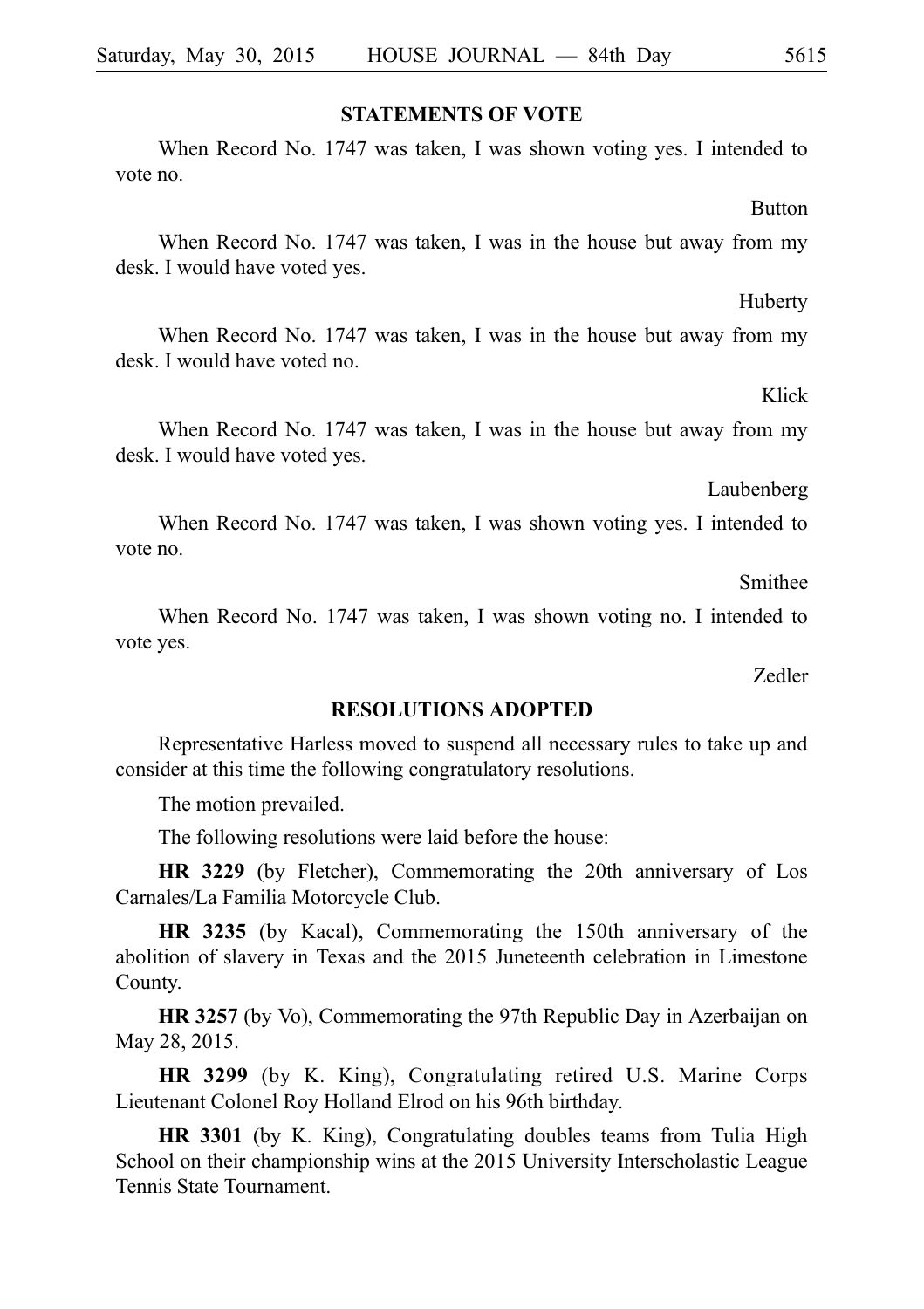## STATEMENTS OF VOTE

When Record No. 1747 was taken, I was shown voting yes. I intended to vote no.

Button

When Record No. 1747 was taken, I was in the house but away from my desk. I would have voted yes.

Huberty

When Record No. 1747 was taken, I was in the house but away from my desk. I would have voted no.

Klick

When Record No. 1747 was taken, I was in the house but away from my desk. I would have voted yes.

Laubenberg

When Record No. 1747 was taken, I was shown voting yes. I intended to vote no.

Smithee

When Record No. 1747 was taken, I was shown voting no. I intended to vote yes.

Zedler

## RESOLUTIONS ADOPTED

Representative Harless moved to suspend all necessary rules to take up and consider at this time the following congratulatory resolutions.

The motion prevailed.

The following resolutions were laid before the house:

**HR 3229** (by Fletcher), Commemorating the 20th anniversary of Los Carnales/La Familia Motorcycle Club.

**HR 3235** (by Kacal), Commemorating the 150th anniversary of the abolition of slavery in Texas and the 2015 Juneteenth celebration in Limestone County.

**HR 3257** (by Vo), Commemorating the 97th Republic Day in Azerbaijan on May 28, 2015.

**HR 3299** (by K. King), Congratulating retired U.S. Marine Corps Lieutenant Colonel Roy Holland Elrod on his 96th birthday.

**HR 3301** (by K. King), Congratulating doubles teams from Tulia High School on their championship wins at the 2015 University Interscholastic League Tennis State Tournament.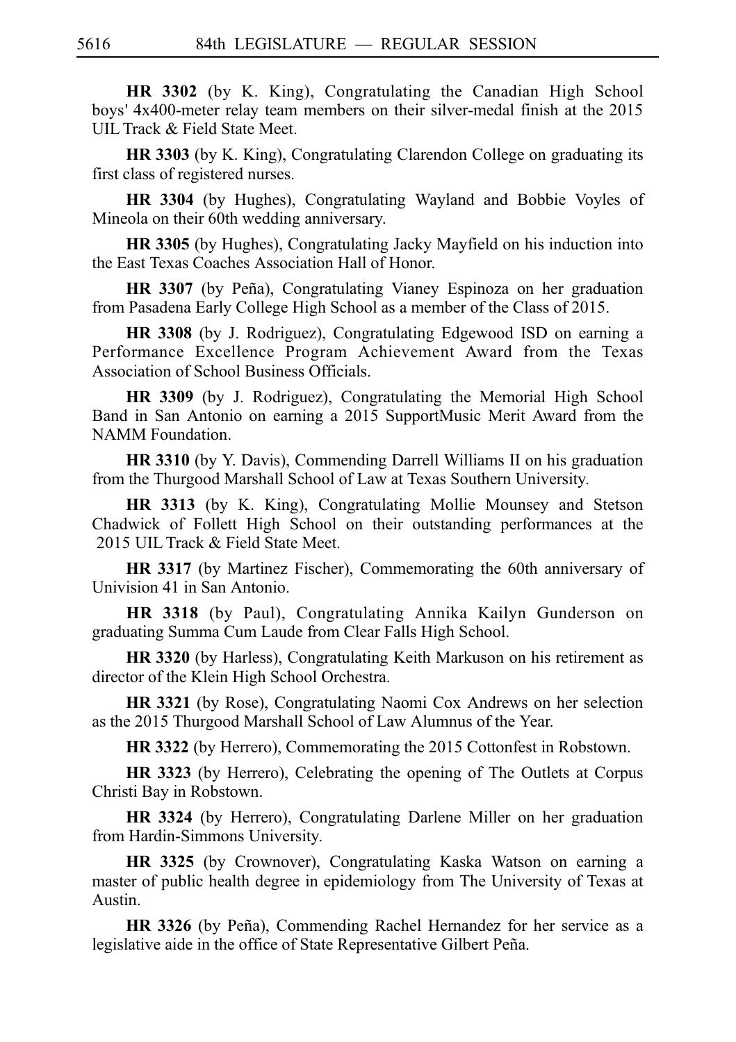**HR 3302** (by K. King), Congratulating the Canadian High School boys' 4x400-meter relay team members on their silver-medal finish at the 2015 UIL Track & Field State Meet.

**HR 3303** (by K. King), Congratulating Clarendon College on graduating its first class of registered nurses.

**HR 3304** (by Hughes), Congratulating Wayland and Bobbie Voyles of Mineola on their 60th wedding anniversary.

**HR 3305** (by Hughes), Congratulating Jacky Mayfield on his induction into the East Texas Coaches Association Hall of Honor.

**HR 3307** (by Peña), Congratulating Vianey Espinoza on her graduation from Pasadena Early College High School as a member of the Class of 2015.

**HR 3308** (by J. Rodriguez), Congratulating Edgewood ISD on earning a Performance Excellence Program Achievement Award from the Texas Association of School Business Officials.

**HR 3309** (by J. Rodriguez), Congratulating the Memorial High School Band in San Antonio on earning a 2015 SupportMusic Merit Award from the NAMM Foundation.

**HR 3310** (by Y. Davis), Commending Darrell Williams II on his graduation from the Thurgood Marshall School of Law at Texas Southern University.

**HR 3313** (by K. King), Congratulating Mollie Mounsey and Stetson Chadwick of Follett High School on their outstanding performances at the 2015 UIL Track & Field State Meet.

**HR 3317** (by Martinez Fischer), Commemorating the 60th anniversary of Univision 41 in San Antonio.

**HR 3318** (by Paul), Congratulating Annika Kailyn Gunderson on graduating Summa Cum Laude from Clear Falls High School.

**HR 3320** (by Harless), Congratulating Keith Markuson on his retirement as director of the Klein High School Orchestra.

**HR 3321** (by Rose), Congratulating Naomi Cox Andrews on her selection as the 2015 Thurgood Marshall School of Law Alumnus of the Year.

**HR 3322** (by Herrero), Commemorating the 2015 Cottonfest in Robstown.

**HR 3323** (by Herrero), Celebrating the opening of The Outlets at Corpus Christi Bay in Robstown.

**HR 3324** (by Herrero), Congratulating Darlene Miller on her graduation from Hardin-Simmons University.

**HR 3325** (by Crownover), Congratulating Kaska Watson on earning a master of public health degree in epidemiology from The University of Texas at Austin.

**HR 3326** (by Peña), Commending Rachel Hernandez for her service as a legislative aide in the office of State Representative Gilbert Peña.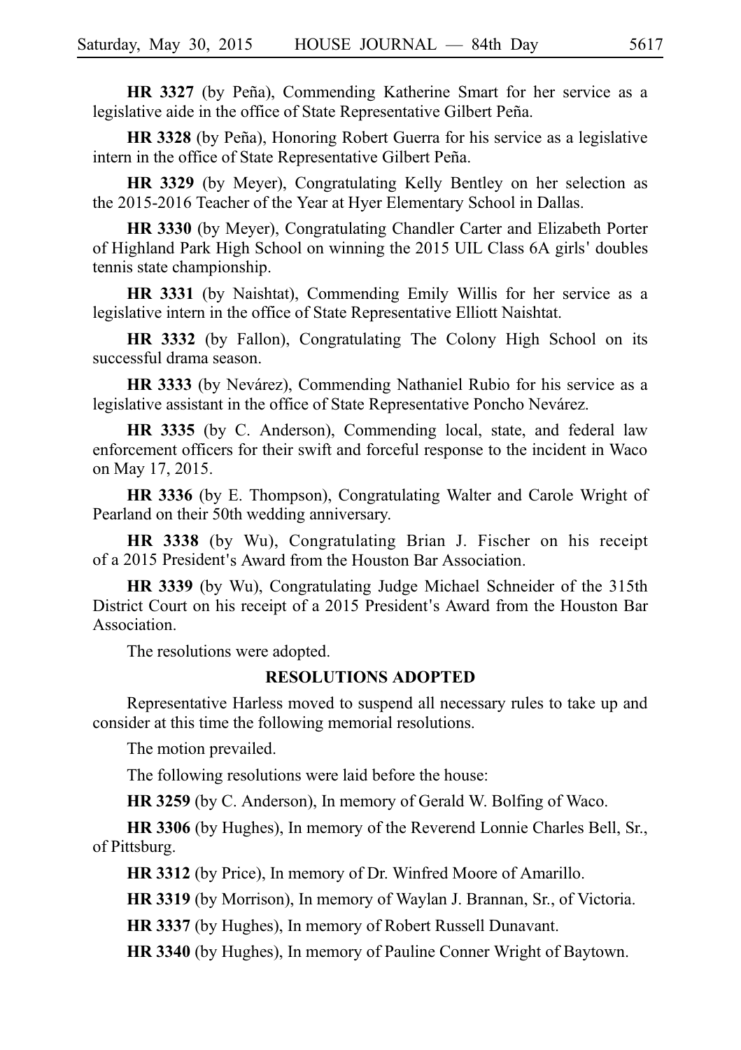**HR 3327** (by Peña), Commending Katherine Smart for her service as a legislative aide in the office of State Representative Gilbert Peña.

**HR 3328** (by Peña), Honoring Robert Guerra for his service as a legislative intern in the office of State Representative Gilbert Peña.

**HR 3329** (by Meyer), Congratulating Kelly Bentley on her selection as the 2015-2016 Teacher of the Year at Hyer Elementary School in Dallas.

**HR 3330** (by Meyer), Congratulating Chandler Carter and Elizabeth Porter of Highland Park High School on winning the 2015 UIL Class 6A girls' doubles tennis state championship.

**HR 3331** (by Naishtat), Commending Emily Willis for her service as a legislative intern in the office of State Representative Elliott Naishtat.

**HR 3332** (by Fallon), Congratulating The Colony High School on its successful drama season.

**HR 3333** (by Nevárez), Commending Nathaniel Rubio for his service as a legislative assistant in the office of State Representative Poncho Nevárez.

**HR 3335** (by C. Anderson), Commending local, state, and federal law enforcement officers for their swift and forceful response to the incident in Waco on May 17, 2015.

**HR 3336** (by E. Thompson), Congratulating Walter and Carole Wright of Pearland on their 50th wedding anniversary.

**HR 3338** (by Wu), Congratulating Brian J. Fischer on his receipt of a 2015 President's Award from the Houston Bar Association.

**HR 3339** (by Wu), Congratulating Judge Michael Schneider of the 315th District Court on his receipt of a 2015 President's Award from the Houston Bar Association.

The resolutions were adopted.

## RESOLUTIONS ADOPTED

Representative Harless moved to suspend all necessary rules to take up and consider at this time the following memorial resolutions.

The motion prevailed.

The following resolutions were laid before the house:

**HR 3259** (by C. Anderson), In memory of Gerald W. Bolfing of Waco.

**HR 3306** (by Hughes), In memory of the Reverend Lonnie Charles Bell, Sr., of Pittsburg.

**HR 3312** (by Price), In memory of Dr. Winfred Moore of Amarillo.

**HR 3319** (by Morrison), In memory of Waylan J. Brannan, Sr., of Victoria.

**HR 3337** (by Hughes), In memory of Robert Russell Dunavant.

**HR 3340** (by Hughes), In memory of Pauline Conner Wright of Baytown.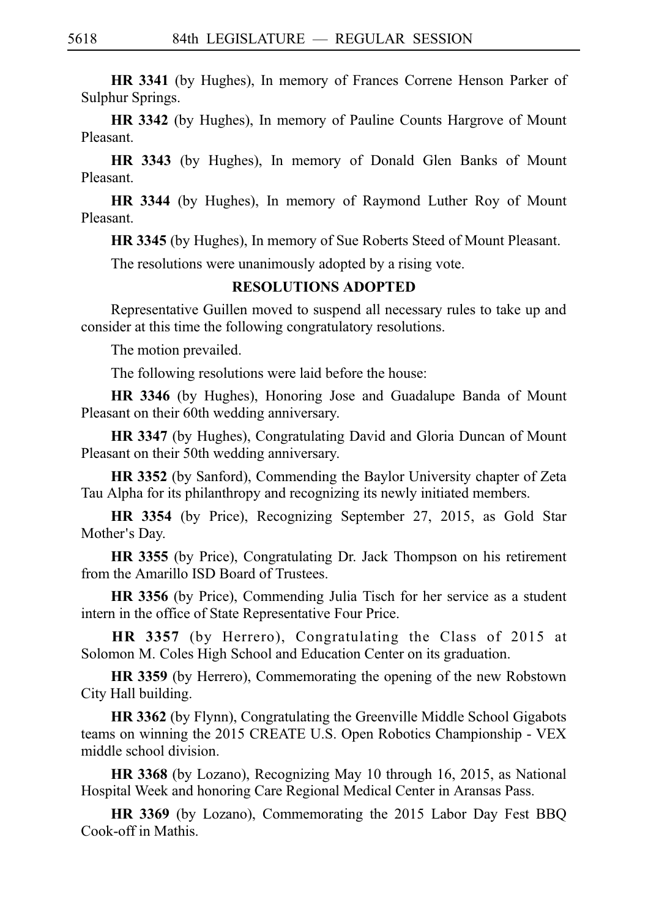**HR 3341** (by Hughes), In memory of Frances Correne Henson Parker of Sulphur Springs.

**HR 3342** (by Hughes), In memory of Pauline Counts Hargrove of Mount Pleasant.

**HR 3343** (by Hughes), In memory of Donald Glen Banks of Mount Pleasant.

**HR 3344** (by Hughes), In memory of Raymond Luther Roy of Mount Pleasant.

**HR 3345** (by Hughes), In memory of Sue Roberts Steed of Mount Pleasant.

The resolutions were unanimously adopted by a rising vote.

**RESOLUTIONS ADOPTED**

Representative Guillen moved to suspend all necessary rules to take up and consider at this time the following congratulatory resolutions.

The motion prevailed.

The following resolutions were laid before the house:

**HR 3346** (by Hughes), Honoring Jose and Guadalupe Banda of Mount Pleasant on their 60th wedding anniversary.

**HR 3347** (by Hughes), Congratulating David and Gloria Duncan of Mount Pleasant on their 50th wedding anniversary.

**HR 3352** (by Sanford), Commending the Baylor University chapter of Zeta Tau Alpha for its philanthropy and recognizing its newly initiated members.

**HR 3354** (by Price), Recognizing September 27, 2015, as Gold Star Mother's Day.

**HR 3355** (by Price), Congratulating Dr. Jack Thompson on his retirement from the Amarillo ISD Board of Trustees.

**HR 3356** (by Price), Commending Julia Tisch for her service as a student intern in the office of State Representative Four Price.

**HR 3357** (by Herrero), Congratulating the Class of 2015 at Solomon M. Coles High School and Education Center on its graduation.

**HR 3359** (by Herrero), Commemorating the opening of the new Robstown City Hall building.

**HR 3362** (by Flynn), Congratulating the Greenville Middle School Gigabots teams on winning the 2015 CREATE U.S. Open Robotics Championship - VEX middle school division.

**HR 3368** (by Lozano), Recognizing May 10 through 16, 2015, as National Hospital Week and honoring Care Regional Medical Center in Aransas Pass.

**HR 3369** (by Lozano), Commemorating the 2015 Labor Day Fest BBQ Cook-off in Mathis.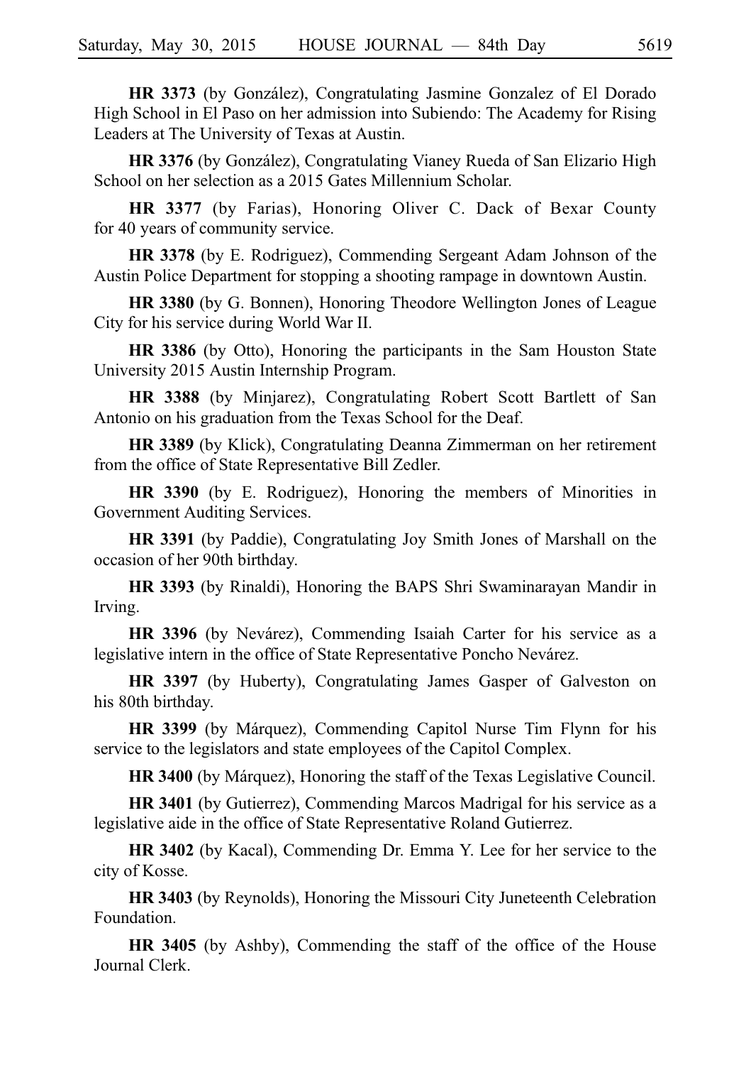**HR 3373** (by González), Congratulating Jasmine Gonzalez of El Dorado High School in El Paso on her admission into Subiendo: The Academy for Rising Leaders at The University of Texas at Austin.

**HR 3376** (by González), Congratulating Vianey Rueda of San Elizario High School on her selection as a 2015 Gates Millennium Scholar.

**HR 3377** (by Farias), Honoring Oliver C. Dack of Bexar County for 40 years of community service.

**HR 3378** (by E. Rodriguez), Commending Sergeant Adam Johnson of the Austin Police Department for stopping a shooting rampage in downtown Austin.

**HR 3380** (by G. Bonnen), Honoring Theodore Wellington Jones of League City for his service during World War II.

**HR 3386** (by Otto), Honoring the participants in the Sam Houston State University 2015 Austin Internship Program.

**HR 3388** (by Minjarez), Congratulating Robert Scott Bartlett of San Antonio on his graduation from the Texas School for the Deaf.

**HR 3389** (by Klick), Congratulating Deanna Zimmerman on her retirement from the office of State Representative Bill Zedler.

**HR 3390** (by E. Rodriguez), Honoring the members of Minorities in Government Auditing Services.

**HR 3391** (by Paddie), Congratulating Joy Smith Jones of Marshall on the occasion of her 90th birthday.

**HR 3393** (by Rinaldi), Honoring the BAPS Shri Swaminarayan Mandir in Irving.

**HR 3396** (by Nevárez), Commending Isaiah Carter for his service as a legislative intern in the office of State Representative Poncho Nevárez.

**HR 3397** (by Huberty), Congratulating James Gasper of Galveston on his 80th birthday.

**HR 3399** (by Márquez), Commending Capitol Nurse Tim Flynn for his service to the legislators and state employees of the Capitol Complex.

**HR 3400** (by Márquez), Honoring the staff of the Texas Legislative Council.

**HR 3401** (by Gutierrez), Commending Marcos Madrigal for his service as a legislative aide in the office of State Representative Roland Gutierrez.

**HR 3402** (by Kacal), Commending Dr. Emma Y. Lee for her service to the city of Kosse.

**HR 3403** (by Reynolds), Honoring the Missouri City Juneteenth Celebration Foundation.

**HR 3405** (by Ashby), Commending the staff of the office of the House Journal Clerk.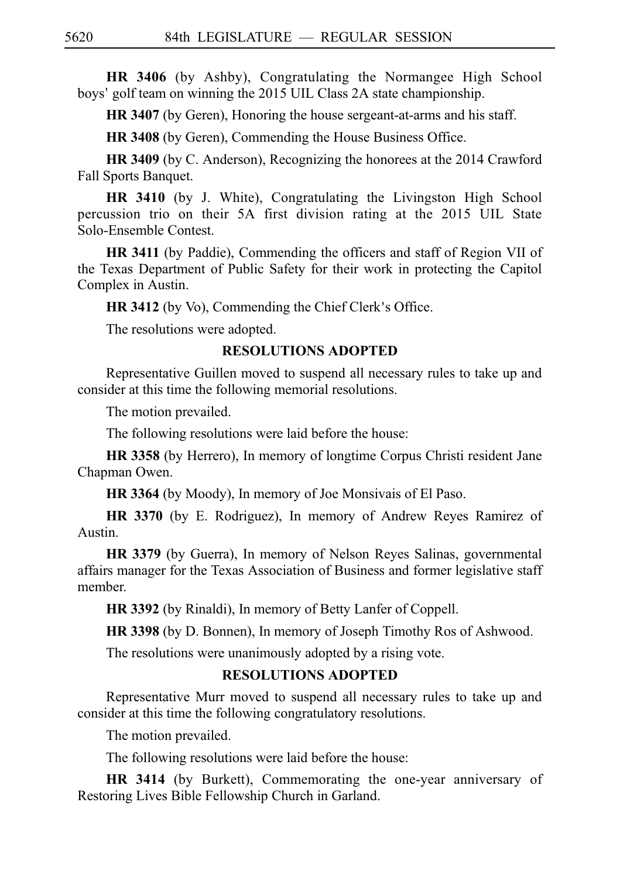**HR 3406** (by Ashby), Congratulating the Normangee High School boys' golf team on winning the 2015 UIL Class 2A state championship.

**HR 3407** (by Geren), Honoring the house sergeant-at-arms and his staff.

**HR 3408** (by Geren), Commending the House Business Office.

**HR 3409** (by C. Anderson), Recognizing the honorees at the 2014 Crawford Fall Sports Banquet.

**HR 3410** (by J. White), Congratulating the Livingston High School percussion trio on their 5A first division rating at the 2015 UIL State Solo-Ensemble Contest.

**HR 3411** (by Paddie), Commending the officers and staff of Region VII of the Texas Department of Public Safety for their work in protecting the Capitol Complex in Austin.

**HR 3412** (by Vo), Commending the Chief Clerk's Office.

The resolutions were adopted.

**RESOLUTIONS ADOPTED**

Representative Guillen moved to suspend all necessary rules to take up and consider at this time the following memorial resolutions.

The motion prevailed.

The following resolutions were laid before the house:

**HR 3358** (by Herrero), In memory of longtime Corpus Christi resident Jane Chapman Owen.

**HR 3364** (by Moody), In memory of Joe Monsivais of El Paso.

**HR 3370** (by E. Rodriguez), In memory of Andrew Reyes Ramirez of Austin.

**HR 3379** (by Guerra), In memory of Nelson Reyes Salinas, governmental affairs manager for the Texas Association of Business and former legislative staff member.

**HR 3392** (by Rinaldi), In memory of Betty Lanfer of Coppell.

**HR 3398** (by D. Bonnen), In memory of Joseph Timothy Ros of Ashwood.

The resolutions were unanimously adopted by a rising vote.

**RESOLUTIONS ADOPTED**

Representative Murr moved to suspend all necessary rules to take up and consider at this time the following congratulatory resolutions.

The motion prevailed.

The following resolutions were laid before the house:

**HR 3414** (by Burkett), Commemorating the one-year anniversary of Restoring Lives Bible Fellowship Church in Garland.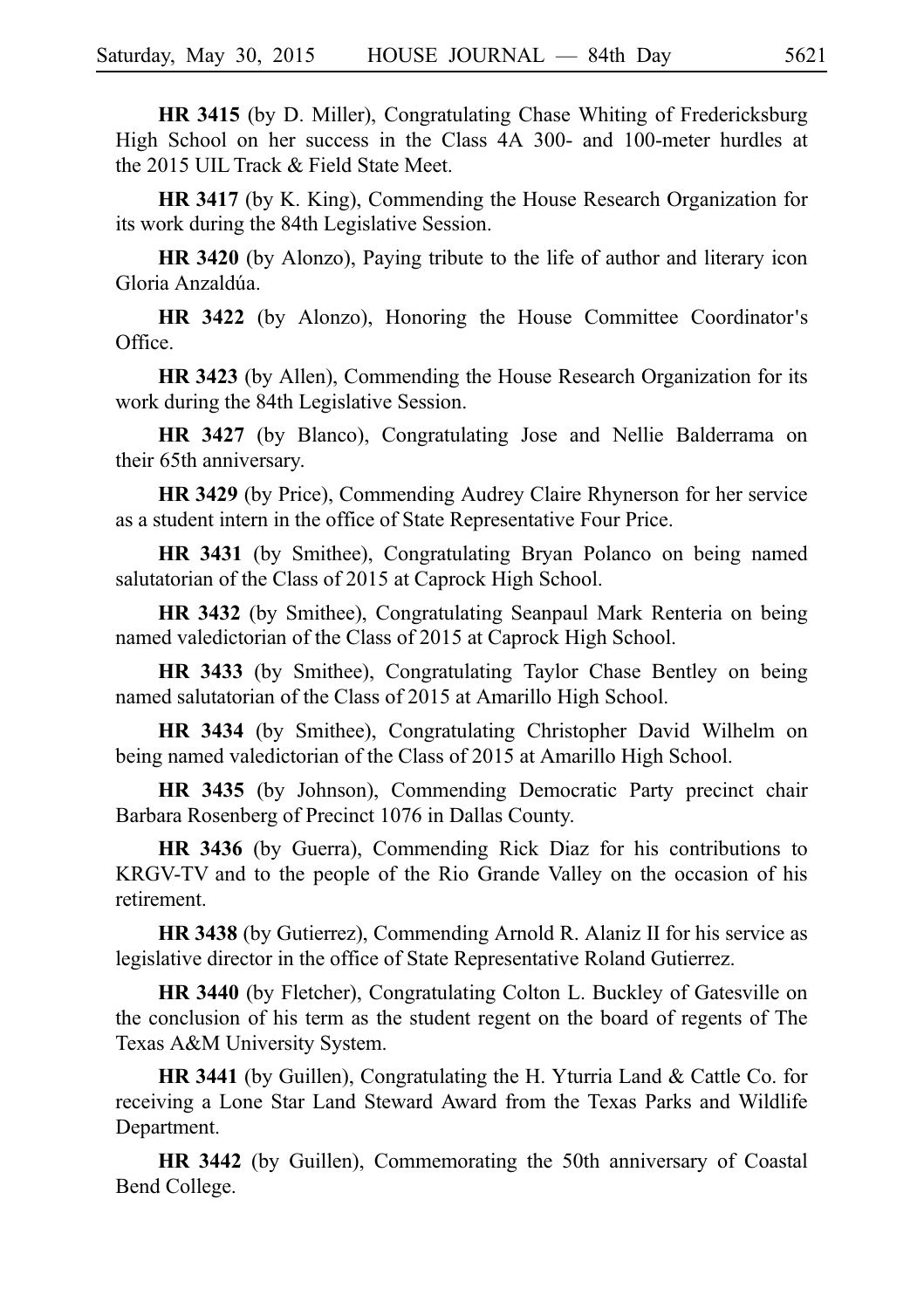**HR 3415** (by D. Miller), Congratulating Chase Whiting of Fredericksburg High School on her success in the Class 4A 300- and 100-meter hurdles at the 2015 UIL Track & Field State Meet.

**HR 3417** (by K. King), Commending the House Research Organization for its work during the 84th Legislative Session.

**HR 3420** (by Alonzo), Paying tribute to the life of author and literary icon Gloria Anzaldúa.

**HR 3422** (by Alonzo), Honoring the House Committee Coordinator's Office.

**HR 3423** (by Allen), Commending the House Research Organization for its work during the 84th Legislative Session.

**HR 3427** (by Blanco), Congratulating Jose and Nellie Balderrama on their 65th anniversary.

**HR 3429** (by Price), Commending Audrey Claire Rhynerson for her service as a student intern in the office of State Representative Four Price.

**HR 3431** (by Smithee), Congratulating Bryan Polanco on being named salutatorian of the Class of 2015 at Caprock High School.

**HR 3432** (by Smithee), Congratulating Seanpaul Mark Renteria on being named valedictorian of the Class of 2015 at Caprock High School.

**HR 3433** (by Smithee), Congratulating Taylor Chase Bentley on being named salutatorian of the Class of 2015 at Amarillo High School.

**HR 3434** (by Smithee), Congratulating Christopher David Wilhelm on being named valedictorian of the Class of 2015 at Amarillo High School.

**HR 3435** (by Johnson), Commending Democratic Party precinct chair Barbara Rosenberg of Precinct 1076 in Dallas County.

**HR 3436** (by Guerra), Commending Rick Diaz for his contributions to KRGV-TV and to the people of the Rio Grande Valley on the occasion of his retirement.

**HR 3438** (by Gutierrez), Commending Arnold R. Alaniz II for his service as legislative director in the office of State Representative Roland Gutierrez.

**HR 3440** (by Fletcher), Congratulating Colton L. Buckley of Gatesville on the conclusion of his term as the student regent on the board of regents of The Texas A&M University System.

**HR 3441** (by Guillen), Congratulating the H. Yturria Land & Cattle Co. for receiving a Lone Star Land Steward Award from the Texas Parks and Wildlife Department.

**HR 3442** (by Guillen), Commemorating the 50th anniversary of Coastal Bend College.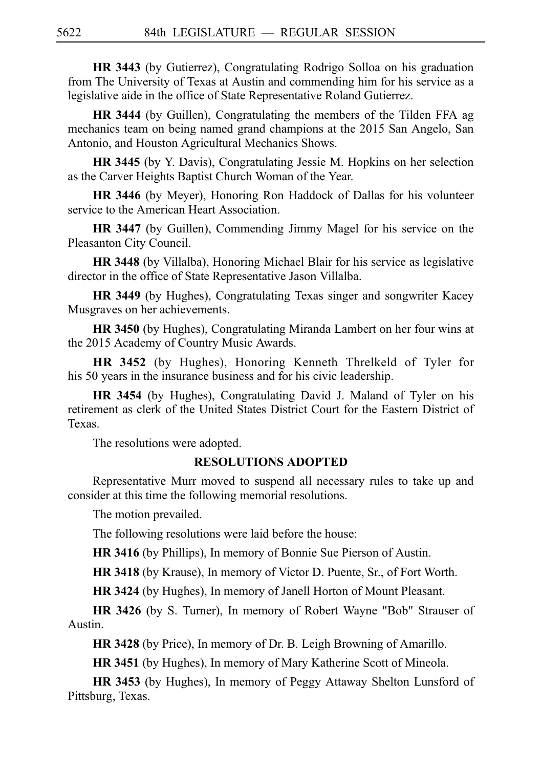**HR 3443** (by Gutierrez), Congratulating Rodrigo Solloa on his graduation from The University of Texas at Austin and commending him for his service as a legislative aide in the office of State Representative Roland Gutierrez.

**HR 3444** (by Guillen), Congratulating the members of the Tilden FFA ag mechanics team on being named grand champions at the 2015 San Angelo, San Antonio, and Houston Agricultural Mechanics Shows.

**HR 3445** (by Y. Davis), Congratulating Jessie M. Hopkins on her selection as the Carver Heights Baptist Church Woman of the Year.

**HR 3446** (by Meyer), Honoring Ron Haddock of Dallas for his volunteer service to the American Heart Association.

**HR 3447** (by Guillen), Commending Jimmy Magel for his service on the Pleasanton City Council.

**HR 3448** (by Villalba), Honoring Michael Blair for his service as legislative director in the office of State Representative Jason Villalba.

**HR 3449** (by Hughes), Congratulating Texas singer and songwriter Kacey Musgraves on her achievements.

**HR 3450** (by Hughes), Congratulating Miranda Lambert on her four wins at the 2015 Academy of Country Music Awards.

**HR 3452** (by Hughes), Honoring Kenneth Threlkeld of Tyler for his 50 years in the insurance business and for his civic leadership.

**HR 3454** (by Hughes), Congratulating David J. Maland of Tyler on his retirement as clerk of the United States District Court for the Eastern District of Texas.

The resolutions were adopted.

**RESOLUTIONS ADOPTED**

Representative Murr moved to suspend all necessary rules to take up and consider at this time the following memorial resolutions.

The motion prevailed.

The following resolutions were laid before the house:

**HR 3416** (by Phillips), In memory of Bonnie Sue Pierson of Austin.

**HR 3418** (by Krause), In memory of Victor D. Puente, Sr., of Fort Worth.

**HR 3424** (by Hughes), In memory of Janell Horton of Mount Pleasant.

**HR 3426** (by S. Turner), In memory of Robert Wayne "Bob" Strauser of Austin.

**HR 3428** (by Price), In memory of Dr. B. Leigh Browning of Amarillo.

**HR 3451** (by Hughes), In memory of Mary Katherine Scott of Mineola.

**HR 3453** (by Hughes), In memory of Peggy Attaway Shelton Lunsford of Pittsburg, Texas.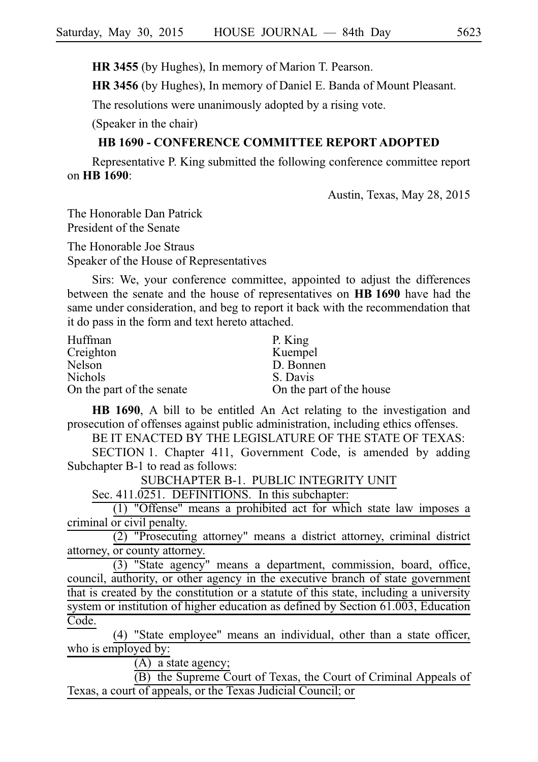**HR 3455** (by Hughes), In memory of Marion T. Pearson.

**HR 3456** (by Hughes), In memory of Daniel E. Banda of Mount Pleasant.

The resolutions were unanimously adopted by a rising vote.

(Speaker in the chair)

## HB 1690 - CONFERENCE COMMITTEE REPORT ADOPTED

Representative P. King submitted the following conference committee report on **HB 1690**:

Austin, Texas, May 28, 2015

The Honorable Dan Patrick
President of the Senate

The Honorable Joe Straus
Speaker of the House of Representatives

Sirs: We, your conference committee, appointed to adjust the differences between the senate and the house of representatives on **HB 1690** have had the same under consideration, and beg to report it back with the recommendation that it do pass in the form and text hereto attached.

| | |
|---|---|
| Huffman | P. King |
| Creighton | Kuempel |
| Nelson | D. Bonnen |
| Nichols | S. Davis |
| On the part of the senate | On the part of the house |

**HB 1690**, A bill to be entitled An Act relating to the investigation and prosecution of offenses against public administration, including ethics offenses.

BE IT ENACTED BY THE LEGISLATURE OF THE STATE OF TEXAS:

SECTION 1. Chapter 411, Government Code, is amended by adding Subchapter B-1 to read as follows:

SUBCHAPTER B-1. PUBLIC INTEGRITY UNIT

Sec. 411.0251. DEFINITIONS. In this subchapter:

(1) "Offense" means a prohibited act for which state law imposes a criminal or civil penalty.

(2) "Prosecuting attorney" means a district attorney, criminal district attorney, or county attorney.

(3) "State agency" means a department, commission, board, office, council, authority, or other agency in the executive branch of state government that is created by the constitution or a statute of this state, including a university system or institution of higher education as defined by Section 61.003, Education Code.

(4) "State employee" means an individual, other than a state officer, who is employed by:

(A) a state agency;

(B) the Supreme Court of Texas, the Court of Criminal Appeals of Texas, a court of appeals, or the Texas Judicial Council; or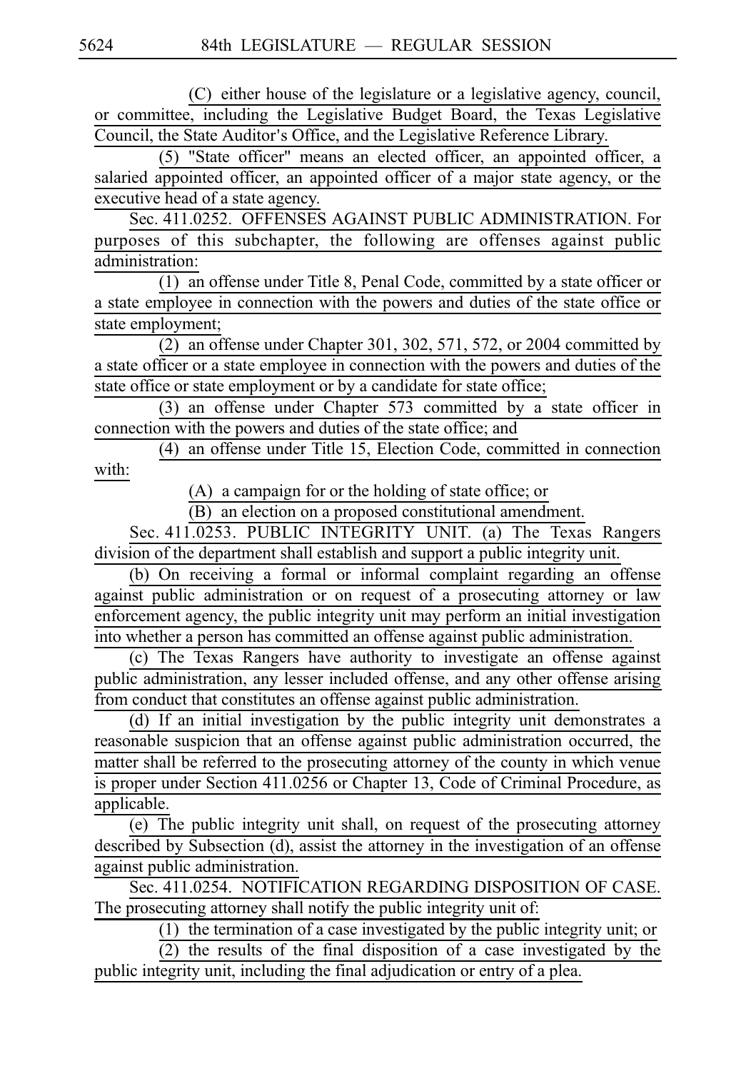(C) either house of the legislature or a legislative agency, council, or committee, including the Legislative Budget Board, the Texas Legislative Council, the State Auditor's Office, and the Legislative Reference Library.

(5) "State officer" means an elected officer, an appointed officer, a salaried appointed officer, an appointed officer of a major state agency, or the executive head of a state agency.

Sec. 411.0252. OFFENSES AGAINST PUBLIC ADMINISTRATION. For purposes of this subchapter, the following are offenses against public administration:

(1) an offense under Title 8, Penal Code, committed by a state officer or a state employee in connection with the powers and duties of the state office or state employment;

(2) an offense under Chapter 301, 302, 571, 572, or 2004 committed by a state officer or a state employee in connection with the powers and duties of the state office or state employment or by a candidate for state office;

(3) an offense under Chapter 573 committed by a state officer in connection with the powers and duties of the state office; and

(4) an offense under Title 15, Election Code, committed in connection with:

(A) a campaign for or the holding of state office; or

(B) an election on a proposed constitutional amendment.

Sec. 411.0253. PUBLIC INTEGRITY UNIT. (a) The Texas Rangers division of the department shall establish and support a public integrity unit.

(b) On receiving a formal or informal complaint regarding an offense against public administration or on request of a prosecuting attorney or law enforcement agency, the public integrity unit may perform an initial investigation into whether a person has committed an offense against public administration.

(c) The Texas Rangers have authority to investigate an offense against public administration, any lesser included offense, and any other offense arising from conduct that constitutes an offense against public administration.

(d) If an initial investigation by the public integrity unit demonstrates a reasonable suspicion that an offense against public administration occurred, the matter shall be referred to the prosecuting attorney of the county in which venue is proper under Section 411.0256 or Chapter 13, Code of Criminal Procedure, as applicable.

(e) The public integrity unit shall, on request of the prosecuting attorney described by Subsection (d), assist the attorney in the investigation of an offense against public administration.

Sec. 411.0254. NOTIFICATION REGARDING DISPOSITION OF CASE. The prosecuting attorney shall notify the public integrity unit of:

(1) the termination of a case investigated by the public integrity unit; or

(2) the results of the final disposition of a case investigated by the public integrity unit, including the final adjudication or entry of a plea.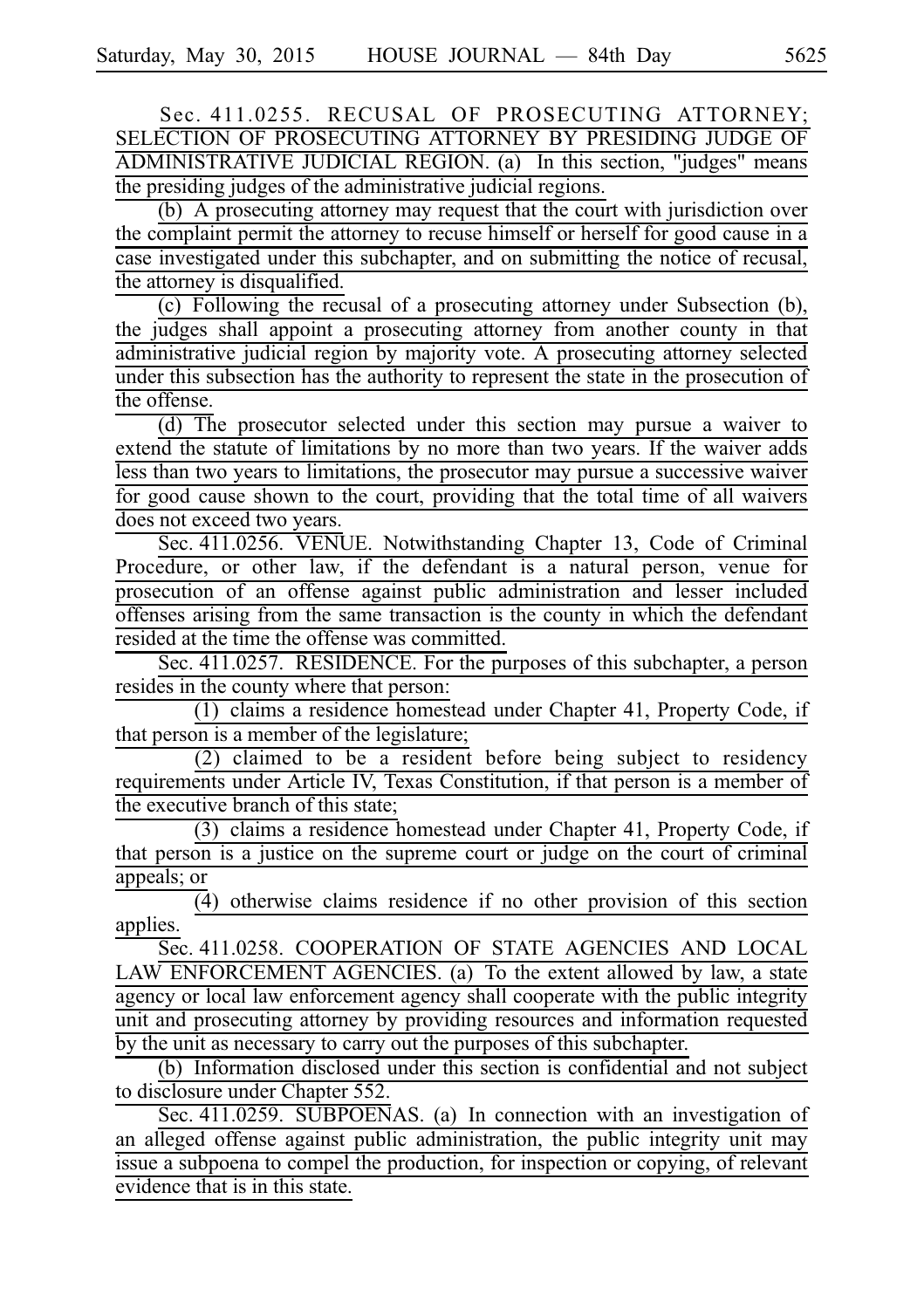Sec. 411.0255. RECUSAL OF PROSECUTING ATTORNEY; SELECTION OF PROSECUTING ATTORNEY BY PRESIDING JUDGE OF ADMINISTRATIVE JUDICIAL REGION. (a) In this section, "judges" means the presiding judges of the administrative judicial regions.

(b) A prosecuting attorney may request that the court with jurisdiction over the complaint permit the attorney to recuse himself or herself for good cause in a case investigated under this subchapter, and on submitting the notice of recusal, the attorney is disqualified.

(c) Following the recusal of a prosecuting attorney under Subsection (b), the judges shall appoint a prosecuting attorney from another county in that administrative judicial region by majority vote. A prosecuting attorney selected under this subsection has the authority to represent the state in the prosecution of the offense.

(d) The prosecutor selected under this section may pursue a waiver to extend the statute of limitations by no more than two years. If the waiver adds less than two years to limitations, the prosecutor may pursue a successive waiver for good cause shown to the court, providing that the total time of all waivers does not exceed two years.

Sec. 411.0256. VENUE. Notwithstanding Chapter 13, Code of Criminal Procedure, or other law, if the defendant is a natural person, venue for prosecution of an offense against public administration and lesser included offenses arising from the same transaction is the county in which the defendant resided at the time the offense was committed.

Sec. 411.0257. RESIDENCE. For the purposes of this subchapter, a person resides in the county where that person:

(1) claims a residence homestead under Chapter 41, Property Code, if that person is a member of the legislature;

(2) claimed to be a resident before being subject to residency requirements under Article IV, Texas Constitution, if that person is a member of the executive branch of this state;

(3) claims a residence homestead under Chapter 41, Property Code, if that person is a justice on the supreme court or judge on the court of criminal appeals; or

(4) otherwise claims residence if no other provision of this section applies.

Sec. 411.0258. COOPERATION OF STATE AGENCIES AND LOCAL LAW ENFORCEMENT AGENCIES. (a) To the extent allowed by law, a state agency or local law enforcement agency shall cooperate with the public integrity unit and prosecuting attorney by providing resources and information requested by the unit as necessary to carry out the purposes of this subchapter.

(b) Information disclosed under this section is confidential and not subject to disclosure under Chapter 552.

Sec. 411.0259. SUBPOENAS. (a) In connection with an investigation of an alleged offense against public administration, the public integrity unit may issue a subpoena to compel the production, for inspection or copying, of relevant evidence that is in this state.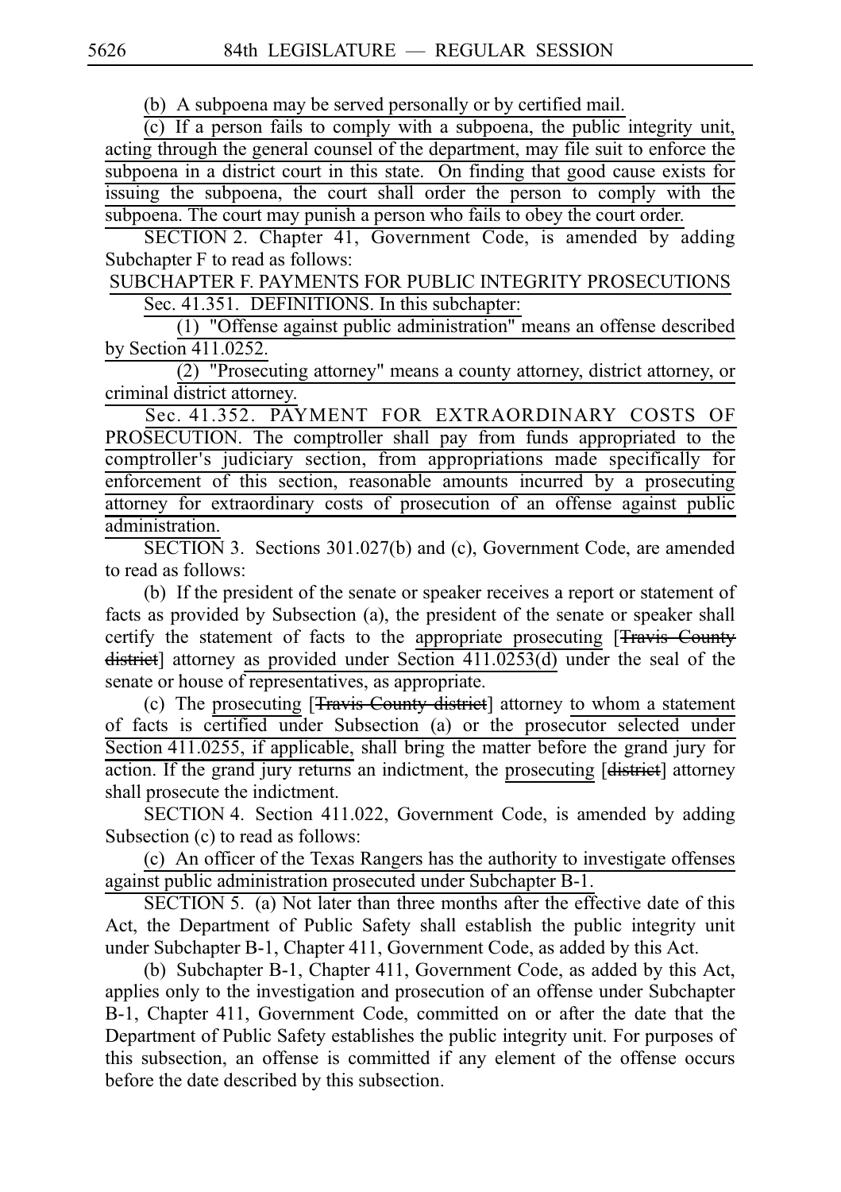(b) A subpoena may be served personally or by certified mail.

(c) If a person fails to comply with a subpoena, the public integrity unit, acting through the general counsel of the department, may file suit to enforce the subpoena in a district court in this state. On finding that good cause exists for issuing the subpoena, the court shall order the person to comply with the subpoena. The court may punish a person who fails to obey the court order.

SECTION 2. Chapter 41, Government Code, is amended by adding Subchapter F to read as follows:

SUBCHAPTER F. PAYMENTS FOR PUBLIC INTEGRITY PROSECUTIONS

Sec. 41.351. DEFINITIONS. In this subchapter:

(1) "Offense against public administration" means an offense described by Section 411.0252.

(2) "Prosecuting attorney" means a county attorney, district attorney, or criminal district attorney.

Sec. 41.352. PAYMENT FOR EXTRAORDINARY COSTS OF PROSECUTION. The comptroller shall pay from funds appropriated to the comptroller's judiciary section, from appropriations made specifically for enforcement of this section, reasonable amounts incurred by a prosecuting attorney for extraordinary costs of prosecution of an offense against public administration.

SECTION 3. Sections 301.027(b) and (c), Government Code, are amended to read as follows:

(b) If the president of the senate or speaker receives a report or statement of facts as provided by Subsection (a), the president of the senate or speaker shall certify the statement of facts to the appropriate prosecuting [~~Travis County district~~] attorney as provided under Section 411.0253(d) under the seal of the senate or house of representatives, as appropriate.

(c) The prosecuting [~~Travis County district~~] attorney to whom a statement of facts is certified under Subsection (a) or the prosecutor selected under Section 411.0255, if applicable, shall bring the matter before the grand jury for action. If the grand jury returns an indictment, the prosecuting [~~district~~] attorney shall prosecute the indictment.

SECTION 4. Section 411.022, Government Code, is amended by adding Subsection (c) to read as follows:

(c) An officer of the Texas Rangers has the authority to investigate offenses against public administration prosecuted under Subchapter B-1.

SECTION 5. (a) Not later than three months after the effective date of this Act, the Department of Public Safety shall establish the public integrity unit under Subchapter B-1, Chapter 411, Government Code, as added by this Act.

(b) Subchapter B-1, Chapter 411, Government Code, as added by this Act, applies only to the investigation and prosecution of an offense under Subchapter B-1, Chapter 411, Government Code, committed on or after the date that the Department of Public Safety establishes the public integrity unit. For purposes of this subsection, an offense is committed if any element of the offense occurs before the date described by this subsection.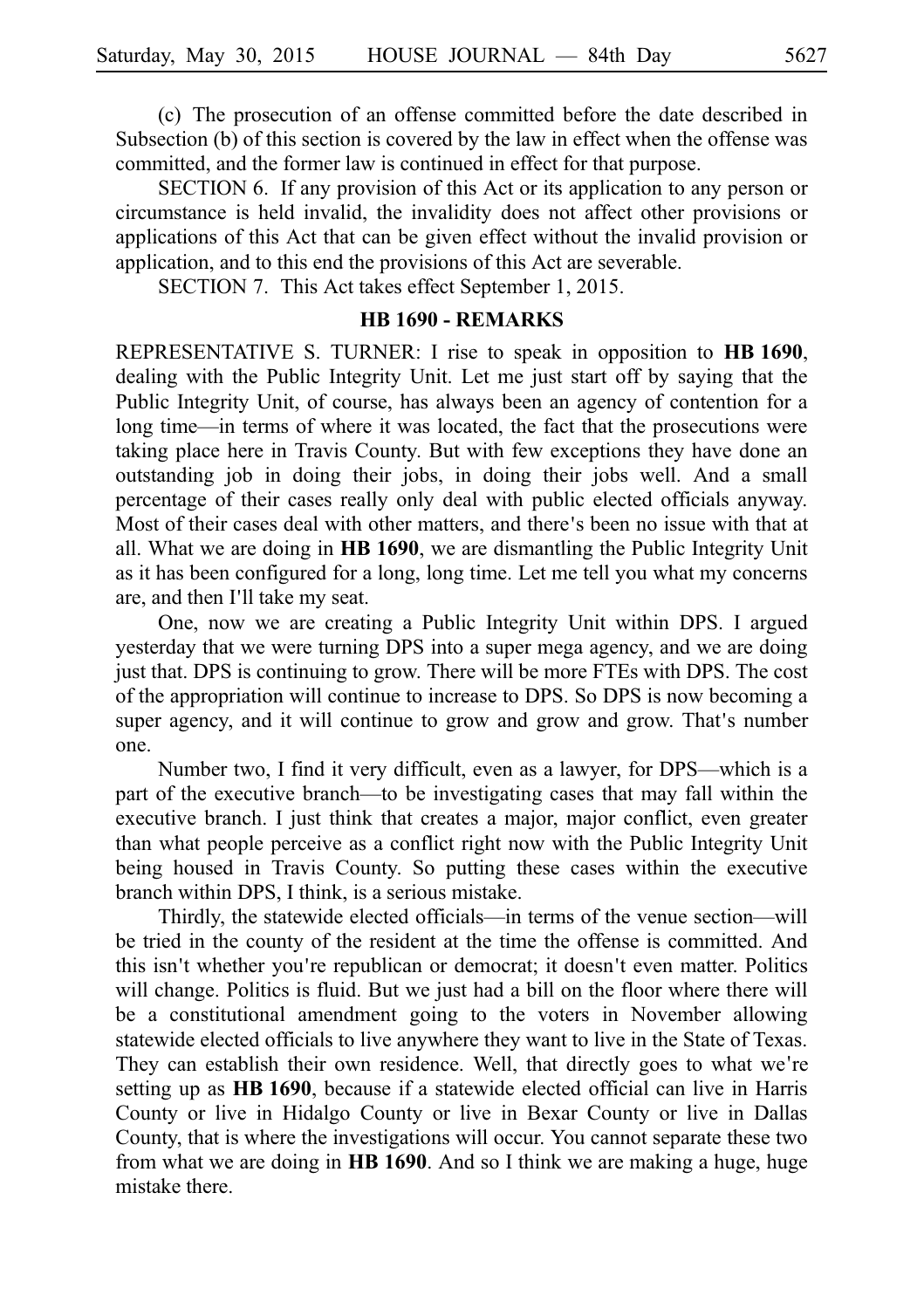(c) The prosecution of an offense committed before the date described in Subsection (b) of this section is covered by the law in effect when the offense was committed, and the former law is continued in effect for that purpose.

SECTION 6. If any provision of this Act or its application to any person or circumstance is held invalid, the invalidity does not affect other provisions or applications of this Act that can be given effect without the invalid provision or application, and to this end the provisions of this Act are severable.

SECTION 7. This Act takes effect September 1, 2015.

## HB 1690 - REMARKS

REPRESENTATIVE S. TURNER: I rise to speak in opposition to **HB 1690**, dealing with the Public Integrity Unit. Let me just start off by saying that the Public Integrity Unit, of course, has always been an agency of contention for a long time—in terms of where it was located, the fact that the prosecutions were taking place here in Travis County. But with few exceptions they have done an outstanding job in doing their jobs, in doing their jobs well. And a small percentage of their cases really only deal with public elected officials anyway. Most of their cases deal with other matters, and there's been no issue with that at all. What we are doing in **HB 1690**, we are dismantling the Public Integrity Unit as it has been configured for a long, long time. Let me tell you what my concerns are, and then I'll take my seat.

One, now we are creating a Public Integrity Unit within DPS. I argued yesterday that we were turning DPS into a super mega agency, and we are doing just that. DPS is continuing to grow. There will be more FTEs with DPS. The cost of the appropriation will continue to increase to DPS. So DPS is now becoming a super agency, and it will continue to grow and grow and grow. That's number one.

Number two, I find it very difficult, even as a lawyer, for DPS—which is a part of the executive branch—to be investigating cases that may fall within the executive branch. I just think that creates a major, major conflict, even greater than what people perceive as a conflict right now with the Public Integrity Unit being housed in Travis County. So putting these cases within the executive branch within DPS, I think, is a serious mistake.

Thirdly, the statewide elected officials—in terms of the venue section—will be tried in the county of the resident at the time the offense is committed. And this isn't whether you're republican or democrat; it doesn't even matter. Politics will change. Politics is fluid. But we just had a bill on the floor where there will be a constitutional amendment going to the voters in November allowing statewide elected officials to live anywhere they want to live in the State of Texas. They can establish their own residence. Well, that directly goes to what we're setting up as **HB 1690**, because if a statewide elected official can live in Harris County or live in Hidalgo County or live in Bexar County or live in Dallas County, that is where the investigations will occur. You cannot separate these two from what we are doing in **HB 1690**. And so I think we are making a huge, huge mistake there.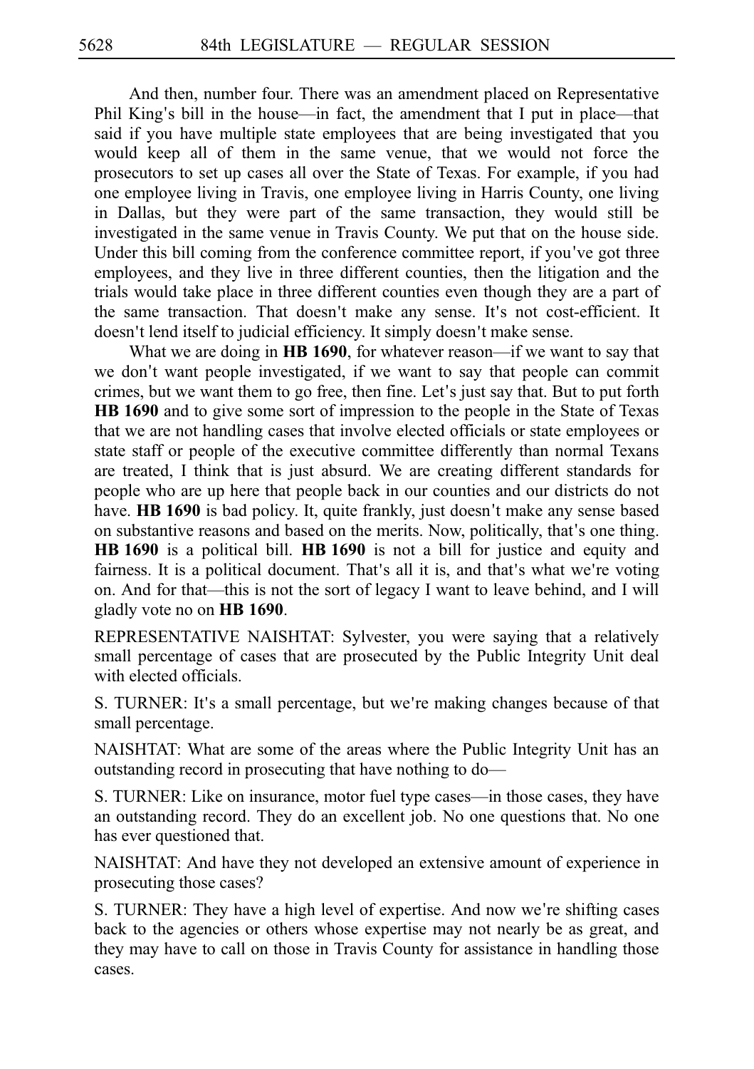And then, number four. There was an amendment placed on Representative Phil King's bill in the house—in fact, the amendment that I put in place—that said if you have multiple state employees that are being investigated that you would keep all of them in the same venue, that we would not force the prosecutors to set up cases all over the State of Texas. For example, if you had one employee living in Travis, one employee living in Harris County, one living in Dallas, but they were part of the same transaction, they would still be investigated in the same venue in Travis County. We put that on the house side. Under this bill coming from the conference committee report, if you've got three employees, and they live in three different counties, then the litigation and the trials would take place in three different counties even though they are a part of the same transaction. That doesn't make any sense. It's not cost-efficient. It doesn't lend itself to judicial efficiency. It simply doesn't make sense.

What we are doing in **HB 1690**, for whatever reason—if we want to say that we don't want people investigated, if we want to say that people can commit crimes, but we want them to go free, then fine. Let's just say that. But to put forth **HB 1690** and to give some sort of impression to the people in the State of Texas that we are not handling cases that involve elected officials or state employees or state staff or people of the executive committee differently than normal Texans are treated, I think that is just absurd. We are creating different standards for people who are up here that people back in our counties and our districts do not have. **HB 1690** is bad policy. It, quite frankly, just doesn't make any sense based on substantive reasons and based on the merits. Now, politically, that's one thing. **HB 1690** is a political bill. **HB 1690** is not a bill for justice and equity and fairness. It is a political document. That's all it is, and that's what we're voting on. And for that—this is not the sort of legacy I want to leave behind, and I will gladly vote no on **HB 1690**.

REPRESENTATIVE NAISHTAT: Sylvester, you were saying that a relatively small percentage of cases that are prosecuted by the Public Integrity Unit deal with elected officials.

S. TURNER: It's a small percentage, but we're making changes because of that small percentage.

NAISHTAT: What are some of the areas where the Public Integrity Unit has an outstanding record in prosecuting that have nothing to do—

S. TURNER: Like on insurance, motor fuel type cases—in those cases, they have an outstanding record. They do an excellent job. No one questions that. No one has ever questioned that.

NAISHTAT: And have they not developed an extensive amount of experience in prosecuting those cases?

S. TURNER: They have a high level of expertise. And now we're shifting cases back to the agencies or others whose expertise may not nearly be as great, and they may have to call on those in Travis County for assistance in handling those cases.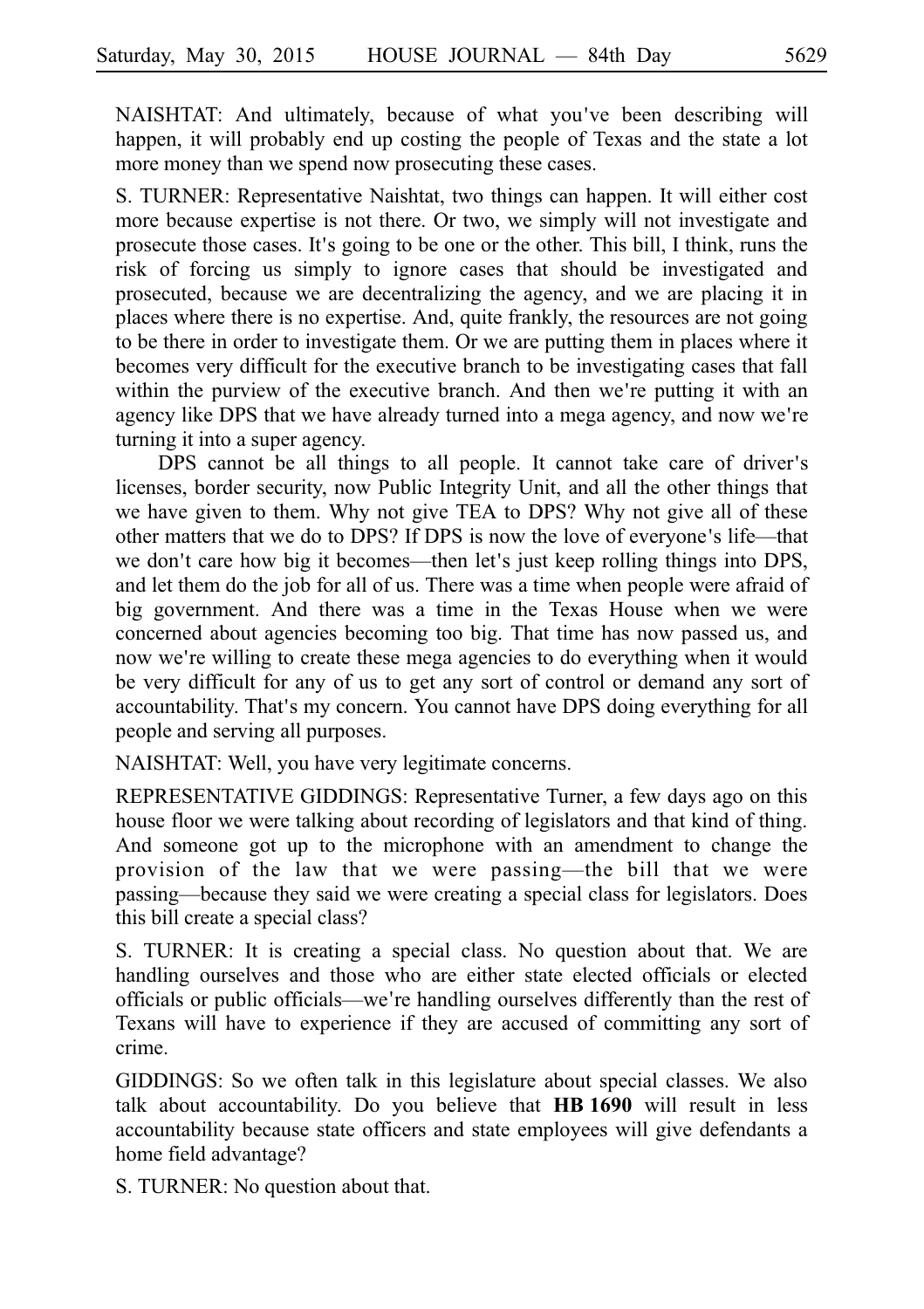NAISHTAT: And ultimately, because of what you've been describing will happen, it will probably end up costing the people of Texas and the state a lot more money than we spend now prosecuting these cases.

S. TURNER: Representative Naishtat, two things can happen. It will either cost more because expertise is not there. Or two, we simply will not investigate and prosecute those cases. It's going to be one or the other. This bill, I think, runs the risk of forcing us simply to ignore cases that should be investigated and prosecuted, because we are decentralizing the agency, and we are placing it in places where there is no expertise. And, quite frankly, the resources are not going to be there in order to investigate them. Or we are putting them in places where it becomes very difficult for the executive branch to be investigating cases that fall within the purview of the executive branch. And then we're putting it with an agency like DPS that we have already turned into a mega agency, and now we're turning it into a super agency.

DPS cannot be all things to all people. It cannot take care of driver's licenses, border security, now Public Integrity Unit, and all the other things that we have given to them. Why not give TEA to DPS? Why not give all of these other matters that we do to DPS? If DPS is now the love of everyone's life—that we don't care how big it becomes—then let's just keep rolling things into DPS, and let them do the job for all of us. There was a time when people were afraid of big government. And there was a time in the Texas House when we were concerned about agencies becoming too big. That time has now passed us, and now we're willing to create these mega agencies to do everything when it would be very difficult for any of us to get any sort of control or demand any sort of accountability. That's my concern. You cannot have DPS doing everything for all people and serving all purposes.

NAISHTAT: Well, you have very legitimate concerns.

REPRESENTATIVE GIDDINGS: Representative Turner, a few days ago on this house floor we were talking about recording of legislators and that kind of thing. And someone got up to the microphone with an amendment to change the provision of the law that we were passing—the bill that we were passing—because they said we were creating a special class for legislators. Does this bill create a special class?

S. TURNER: It is creating a special class. No question about that. We are handling ourselves and those who are either state elected officials or elected officials or public officials—we're handling ourselves differently than the rest of Texans will have to experience if they are accused of committing any sort of crime.

GIDDINGS: So we often talk in this legislature about special classes. We also talk about accountability. Do you believe that **HB 1690** will result in less accountability because state officers and state employees will give defendants a home field advantage?

S. TURNER: No question about that.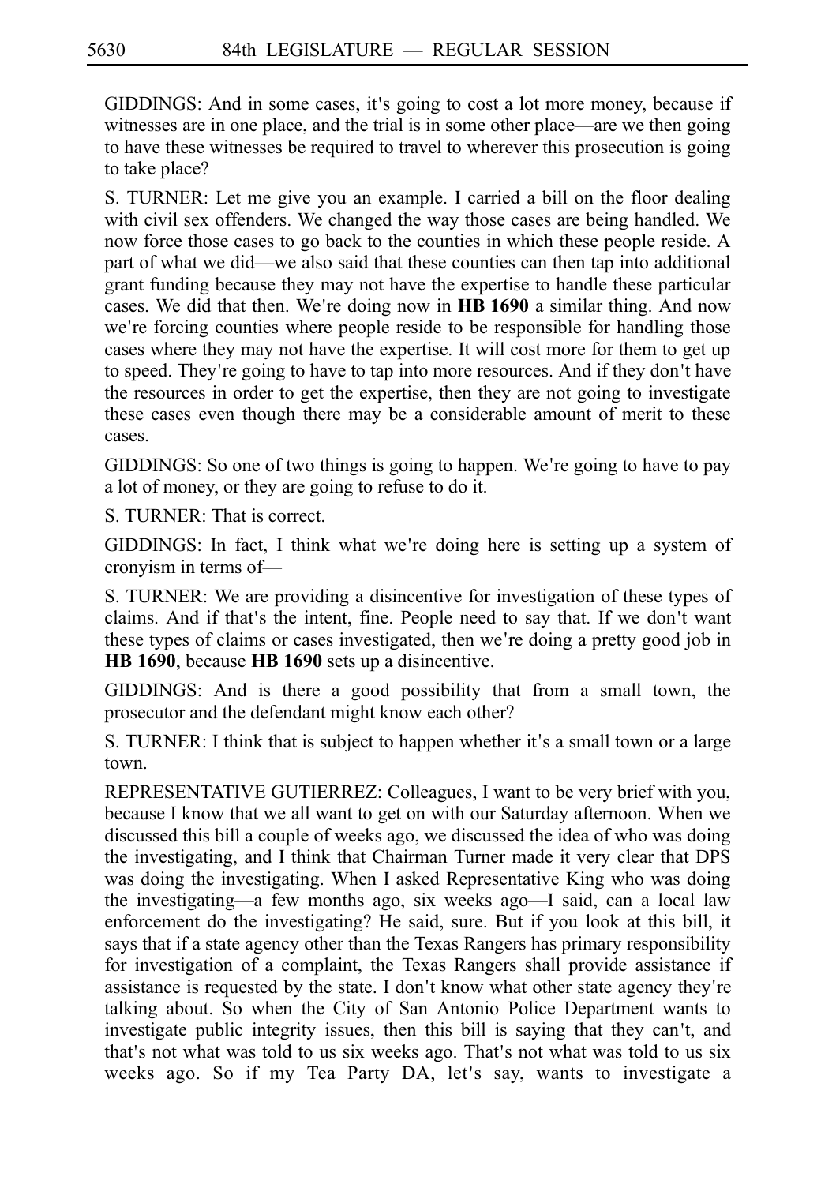GIDDINGS: And in some cases, it's going to cost a lot more money, because if witnesses are in one place, and the trial is in some other place—are we then going to have these witnesses be required to travel to wherever this prosecution is going to take place?

S. TURNER: Let me give you an example. I carried a bill on the floor dealing with civil sex offenders. We changed the way those cases are being handled. We now force those cases to go back to the counties in which these people reside. A part of what we did—we also said that these counties can then tap into additional grant funding because they may not have the expertise to handle these particular cases. We did that then. We're doing now in **HB 1690** a similar thing. And now we're forcing counties where people reside to be responsible for handling those cases where they may not have the expertise. It will cost more for them to get up to speed. They're going to have to tap into more resources. And if they don't have the resources in order to get the expertise, then they are not going to investigate these cases even though there may be a considerable amount of merit to these cases.

GIDDINGS: So one of two things is going to happen. We're going to have to pay a lot of money, or they are going to refuse to do it.

S. TURNER: That is correct.

GIDDINGS: In fact, I think what we're doing here is setting up a system of cronyism in terms of—

S. TURNER: We are providing a disincentive for investigation of these types of claims. And if that's the intent, fine. People need to say that. If we don't want these types of claims or cases investigated, then we're doing a pretty good job in **HB 1690**, because **HB 1690** sets up a disincentive.

GIDDINGS: And is there a good possibility that from a small town, the prosecutor and the defendant might know each other?

S. TURNER: I think that is subject to happen whether it's a small town or a large town.

REPRESENTATIVE GUTIERREZ: Colleagues, I want to be very brief with you, because I know that we all want to get on with our Saturday afternoon. When we discussed this bill a couple of weeks ago, we discussed the idea of who was doing the investigating, and I think that Chairman Turner made it very clear that DPS was doing the investigating. When I asked Representative King who was doing the investigating—a few months ago, six weeks ago—I said, can a local law enforcement do the investigating? He said, sure. But if you look at this bill, it says that if a state agency other than the Texas Rangers has primary responsibility for investigation of a complaint, the Texas Rangers shall provide assistance if assistance is requested by the state. I don't know what other state agency they're talking about. So when the City of San Antonio Police Department wants to investigate public integrity issues, then this bill is saying that they can't, and that's not what was told to us six weeks ago. That's not what was told to us six weeks ago. So if my Tea Party DA, let's say, wants to investigate a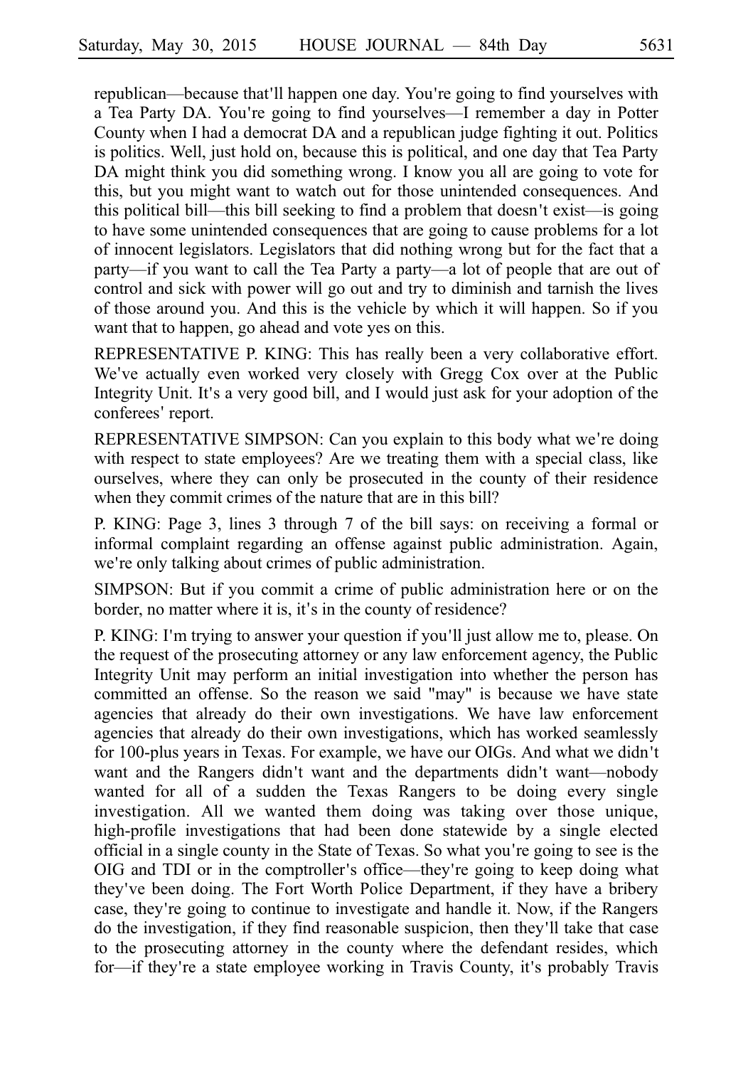republican—because that'll happen one day. You're going to find yourselves with a Tea Party DA. You're going to find yourselves—I remember a day in Potter County when I had a democrat DA and a republican judge fighting it out. Politics is politics. Well, just hold on, because this is political, and one day that Tea Party DA might think you did something wrong. I know you all are going to vote for this, but you might want to watch out for those unintended consequences. And this political bill—this bill seeking to find a problem that doesn't exist—is going to have some unintended consequences that are going to cause problems for a lot of innocent legislators. Legislators that did nothing wrong but for the fact that a party—if you want to call the Tea Party a party—a lot of people that are out of control and sick with power will go out and try to diminish and tarnish the lives of those around you. And this is the vehicle by which it will happen. So if you want that to happen, go ahead and vote yes on this.

REPRESENTATIVE P. KING: This has really been a very collaborative effort. We've actually even worked very closely with Gregg Cox over at the Public Integrity Unit. It's a very good bill, and I would just ask for your adoption of the conferees' report.

REPRESENTATIVE SIMPSON: Can you explain to this body what we're doing with respect to state employees? Are we treating them with a special class, like ourselves, where they can only be prosecuted in the county of their residence when they commit crimes of the nature that are in this bill?

P. KING: Page 3, lines 3 through 7 of the bill says: on receiving a formal or informal complaint regarding an offense against public administration. Again, we're only talking about crimes of public administration.

SIMPSON: But if you commit a crime of public administration here or on the border, no matter where it is, it's in the county of residence?

P. KING: I'm trying to answer your question if you'll just allow me to, please. On the request of the prosecuting attorney or any law enforcement agency, the Public Integrity Unit may perform an initial investigation into whether the person has committed an offense. So the reason we said "may" is because we have state agencies that already do their own investigations. We have law enforcement agencies that already do their own investigations, which has worked seamlessly for 100-plus years in Texas. For example, we have our OIGs. And what we didn't want and the Rangers didn't want and the departments didn't want—nobody wanted for all of a sudden the Texas Rangers to be doing every single investigation. All we wanted them doing was taking over those unique, high-profile investigations that had been done statewide by a single elected official in a single county in the State of Texas. So what you're going to see is the OIG and TDI or in the comptroller's office—they're going to keep doing what they've been doing. The Fort Worth Police Department, if they have a bribery case, they're going to continue to investigate and handle it. Now, if the Rangers do the investigation, if they find reasonable suspicion, then they'll take that case to the prosecuting attorney in the county where the defendant resides, which for—if they're a state employee working in Travis County, it's probably Travis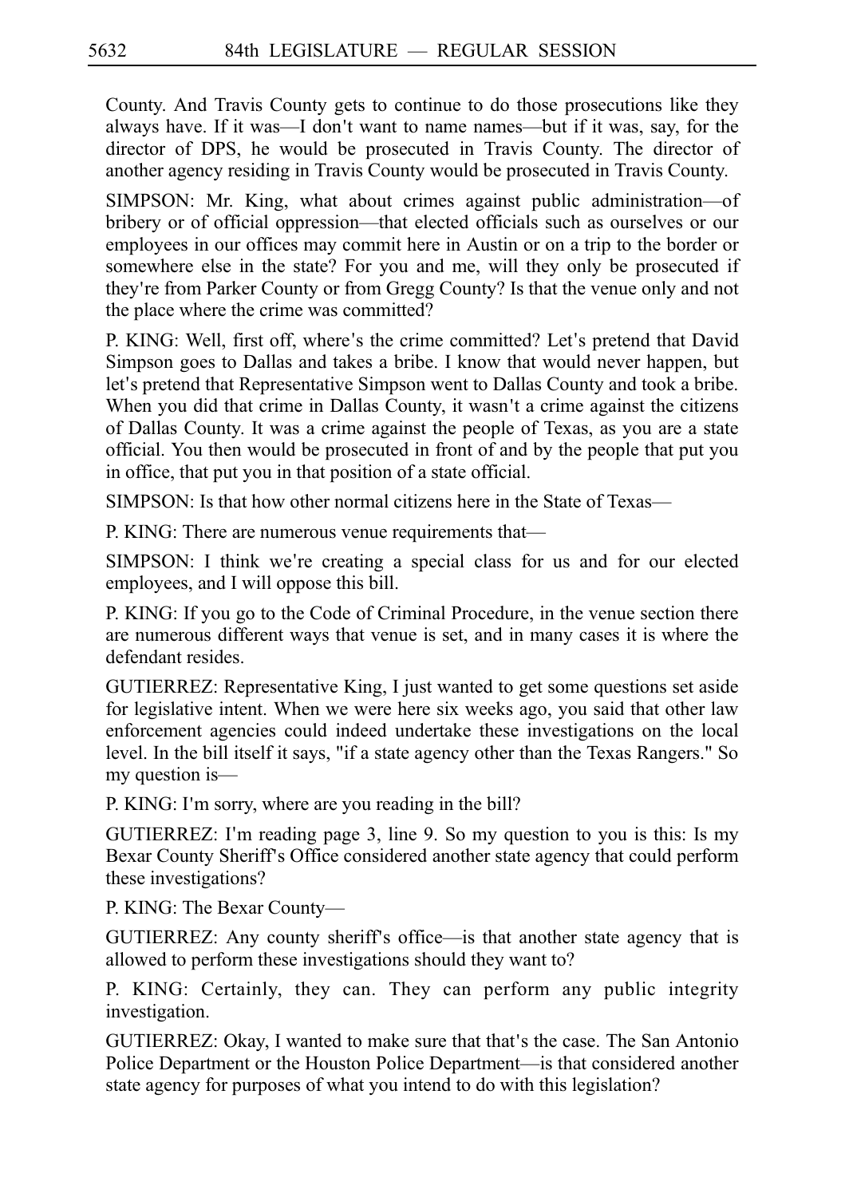County. And Travis County gets to continue to do those prosecutions like they always have. If it was—I don't want to name names—but if it was, say, for the director of DPS, he would be prosecuted in Travis County. The director of another agency residing in Travis County would be prosecuted in Travis County.

SIMPSON: Mr. King, what about crimes against public administration—of bribery or of official oppression—that elected officials such as ourselves or our employees in our offices may commit here in Austin or on a trip to the border or somewhere else in the state? For you and me, will they only be prosecuted if they're from Parker County or from Gregg County? Is that the venue only and not the place where the crime was committed?

P. KING: Well, first off, where's the crime committed? Let's pretend that David Simpson goes to Dallas and takes a bribe. I know that would never happen, but let's pretend that Representative Simpson went to Dallas County and took a bribe. When you did that crime in Dallas County, it wasn't a crime against the citizens of Dallas County. It was a crime against the people of Texas, as you are a state official. You then would be prosecuted in front of and by the people that put you in office, that put you in that position of a state official.

SIMPSON: Is that how other normal citizens here in the State of Texas—

P. KING: There are numerous venue requirements that—

SIMPSON: I think we're creating a special class for us and for our elected employees, and I will oppose this bill.

P. KING: If you go to the Code of Criminal Procedure, in the venue section there are numerous different ways that venue is set, and in many cases it is where the defendant resides.

GUTIERREZ: Representative King, I just wanted to get some questions set aside for legislative intent. When we were here six weeks ago, you said that other law enforcement agencies could indeed undertake these investigations on the local level. In the bill itself it says, "if a state agency other than the Texas Rangers." So my question is—

P. KING: I'm sorry, where are you reading in the bill?

GUTIERREZ: I'm reading page 3, line 9. So my question to you is this: Is my Bexar County Sheriff's Office considered another state agency that could perform these investigations?

P. KING: The Bexar County—

GUTIERREZ: Any county sheriff's office—is that another state agency that is allowed to perform these investigations should they want to?

P. KING: Certainly, they can. They can perform any public integrity investigation.

GUTIERREZ: Okay, I wanted to make sure that that's the case. The San Antonio Police Department or the Houston Police Department—is that considered another state agency for purposes of what you intend to do with this legislation?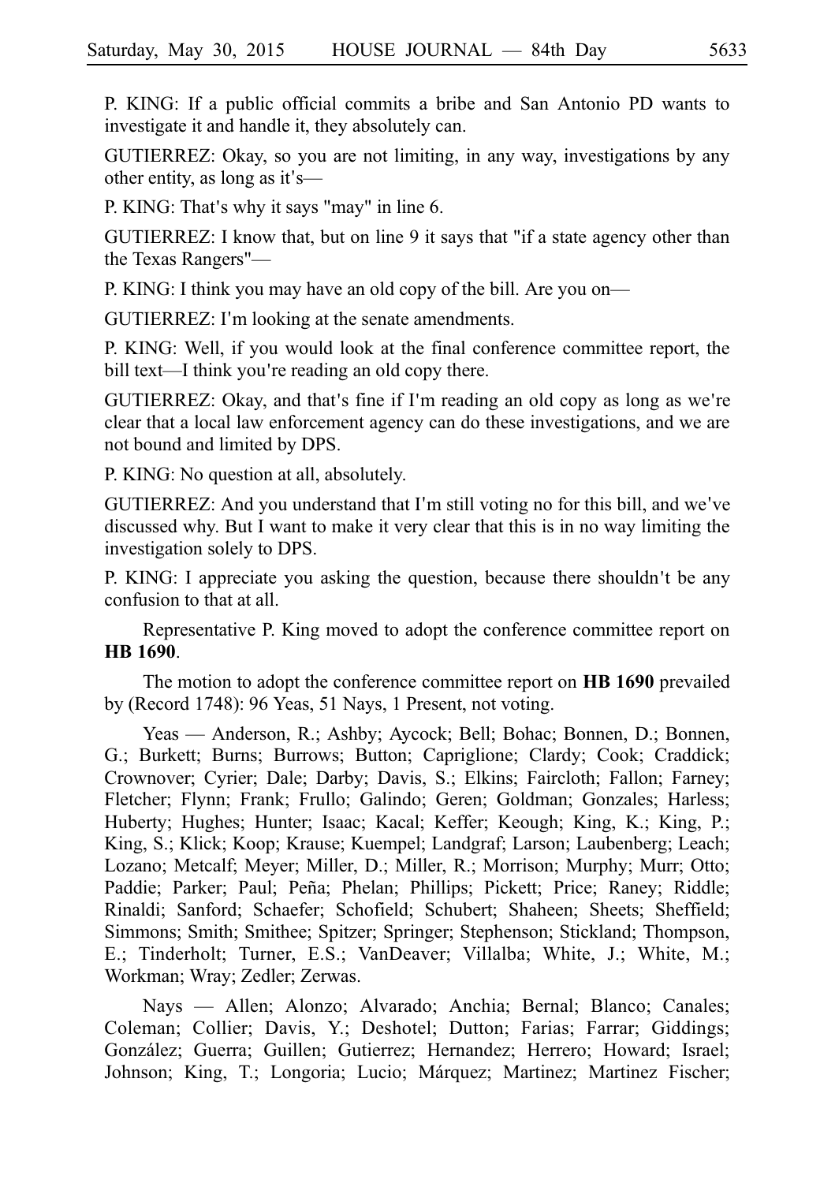P. KING: If a public official commits a bribe and San Antonio PD wants to investigate it and handle it, they absolutely can.

GUTIERREZ: Okay, so you are not limiting, in any way, investigations by any other entity, as long as it's—

P. KING: That's why it says "may" in line 6.

GUTIERREZ: I know that, but on line 9 it says that "if a state agency other than the Texas Rangers"—

P. KING: I think you may have an old copy of the bill. Are you on—

GUTIERREZ: I'm looking at the senate amendments.

P. KING: Well, if you would look at the final conference committee report, the bill text—I think you're reading an old copy there.

GUTIERREZ: Okay, and that's fine if I'm reading an old copy as long as we're clear that a local law enforcement agency can do these investigations, and we are not bound and limited by DPS.

P. KING: No question at all, absolutely.

GUTIERREZ: And you understand that I'm still voting no for this bill, and we've discussed why. But I want to make it very clear that this is in no way limiting the investigation solely to DPS.

P. KING: I appreciate you asking the question, because there shouldn't be any confusion to that at all.

Representative P. King moved to adopt the conference committee report on **HB 1690**.

The motion to adopt the conference committee report on **HB 1690** prevailed by (Record 1748): 96 Yeas, 51 Nays, 1 Present, not voting.

Yeas — Anderson, R.; Ashby; Aycock; Bell; Bohac; Bonnen, D.; Bonnen, G.; Burkett; Burns; Burrows; Button; Capriglione; Clardy; Cook; Craddick; Crownover; Cyrier; Dale; Darby; Davis, S.; Elkins; Faircloth; Fallon; Farney; Fletcher; Flynn; Frank; Frullo; Galindo; Geren; Goldman; Gonzales; Harless; Huberty; Hughes; Hunter; Isaac; Kacal; Keffer; Keough; King, K.; King, P.; King, S.; Klick; Koop; Krause; Kuempel; Landgraf; Larson; Laubenberg; Leach; Lozano; Metcalf; Meyer; Miller, D.; Miller, R.; Morrison; Murphy; Murr; Otto; Paddie; Parker; Paul; Peña; Phelan; Phillips; Pickett; Price; Raney; Riddle; Rinaldi; Sanford; Schaefer; Schofield; Schubert; Shaheen; Sheets; Sheffield; Simmons; Smith; Smithee; Spitzer; Springer; Stephenson; Stickland; Thompson, E.; Tinderholt; Turner, E.S.; VanDeaver; Villalba; White, J.; White, M.; Workman; Wray; Zedler; Zerwas.

Nays — Allen; Alonzo; Alvarado; Anchia; Bernal; Blanco; Canales; Coleman; Collier; Davis, Y.; Deshotel; Dutton; Farias; Farrar; Giddings; González; Guerra; Guillen; Gutierrez; Hernandez; Herrero; Howard; Israel; Johnson; King, T.; Longoria; Lucio; Márquez; Martinez; Martinez Fischer;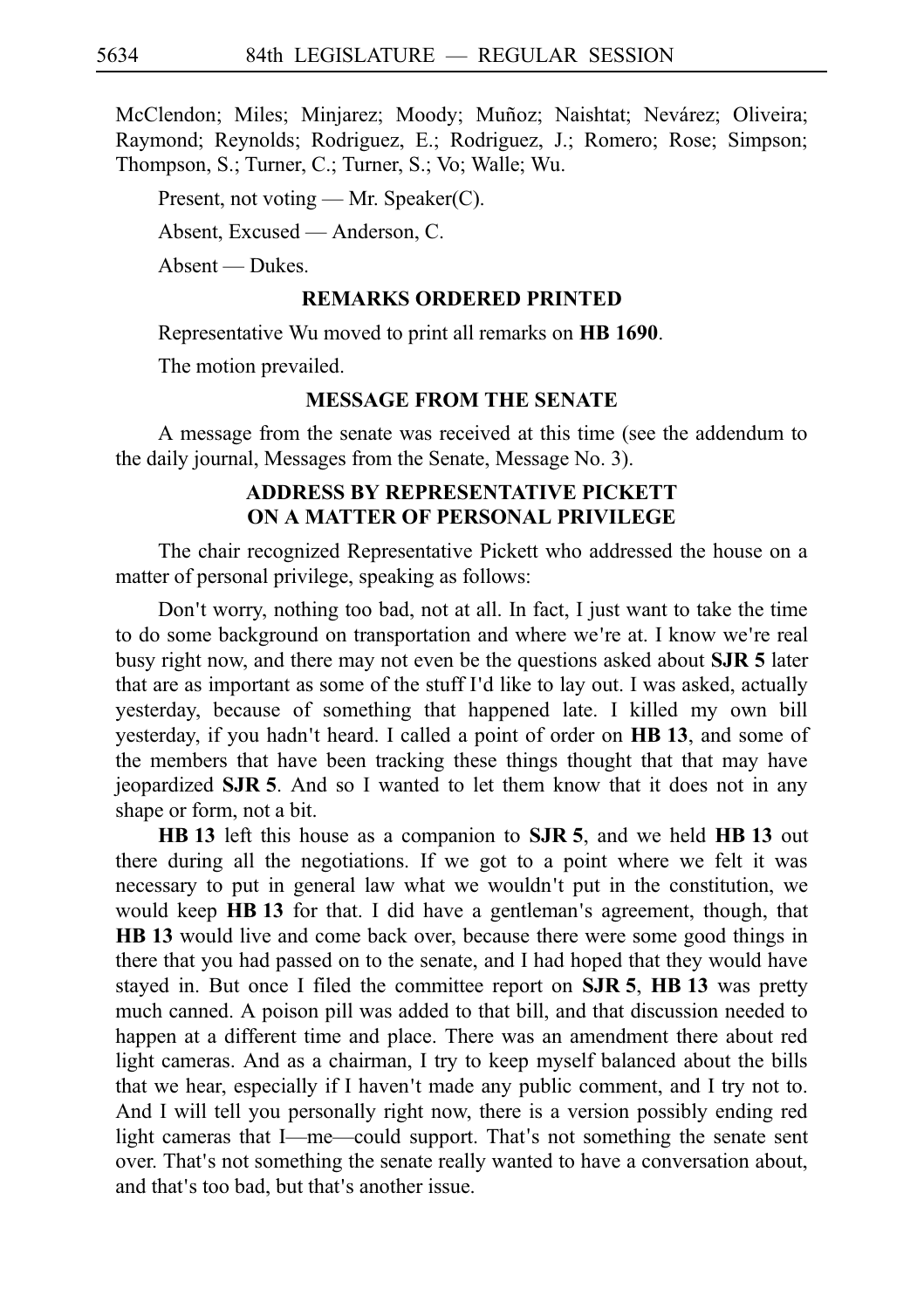McClendon; Miles; Minjarez; Moody; Muñoz; Naishtat; Nevárez; Oliveira; Raymond; Reynolds; Rodriguez, E.; Rodriguez, J.; Romero; Rose; Simpson; Thompson, S.; Turner, C.; Turner, S.; Vo; Walle; Wu.

Present, not voting — Mr. Speaker(C).

Absent, Excused — Anderson, C.

Absent — Dukes.

### REMARKS ORDERED PRINTED

Representative Wu moved to print all remarks on **HB 1690**.

The motion prevailed.

### MESSAGE FROM THE SENATE

A message from the senate was received at this time (see the addendum to the daily journal, Messages from the Senate, Message No. 3).

### ADDRESS BY REPRESENTATIVE PICKETT ON A MATTER OF PERSONAL PRIVILEGE

The chair recognized Representative Pickett who addressed the house on a matter of personal privilege, speaking as follows:

Don't worry, nothing too bad, not at all. In fact, I just want to take the time to do some background on transportation and where we're at. I know we're real busy right now, and there may not even be the questions asked about **SJR 5** later that are as important as some of the stuff I'd like to lay out. I was asked, actually yesterday, because of something that happened late. I killed my own bill yesterday, if you hadn't heard. I called a point of order on **HB 13**, and some of the members that have been tracking these things thought that that may have jeopardized **SJR 5**. And so I wanted to let them know that it does not in any shape or form, not a bit.

**HB 13** left this house as a companion to **SJR 5**, and we held **HB 13** out there during all the negotiations. If we got to a point where we felt it was necessary to put in general law what we wouldn't put in the constitution, we would keep **HB 13** for that. I did have a gentleman's agreement, though, that **HB 13** would live and come back over, because there were some good things in there that you had passed on to the senate, and I had hoped that they would have stayed in. But once I filed the committee report on **SJR 5**, **HB 13** was pretty much canned. A poison pill was added to that bill, and that discussion needed to happen at a different time and place. There was an amendment there about red light cameras. And as a chairman, I try to keep myself balanced about the bills that we hear, especially if I haven't made any public comment, and I try not to. And I will tell you personally right now, there is a version possibly ending red light cameras that I—me—could support. That's not something the senate sent over. That's not something the senate really wanted to have a conversation about, and that's too bad, but that's another issue.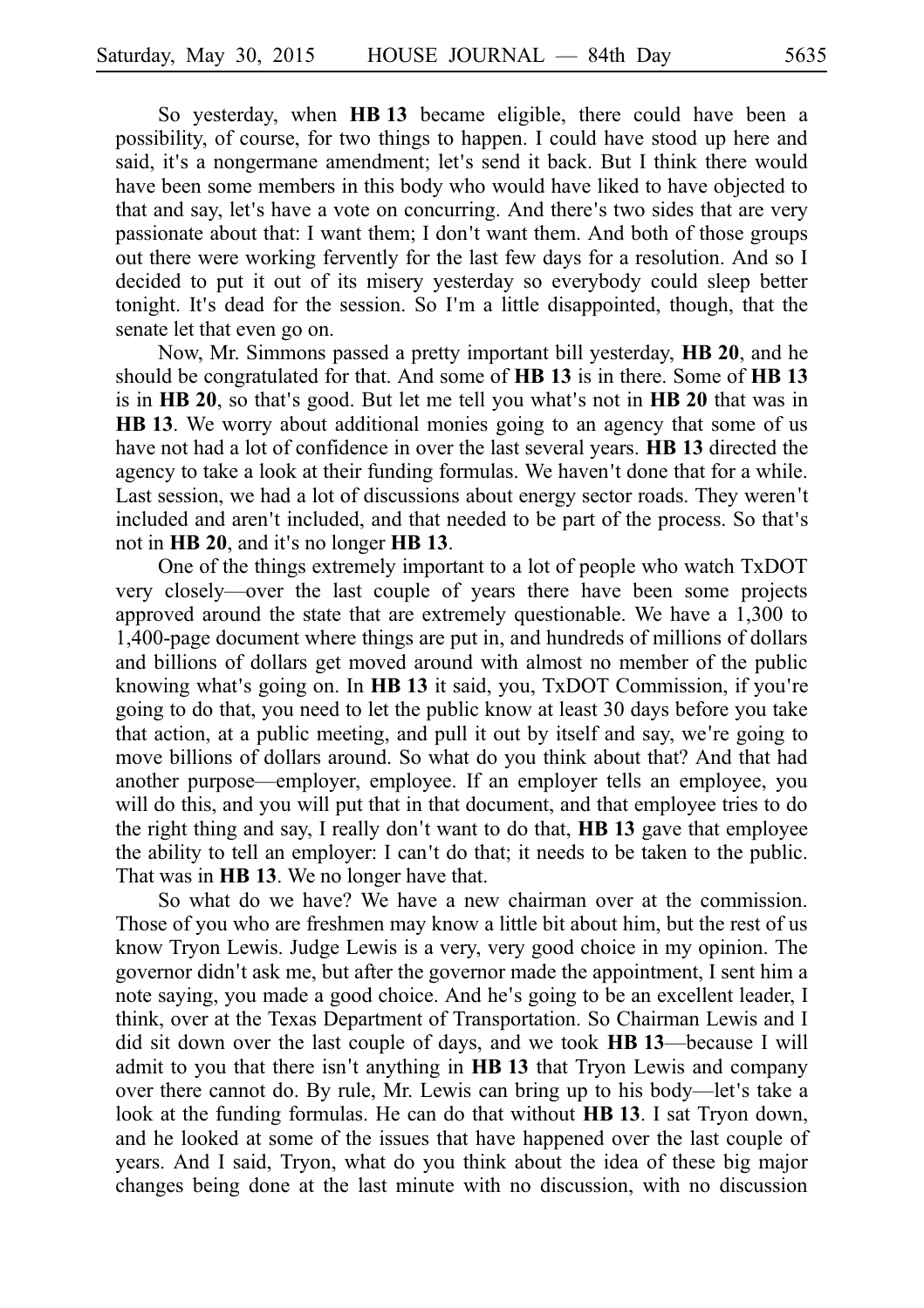So yesterday, when **HB 13** became eligible, there could have been a possibility, of course, for two things to happen. I could have stood up here and said, it's a nongermane amendment; let's send it back. But I think there would have been some members in this body who would have liked to have objected to that and say, let's have a vote on concurring. And there's two sides that are very passionate about that: I want them; I don't want them. And both of those groups out there were working fervently for the last few days for a resolution. And so I decided to put it out of its misery yesterday so everybody could sleep better tonight. It's dead for the session. So I'm a little disappointed, though, that the senate let that even go on.

Now, Mr. Simmons passed a pretty important bill yesterday, **HB 20**, and he should be congratulated for that. And some of **HB 13** is in there. Some of **HB 13** is in **HB 20**, so that's good. But let me tell you what's not in **HB 20** that was in **HB 13**. We worry about additional monies going to an agency that some of us have not had a lot of confidence in over the last several years. **HB 13** directed the agency to take a look at their funding formulas. We haven't done that for a while. Last session, we had a lot of discussions about energy sector roads. They weren't included and aren't included, and that needed to be part of the process. So that's not in **HB 20**, and it's no longer **HB 13**.

One of the things extremely important to a lot of people who watch TxDOT very closely—over the last couple of years there have been some projects approved around the state that are extremely questionable. We have a 1,300 to 1,400-page document where things are put in, and hundreds of millions of dollars and billions of dollars get moved around with almost no member of the public knowing what's going on. In **HB 13** it said, you, TxDOT Commission, if you're going to do that, you need to let the public know at least 30 days before you take that action, at a public meeting, and pull it out by itself and say, we're going to move billions of dollars around. So what do you think about that? And that had another purpose—employer, employee. If an employer tells an employee, you will do this, and you will put that in that document, and that employee tries to do the right thing and say, I really don't want to do that, **HB 13** gave that employee the ability to tell an employer: I can't do that; it needs to be taken to the public. That was in **HB 13**. We no longer have that.

So what do we have? We have a new chairman over at the commission. Those of you who are freshmen may know a little bit about him, but the rest of us know Tryon Lewis. Judge Lewis is a very, very good choice in my opinion. The governor didn't ask me, but after the governor made the appointment, I sent him a note saying, you made a good choice. And he's going to be an excellent leader, I think, over at the Texas Department of Transportation. So Chairman Lewis and I did sit down over the last couple of days, and we took **HB 13**—because I will admit to you that there isn't anything in **HB 13** that Tryon Lewis and company over there cannot do. By rule, Mr. Lewis can bring up to his body—let's take a look at the funding formulas. He can do that without **HB 13**. I sat Tryon down, and he looked at some of the issues that have happened over the last couple of years. And I said, Tryon, what do you think about the idea of these big major changes being done at the last minute with no discussion, with no discussion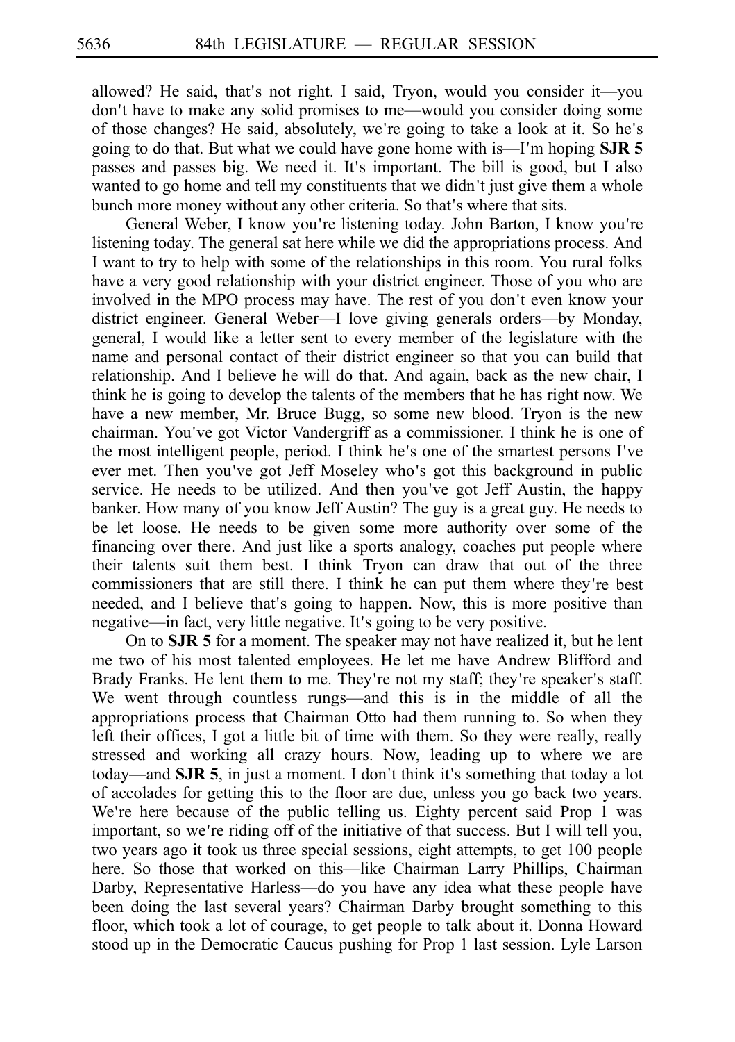allowed? He said, that's not right. I said, Tryon, would you consider it—you don't have to make any solid promises to me—would you consider doing some of those changes? He said, absolutely, we're going to take a look at it. So he's going to do that. But what we could have gone home with is—I'm hoping **SJR 5** passes and passes big. We need it. It's important. The bill is good, but I also wanted to go home and tell my constituents that we didn't just give them a whole bunch more money without any other criteria. So that's where that sits.

General Weber, I know you're listening today. John Barton, I know you're listening today. The general sat here while we did the appropriations process. And I want to try to help with some of the relationships in this room. You rural folks have a very good relationship with your district engineer. Those of you who are involved in the MPO process may have. The rest of you don't even know your district engineer. General Weber—I love giving generals orders—by Monday, general, I would like a letter sent to every member of the legislature with the name and personal contact of their district engineer so that you can build that relationship. And I believe he will do that. And again, back as the new chair, I think he is going to develop the talents of the members that he has right now. We have a new member, Mr. Bruce Bugg, so some new blood. Tryon is the new chairman. You've got Victor Vandergriff as a commissioner. I think he is one of the most intelligent people, period. I think he's one of the smartest persons I've ever met. Then you've got Jeff Moseley who's got this background in public service. He needs to be utilized. And then you've got Jeff Austin, the happy banker. How many of you know Jeff Austin? The guy is a great guy. He needs to be let loose. He needs to be given some more authority over some of the financing over there. And just like a sports analogy, coaches put people where their talents suit them best. I think Tryon can draw that out of the three commissioners that are still there. I think he can put them where they're best needed, and I believe that's going to happen. Now, this is more positive than negative—in fact, very little negative. It's going to be very positive.

On to **SJR 5** for a moment. The speaker may not have realized it, but he lent me two of his most talented employees. He let me have Andrew Blifford and Brady Franks. He lent them to me. They're not my staff; they're speaker's staff. We went through countless rungs—and this is in the middle of all the appropriations process that Chairman Otto had them running to. So when they left their offices, I got a little bit of time with them. So they were really, really stressed and working all crazy hours. Now, leading up to where we are today—and **SJR 5**, in just a moment. I don't think it's something that today a lot of accolades for getting this to the floor are due, unless you go back two years. We're here because of the public telling us. Eighty percent said Prop 1 was important, so we're riding off of the initiative of that success. But I will tell you, two years ago it took us three special sessions, eight attempts, to get 100 people here. So those that worked on this—like Chairman Larry Phillips, Chairman Darby, Representative Harless—do you have any idea what these people have been doing the last several years? Chairman Darby brought something to this floor, which took a lot of courage, to get people to talk about it. Donna Howard stood up in the Democratic Caucus pushing for Prop 1 last session. Lyle Larson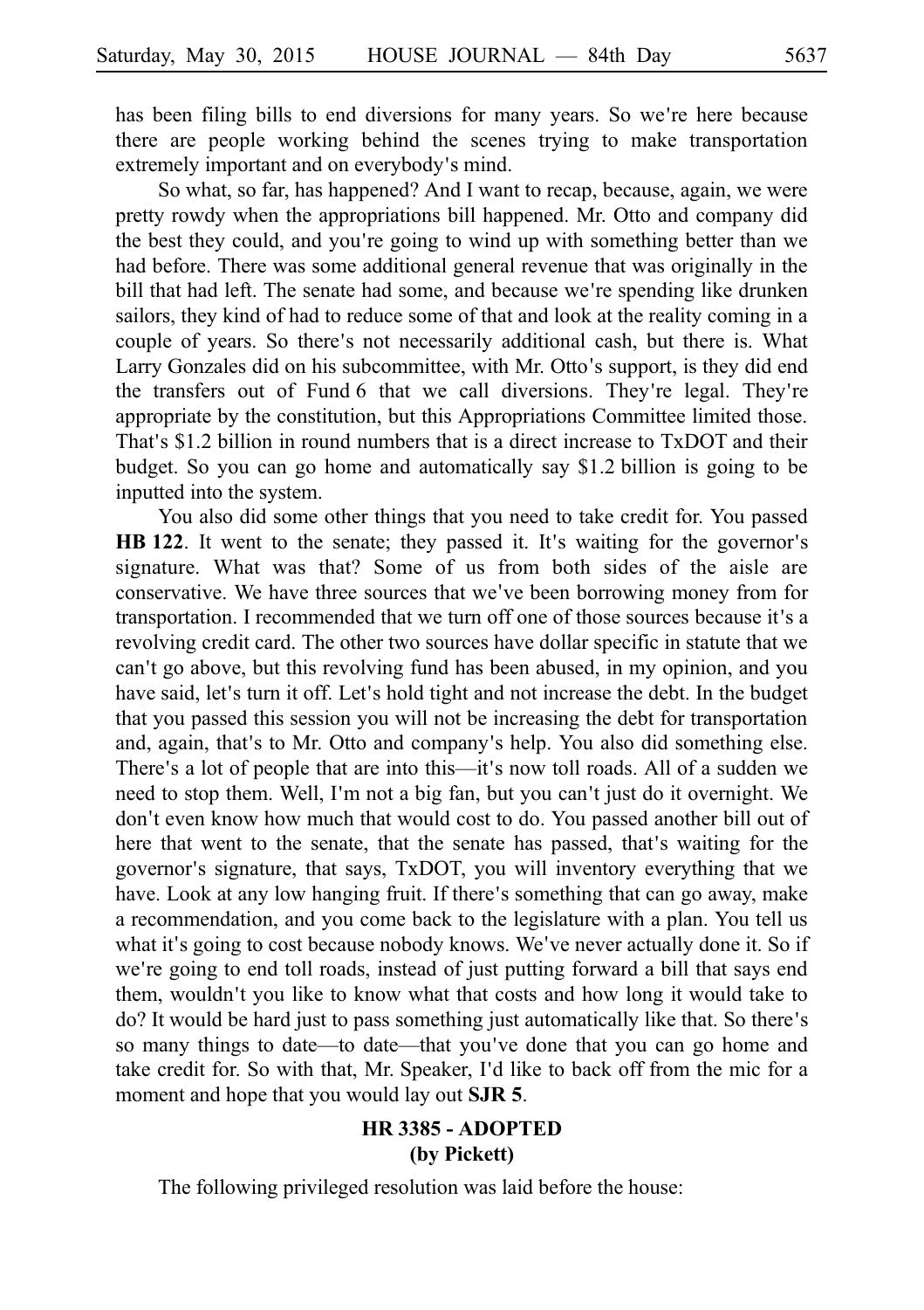has been filing bills to end diversions for many years. So we're here because there are people working behind the scenes trying to make transportation extremely important and on everybody's mind.

So what, so far, has happened? And I want to recap, because, again, we were pretty rowdy when the appropriations bill happened. Mr. Otto and company did the best they could, and you're going to wind up with something better than we had before. There was some additional general revenue that was originally in the bill that had left. The senate had some, and because we're spending like drunken sailors, they kind of had to reduce some of that and look at the reality coming in a couple of years. So there's not necessarily additional cash, but there is. What Larry Gonzales did on his subcommittee, with Mr. Otto's support, is they did end the transfers out of Fund 6 that we call diversions. They're legal. They're appropriate by the constitution, but this Appropriations Committee limited those. That's $1.2 billion in round numbers that is a direct increase to TxDOT and their budget. So you can go home and automatically say $1.2 billion is going to be inputted into the system.

You also did some other things that you need to take credit for. You passed **HB 122**. It went to the senate; they passed it. It's waiting for the governor's signature. What was that? Some of us from both sides of the aisle are conservative. We have three sources that we've been borrowing money from for transportation. I recommended that we turn off one of those sources because it's a revolving credit card. The other two sources have dollar specific in statute that we can't go above, but this revolving fund has been abused, in my opinion, and you have said, let's turn it off. Let's hold tight and not increase the debt. In the budget that you passed this session you will not be increasing the debt for transportation and, again, that's to Mr. Otto and company's help. You also did something else. There's a lot of people that are into this—it's now toll roads. All of a sudden we need to stop them. Well, I'm not a big fan, but you can't just do it overnight. We don't even know how much that would cost to do. You passed another bill out of here that went to the senate, that the senate has passed, that's waiting for the governor's signature, that says, TxDOT, you will inventory everything that we have. Look at any low hanging fruit. If there's something that can go away, make a recommendation, and you come back to the legislature with a plan. You tell us what it's going to cost because nobody knows. We've never actually done it. So if we're going to end toll roads, instead of just putting forward a bill that says end them, wouldn't you like to know what that costs and how long it would take to do? It would be hard just to pass something just automatically like that. So there's so many things to date—to date—that you've done that you can go home and take credit for. So with that, Mr. Speaker, I'd like to back off from the mic for a moment and hope that you would lay out **SJR 5**.

## HR 3385 - ADOPTED
## (by Pickett)

The following privileged resolution was laid before the house: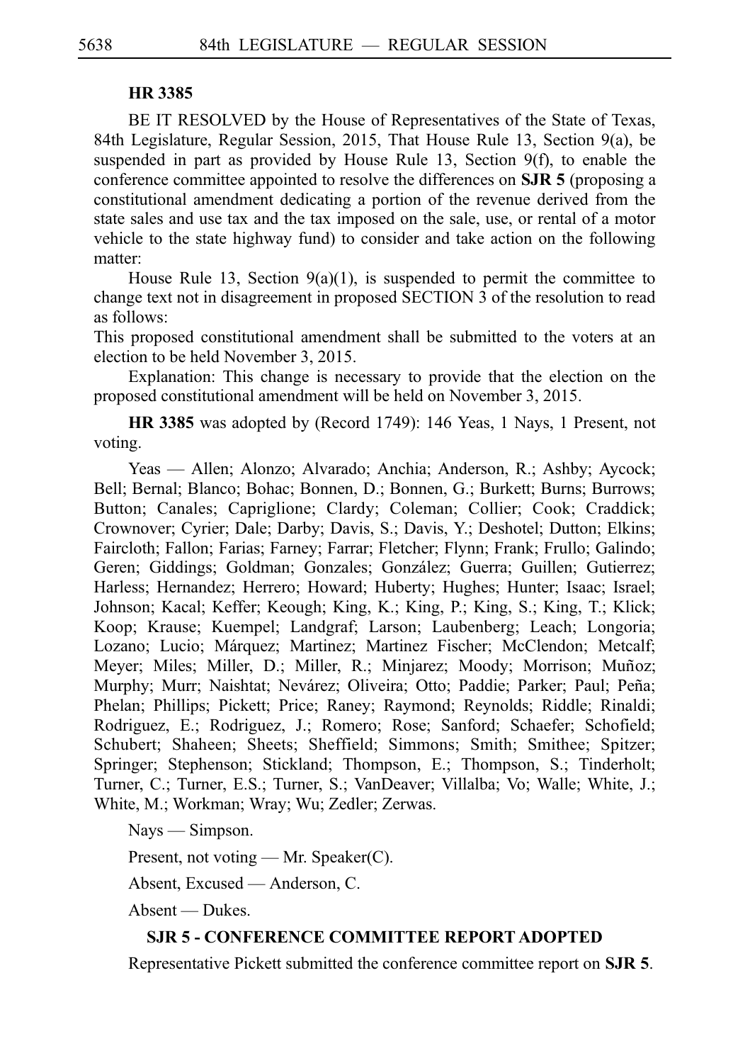**HR 3385**

BE IT RESOLVED by the House of Representatives of the State of Texas, 84th Legislature, Regular Session, 2015, That House Rule 13, Section 9(a), be suspended in part as provided by House Rule 13, Section 9(f), to enable the conference committee appointed to resolve the differences on **SJR 5** (proposing a constitutional amendment dedicating a portion of the revenue derived from the state sales and use tax and the tax imposed on the sale, use, or rental of a motor vehicle to the state highway fund) to consider and take action on the following matter:

House Rule 13, Section 9(a)(1), is suspended to permit the committee to change text not in disagreement in proposed SECTION 3 of the resolution to read as follows:

This proposed constitutional amendment shall be submitted to the voters at an election to be held November 3, 2015.

Explanation: This change is necessary to provide that the election on the proposed constitutional amendment will be held on November 3, 2015.

**HR 3385** was adopted by (Record 1749): 146 Yeas, 1 Nays, 1 Present, not voting.

Yeas — Allen; Alonzo; Alvarado; Anchia; Anderson, R.; Ashby; Aycock; Bell; Bernal; Blanco; Bohac; Bonnen, D.; Bonnen, G.; Burkett; Burns; Burrows; Button; Canales; Capriglione; Clardy; Coleman; Collier; Cook; Craddick; Crownover; Cyrier; Dale; Darby; Davis, S.; Davis, Y.; Deshotel; Dutton; Elkins; Faircloth; Fallon; Farias; Farney; Farrar; Fletcher; Flynn; Frank; Frullo; Galindo; Geren; Giddings; Goldman; Gonzales; González; Guerra; Guillen; Gutierrez; Harless; Hernandez; Herrero; Howard; Huberty; Hughes; Hunter; Isaac; Israel; Johnson; Kacal; Keffer; Keough; King, K.; King, P.; King, S.; King, T.; Klick; Koop; Krause; Kuempel; Landgraf; Larson; Laubenberg; Leach; Longoria; Lozano; Lucio; Márquez; Martinez; Martinez Fischer; McClendon; Metcalf; Meyer; Miles; Miller, D.; Miller, R.; Minjarez; Moody; Morrison; Muñoz; Murphy; Murr; Naishtat; Nevárez; Oliveira; Otto; Paddie; Parker; Paul; Peña; Phelan; Phillips; Pickett; Price; Raney; Raymond; Reynolds; Riddle; Rinaldi; Rodriguez, E.; Rodriguez, J.; Romero; Rose; Sanford; Schaefer; Schofield; Schubert; Shaheen; Sheets; Sheffield; Simmons; Smith; Smithee; Spitzer; Springer; Stephenson; Stickland; Thompson, E.; Thompson, S.; Tinderholt; Turner, C.; Turner, E.S.; Turner, S.; VanDeaver; Villalba; Vo; Walle; White, J.; White, M.; Workman; Wray; Wu; Zedler; Zerwas.

Nays — Simpson.

Present, not voting — Mr. Speaker(C).

Absent, Excused — Anderson, C.

Absent — Dukes.

## SJR 5 - CONFERENCE COMMITTEE REPORT ADOPTED

Representative Pickett submitted the conference committee report on **SJR 5**.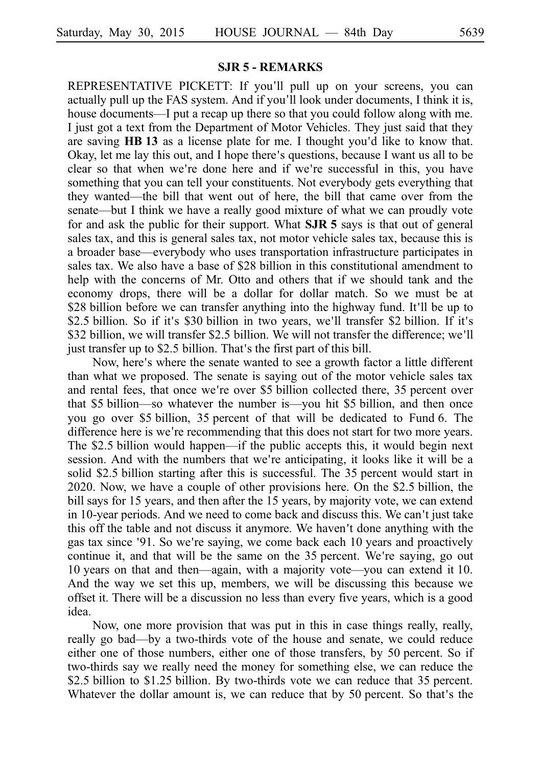**SJR 5 - REMARKS**

REPRESENTATIVE PICKETT: If you'll pull up on your screens, you can actually pull up the FAS system. And if you'll look under documents, I think it is, house documents—I put a recap up there so that you could follow along with me. I just got a text from the Department of Motor Vehicles. They just said that they are saving **HB 13** as a license plate for me. I thought you'd like to know that. Okay, let me lay this out, and I hope there's questions, because I want us all to be clear so that when we're done here and if we're successful in this, you have something that you can tell your constituents. Not everybody gets everything that they wanted—the bill that went out of here, the bill that came over from the senate—but I think we have a really good mixture of what we can proudly vote for and ask the public for their support. What **SJR 5** says is that out of general sales tax, and this is general sales tax, not motor vehicle sales tax, because this is a broader base—everybody who uses transportation infrastructure participates in sales tax. We also have a base of $28 billion in this constitutional amendment to help with the concerns of Mr. Otto and others that if we should tank and the economy drops, there will be a dollar for dollar match. So we must be at $28 billion before we can transfer anything into the highway fund. It'll be up to $2.5 billion. So if it's $30 billion in two years, we'll transfer $2 billion. If it's $32 billion, we will transfer $2.5 billion. We will not transfer the difference; we'll just transfer up to $2.5 billion. That's the first part of this bill.

Now, here's where the senate wanted to see a growth factor a little different than what we proposed. The senate is saying out of the motor vehicle sales tax and rental fees, that once we're over $5 billion collected there, 35 percent over that $5 billion—so whatever the number is—you hit $5 billion, and then once you go over $5 billion, 35 percent of that will be dedicated to Fund 6. The difference here is we're recommending that this does not start for two more years. The $2.5 billion would happen—if the public accepts this, it would begin next session. And with the numbers that we're anticipating, it looks like it will be a solid $2.5 billion starting after this is successful. The 35 percent would start in 2020. Now, we have a couple of other provisions here. On the $2.5 billion, the bill says for 15 years, and then after the 15 years, by majority vote, we can extend in 10-year periods. And we need to come back and discuss this. We can't just take this off the table and not discuss it anymore. We haven't done anything with the gas tax since '91. So we're saying, we come back each 10 years and proactively continue it, and that will be the same on the 35 percent. We're saying, go out 10 years on that and then—again, with a majority vote—you can extend it 10. And the way we set this up, members, we will be discussing this because we offset it. There will be a discussion no less than every five years, which is a good idea.

Now, one more provision that was put in this in case things really, really, really go bad—by a two-thirds vote of the house and senate, we could reduce either one of those numbers, either one of those transfers, by 50 percent. So if two-thirds say we really need the money for something else, we can reduce the $2.5 billion to $1.25 billion. By two-thirds vote we can reduce that 35 percent. Whatever the dollar amount is, we can reduce that by 50 percent. So that's the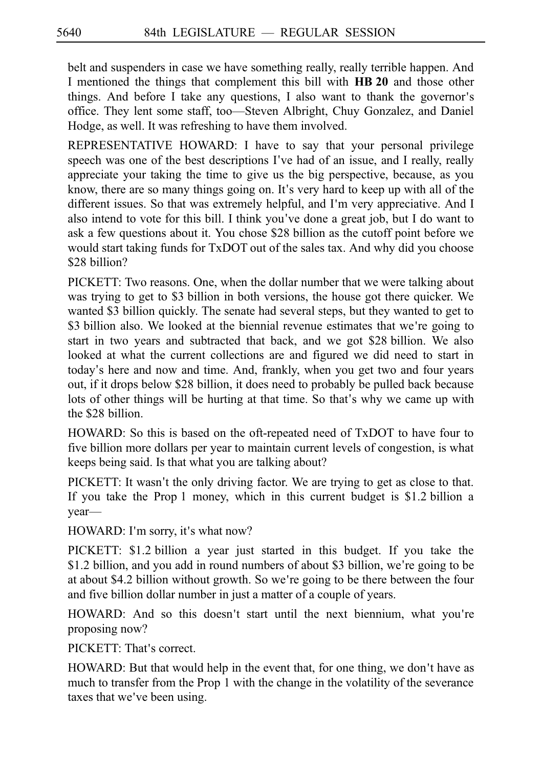belt and suspenders in case we have something really, really terrible happen. And I mentioned the things that complement this bill with **HB 20** and those other things. And before I take any questions, I also want to thank the governor's office. They lent some staff, too—Steven Albright, Chuy Gonzalez, and Daniel Hodge, as well. It was refreshing to have them involved.

REPRESENTATIVE HOWARD: I have to say that your personal privilege speech was one of the best descriptions I've had of an issue, and I really, really appreciate your taking the time to give us the big perspective, because, as you know, there are so many things going on. It's very hard to keep up with all of the different issues. So that was extremely helpful, and I'm very appreciative. And I also intend to vote for this bill. I think you've done a great job, but I do want to ask a few questions about it. You chose $28 billion as the cutoff point before we would start taking funds for TxDOT out of the sales tax. And why did you choose $28 billion?

PICKETT: Two reasons. One, when the dollar number that we were talking about was trying to get to $3 billion in both versions, the house got there quicker. We wanted $3 billion quickly. The senate had several steps, but they wanted to get to $3 billion also. We looked at the biennial revenue estimates that we're going to start in two years and subtracted that back, and we got $28 billion. We also looked at what the current collections are and figured we did need to start in today's here and now and time. And, frankly, when you get two and four years out, if it drops below $28 billion, it does need to probably be pulled back because lots of other things will be hurting at that time. So that's why we came up with the $28 billion.

HOWARD: So this is based on the oft-repeated need of TxDOT to have four to five billion more dollars per year to maintain current levels of congestion, is what keeps being said. Is that what you are talking about?

PICKETT: It wasn't the only driving factor. We are trying to get as close to that. If you take the Prop 1 money, which in this current budget is $1.2 billion a year—

HOWARD: I'm sorry, it's what now?

PICKETT: $1.2 billion a year just started in this budget. If you take the $1.2 billion, and you add in round numbers of about $3 billion, we're going to be at about $4.2 billion without growth. So we're going to be there between the four and five billion dollar number in just a matter of a couple of years.

HOWARD: And so this doesn't start until the next biennium, what you're proposing now?

PICKETT: That's correct.

HOWARD: But that would help in the event that, for one thing, we don't have as much to transfer from the Prop 1 with the change in the volatility of the severance taxes that we've been using.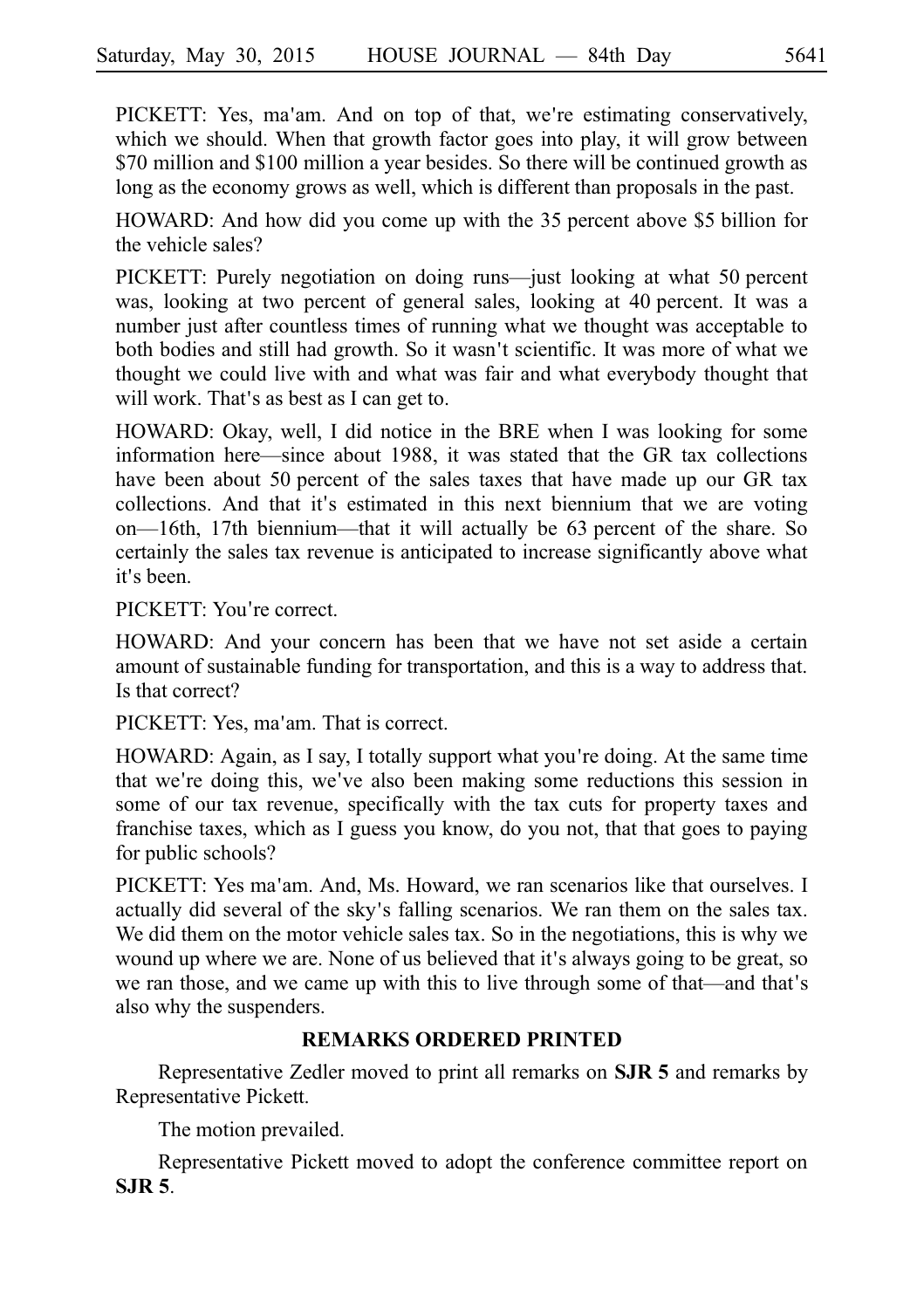PICKETT: Yes, ma'am. And on top of that, we're estimating conservatively, which we should. When that growth factor goes into play, it will grow between $70 million and $100 million a year besides. So there will be continued growth as long as the economy grows as well, which is different than proposals in the past.

HOWARD: And how did you come up with the 35 percent above $5 billion for the vehicle sales?

PICKETT: Purely negotiation on doing runs—just looking at what 50 percent was, looking at two percent of general sales, looking at 40 percent. It was a number just after countless times of running what we thought was acceptable to both bodies and still had growth. So it wasn't scientific. It was more of what we thought we could live with and what was fair and what everybody thought that will work. That's as best as I can get to.

HOWARD: Okay, well, I did notice in the BRE when I was looking for some information here—since about 1988, it was stated that the GR tax collections have been about 50 percent of the sales taxes that have made up our GR tax collections. And that it's estimated in this next biennium that we are voting on—16th, 17th biennium—that it will actually be 63 percent of the share. So certainly the sales tax revenue is anticipated to increase significantly above what it's been.

PICKETT: You're correct.

HOWARD: And your concern has been that we have not set aside a certain amount of sustainable funding for transportation, and this is a way to address that. Is that correct?

PICKETT: Yes, ma'am. That is correct.

HOWARD: Again, as I say, I totally support what you're doing. At the same time that we're doing this, we've also been making some reductions this session in some of our tax revenue, specifically with the tax cuts for property taxes and franchise taxes, which as I guess you know, do you not, that that goes to paying for public schools?

PICKETT: Yes ma'am. And, Ms. Howard, we ran scenarios like that ourselves. I actually did several of the sky's falling scenarios. We ran them on the sales tax. We did them on the motor vehicle sales tax. So in the negotiations, this is why we wound up where we are. None of us believed that it's always going to be great, so we ran those, and we came up with this to live through some of that—and that's also why the suspenders.

**REMARKS ORDERED PRINTED**

Representative Zedler moved to print all remarks on **SJR 5** and remarks by Representative Pickett.

The motion prevailed.

Representative Pickett moved to adopt the conference committee report on **SJR 5**.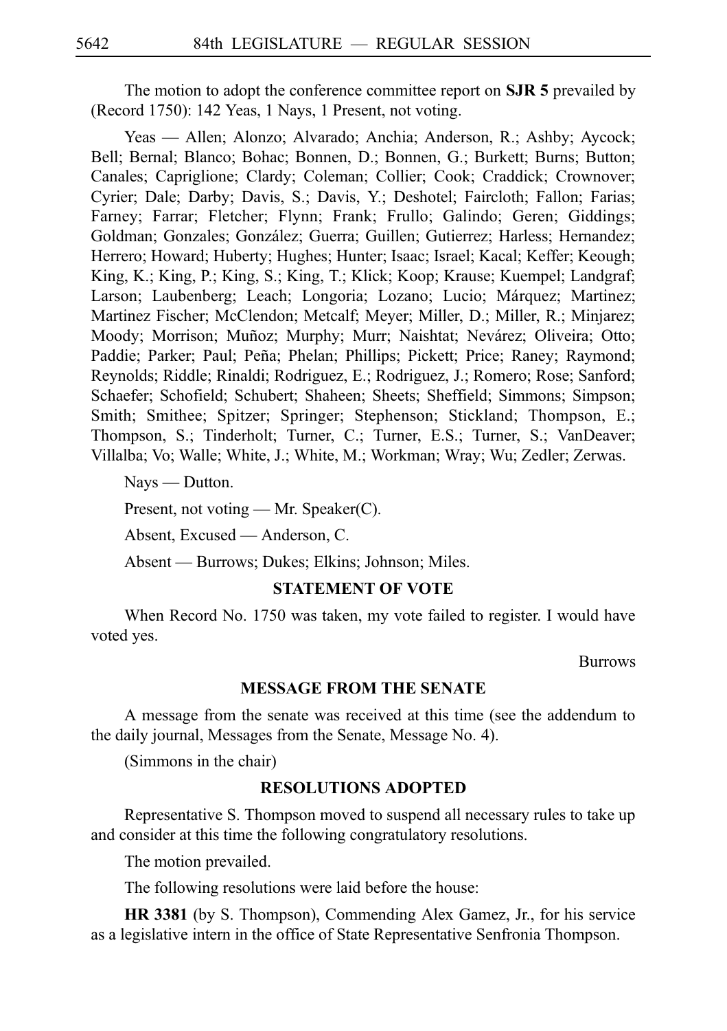The motion to adopt the conference committee report on **SJR 5** prevailed by (Record 1750): 142 Yeas, 1 Nays, 1 Present, not voting.

Yeas — Allen; Alonzo; Alvarado; Anchia; Anderson, R.; Ashby; Aycock; Bell; Bernal; Blanco; Bohac; Bonnen, D.; Bonnen, G.; Burkett; Burns; Button; Canales; Capriglione; Clardy; Coleman; Collier; Cook; Craddick; Crownover; Cyrier; Dale; Darby; Davis, S.; Davis, Y.; Deshotel; Faircloth; Fallon; Farias; Farney; Farrar; Fletcher; Flynn; Frank; Frullo; Galindo; Geren; Giddings; Goldman; Gonzales; González; Guerra; Guillen; Gutierrez; Harless; Hernandez; Herrero; Howard; Huberty; Hughes; Hunter; Isaac; Israel; Kacal; Keffer; Keough; King, K.; King, P.; King, S.; King, T.; Klick; Koop; Krause; Kuempel; Landgraf; Larson; Laubenberg; Leach; Longoria; Lozano; Lucio; Márquez; Martinez; Martinez Fischer; McClendon; Metcalf; Meyer; Miller, D.; Miller, R.; Minjarez; Moody; Morrison; Muñoz; Murphy; Murr; Naishtat; Nevárez; Oliveira; Otto; Paddie; Parker; Paul; Peña; Phelan; Phillips; Pickett; Price; Raney; Raymond; Reynolds; Riddle; Rinaldi; Rodriguez, E.; Rodriguez, J.; Romero; Rose; Sanford; Schaefer; Schofield; Schubert; Shaheen; Sheets; Sheffield; Simmons; Simpson; Smith; Smithee; Spitzer; Springer; Stephenson; Stickland; Thompson, E.; Thompson, S.; Tinderholt; Turner, C.; Turner, E.S.; Turner, S.; VanDeaver; Villalba; Vo; Walle; White, J.; White, M.; Workman; Wray; Wu; Zedler; Zerwas.

Nays — Dutton.

Present, not voting — Mr. Speaker(C).

Absent, Excused — Anderson, C.

Absent — Burrows; Dukes; Elkins; Johnson; Miles.

### STATEMENT OF VOTE

When Record No. 1750 was taken, my vote failed to register. I would have voted yes.

Burrows

### MESSAGE FROM THE SENATE

A message from the senate was received at this time (see the addendum to the daily journal, Messages from the Senate, Message No. 4).

(Simmons in the chair)

### RESOLUTIONS ADOPTED

Representative S. Thompson moved to suspend all necessary rules to take up and consider at this time the following congratulatory resolutions.

The motion prevailed.

The following resolutions were laid before the house:

**HR 3381** (by S. Thompson), Commending Alex Gamez, Jr., for his service as a legislative intern in the office of State Representative Senfronia Thompson.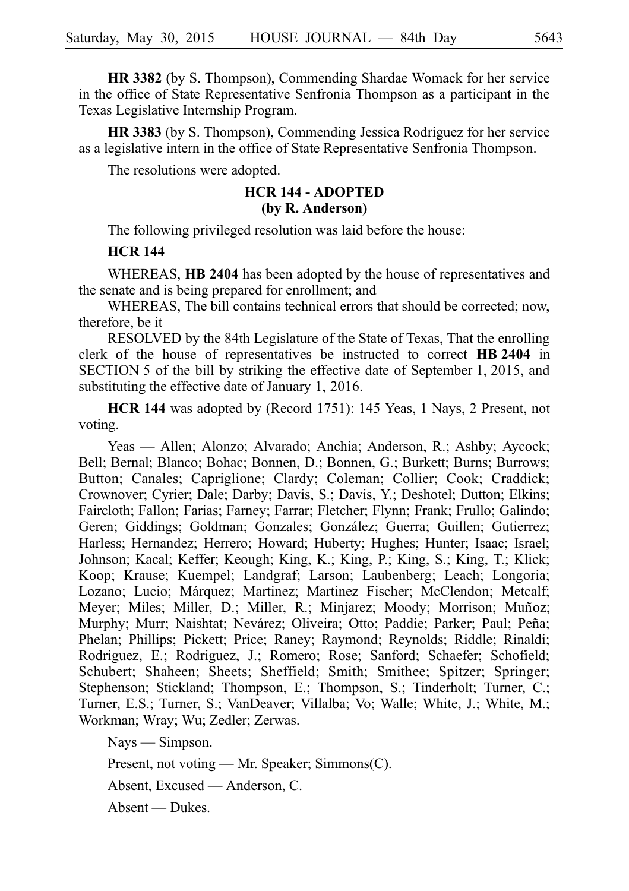**HR 3382** (by S. Thompson), Commending Shardae Womack for her service in the office of State Representative Senfronia Thompson as a participant in the Texas Legislative Internship Program.

**HR 3383** (by S. Thompson), Commending Jessica Rodriguez for her service as a legislative intern in the office of State Representative Senfronia Thompson.

The resolutions were adopted.

### HCR 144 - ADOPTED
### (by R. Anderson)

The following privileged resolution was laid before the house:

**HCR 144**

WHEREAS, **HB 2404** has been adopted by the house of representatives and the senate and is being prepared for enrollment; and

WHEREAS, The bill contains technical errors that should be corrected; now, therefore, be it

RESOLVED by the 84th Legislature of the State of Texas, That the enrolling clerk of the house of representatives be instructed to correct **HB 2404** in SECTION 5 of the bill by striking the effective date of September 1, 2015, and substituting the effective date of January 1, 2016.

**HCR 144** was adopted by (Record 1751): 145 Yeas, 1 Nays, 2 Present, not voting.

Yeas — Allen; Alonzo; Alvarado; Anchia; Anderson, R.; Ashby; Aycock; Bell; Bernal; Blanco; Bohac; Bonnen, D.; Bonnen, G.; Burkett; Burns; Burrows; Button; Canales; Capriglione; Clardy; Coleman; Collier; Cook; Craddick; Crownover; Cyrier; Dale; Darby; Davis, S.; Davis, Y.; Deshotel; Dutton; Elkins; Faircloth; Fallon; Farias; Farney; Farrar; Fletcher; Flynn; Frank; Frullo; Galindo; Geren; Giddings; Goldman; Gonzales; González; Guerra; Guillen; Gutierrez; Harless; Hernandez; Herrero; Howard; Huberty; Hughes; Hunter; Isaac; Israel; Johnson; Kacal; Keffer; Keough; King, K.; King, P.; King, S.; King, T.; Klick; Koop; Krause; Kuempel; Landgraf; Larson; Laubenberg; Leach; Longoria; Lozano; Lucio; Márquez; Martinez; Martinez Fischer; McClendon; Metcalf; Meyer; Miles; Miller, D.; Miller, R.; Minjarez; Moody; Morrison; Muñoz; Murphy; Murr; Naishtat; Nevárez; Oliveira; Otto; Paddie; Parker; Paul; Peña; Phelan; Phillips; Pickett; Price; Raney; Raymond; Reynolds; Riddle; Rinaldi; Rodriguez, E.; Rodriguez, J.; Romero; Rose; Sanford; Schaefer; Schofield; Schubert; Shaheen; Sheets; Sheffield; Smith; Smithee; Spitzer; Springer; Stephenson; Stickland; Thompson, E.; Thompson, S.; Tinderholt; Turner, C.; Turner, E.S.; Turner, S.; VanDeaver; Villalba; Vo; Walle; White, J.; White, M.; Workman; Wray; Wu; Zedler; Zerwas.

Nays — Simpson.

Present, not voting — Mr. Speaker; Simmons(C).

Absent, Excused — Anderson, C.

Absent — Dukes.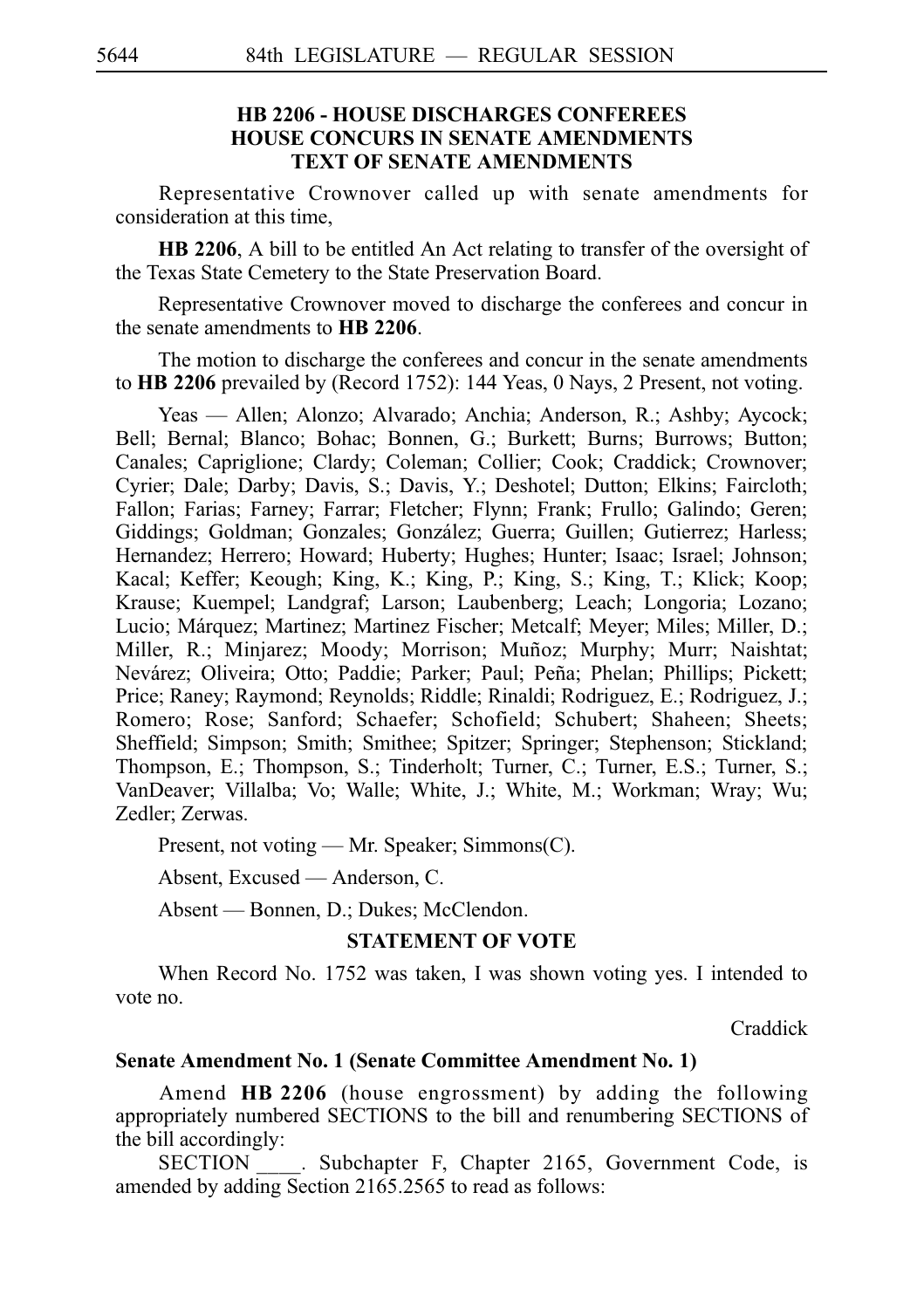### HB 2206 - HOUSE DISCHARGES CONFEREES
### HOUSE CONCURS IN SENATE AMENDMENTS
### TEXT OF SENATE AMENDMENTS

Representative Crownover called up with senate amendments for consideration at this time,

**HB 2206**, A bill to be entitled An Act relating to transfer of the oversight of the Texas State Cemetery to the State Preservation Board.

Representative Crownover moved to discharge the conferees and concur in the senate amendments to **HB 2206**.

The motion to discharge the conferees and concur in the senate amendments to **HB 2206** prevailed by (Record 1752): 144 Yeas, 0 Nays, 2 Present, not voting.

Yeas — Allen; Alonzo; Alvarado; Anchia; Anderson, R.; Ashby; Aycock; Bell; Bernal; Blanco; Bohac; Bonnen, G.; Burkett; Burns; Burrows; Button; Canales; Capriglione; Clardy; Coleman; Collier; Cook; Craddick; Crownover; Cyrier; Dale; Darby; Davis, S.; Davis, Y.; Deshotel; Dutton; Elkins; Faircloth; Fallon; Farias; Farney; Farrar; Fletcher; Flynn; Frank; Frullo; Galindo; Geren; Giddings; Goldman; Gonzales; González; Guerra; Guillen; Gutierrez; Harless; Hernandez; Herrero; Howard; Huberty; Hughes; Hunter; Isaac; Israel; Johnson; Kacal; Keffer; Keough; King, K.; King, P.; King, S.; King, T.; Klick; Koop; Krause; Kuempel; Landgraf; Larson; Laubenberg; Leach; Longoria; Lozano; Lucio; Márquez; Martinez; Martinez Fischer; Metcalf; Meyer; Miles; Miller, D.; Miller, R.; Minjarez; Moody; Morrison; Muñoz; Murphy; Murr; Naishtat; Nevárez; Oliveira; Otto; Paddie; Parker; Paul; Peña; Phelan; Phillips; Pickett; Price; Raney; Raymond; Reynolds; Riddle; Rinaldi; Rodriguez, E.; Rodriguez, J.; Romero; Rose; Sanford; Schaefer; Schofield; Schubert; Shaheen; Sheets; Sheffield; Simpson; Smith; Smithee; Spitzer; Springer; Stephenson; Stickland; Thompson, E.; Thompson, S.; Tinderholt; Turner, C.; Turner, E.S.; Turner, S.; VanDeaver; Villalba; Vo; Walle; White, J.; White, M.; Workman; Wray; Wu; Zedler; Zerwas.

Present, not voting — Mr. Speaker; Simmons(C).

Absent, Excused — Anderson, C.

Absent — Bonnen, D.; Dukes; McClendon.

**STATEMENT OF VOTE**

When Record No. 1752 was taken, I was shown voting yes. I intended to vote no.

Craddick

**Senate Amendment No. 1 (Senate Committee Amendment No. 1)**

Amend **HB 2206** (house engrossment) by adding the following appropriately numbered SECTIONS to the bill and renumbering SECTIONS of the bill accordingly:

SECTION ____. Subchapter F, Chapter 2165, Government Code, is amended by adding Section 2165.2565 to read as follows: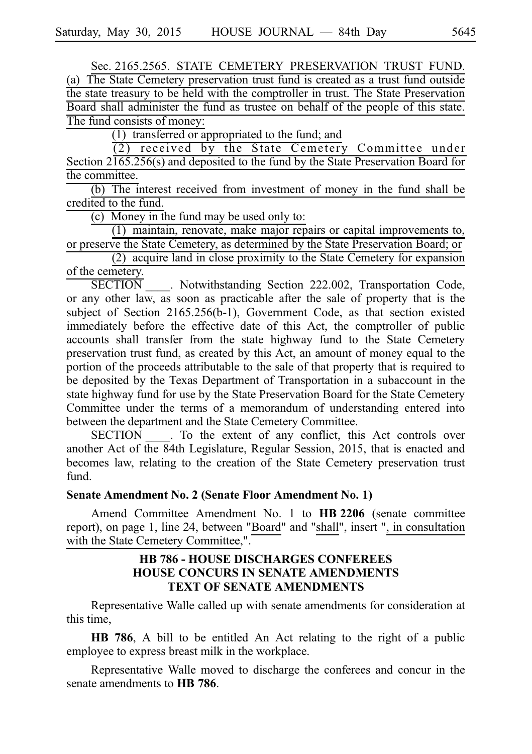Sec. 2165.2565. STATE CEMETERY PRESERVATION TRUST FUND. (a) The State Cemetery preservation trust fund is created as a trust fund outside the state treasury to be held with the comptroller in trust. The State Preservation Board shall administer the fund as trustee on behalf of the people of this state. The fund consists of money:

(1) transferred or appropriated to the fund; and

(2) received by the State Cemetery Committee under Section 2165.256(s) and deposited to the fund by the State Preservation Board for the committee.

(b) The interest received from investment of money in the fund shall be credited to the fund.

(c) Money in the fund may be used only to:

(1) maintain, renovate, make major repairs or capital improvements to, or preserve the State Cemetery, as determined by the State Preservation Board; or

(2) acquire land in close proximity to the State Cemetery for expansion of the cemetery.

SECTION ____. Notwithstanding Section 222.002, Transportation Code, or any other law, as soon as practicable after the sale of property that is the subject of Section 2165.256(b-1), Government Code, as that section existed immediately before the effective date of this Act, the comptroller of public accounts shall transfer from the state highway fund to the State Cemetery preservation trust fund, as created by this Act, an amount of money equal to the portion of the proceeds attributable to the sale of that property that is required to be deposited by the Texas Department of Transportation in a subaccount in the state highway fund for use by the State Preservation Board for the State Cemetery Committee under the terms of a memorandum of understanding entered into between the department and the State Cemetery Committee.

SECTION ____. To the extent of any conflict, this Act controls over another Act of the 84th Legislature, Regular Session, 2015, that is enacted and becomes law, relating to the creation of the State Cemetery preservation trust fund.

**Senate Amendment No. 2 (Senate Floor Amendment No. 1)**

Amend Committee Amendment No. 1 to **HB 2206** (senate committee report), on page 1, line 24, between "Board" and "shall", insert ", in consultation with the State Cemetery Committee,".

## HB 786 - HOUSE DISCHARGES CONFEREES HOUSE CONCURS IN SENATE AMENDMENTS TEXT OF SENATE AMENDMENTS

Representative Walle called up with senate amendments for consideration at this time,

**HB 786**, A bill to be entitled An Act relating to the right of a public employee to express breast milk in the workplace.

Representative Walle moved to discharge the conferees and concur in the senate amendments to **HB 786**.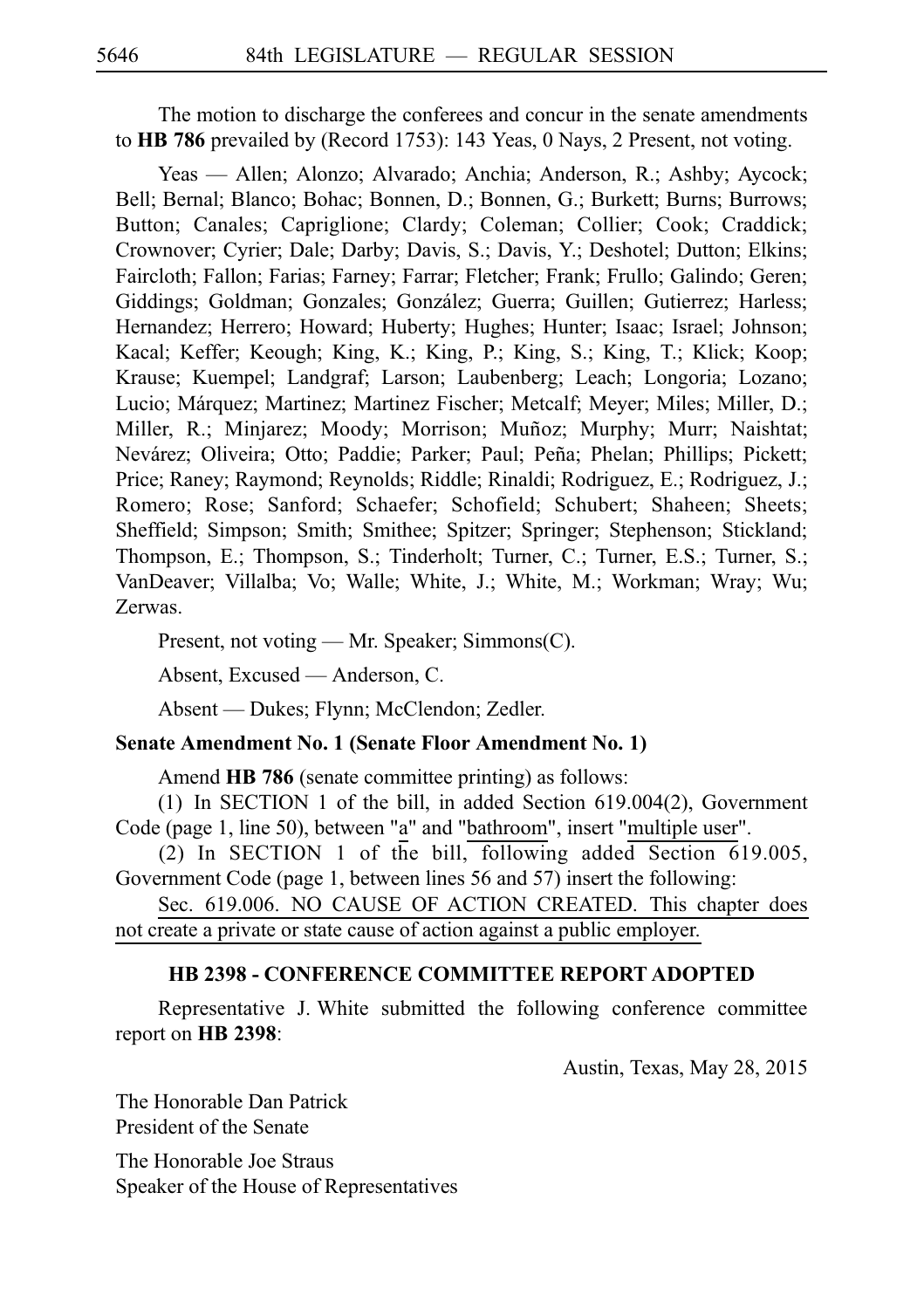The motion to discharge the conferees and concur in the senate amendments to **HB 786** prevailed by (Record 1753): 143 Yeas, 0 Nays, 2 Present, not voting.

Yeas — Allen; Alonzo; Alvarado; Anchia; Anderson, R.; Ashby; Aycock; Bell; Bernal; Blanco; Bohac; Bonnen, D.; Bonnen, G.; Burkett; Burns; Burrows; Button; Canales; Capriglione; Clardy; Coleman; Collier; Cook; Craddick; Crownover; Cyrier; Dale; Darby; Davis, S.; Davis, Y.; Deshotel; Dutton; Elkins; Faircloth; Fallon; Farias; Farney; Farrar; Fletcher; Frank; Frullo; Galindo; Geren; Giddings; Goldman; Gonzales; González; Guerra; Guillen; Gutierrez; Harless; Hernandez; Herrero; Howard; Huberty; Hughes; Hunter; Isaac; Israel; Johnson; Kacal; Keffer; Keough; King, K.; King, P.; King, S.; King, T.; Klick; Koop; Krause; Kuempel; Landgraf; Larson; Laubenberg; Leach; Longoria; Lozano; Lucio; Márquez; Martinez; Martinez Fischer; Metcalf; Meyer; Miles; Miller, D.; Miller, R.; Minjarez; Moody; Morrison; Muñoz; Murphy; Murr; Naishtat; Nevárez; Oliveira; Otto; Paddie; Parker; Paul; Peña; Phelan; Phillips; Pickett; Price; Raney; Raymond; Reynolds; Riddle; Rinaldi; Rodriguez, E.; Rodriguez, J.; Romero; Rose; Sanford; Schaefer; Schofield; Schubert; Shaheen; Sheets; Sheffield; Simpson; Smith; Smithee; Spitzer; Springer; Stephenson; Stickland; Thompson, E.; Thompson, S.; Tinderholt; Turner, C.; Turner, E.S.; Turner, S.; VanDeaver; Villalba; Vo; Walle; White, J.; White, M.; Workman; Wray; Wu; Zerwas.

Present, not voting — Mr. Speaker; Simmons(C).

Absent, Excused — Anderson, C.

Absent — Dukes; Flynn; McClendon; Zedler.

**Senate Amendment No. 1 (Senate Floor Amendment No. 1)**

Amend **HB 786** (senate committee printing) as follows:

(1) In SECTION 1 of the bill, in added Section 619.004(2), Government Code (page 1, line 50), between "a" and "bathroom", insert "multiple user".

(2) In SECTION 1 of the bill, following added Section 619.005, Government Code (page 1, between lines 56 and 57) insert the following:

Sec. 619.006. NO CAUSE OF ACTION CREATED. This chapter does not create a private or state cause of action against a public employer.

## HB 2398 - CONFERENCE COMMITTEE REPORT ADOPTED

Representative J. White submitted the following conference committee report on **HB 2398**:

Austin, Texas, May 28, 2015

The Honorable Dan Patrick
President of the Senate

The Honorable Joe Straus
Speaker of the House of Representatives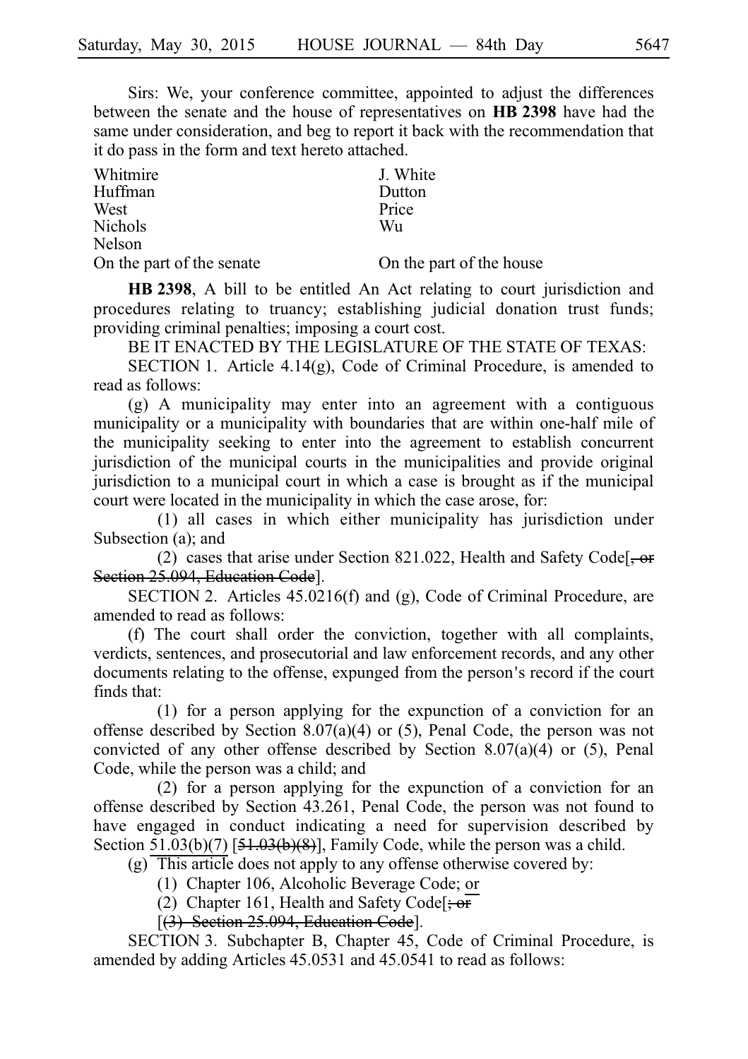Sirs: We, your conference committee, appointed to adjust the differences between the senate and the house of representatives on **HB 2398** have had the same under consideration, and beg to report it back with the recommendation that it do pass in the form and text hereto attached.

| | |
|---|---|
| Whitmire | J. White |
| Huffman | Dutton |
| West | Price |
| Nichols | Wu |
| Nelson | |
| On the part of the senate | On the part of the house |

**HB 2398**, A bill to be entitled An Act relating to court jurisdiction and procedures relating to truancy; establishing judicial donation trust funds; providing criminal penalties; imposing a court cost.

BE IT ENACTED BY THE LEGISLATURE OF THE STATE OF TEXAS:

SECTION 1. Article 4.14(g), Code of Criminal Procedure, is amended to read as follows:

(g) A municipality may enter into an agreement with a contiguous municipality or a municipality with boundaries that are within one-half mile of the municipality seeking to enter into the agreement to establish concurrent jurisdiction of the municipal courts in the municipalities and provide original jurisdiction to a municipal court in which a case is brought as if the municipal court were located in the municipality in which the case arose, for:

(1) all cases in which either municipality has jurisdiction under Subsection (a); and

(2) cases that arise under Section 821.022, Health and Safety Code[~~, or Section 25.094, Education Code~~].

SECTION 2. Articles 45.0216(f) and (g), Code of Criminal Procedure, are amended to read as follows:

(f) The court shall order the conviction, together with all complaints, verdicts, sentences, and prosecutorial and law enforcement records, and any other documents relating to the offense, expunged from the person's record if the court finds that:

(1) for a person applying for the expunction of a conviction for an offense described by Section 8.07(a)(4) or (5), Penal Code, the person was not convicted of any other offense described by Section 8.07(a)(4) or (5), Penal Code, while the person was a child; and

(2) for a person applying for the expunction of a conviction for an offense described by Section 43.261, Penal Code, the person was not found to have engaged in conduct indicating a need for supervision described by Section 51.03(b)(7) [~~51.03(b)(8)~~], Family Code, while the person was a child.

(g) This article does not apply to any offense otherwise covered by:

(1) Chapter 106, Alcoholic Beverage Code; or

(2) Chapter 161, Health and Safety Code[~~; or~~

[~~(3) Section 25.094, Education Code~~].

SECTION 3. Subchapter B, Chapter 45, Code of Criminal Procedure, is amended by adding Articles 45.0531 and 45.0541 to read as follows: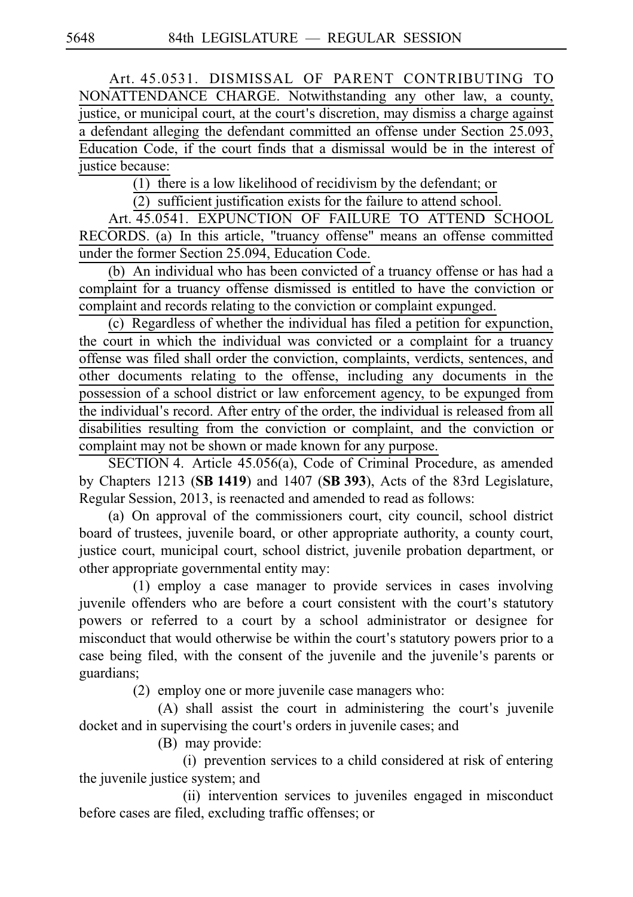Art. 45.0531. DISMISSAL OF PARENT CONTRIBUTING TO NONATTENDANCE CHARGE. Notwithstanding any other law, a county, justice, or municipal court, at the court's discretion, may dismiss a charge against a defendant alleging the defendant committed an offense under Section 25.093, Education Code, if the court finds that a dismissal would be in the interest of justice because:

(1) there is a low likelihood of recidivism by the defendant; or

(2) sufficient justification exists for the failure to attend school.

Art. 45.0541. EXPUNCTION OF FAILURE TO ATTEND SCHOOL RECORDS. (a) In this article, "truancy offense" means an offense committed under the former Section 25.094, Education Code.

(b) An individual who has been convicted of a truancy offense or has had a complaint for a truancy offense dismissed is entitled to have the conviction or complaint and records relating to the conviction or complaint expunged.

(c) Regardless of whether the individual has filed a petition for expunction, the court in which the individual was convicted or a complaint for a truancy offense was filed shall order the conviction, complaints, verdicts, sentences, and other documents relating to the offense, including any documents in the possession of a school district or law enforcement agency, to be expunged from the individual's record. After entry of the order, the individual is released from all disabilities resulting from the conviction or complaint, and the conviction or complaint may not be shown or made known for any purpose.

SECTION 4. Article 45.056(a), Code of Criminal Procedure, as amended by Chapters 1213 (**SB 1419**) and 1407 (**SB 393**), Acts of the 83rd Legislature, Regular Session, 2013, is reenacted and amended to read as follows:

(a) On approval of the commissioners court, city council, school district board of trustees, juvenile board, or other appropriate authority, a county court, justice court, municipal court, school district, juvenile probation department, or other appropriate governmental entity may:

(1) employ a case manager to provide services in cases involving juvenile offenders who are before a court consistent with the court's statutory powers or referred to a court by a school administrator or designee for misconduct that would otherwise be within the court's statutory powers prior to a case being filed, with the consent of the juvenile and the juvenile's parents or guardians;

(2) employ one or more juvenile case managers who:

(A) shall assist the court in administering the court's juvenile docket and in supervising the court's orders in juvenile cases; and

(B) may provide:

(i) prevention services to a child considered at risk of entering the juvenile justice system; and

(ii) intervention services to juveniles engaged in misconduct before cases are filed, excluding traffic offenses; or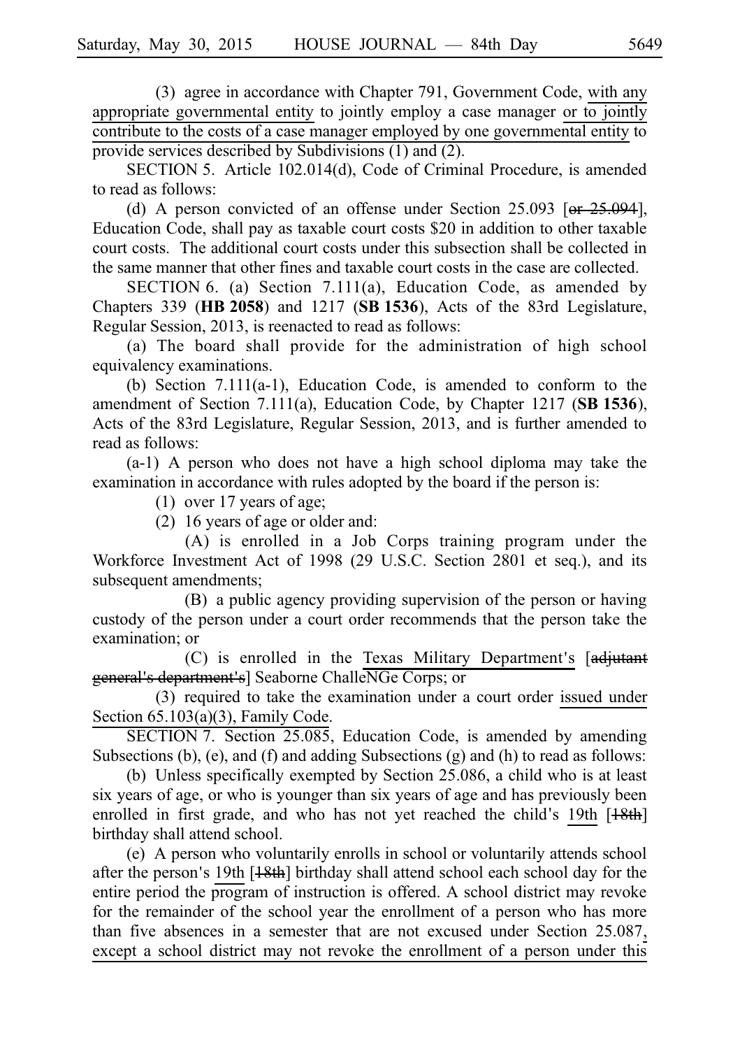(3) agree in accordance with Chapter 791, Government Code, with any appropriate governmental entity to jointly employ a case manager or to jointly contribute to the costs of a case manager employed by one governmental entity to provide services described by Subdivisions (1) and (2).

SECTION 5. Article 102.014(d), Code of Criminal Procedure, is amended to read as follows:

(d) A person convicted of an offense under Section 25.093 [~~or 25.094~~], Education Code, shall pay as taxable court costs $20 in addition to other taxable court costs. The additional court costs under this subsection shall be collected in the same manner that other fines and taxable court costs in the case are collected.

SECTION 6. (a) Section 7.111(a), Education Code, as amended by Chapters 339 (**HB 2058**) and 1217 (**SB 1536**), Acts of the 83rd Legislature, Regular Session, 2013, is reenacted to read as follows:

(a) The board shall provide for the administration of high school equivalency examinations.

(b) Section 7.111(a-1), Education Code, is amended to conform to the amendment of Section 7.111(a), Education Code, by Chapter 1217 (**SB 1536**), Acts of the 83rd Legislature, Regular Session, 2013, and is further amended to read as follows:

(a-1) A person who does not have a high school diploma may take the examination in accordance with rules adopted by the board if the person is:

(1) over 17 years of age;

(2) 16 years of age or older and:

(A) is enrolled in a Job Corps training program under the Workforce Investment Act of 1998 (29 U.S.C. Section 2801 et seq.), and its subsequent amendments;

(B) a public agency providing supervision of the person or having custody of the person under a court order recommends that the person take the examination; or

(C) is enrolled in the Texas Military Department's [~~adjutant general's department's~~] Seaborne ChalleNGe Corps; or

(3) required to take the examination under a court order issued under Section 65.103(a)(3), Family Code.

SECTION 7. Section 25.085, Education Code, is amended by amending Subsections (b), (e), and (f) and adding Subsections (g) and (h) to read as follows:

(b) Unless specifically exempted by Section 25.086, a child who is at least six years of age, or who is younger than six years of age and has previously been enrolled in first grade, and who has not yet reached the child's 19th [~~18th~~] birthday shall attend school.

(e) A person who voluntarily enrolls in school or voluntarily attends school after the person's 19th [~~18th~~] birthday shall attend school each school day for the entire period the program of instruction is offered. A school district may revoke for the remainder of the school year the enrollment of a person who has more than five absences in a semester that are not excused under Section 25.087, except a school district may not revoke the enrollment of a person under this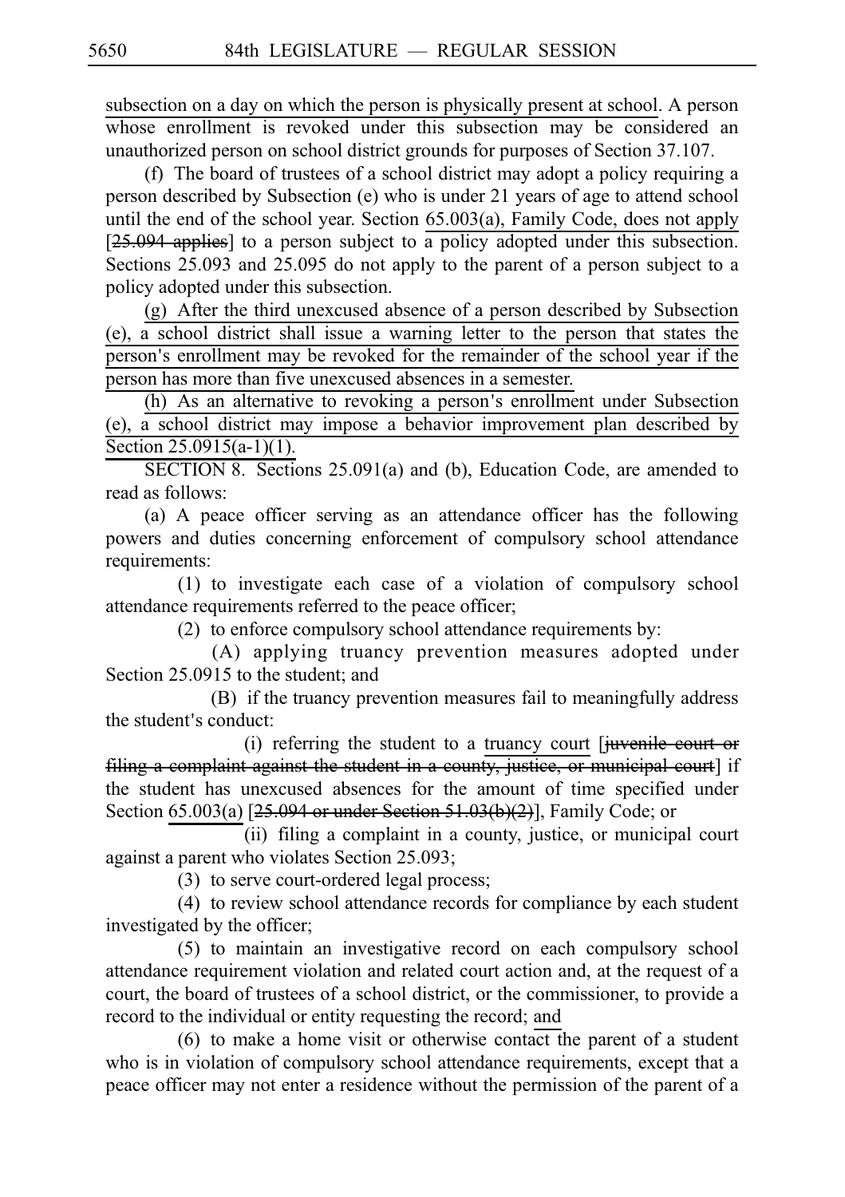subsection on a day on which the person is physically present at school. A person whose enrollment is revoked under this subsection may be considered an unauthorized person on school district grounds for purposes of Section 37.107.

(f) The board of trustees of a school district may adopt a policy requiring a person described by Subsection (e) who is under 21 years of age to attend school until the end of the school year. Section 65.003(a), Family Code, does not apply [~~25.094 applies~~] to a person subject to a policy adopted under this subsection. Sections 25.093 and 25.095 do not apply to the parent of a person subject to a policy adopted under this subsection.

(g) After the third unexcused absence of a person described by Subsection (e), a school district shall issue a warning letter to the person that states the person's enrollment may be revoked for the remainder of the school year if the person has more than five unexcused absences in a semester.

(h) As an alternative to revoking a person's enrollment under Subsection (e), a school district may impose a behavior improvement plan described by Section 25.0915(a-1)(1).

SECTION 8. Sections 25.091(a) and (b), Education Code, are amended to read as follows:

(a) A peace officer serving as an attendance officer has the following powers and duties concerning enforcement of compulsory school attendance requirements:

(1) to investigate each case of a violation of compulsory school attendance requirements referred to the peace officer;

(2) to enforce compulsory school attendance requirements by:

(A) applying truancy prevention measures adopted under Section 25.0915 to the student; and

(B) if the truancy prevention measures fail to meaningfully address the student's conduct:

(i) referring the student to a truancy court [~~juvenile court or filing a complaint against the student in a county, justice, or municipal court~~] if the student has unexcused absences for the amount of time specified under Section 65.003(a) [~~25.094 or under Section 51.03(b)(2)~~], Family Code; or

(ii) filing a complaint in a county, justice, or municipal court against a parent who violates Section 25.093;

(3) to serve court-ordered legal process;

(4) to review school attendance records for compliance by each student investigated by the officer;

(5) to maintain an investigative record on each compulsory school attendance requirement violation and related court action and, at the request of a court, the board of trustees of a school district, or the commissioner, to provide a record to the individual or entity requesting the record; and

(6) to make a home visit or otherwise contact the parent of a student who is in violation of compulsory school attendance requirements, except that a peace officer may not enter a residence without the permission of the parent of a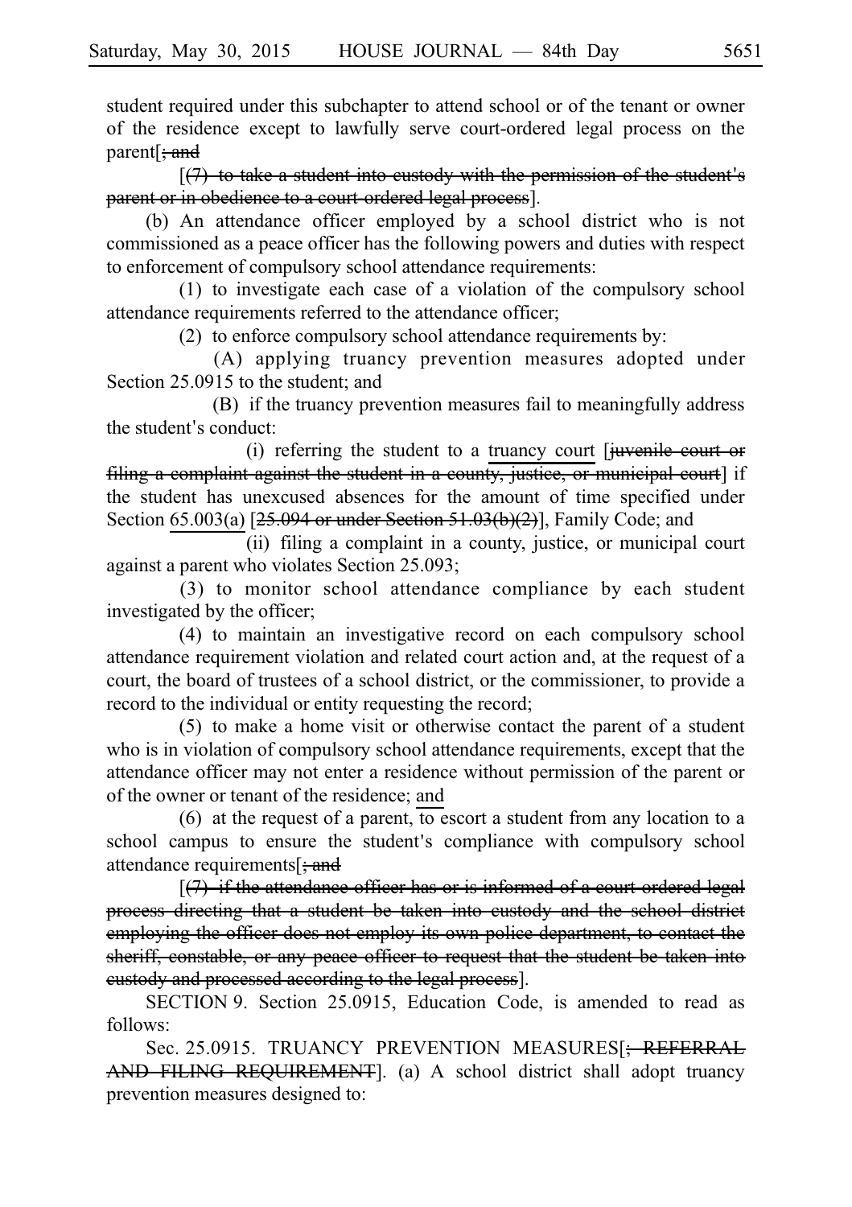student required under this subchapter to attend school or of the tenant or owner of the residence except to lawfully serve court-ordered legal process on the parent[~~; and~~

[~~(7) to take a student into custody with the permission of the student's parent or in obedience to a court-ordered legal process~~].

(b) An attendance officer employed by a school district who is not commissioned as a peace officer has the following powers and duties with respect to enforcement of compulsory school attendance requirements:

(1) to investigate each case of a violation of the compulsory school attendance requirements referred to the attendance officer;

(2) to enforce compulsory school attendance requirements by:

(A) applying truancy prevention measures adopted under Section 25.0915 to the student; and

(B) if the truancy prevention measures fail to meaningfully address the student's conduct:

(i) referring the student to a <u>truancy court</u> [~~juvenile court or filing a complaint against the student in a county, justice, or municipal court~~] if the student has unexcused absences for the amount of time specified under Section <u>65.003(a)</u> [~~25.094 or under Section 51.03(b)(2)~~], Family Code; and

(ii) filing a complaint in a county, justice, or municipal court against a parent who violates Section 25.093;

(3) to monitor school attendance compliance by each student investigated by the officer;

(4) to maintain an investigative record on each compulsory school attendance requirement violation and related court action and, at the request of a court, the board of trustees of a school district, or the commissioner, to provide a record to the individual or entity requesting the record;

(5) to make a home visit or otherwise contact the parent of a student who is in violation of compulsory school attendance requirements, except that the attendance officer may not enter a residence without permission of the parent or of the owner or tenant of the residence; <u>and</u>

(6) at the request of a parent, to escort a student from any location to a school campus to ensure the student's compliance with compulsory school attendance requirements[~~; and~~

[~~(7) if the attendance officer has or is informed of a court-ordered legal process directing that a student be taken into custody and the school district employing the officer does not employ its own police department, to contact the sheriff, constable, or any peace officer to request that the student be taken into custody and processed according to the legal process~~].

SECTION 9. Section 25.0915, Education Code, is amended to read as follows:

Sec. 25.0915. TRUANCY PREVENTION MEASURES[~~; REFERRAL AND FILING REQUIREMENT~~]. (a) A school district shall adopt truancy prevention measures designed to: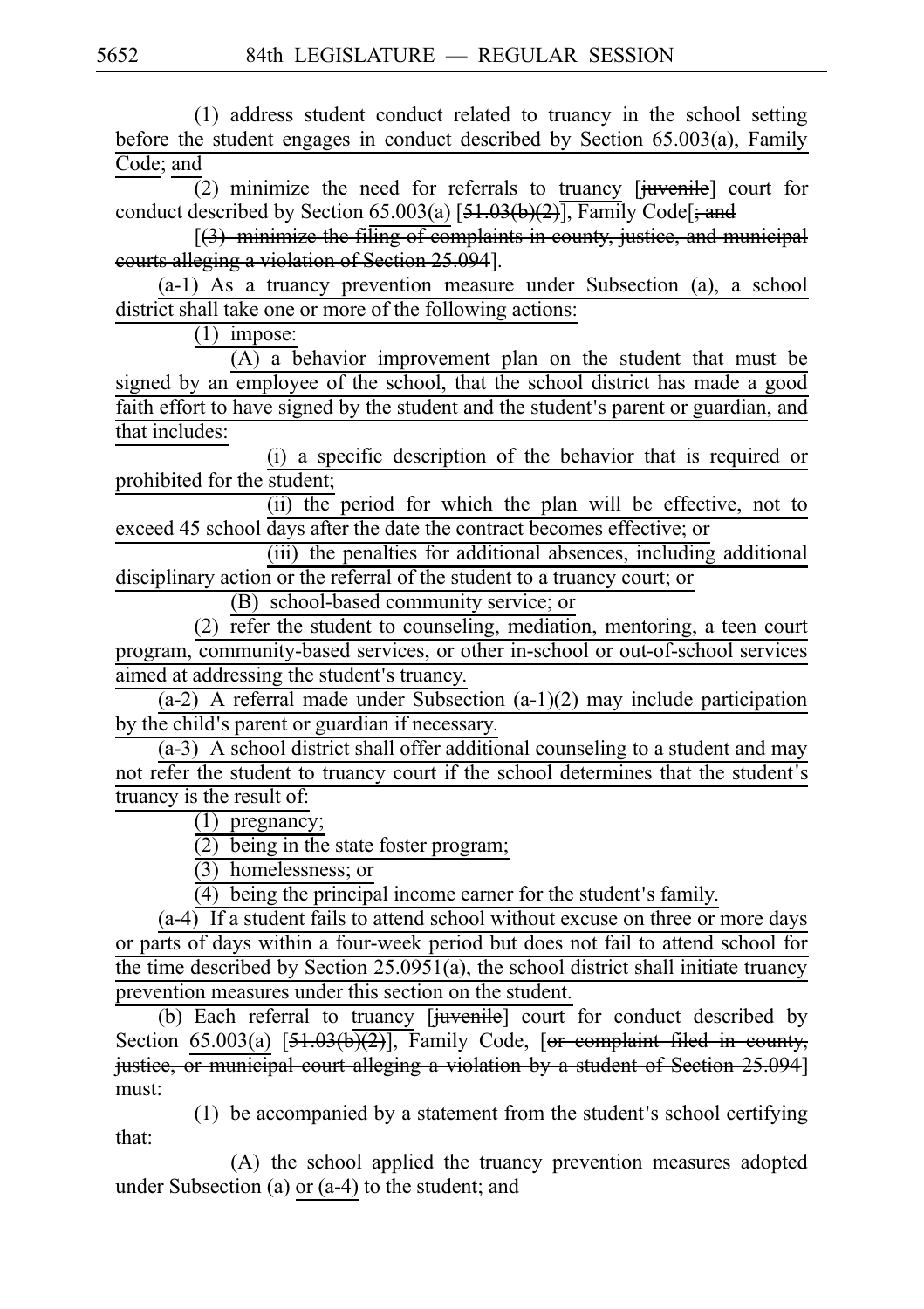(1) address student conduct related to truancy in the school setting before the student engages in conduct described by Section 65.003(a), Family Code; and

(2) minimize the need for referrals to truancy [juvenile] court for conduct described by Section 65.003(a) [51.03(b)(2)], Family Code[; and

[(3) minimize the filing of complaints in county, justice, and municipal courts alleging a violation of Section 25.094].

(a-1) As a truancy prevention measure under Subsection (a), a school district shall take one or more of the following actions:

(1) impose:

(A) a behavior improvement plan on the student that must be signed by an employee of the school, that the school district has made a good faith effort to have signed by the student and the student's parent or guardian, and that includes:

(i) a specific description of the behavior that is required or prohibited for the student;

(ii) the period for which the plan will be effective, not to exceed 45 school days after the date the contract becomes effective; or

(iii) the penalties for additional absences, including additional disciplinary action or the referral of the student to a truancy court; or

(B) school-based community service; or

(2) refer the student to counseling, mediation, mentoring, a teen court program, community-based services, or other in-school or out-of-school services aimed at addressing the student's truancy.

(a-2) A referral made under Subsection (a-1)(2) may include participation by the child's parent or guardian if necessary.

(a-3) A school district shall offer additional counseling to a student and may not refer the student to truancy court if the school determines that the student's truancy is the result of:

(1) pregnancy;

(2) being in the state foster program;

(3) homelessness; or

(4) being the principal income earner for the student's family.

(a-4) If a student fails to attend school without excuse on three or more days or parts of days within a four-week period but does not fail to attend school for the time described by Section 25.0951(a), the school district shall initiate truancy prevention measures under this section on the student.

(b) Each referral to truancy [juvenile] court for conduct described by Section 65.003(a) [51.03(b)(2)], Family Code, [or complaint filed in county, justice, or municipal court alleging a violation by a student of Section 25.094] must:

(1) be accompanied by a statement from the student's school certifying that:

(A) the school applied the truancy prevention measures adopted under Subsection (a) or (a-4) to the student; and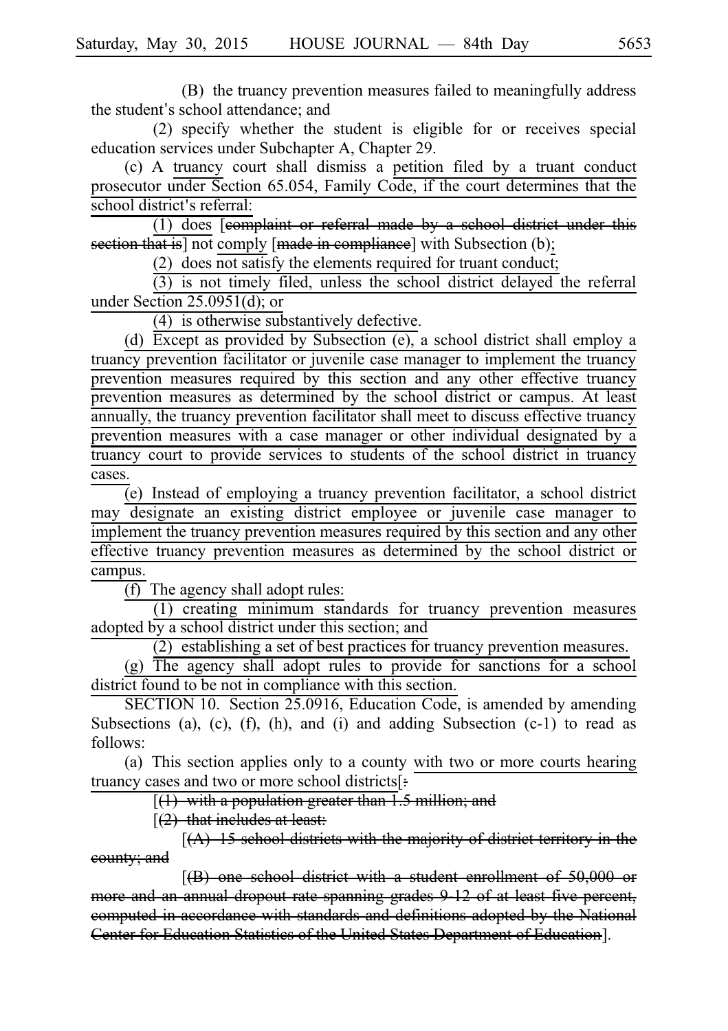(B) the truancy prevention measures failed to meaningfully address the student's school attendance; and

(2) specify whether the student is eligible for or receives special education services under Subchapter A, Chapter 29.

(c) A truancy court shall dismiss a petition filed by a truant conduct prosecutor under Section 65.054, Family Code, if the court determines that the school district's referral:

(1) does [complaint or referral made by a school district under this section that is] not comply [made in compliance] with Subsection (b);

(2) does not satisfy the elements required for truant conduct;

(3) is not timely filed, unless the school district delayed the referral under Section 25.0951(d); or

(4) is otherwise substantively defective.

(d) Except as provided by Subsection (e), a school district shall employ a truancy prevention facilitator or juvenile case manager to implement the truancy prevention measures required by this section and any other effective truancy prevention measures as determined by the school district or campus. At least annually, the truancy prevention facilitator shall meet to discuss effective truancy prevention measures with a case manager or other individual designated by a truancy court to provide services to students of the school district in truancy cases.

(e) Instead of employing a truancy prevention facilitator, a school district may designate an existing district employee or juvenile case manager to implement the truancy prevention measures required by this section and any other effective truancy prevention measures as determined by the school district or campus.

(f) The agency shall adopt rules:

(1) creating minimum standards for truancy prevention measures adopted by a school district under this section; and

(2) establishing a set of best practices for truancy prevention measures.

(g) The agency shall adopt rules to provide for sanctions for a school district found to be not in compliance with this section.

SECTION 10. Section 25.0916, Education Code, is amended by amending Subsections (a), (c), (f), (h), and (i) and adding Subsection (c-1) to read as follows:

(a) This section applies only to a county with two or more courts hearing truancy cases and two or more school districts[:

[(1) with a population greater than 1.5 million; and

[(2) that includes at least:

[(A) 15 school districts with the majority of district territory in the county; and

[(B) one school district with a student enrollment of 50,000 or more and an annual dropout rate spanning grades 9-12 of at least five percent, computed in accordance with standards and definitions adopted by the National Center for Education Statistics of the United States Department of Education].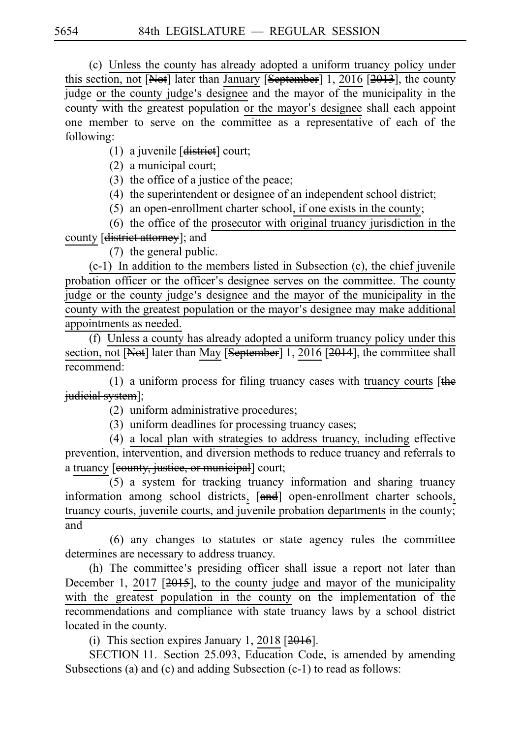(c) Unless the county has already adopted a uniform truancy policy under this section, not [Not] later than January [September] 1, 2016 [2013], the county judge or the county judge's designee and the mayor of the municipality in the county with the greatest population or the mayor's designee shall each appoint one member to serve on the committee as a representative of each of the following:

(1) a juvenile [district] court;

(2) a municipal court;

(3) the office of a justice of the peace;

(4) the superintendent or designee of an independent school district;

(5) an open-enrollment charter school, if one exists in the county;

(6) the office of the prosecutor with original truancy jurisdiction in the county [district attorney]; and

(7) the general public.

(c-1) In addition to the members listed in Subsection (c), the chief juvenile probation officer or the officer's designee serves on the committee. The county judge or the county judge's designee and the mayor of the municipality in the county with the greatest population or the mayor's designee may make additional appointments as needed.

(f) Unless a county has already adopted a uniform truancy policy under this section, not [Not] later than May [September] 1, 2016 [2014], the committee shall recommend:

(1) a uniform process for filing truancy cases with truancy courts [the judicial system];

(2) uniform administrative procedures;

(3) uniform deadlines for processing truancy cases;

(4) a local plan with strategies to address truancy, including effective prevention, intervention, and diversion methods to reduce truancy and referrals to a truancy [county, justice, or municipal] court;

(5) a system for tracking truancy information and sharing truancy information among school districts, [and] open-enrollment charter schools, truancy courts, juvenile courts, and juvenile probation departments in the county; and

(6) any changes to statutes or state agency rules the committee determines are necessary to address truancy.

(h) The committee's presiding officer shall issue a report not later than December 1, 2017 [2015], to the county judge and mayor of the municipality with the greatest population in the county on the implementation of the recommendations and compliance with state truancy laws by a school district located in the county.

(i) This section expires January 1, 2018 [2016].

SECTION 11. Section 25.093, Education Code, is amended by amending Subsections (a) and (c) and adding Subsection (c-1) to read as follows: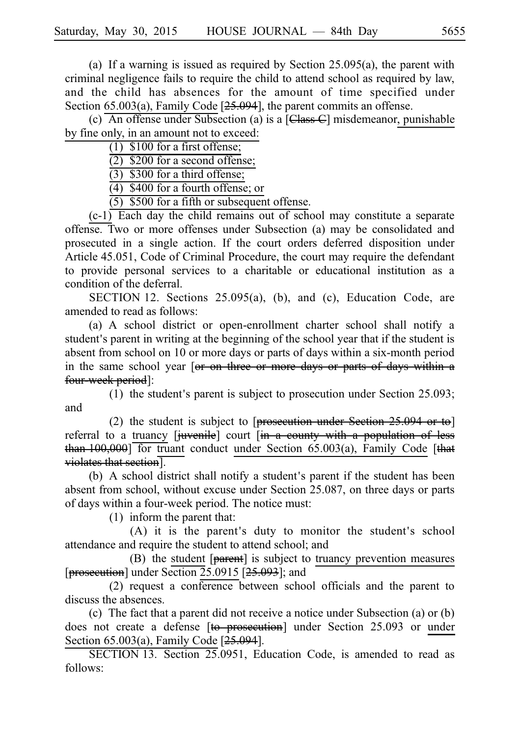(a) If a warning is issued as required by Section 25.095(a), the parent with criminal negligence fails to require the child to attend school as required by law, and the child has absences for the amount of time specified under Section 65.003(a), Family Code [25.094], the parent commits an offense.

(c) An offense under Subsection (a) is a [Class C] misdemeanor, punishable by fine only, in an amount not to exceed:

(1) $100 for a first offense;

(2) $200 for a second offense;

(3) $300 for a third offense;

(4) $400 for a fourth offense; or

(5) $500 for a fifth or subsequent offense.

(c-1) Each day the child remains out of school may constitute a separate offense. Two or more offenses under Subsection (a) may be consolidated and prosecuted in a single action. If the court orders deferred disposition under Article 45.051, Code of Criminal Procedure, the court may require the defendant to provide personal services to a charitable or educational institution as a condition of the deferral.

SECTION 12. Sections 25.095(a), (b), and (c), Education Code, are amended to read as follows:

(a) A school district or open-enrollment charter school shall notify a student's parent in writing at the beginning of the school year that if the student is absent from school on 10 or more days or parts of days within a six-month period in the same school year [or on three or more days or parts of days within a four-week period]:

(1) the student's parent is subject to prosecution under Section 25.093; and

(2) the student is subject to [prosecution under Section 25.094 or to] referral to a truancy [juvenile] court [in a county with a population of less than 100,000] for truant conduct under Section 65.003(a), Family Code [that violates that section].

(b) A school district shall notify a student's parent if the student has been absent from school, without excuse under Section 25.087, on three days or parts of days within a four-week period. The notice must:

(1) inform the parent that:

(A) it is the parent's duty to monitor the student's school attendance and require the student to attend school; and

(B) the student [parent] is subject to truancy prevention measures [prosecution] under Section 25.0915 [25.093]; and

(2) request a conference between school officials and the parent to discuss the absences.

(c) The fact that a parent did not receive a notice under Subsection (a) or (b) does not create a defense [to prosecution] under Section 25.093 or under Section 65.003(a), Family Code [25.094].

SECTION 13. Section 25.0951, Education Code, is amended to read as follows: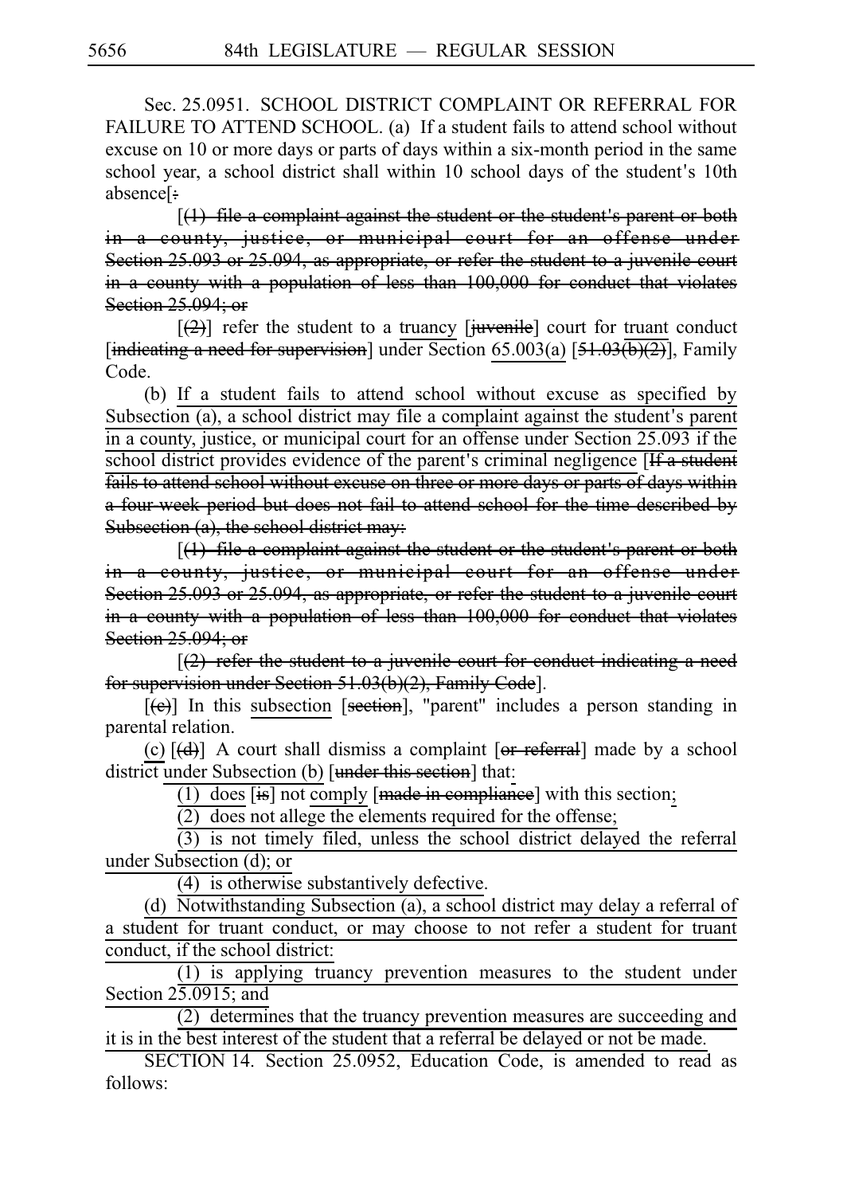Sec. 25.0951. SCHOOL DISTRICT COMPLAINT OR REFERRAL FOR FAILURE TO ATTEND SCHOOL. (a) If a student fails to attend school without excuse on 10 or more days or parts of days within a six-month period in the same school year, a school district shall within 10 school days of the student's 10th absence[~~:~~

[~~(1) file a complaint against the student or the student's parent or both in a county, justice, or municipal court for an offense under Section 25.093 or 25.094, as appropriate, or refer the student to a juvenile court in a county with a population of less than 100,000 for conduct that violates Section 25.094; or~~

[~~(2)~~] refer the student to a <u>truancy</u> [~~juvenile~~] court for <u>truant</u> conduct [~~indicating a need for supervision~~] under Section <u>65.003(a)</u> [~~51.03(b)(2)~~], Family Code.

(b) <u>If a student fails to attend school without excuse as specified by Subsection (a), a school district may file a complaint against the student's parent in a county, justice, or municipal court for an offense under Section 25.093 if the school district provides evidence of the parent's criminal negligence</u> [~~If a student fails to attend school without excuse on three or more days or parts of days within a four-week period but does not fail to attend school for the time described by Subsection (a), the school district may:~~

[~~(1) file a complaint against the student or the student's parent or both in a county, justice, or municipal court for an offense under Section 25.093 or 25.094, as appropriate, or refer the student to a juvenile court in a county with a population of less than 100,000 for conduct that violates Section 25.094; or~~

[~~(2) refer the student to a juvenile court for conduct indicating a need for supervision under Section 51.03(b)(2), Family Code~~].

[~~(c)~~] In this <u>subsection</u> [~~section~~], "parent" includes a person standing in parental relation.

<u>(c)</u> [~~(d)~~] A court shall dismiss a complaint [~~or referral~~] made by a school district <u>under Subsection (b)</u> [~~under this section~~] that<u>:</u>

<u>(1)</u> <u>does</u> [~~is~~] not <u>comply</u> [~~made in compliance~~] with this section<u>;</u>

<u>(2) does not allege the elements required for the offense;</u>

<u>(3) is not timely filed, unless the school district delayed the referral under Subsection (d); or</u>

<u>(4) is otherwise substantively defective.</u>

<u>(d) Notwithstanding Subsection (a), a school district may delay a referral of a student for truant conduct, or may choose to not refer a student for truant conduct, if the school district:</u>

<u>(1) is applying truancy prevention measures to the student under Section 25.0915; and</u>

<u>(2) determines that the truancy prevention measures are succeeding and it is in the best interest of the student that a referral be delayed or not be made.</u>

SECTION 14. Section 25.0952, Education Code, is amended to read as follows: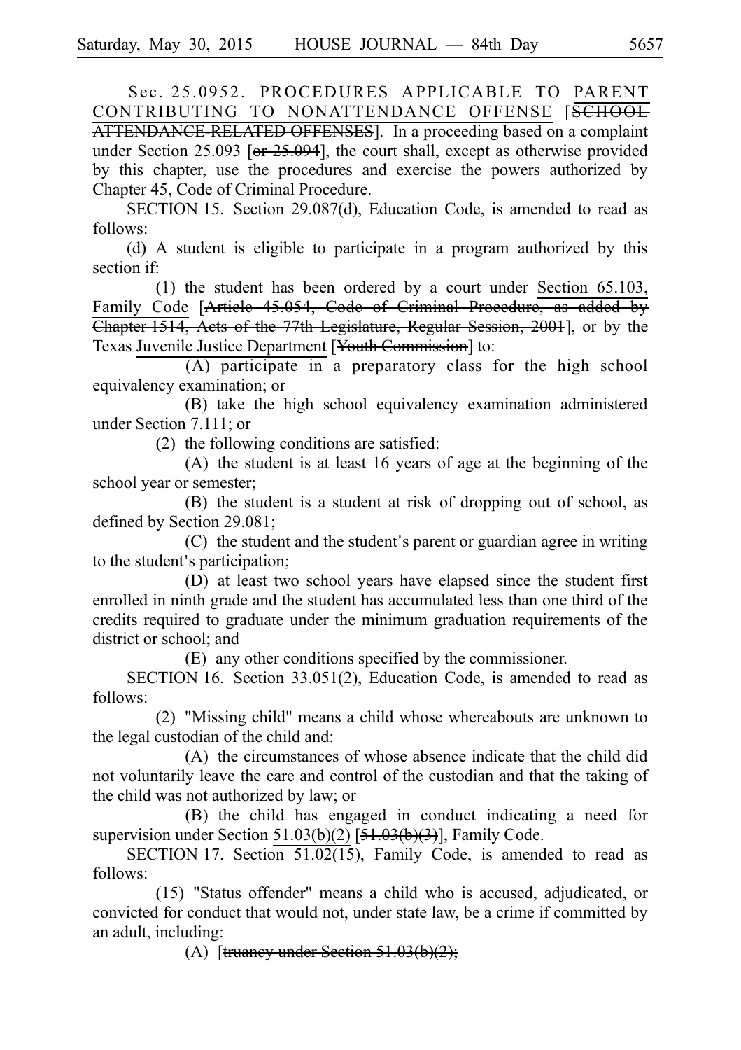Sec. 25.0952. PROCEDURES APPLICABLE TO PARENT CONTRIBUTING TO NONATTENDANCE OFFENSE [~~SCHOOL ATTENDANCE-RELATED OFFENSES~~]. In a proceeding based on a complaint under Section 25.093 [~~or 25.094~~], the court shall, except as otherwise provided by this chapter, use the procedures and exercise the powers authorized by Chapter 45, Code of Criminal Procedure.

SECTION 15. Section 29.087(d), Education Code, is amended to read as follows:

(d) A student is eligible to participate in a program authorized by this section if:

(1) the student has been ordered by a court under Section 65.103, Family Code [~~Article 45.054, Code of Criminal Procedure, as added by Chapter 1514, Acts of the 77th Legislature, Regular Session, 2001~~], or by the Texas Juvenile Justice Department [~~Youth Commission~~] to:

(A) participate in a preparatory class for the high school equivalency examination; or

(B) take the high school equivalency examination administered under Section 7.111; or

(2) the following conditions are satisfied:

(A) the student is at least 16 years of age at the beginning of the school year or semester;

(B) the student is a student at risk of dropping out of school, as defined by Section 29.081;

(C) the student and the student's parent or guardian agree in writing to the student's participation;

(D) at least two school years have elapsed since the student first enrolled in ninth grade and the student has accumulated less than one third of the credits required to graduate under the minimum graduation requirements of the district or school; and

(E) any other conditions specified by the commissioner.

SECTION 16. Section 33.051(2), Education Code, is amended to read as follows:

(2) "Missing child" means a child whose whereabouts are unknown to the legal custodian of the child and:

(A) the circumstances of whose absence indicate that the child did not voluntarily leave the care and control of the custodian and that the taking of the child was not authorized by law; or

(B) the child has engaged in conduct indicating a need for supervision under Section 51.03(b)(2) [~~51.03(b)(3)~~], Family Code.

SECTION 17. Section 51.02(15), Family Code, is amended to read as follows:

(15) "Status offender" means a child who is accused, adjudicated, or convicted for conduct that would not, under state law, be a crime if committed by an adult, including:

(A) [~~truancy under Section 51.03(b)(2);~~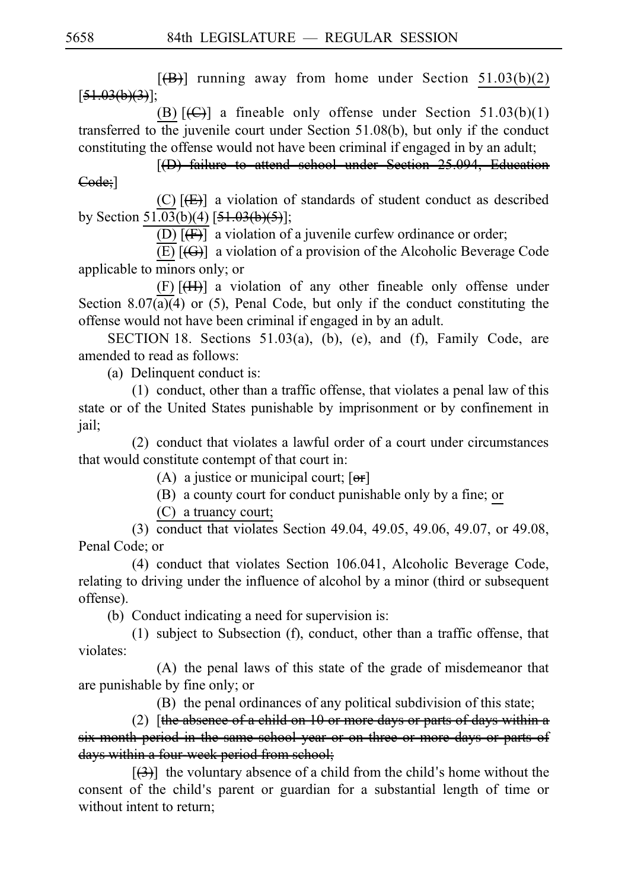[(B)] running away from home under Section 51.03(b)(2) [51.03(b)(3)];

(B) [(C)] a fineable only offense under Section 51.03(b)(1) transferred to the juvenile court under Section 51.08(b), but only if the conduct constituting the offense would not have been criminal if engaged in by an adult;

[(D) failure to attend school under Section 25.094, Education Code;]

(C) [(E)] a violation of standards of student conduct as described by Section 51.03(b)(4) [51.03(b)(5)];

(D) [(F)] a violation of a juvenile curfew ordinance or order;

(E) [(G)] a violation of a provision of the Alcoholic Beverage Code applicable to minors only; or

(F) [(H)] a violation of any other fineable only offense under Section 8.07(a)(4) or (5), Penal Code, but only if the conduct constituting the offense would not have been criminal if engaged in by an adult.

SECTION 18. Sections 51.03(a), (b), (e), and (f), Family Code, are amended to read as follows:

(a) Delinquent conduct is:

(1) conduct, other than a traffic offense, that violates a penal law of this state or of the United States punishable by imprisonment or by confinement in jail;

(2) conduct that violates a lawful order of a court under circumstances that would constitute contempt of that court in:

(A) a justice or municipal court; [or]

(B) a county court for conduct punishable only by a fine; or

(C) a truancy court;

(3) conduct that violates Section 49.04, 49.05, 49.06, 49.07, or 49.08, Penal Code; or

(4) conduct that violates Section 106.041, Alcoholic Beverage Code, relating to driving under the influence of alcohol by a minor (third or subsequent offense).

(b) Conduct indicating a need for supervision is:

(1) subject to Subsection (f), conduct, other than a traffic offense, that violates:

(A) the penal laws of this state of the grade of misdemeanor that are punishable by fine only; or

(B) the penal ordinances of any political subdivision of this state;

(2) [the absence of a child on 10 or more days or parts of days within a six-month period in the same school year or on three or more days or parts of days within a four-week period from school;

[(3)] the voluntary absence of a child from the child's home without the consent of the child's parent or guardian for a substantial length of time or without intent to return;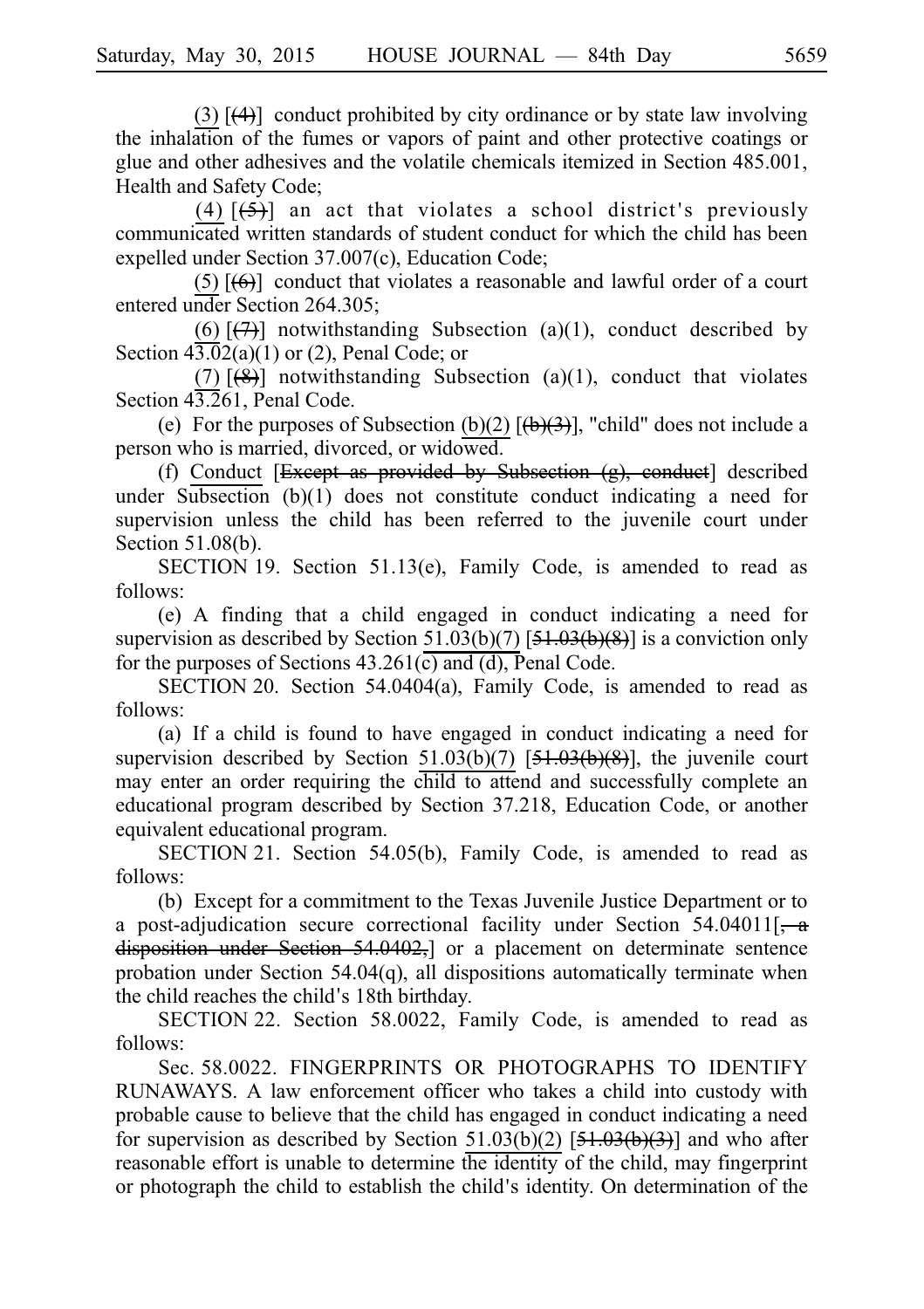(3) [(4)] conduct prohibited by city ordinance or by state law involving the inhalation of the fumes or vapors of paint and other protective coatings or glue and other adhesives and the volatile chemicals itemized in Section 485.001, Health and Safety Code;

(4) [(5)] an act that violates a school district's previously communicated written standards of student conduct for which the child has been expelled under Section 37.007(c), Education Code;

(5) [(6)] conduct that violates a reasonable and lawful order of a court entered under Section 264.305;

(6) [(7)] notwithstanding Subsection (a)(1), conduct described by Section 43.02(a)(1) or (2), Penal Code; or

(7) [(8)] notwithstanding Subsection (a)(1), conduct that violates Section 43.261, Penal Code.

(e) For the purposes of Subsection (b)(2) [(b)(3)], "child" does not include a person who is married, divorced, or widowed.

(f) Conduct [Except as provided by Subsection (g), conduct] described under Subsection (b)(1) does not constitute conduct indicating a need for supervision unless the child has been referred to the juvenile court under Section 51.08(b).

SECTION 19. Section 51.13(e), Family Code, is amended to read as follows:

(e) A finding that a child engaged in conduct indicating a need for supervision as described by Section 51.03(b)(7) [51.03(b)(8)] is a conviction only for the purposes of Sections 43.261(c) and (d), Penal Code.

SECTION 20. Section 54.0404(a), Family Code, is amended to read as follows:

(a) If a child is found to have engaged in conduct indicating a need for supervision described by Section 51.03(b)(7) [51.03(b)(8)], the juvenile court may enter an order requiring the child to attend and successfully complete an educational program described by Section 37.218, Education Code, or another equivalent educational program.

SECTION 21. Section 54.05(b), Family Code, is amended to read as follows:

(b) Except for a commitment to the Texas Juvenile Justice Department or to a post-adjudication secure correctional facility under Section 54.04011[, a disposition under Section 54.0402,] or a placement on determinate sentence probation under Section 54.04(q), all dispositions automatically terminate when the child reaches the child's 18th birthday.

SECTION 22. Section 58.0022, Family Code, is amended to read as follows:

Sec. 58.0022. FINGERPRINTS OR PHOTOGRAPHS TO IDENTIFY RUNAWAYS. A law enforcement officer who takes a child into custody with probable cause to believe that the child has engaged in conduct indicating a need for supervision as described by Section 51.03(b)(2) [51.03(b)(3)] and who after reasonable effort is unable to determine the identity of the child, may fingerprint or photograph the child to establish the child's identity. On determination of the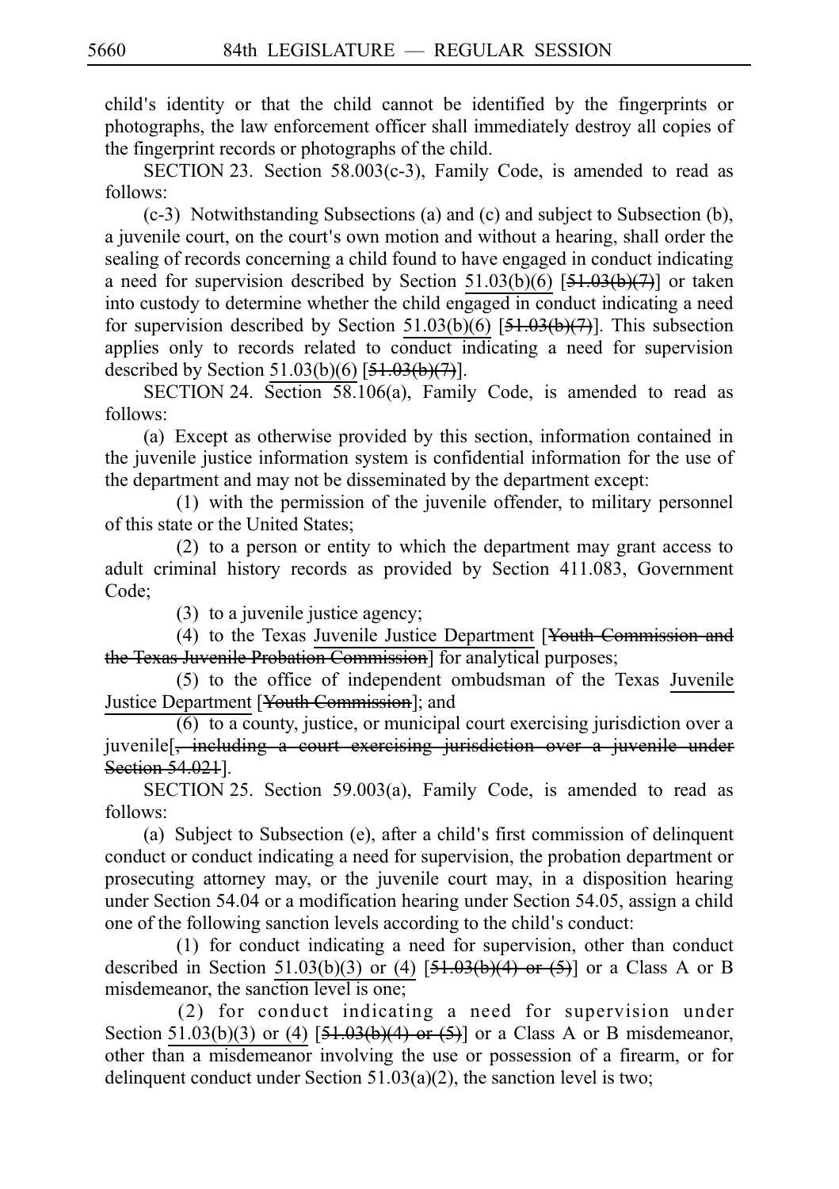child's identity or that the child cannot be identified by the fingerprints or photographs, the law enforcement officer shall immediately destroy all copies of the fingerprint records or photographs of the child.

SECTION 23. Section 58.003(c-3), Family Code, is amended to read as follows:

(c-3) Notwithstanding Subsections (a) and (c) and subject to Subsection (b), a juvenile court, on the court's own motion and without a hearing, shall order the sealing of records concerning a child found to have engaged in conduct indicating a need for supervision described by Section 51.03(b)(6) [~~51.03(b)(7)~~] or taken into custody to determine whether the child engaged in conduct indicating a need for supervision described by Section 51.03(b)(6) [~~51.03(b)(7)~~]. This subsection applies only to records related to conduct indicating a need for supervision described by Section 51.03(b)(6) [~~51.03(b)(7)~~].

SECTION 24. Section 58.106(a), Family Code, is amended to read as follows:

(a) Except as otherwise provided by this section, information contained in the juvenile justice information system is confidential information for the use of the department and may not be disseminated by the department except:

(1) with the permission of the juvenile offender, to military personnel of this state or the United States;

(2) to a person or entity to which the department may grant access to adult criminal history records as provided by Section 411.083, Government Code;

(3) to a juvenile justice agency;

(4) to the Texas Juvenile Justice Department [~~Youth Commission and the Texas Juvenile Probation Commission~~] for analytical purposes;

(5) to the office of independent ombudsman of the Texas Juvenile Justice Department [~~Youth Commission~~]; and

(6) to a county, justice, or municipal court exercising jurisdiction over a juvenile[~~, including a court exercising jurisdiction over a juvenile under Section 54.021~~].

SECTION 25. Section 59.003(a), Family Code, is amended to read as follows:

(a) Subject to Subsection (e), after a child's first commission of delinquent conduct or conduct indicating a need for supervision, the probation department or prosecuting attorney may, or the juvenile court may, in a disposition hearing under Section 54.04 or a modification hearing under Section 54.05, assign a child one of the following sanction levels according to the child's conduct:

(1) for conduct indicating a need for supervision, other than conduct described in Section 51.03(b)(3) or (4) [~~51.03(b)(4) or (5)~~] or a Class A or B misdemeanor, the sanction level is one;

(2) for conduct indicating a need for supervision under Section 51.03(b)(3) or (4) [~~51.03(b)(4) or (5)~~] or a Class A or B misdemeanor, other than a misdemeanor involving the use or possession of a firearm, or for delinquent conduct under Section 51.03(a)(2), the sanction level is two;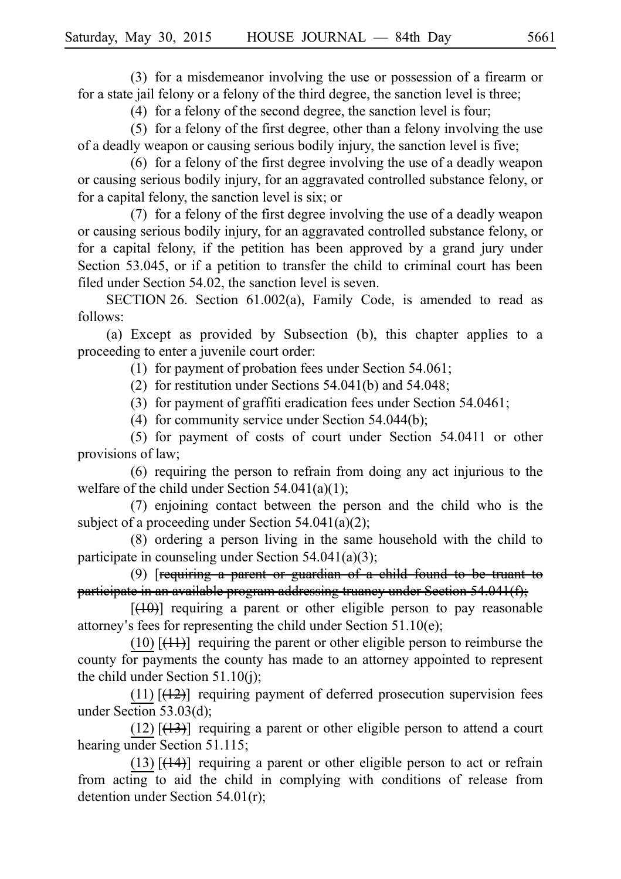(3) for a misdemeanor involving the use or possession of a firearm or for a state jail felony or a felony of the third degree, the sanction level is three;

(4) for a felony of the second degree, the sanction level is four;

(5) for a felony of the first degree, other than a felony involving the use of a deadly weapon or causing serious bodily injury, the sanction level is five;

(6) for a felony of the first degree involving the use of a deadly weapon or causing serious bodily injury, for an aggravated controlled substance felony, or for a capital felony, the sanction level is six; or

(7) for a felony of the first degree involving the use of a deadly weapon or causing serious bodily injury, for an aggravated controlled substance felony, or for a capital felony, if the petition has been approved by a grand jury under Section 53.045, or if a petition to transfer the child to criminal court has been filed under Section 54.02, the sanction level is seven.

SECTION 26. Section 61.002(a), Family Code, is amended to read as follows:

(a) Except as provided by Subsection (b), this chapter applies to a proceeding to enter a juvenile court order:

(1) for payment of probation fees under Section 54.061;

(2) for restitution under Sections 54.041(b) and 54.048;

(3) for payment of graffiti eradication fees under Section 54.0461;

(4) for community service under Section 54.044(b);

(5) for payment of costs of court under Section 54.0411 or other provisions of law;

(6) requiring the person to refrain from doing any act injurious to the welfare of the child under Section 54.041(a)(1);

(7) enjoining contact between the person and the child who is the subject of a proceeding under Section 54.041(a)(2);

(8) ordering a person living in the same household with the child to participate in counseling under Section 54.041(a)(3);

(9) [~~requiring a parent or guardian of a child found to be truant to participate in an available program addressing truancy under Section 54.041(f);~~

[~~(10)~~] requiring a parent or other eligible person to pay reasonable attorney's fees for representing the child under Section 51.10(e);

(10) [~~(11)~~] requiring the parent or other eligible person to reimburse the county for payments the county has made to an attorney appointed to represent the child under Section 51.10(j);

(11) [~~(12)~~] requiring payment of deferred prosecution supervision fees under Section 53.03(d);

(12) [~~(13)~~] requiring a parent or other eligible person to attend a court hearing under Section 51.115;

(13) [~~(14)~~] requiring a parent or other eligible person to act or refrain from acting to aid the child in complying with conditions of release from detention under Section 54.01(r);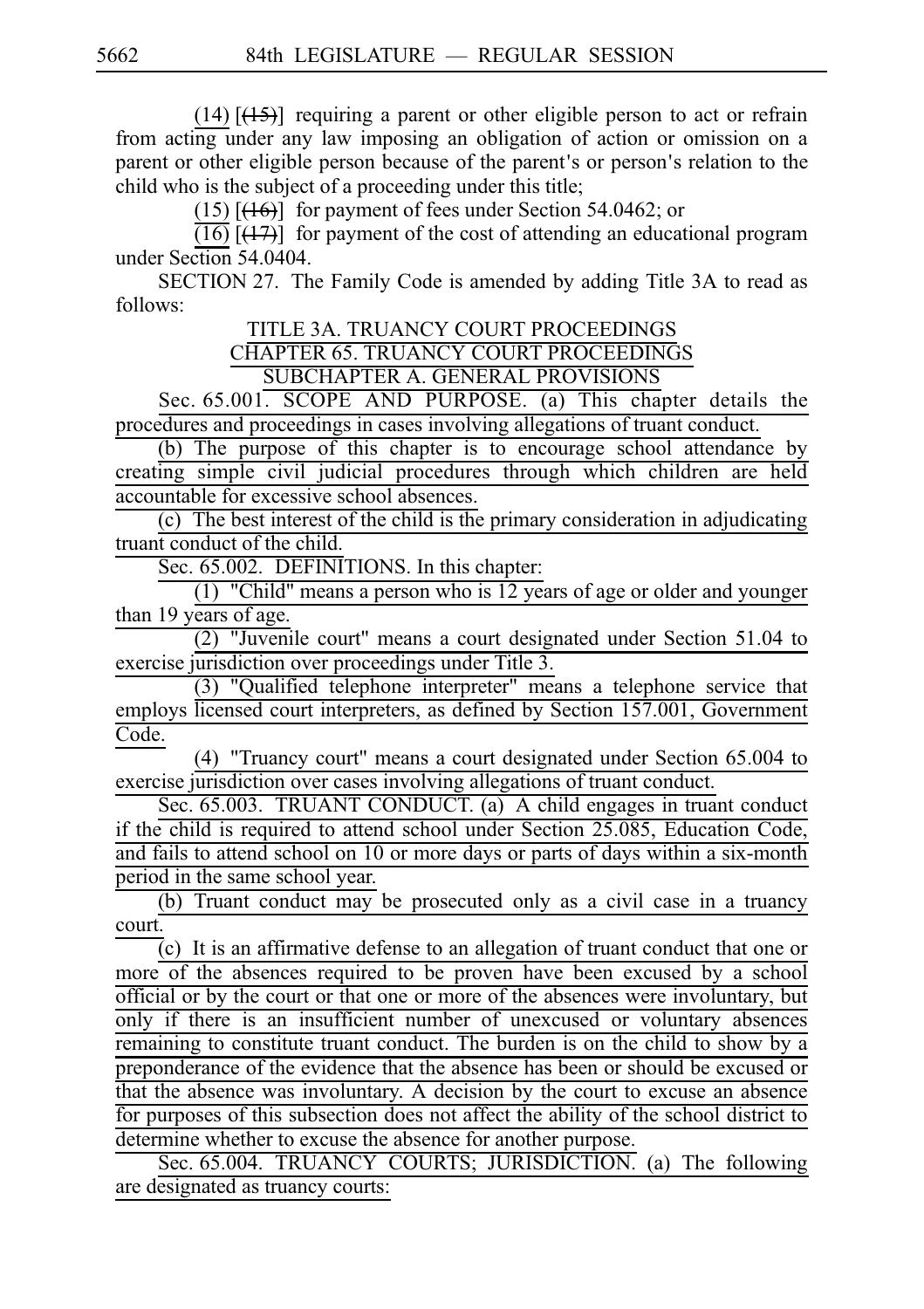(14) [(15)] requiring a parent or other eligible person to act or refrain from acting under any law imposing an obligation of action or omission on a parent or other eligible person because of the parent's or person's relation to the child who is the subject of a proceeding under this title;

(15) [(16)] for payment of fees under Section 54.0462; or

(16) [(17)] for payment of the cost of attending an educational program under Section 54.0404.

SECTION 27. The Family Code is amended by adding Title 3A to read as follows:

TITLE 3A. TRUANCY COURT PROCEEDINGS

CHAPTER 65. TRUANCY COURT PROCEEDINGS

SUBCHAPTER A. GENERAL PROVISIONS

Sec. 65.001. SCOPE AND PURPOSE. (a) This chapter details the procedures and proceedings in cases involving allegations of truant conduct.

(b) The purpose of this chapter is to encourage school attendance by creating simple civil judicial procedures through which children are held accountable for excessive school absences.

(c) The best interest of the child is the primary consideration in adjudicating truant conduct of the child.

Sec. 65.002. DEFINITIONS. In this chapter:

(1) "Child" means a person who is 12 years of age or older and younger than 19 years of age.

(2) "Juvenile court" means a court designated under Section 51.04 to exercise jurisdiction over proceedings under Title 3.

(3) "Qualified telephone interpreter" means a telephone service that employs licensed court interpreters, as defined by Section 157.001, Government Code.

(4) "Truancy court" means a court designated under Section 65.004 to exercise jurisdiction over cases involving allegations of truant conduct.

Sec. 65.003. TRUANT CONDUCT. (a) A child engages in truant conduct if the child is required to attend school under Section 25.085, Education Code, and fails to attend school on 10 or more days or parts of days within a six-month period in the same school year.

(b) Truant conduct may be prosecuted only as a civil case in a truancy court.

(c) It is an affirmative defense to an allegation of truant conduct that one or more of the absences required to be proven have been excused by a school official or by the court or that one or more of the absences were involuntary, but only if there is an insufficient number of unexcused or voluntary absences remaining to constitute truant conduct. The burden is on the child to show by a preponderance of the evidence that the absence has been or should be excused or that the absence was involuntary. A decision by the court to excuse an absence for purposes of this subsection does not affect the ability of the school district to determine whether to excuse the absence for another purpose.

Sec. 65.004. TRUANCY COURTS; JURISDICTION. (a) The following are designated as truancy courts: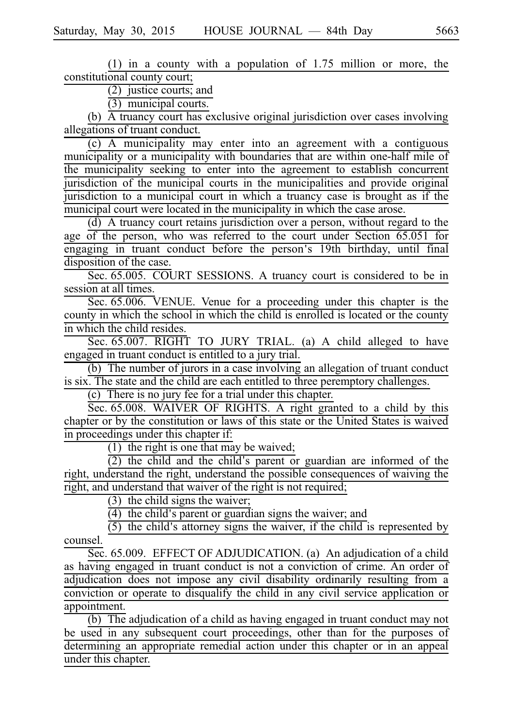(1) in a county with a population of 1.75 million or more, the constitutional county court;

(2) justice courts; and

(3) municipal courts.

(b) A truancy court has exclusive original jurisdiction over cases involving allegations of truant conduct.

(c) A municipality may enter into an agreement with a contiguous municipality or a municipality with boundaries that are within one-half mile of the municipality seeking to enter into the agreement to establish concurrent jurisdiction of the municipal courts in the municipalities and provide original jurisdiction to a municipal court in which a truancy case is brought as if the municipal court were located in the municipality in which the case arose.

(d) A truancy court retains jurisdiction over a person, without regard to the age of the person, who was referred to the court under Section 65.051 for engaging in truant conduct before the person's 19th birthday, until final disposition of the case.

Sec. 65.005. COURT SESSIONS. A truancy court is considered to be in session at all times.

Sec. 65.006. VENUE. Venue for a proceeding under this chapter is the county in which the school in which the child is enrolled is located or the county in which the child resides.

Sec. 65.007. RIGHT TO JURY TRIAL. (a) A child alleged to have engaged in truant conduct is entitled to a jury trial.

(b) The number of jurors in a case involving an allegation of truant conduct is six. The state and the child are each entitled to three peremptory challenges.

(c) There is no jury fee for a trial under this chapter.

Sec. 65.008. WAIVER OF RIGHTS. A right granted to a child by this chapter or by the constitution or laws of this state or the United States is waived in proceedings under this chapter if:

(1) the right is one that may be waived;

(2) the child and the child's parent or guardian are informed of the right, understand the right, understand the possible consequences of waiving the right, and understand that waiver of the right is not required;

(3) the child signs the waiver;

(4) the child's parent or guardian signs the waiver; and

(5) the child's attorney signs the waiver, if the child is represented by counsel.

Sec. 65.009. EFFECT OF ADJUDICATION. (a) An adjudication of a child as having engaged in truant conduct is not a conviction of crime. An order of adjudication does not impose any civil disability ordinarily resulting from a conviction or operate to disqualify the child in any civil service application or appointment.

(b) The adjudication of a child as having engaged in truant conduct may not be used in any subsequent court proceedings, other than for the purposes of determining an appropriate remedial action under this chapter or in an appeal under this chapter.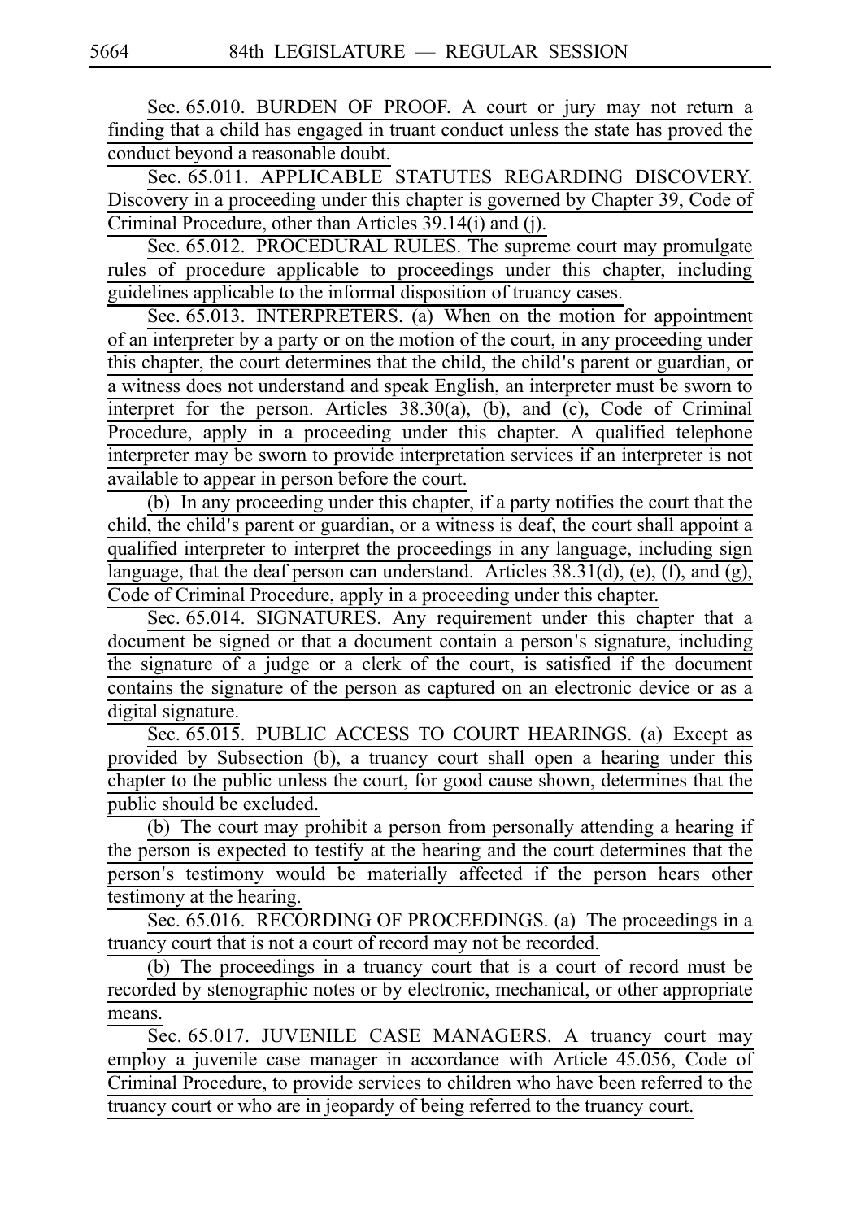Sec. 65.010. BURDEN OF PROOF. A court or jury may not return a finding that a child has engaged in truant conduct unless the state has proved the conduct beyond a reasonable doubt.

Sec. 65.011. APPLICABLE STATUTES REGARDING DISCOVERY. Discovery in a proceeding under this chapter is governed by Chapter 39, Code of Criminal Procedure, other than Articles 39.14(i) and (j).

Sec. 65.012. PROCEDURAL RULES. The supreme court may promulgate rules of procedure applicable to proceedings under this chapter, including guidelines applicable to the informal disposition of truancy cases.

Sec. 65.013. INTERPRETERS. (a) When on the motion for appointment of an interpreter by a party or on the motion of the court, in any proceeding under this chapter, the court determines that the child, the child's parent or guardian, or a witness does not understand and speak English, an interpreter must be sworn to interpret for the person. Articles 38.30(a), (b), and (c), Code of Criminal Procedure, apply in a proceeding under this chapter. A qualified telephone interpreter may be sworn to provide interpretation services if an interpreter is not available to appear in person before the court.

(b) In any proceeding under this chapter, if a party notifies the court that the child, the child's parent or guardian, or a witness is deaf, the court shall appoint a qualified interpreter to interpret the proceedings in any language, including sign language, that the deaf person can understand. Articles 38.31(d), (e), (f), and (g), Code of Criminal Procedure, apply in a proceeding under this chapter.

Sec. 65.014. SIGNATURES. Any requirement under this chapter that a document be signed or that a document contain a person's signature, including the signature of a judge or a clerk of the court, is satisfied if the document contains the signature of the person as captured on an electronic device or as a digital signature.

Sec. 65.015. PUBLIC ACCESS TO COURT HEARINGS. (a) Except as provided by Subsection (b), a truancy court shall open a hearing under this chapter to the public unless the court, for good cause shown, determines that the public should be excluded.

(b) The court may prohibit a person from personally attending a hearing if the person is expected to testify at the hearing and the court determines that the person's testimony would be materially affected if the person hears other testimony at the hearing.

Sec. 65.016. RECORDING OF PROCEEDINGS. (a) The proceedings in a truancy court that is not a court of record may not be recorded.

(b) The proceedings in a truancy court that is a court of record must be recorded by stenographic notes or by electronic, mechanical, or other appropriate means.

Sec. 65.017. JUVENILE CASE MANAGERS. A truancy court may employ a juvenile case manager in accordance with Article 45.056, Code of Criminal Procedure, to provide services to children who have been referred to the truancy court or who are in jeopardy of being referred to the truancy court.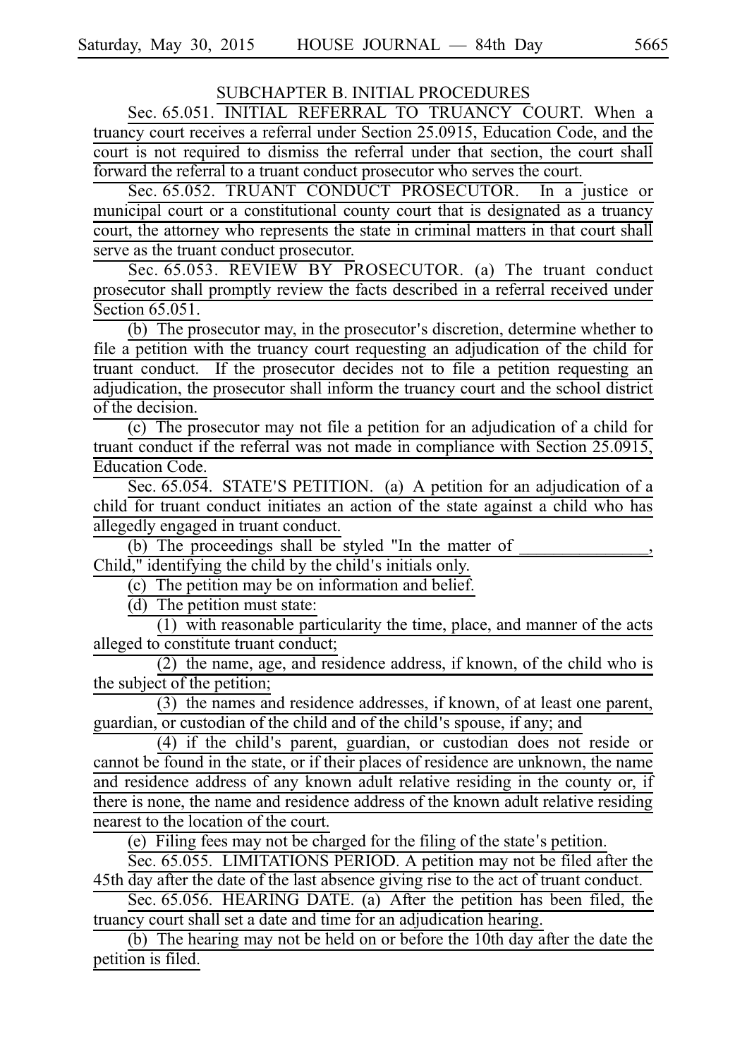SUBCHAPTER B. INITIAL PROCEDURES

Sec. 65.051. INITIAL REFERRAL TO TRUANCY COURT. When a truancy court receives a referral under Section 25.0915, Education Code, and the court is not required to dismiss the referral under that section, the court shall forward the referral to a truant conduct prosecutor who serves the court.

Sec. 65.052. TRUANT CONDUCT PROSECUTOR. In a justice or municipal court or a constitutional county court that is designated as a truancy court, the attorney who represents the state in criminal matters in that court shall serve as the truant conduct prosecutor.

Sec. 65.053. REVIEW BY PROSECUTOR. (a) The truant conduct prosecutor shall promptly review the facts described in a referral received under Section 65.051.

(b) The prosecutor may, in the prosecutor's discretion, determine whether to file a petition with the truancy court requesting an adjudication of the child for truant conduct. If the prosecutor decides not to file a petition requesting an adjudication, the prosecutor shall inform the truancy court and the school district of the decision.

(c) The prosecutor may not file a petition for an adjudication of a child for truant conduct if the referral was not made in compliance with Section 25.0915, Education Code.

Sec. 65.054. STATE'S PETITION. (a) A petition for an adjudication of a child for truant conduct initiates an action of the state against a child who has allegedly engaged in truant conduct.

(b) The proceedings shall be styled "In the matter of _______________, Child," identifying the child by the child's initials only.

(c) The petition may be on information and belief.

(d) The petition must state:

(1) with reasonable particularity the time, place, and manner of the acts alleged to constitute truant conduct;

(2) the name, age, and residence address, if known, of the child who is the subject of the petition;

(3) the names and residence addresses, if known, of at least one parent, guardian, or custodian of the child and of the child's spouse, if any; and

(4) if the child's parent, guardian, or custodian does not reside or cannot be found in the state, or if their places of residence are unknown, the name and residence address of any known adult relative residing in the county or, if there is none, the name and residence address of the known adult relative residing nearest to the location of the court.

(e) Filing fees may not be charged for the filing of the state's petition.

Sec. 65.055. LIMITATIONS PERIOD. A petition may not be filed after the 45th day after the date of the last absence giving rise to the act of truant conduct.

Sec. 65.056. HEARING DATE. (a) After the petition has been filed, the truancy court shall set a date and time for an adjudication hearing.

(b) The hearing may not be held on or before the 10th day after the date the petition is filed.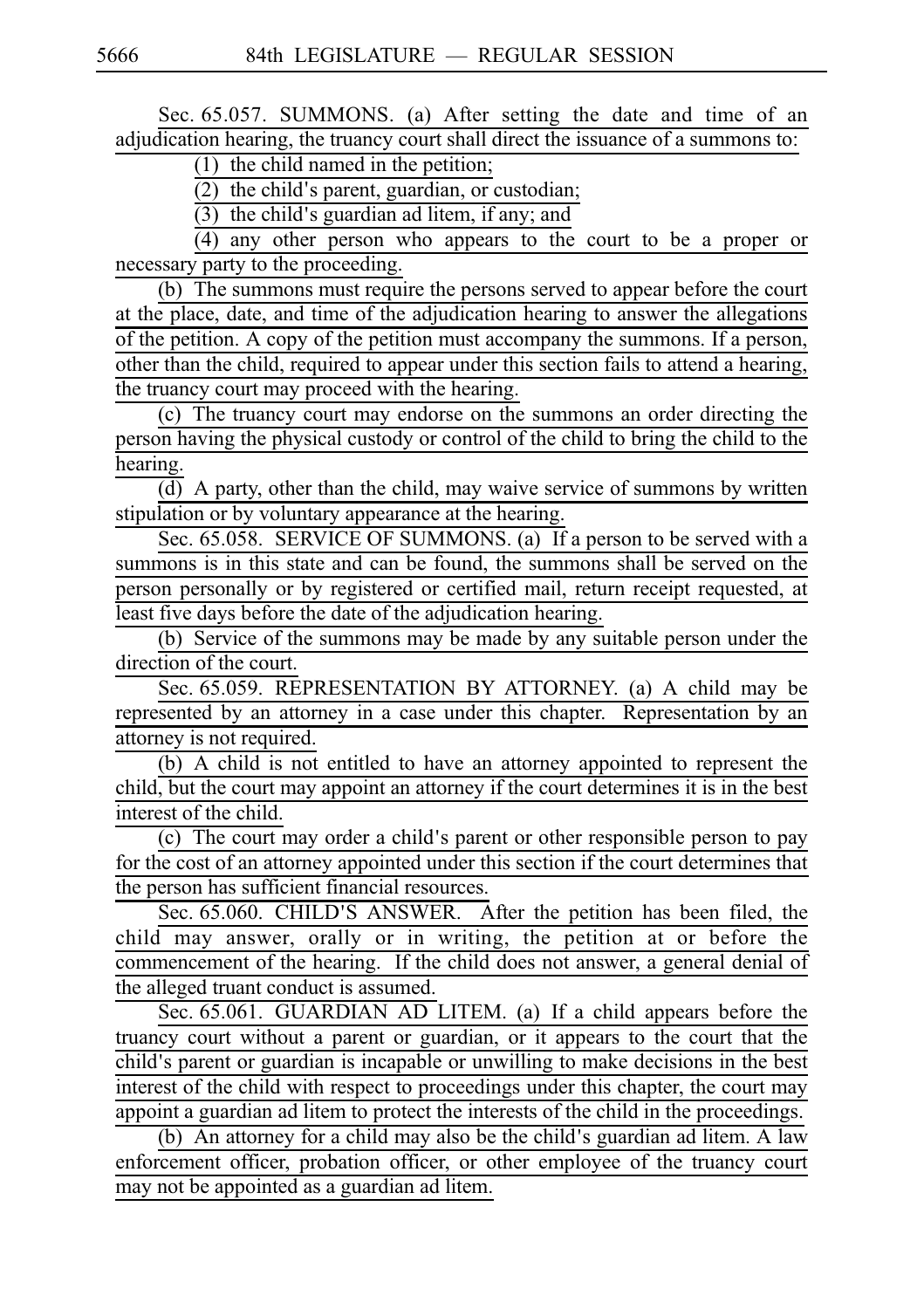Sec. 65.057. SUMMONS. (a) After setting the date and time of an adjudication hearing, the truancy court shall direct the issuance of a summons to:

(1) the child named in the petition;

(2) the child's parent, guardian, or custodian;

(3) the child's guardian ad litem, if any; and

(4) any other person who appears to the court to be a proper or necessary party to the proceeding.

(b) The summons must require the persons served to appear before the court at the place, date, and time of the adjudication hearing to answer the allegations of the petition. A copy of the petition must accompany the summons. If a person, other than the child, required to appear under this section fails to attend a hearing, the truancy court may proceed with the hearing.

(c) The truancy court may endorse on the summons an order directing the person having the physical custody or control of the child to bring the child to the hearing.

(d) A party, other than the child, may waive service of summons by written stipulation or by voluntary appearance at the hearing.

Sec. 65.058. SERVICE OF SUMMONS. (a) If a person to be served with a summons is in this state and can be found, the summons shall be served on the person personally or by registered or certified mail, return receipt requested, at least five days before the date of the adjudication hearing.

(b) Service of the summons may be made by any suitable person under the direction of the court.

Sec. 65.059. REPRESENTATION BY ATTORNEY. (a) A child may be represented by an attorney in a case under this chapter. Representation by an attorney is not required.

(b) A child is not entitled to have an attorney appointed to represent the child, but the court may appoint an attorney if the court determines it is in the best interest of the child.

(c) The court may order a child's parent or other responsible person to pay for the cost of an attorney appointed under this section if the court determines that the person has sufficient financial resources.

Sec. 65.060. CHILD'S ANSWER. After the petition has been filed, the child may answer, orally or in writing, the petition at or before the commencement of the hearing. If the child does not answer, a general denial of the alleged truant conduct is assumed.

Sec. 65.061. GUARDIAN AD LITEM. (a) If a child appears before the truancy court without a parent or guardian, or it appears to the court that the child's parent or guardian is incapable or unwilling to make decisions in the best interest of the child with respect to proceedings under this chapter, the court may appoint a guardian ad litem to protect the interests of the child in the proceedings.

(b) An attorney for a child may also be the child's guardian ad litem. A law enforcement officer, probation officer, or other employee of the truancy court may not be appointed as a guardian ad litem.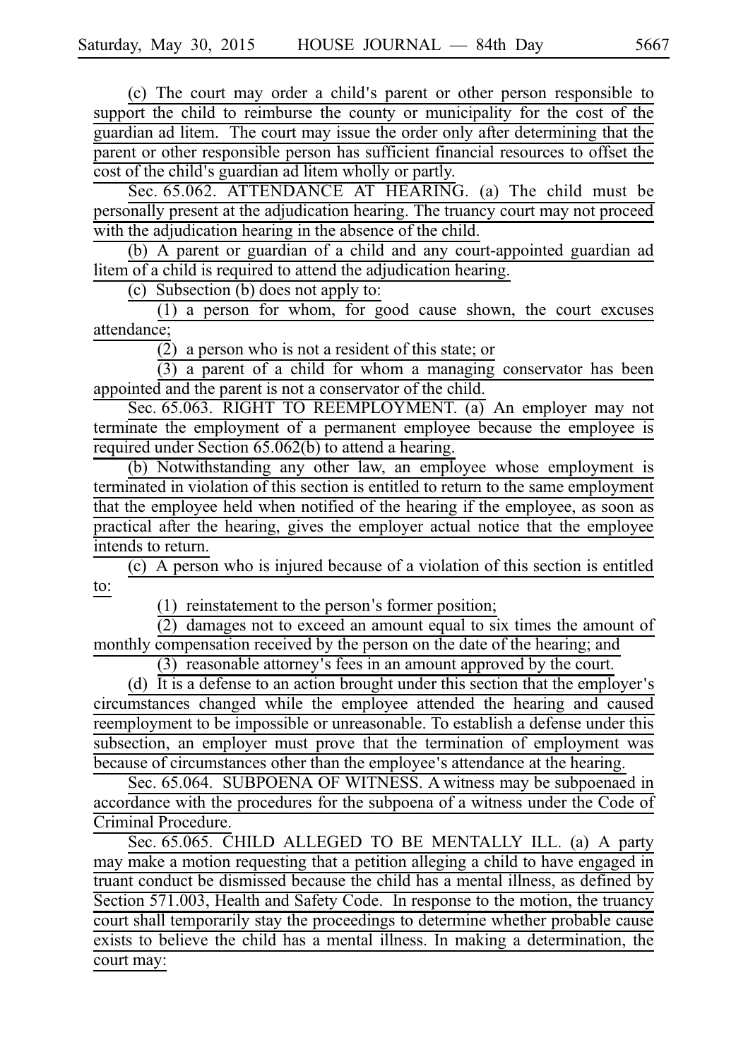(c) The court may order a child's parent or other person responsible to support the child to reimburse the county or municipality for the cost of the guardian ad litem. The court may issue the order only after determining that the parent or other responsible person has sufficient financial resources to offset the cost of the child's guardian ad litem wholly or partly.

Sec. 65.062. ATTENDANCE AT HEARING. (a) The child must be personally present at the adjudication hearing. The truancy court may not proceed with the adjudication hearing in the absence of the child.

(b) A parent or guardian of a child and any court-appointed guardian ad litem of a child is required to attend the adjudication hearing.

(c) Subsection (b) does not apply to:

(1) a person for whom, for good cause shown, the court excuses attendance;

(2) a person who is not a resident of this state; or

(3) a parent of a child for whom a managing conservator has been appointed and the parent is not a conservator of the child.

Sec. 65.063. RIGHT TO REEMPLOYMENT. (a) An employer may not terminate the employment of a permanent employee because the employee is required under Section 65.062(b) to attend a hearing.

(b) Notwithstanding any other law, an employee whose employment is terminated in violation of this section is entitled to return to the same employment that the employee held when notified of the hearing if the employee, as soon as practical after the hearing, gives the employer actual notice that the employee intends to return.

(c) A person who is injured because of a violation of this section is entitled to:

(1) reinstatement to the person's former position;

(2) damages not to exceed an amount equal to six times the amount of monthly compensation received by the person on the date of the hearing; and

(3) reasonable attorney's fees in an amount approved by the court.

(d) It is a defense to an action brought under this section that the employer's circumstances changed while the employee attended the hearing and caused reemployment to be impossible or unreasonable. To establish a defense under this subsection, an employer must prove that the termination of employment was because of circumstances other than the employee's attendance at the hearing.

Sec. 65.064. SUBPOENA OF WITNESS. A witness may be subpoenaed in accordance with the procedures for the subpoena of a witness under the Code of Criminal Procedure.

Sec. 65.065. CHILD ALLEGED TO BE MENTALLY ILL. (a) A party may make a motion requesting that a petition alleging a child to have engaged in truant conduct be dismissed because the child has a mental illness, as defined by Section 571.003, Health and Safety Code. In response to the motion, the truancy court shall temporarily stay the proceedings to determine whether probable cause exists to believe the child has a mental illness. In making a determination, the court may: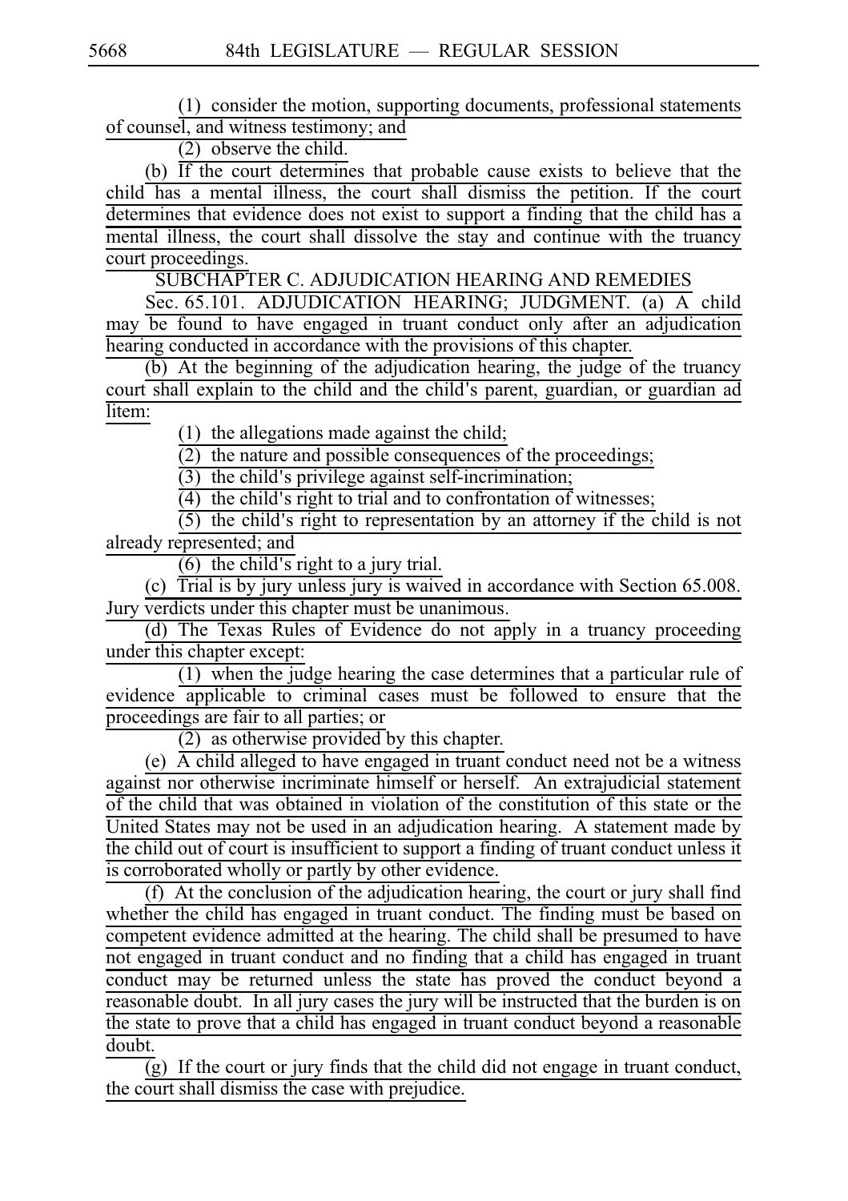(1) consider the motion, supporting documents, professional statements of counsel, and witness testimony; and

(2) observe the child.

(b) If the court determines that probable cause exists to believe that the child has a mental illness, the court shall dismiss the petition. If the court determines that evidence does not exist to support a finding that the child has a mental illness, the court shall dissolve the stay and continue with the truancy court proceedings.

SUBCHAPTER C. ADJUDICATION HEARING AND REMEDIES

Sec. 65.101. ADJUDICATION HEARING; JUDGMENT. (a) A child may be found to have engaged in truant conduct only after an adjudication hearing conducted in accordance with the provisions of this chapter.

(b) At the beginning of the adjudication hearing, the judge of the truancy court shall explain to the child and the child's parent, guardian, or guardian ad litem:

(1) the allegations made against the child;

(2) the nature and possible consequences of the proceedings;

(3) the child's privilege against self-incrimination;

(4) the child's right to trial and to confrontation of witnesses;

(5) the child's right to representation by an attorney if the child is not already represented; and

(6) the child's right to a jury trial.

(c) Trial is by jury unless jury is waived in accordance with Section 65.008. Jury verdicts under this chapter must be unanimous.

(d) The Texas Rules of Evidence do not apply in a truancy proceeding under this chapter except:

(1) when the judge hearing the case determines that a particular rule of evidence applicable to criminal cases must be followed to ensure that the proceedings are fair to all parties; or

(2) as otherwise provided by this chapter.

(e) A child alleged to have engaged in truant conduct need not be a witness against nor otherwise incriminate himself or herself. An extrajudicial statement of the child that was obtained in violation of the constitution of this state or the United States may not be used in an adjudication hearing. A statement made by the child out of court is insufficient to support a finding of truant conduct unless it is corroborated wholly or partly by other evidence.

(f) At the conclusion of the adjudication hearing, the court or jury shall find whether the child has engaged in truant conduct. The finding must be based on competent evidence admitted at the hearing. The child shall be presumed to have not engaged in truant conduct and no finding that a child has engaged in truant conduct may be returned unless the state has proved the conduct beyond a reasonable doubt. In all jury cases the jury will be instructed that the burden is on the state to prove that a child has engaged in truant conduct beyond a reasonable doubt.

(g) If the court or jury finds that the child did not engage in truant conduct, the court shall dismiss the case with prejudice.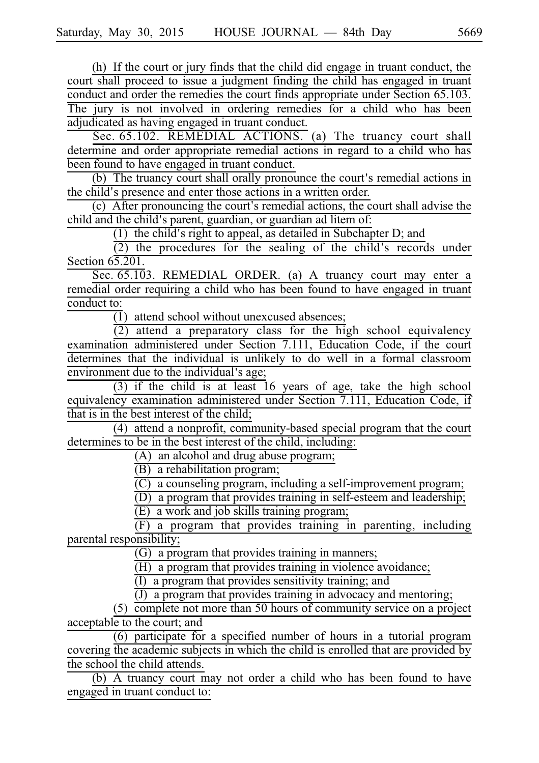(h) If the court or jury finds that the child did engage in truant conduct, the court shall proceed to issue a judgment finding the child has engaged in truant conduct and order the remedies the court finds appropriate under Section 65.103. The jury is not involved in ordering remedies for a child who has been adjudicated as having engaged in truant conduct.

Sec. 65.102. REMEDIAL ACTIONS. (a) The truancy court shall determine and order appropriate remedial actions in regard to a child who has been found to have engaged in truant conduct.

(b) The truancy court shall orally pronounce the court's remedial actions in the child's presence and enter those actions in a written order.

(c) After pronouncing the court's remedial actions, the court shall advise the child and the child's parent, guardian, or guardian ad litem of:

(1) the child's right to appeal, as detailed in Subchapter D; and

(2) the procedures for the sealing of the child's records under Section 65.201.

Sec. 65.103. REMEDIAL ORDER. (a) A truancy court may enter a remedial order requiring a child who has been found to have engaged in truant conduct to:

(1) attend school without unexcused absences;

(2) attend a preparatory class for the high school equivalency examination administered under Section 7.111, Education Code, if the court determines that the individual is unlikely to do well in a formal classroom environment due to the individual's age;

(3) if the child is at least 16 years of age, take the high school equivalency examination administered under Section 7.111, Education Code, if that is in the best interest of the child;

(4) attend a nonprofit, community-based special program that the court determines to be in the best interest of the child, including:

(A) an alcohol and drug abuse program;

(B) a rehabilitation program;

(C) a counseling program, including a self-improvement program;

(D) a program that provides training in self-esteem and leadership;

(E) a work and job skills training program;

(F) a program that provides training in parenting, including parental responsibility;

(G) a program that provides training in manners;

(H) a program that provides training in violence avoidance;

(I) a program that provides sensitivity training; and

(J) a program that provides training in advocacy and mentoring;

(5) complete not more than 50 hours of community service on a project acceptable to the court; and

(6) participate for a specified number of hours in a tutorial program covering the academic subjects in which the child is enrolled that are provided by the school the child attends.

(b) A truancy court may not order a child who has been found to have engaged in truant conduct to: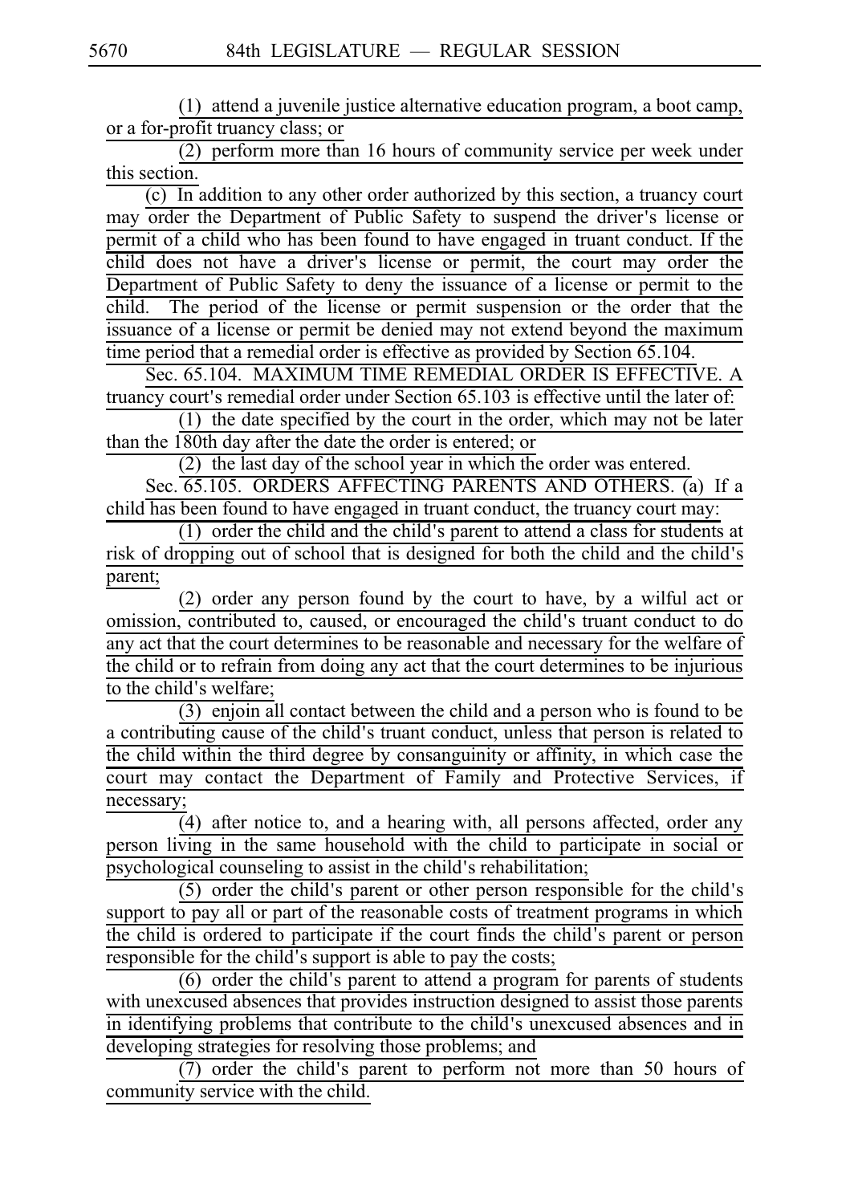(1) attend a juvenile justice alternative education program, a boot camp, or a for-profit truancy class; or

(2) perform more than 16 hours of community service per week under this section.

(c) In addition to any other order authorized by this section, a truancy court may order the Department of Public Safety to suspend the driver's license or permit of a child who has been found to have engaged in truant conduct. If the child does not have a driver's license or permit, the court may order the Department of Public Safety to deny the issuance of a license or permit to the child. The period of the license or permit suspension or the order that the issuance of a license or permit be denied may not extend beyond the maximum time period that a remedial order is effective as provided by Section 65.104.

Sec. 65.104. MAXIMUM TIME REMEDIAL ORDER IS EFFECTIVE. A truancy court's remedial order under Section 65.103 is effective until the later of:

(1) the date specified by the court in the order, which may not be later than the 180th day after the date the order is entered; or

(2) the last day of the school year in which the order was entered.

Sec. 65.105. ORDERS AFFECTING PARENTS AND OTHERS. (a) If a child has been found to have engaged in truant conduct, the truancy court may:

(1) order the child and the child's parent to attend a class for students at risk of dropping out of school that is designed for both the child and the child's parent;

(2) order any person found by the court to have, by a wilful act or omission, contributed to, caused, or encouraged the child's truant conduct to do any act that the court determines to be reasonable and necessary for the welfare of the child or to refrain from doing any act that the court determines to be injurious to the child's welfare;

(3) enjoin all contact between the child and a person who is found to be a contributing cause of the child's truant conduct, unless that person is related to the child within the third degree by consanguinity or affinity, in which case the court may contact the Department of Family and Protective Services, if necessary;

(4) after notice to, and a hearing with, all persons affected, order any person living in the same household with the child to participate in social or psychological counseling to assist in the child's rehabilitation;

(5) order the child's parent or other person responsible for the child's support to pay all or part of the reasonable costs of treatment programs in which the child is ordered to participate if the court finds the child's parent or person responsible for the child's support is able to pay the costs;

(6) order the child's parent to attend a program for parents of students with unexcused absences that provides instruction designed to assist those parents in identifying problems that contribute to the child's unexcused absences and in developing strategies for resolving those problems; and

(7) order the child's parent to perform not more than 50 hours of community service with the child.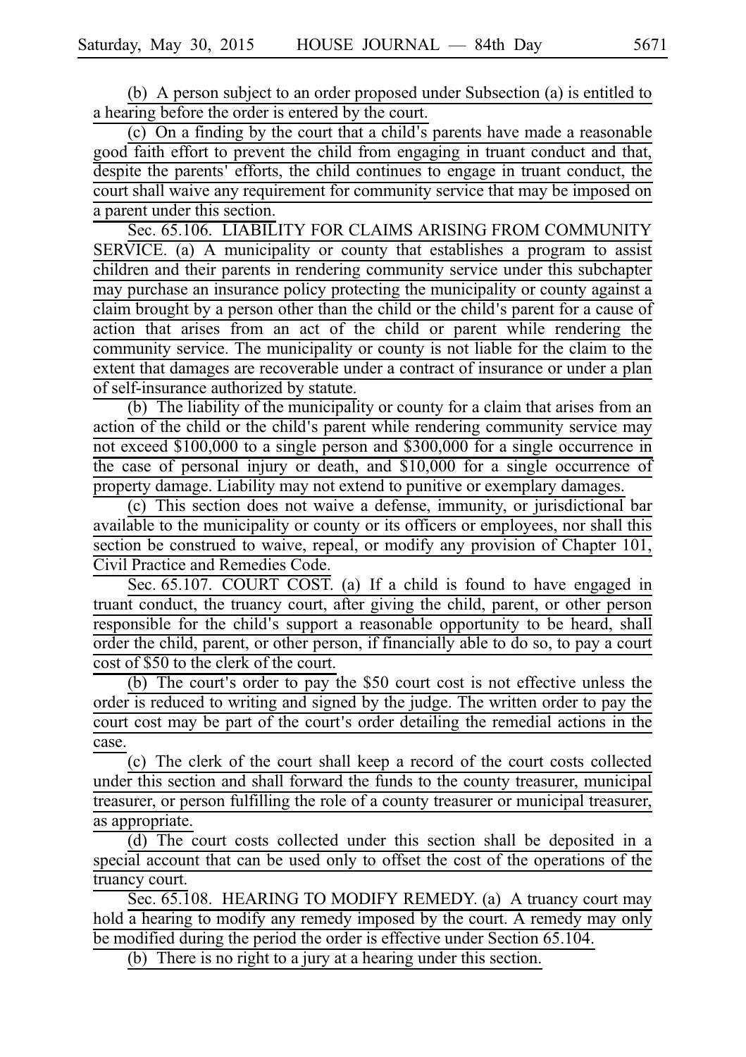(b) A person subject to an order proposed under Subsection (a) is entitled to a hearing before the order is entered by the court.

(c) On a finding by the court that a child's parents have made a reasonable good faith effort to prevent the child from engaging in truant conduct and that, despite the parents' efforts, the child continues to engage in truant conduct, the court shall waive any requirement for community service that may be imposed on a parent under this section.

Sec. 65.106. LIABILITY FOR CLAIMS ARISING FROM COMMUNITY SERVICE. (a) A municipality or county that establishes a program to assist children and their parents in rendering community service under this subchapter may purchase an insurance policy protecting the municipality or county against a claim brought by a person other than the child or the child's parent for a cause of action that arises from an act of the child or parent while rendering the community service. The municipality or county is not liable for the claim to the extent that damages are recoverable under a contract of insurance or under a plan of self-insurance authorized by statute.

(b) The liability of the municipality or county for a claim that arises from an action of the child or the child's parent while rendering community service may not exceed $100,000 to a single person and $300,000 for a single occurrence in the case of personal injury or death, and $10,000 for a single occurrence of property damage. Liability may not extend to punitive or exemplary damages.

(c) This section does not waive a defense, immunity, or jurisdictional bar available to the municipality or county or its officers or employees, nor shall this section be construed to waive, repeal, or modify any provision of Chapter 101, Civil Practice and Remedies Code.

Sec. 65.107. COURT COST. (a) If a child is found to have engaged in truant conduct, the truancy court, after giving the child, parent, or other person responsible for the child's support a reasonable opportunity to be heard, shall order the child, parent, or other person, if financially able to do so, to pay a court cost of $50 to the clerk of the court.

(b) The court's order to pay the $50 court cost is not effective unless the order is reduced to writing and signed by the judge. The written order to pay the court cost may be part of the court's order detailing the remedial actions in the case.

(c) The clerk of the court shall keep a record of the court costs collected under this section and shall forward the funds to the county treasurer, municipal treasurer, or person fulfilling the role of a county treasurer or municipal treasurer, as appropriate.

(d) The court costs collected under this section shall be deposited in a special account that can be used only to offset the cost of the operations of the truancy court.

Sec. 65.108. HEARING TO MODIFY REMEDY. (a) A truancy court may hold a hearing to modify any remedy imposed by the court. A remedy may only be modified during the period the order is effective under Section 65.104.

(b) There is no right to a jury at a hearing under this section.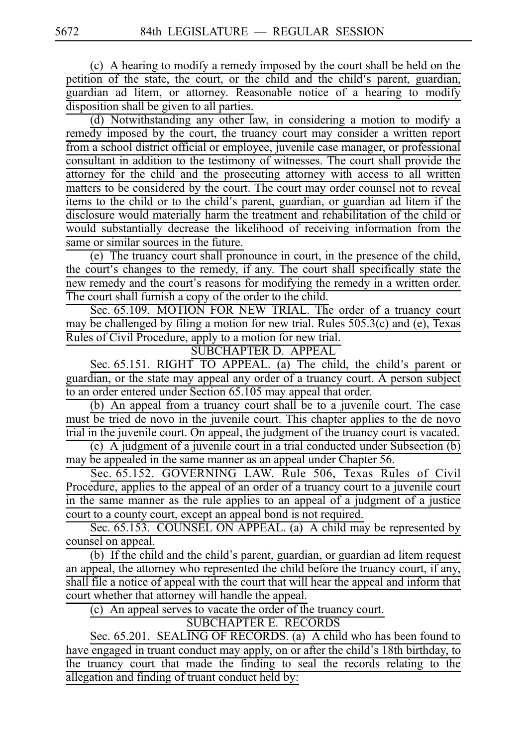(c) A hearing to modify a remedy imposed by the court shall be held on the petition of the state, the court, or the child and the child's parent, guardian, guardian ad litem, or attorney. Reasonable notice of a hearing to modify disposition shall be given to all parties.

(d) Notwithstanding any other law, in considering a motion to modify a remedy imposed by the court, the truancy court may consider a written report from a school district official or employee, juvenile case manager, or professional consultant in addition to the testimony of witnesses. The court shall provide the attorney for the child and the prosecuting attorney with access to all written matters to be considered by the court. The court may order counsel not to reveal items to the child or to the child's parent, guardian, or guardian ad litem if the disclosure would materially harm the treatment and rehabilitation of the child or would substantially decrease the likelihood of receiving information from the same or similar sources in the future.

(e) The truancy court shall pronounce in court, in the presence of the child, the court's changes to the remedy, if any. The court shall specifically state the new remedy and the court's reasons for modifying the remedy in a written order. The court shall furnish a copy of the order to the child.

Sec. 65.109. MOTION FOR NEW TRIAL. The order of a truancy court may be challenged by filing a motion for new trial. Rules 505.3(c) and (e), Texas Rules of Civil Procedure, apply to a motion for new trial.

SUBCHAPTER D. APPEAL

Sec. 65.151. RIGHT TO APPEAL. (a) The child, the child's parent or guardian, or the state may appeal any order of a truancy court. A person subject to an order entered under Section 65.105 may appeal that order.

(b) An appeal from a truancy court shall be to a juvenile court. The case must be tried de novo in the juvenile court. This chapter applies to the de novo trial in the juvenile court. On appeal, the judgment of the truancy court is vacated.

(c) A judgment of a juvenile court in a trial conducted under Subsection (b) may be appealed in the same manner as an appeal under Chapter 56.

Sec. 65.152. GOVERNING LAW. Rule 506, Texas Rules of Civil Procedure, applies to the appeal of an order of a truancy court to a juvenile court in the same manner as the rule applies to an appeal of a judgment of a justice court to a county court, except an appeal bond is not required.

Sec. 65.153. COUNSEL ON APPEAL. (a) A child may be represented by counsel on appeal.

(b) If the child and the child's parent, guardian, or guardian ad litem request an appeal, the attorney who represented the child before the truancy court, if any, shall file a notice of appeal with the court that will hear the appeal and inform that court whether that attorney will handle the appeal.

(c) An appeal serves to vacate the order of the truancy court.

SUBCHAPTER E. RECORDS

Sec. 65.201. SEALING OF RECORDS. (a) A child who has been found to have engaged in truant conduct may apply, on or after the child's 18th birthday, to the truancy court that made the finding to seal the records relating to the allegation and finding of truant conduct held by: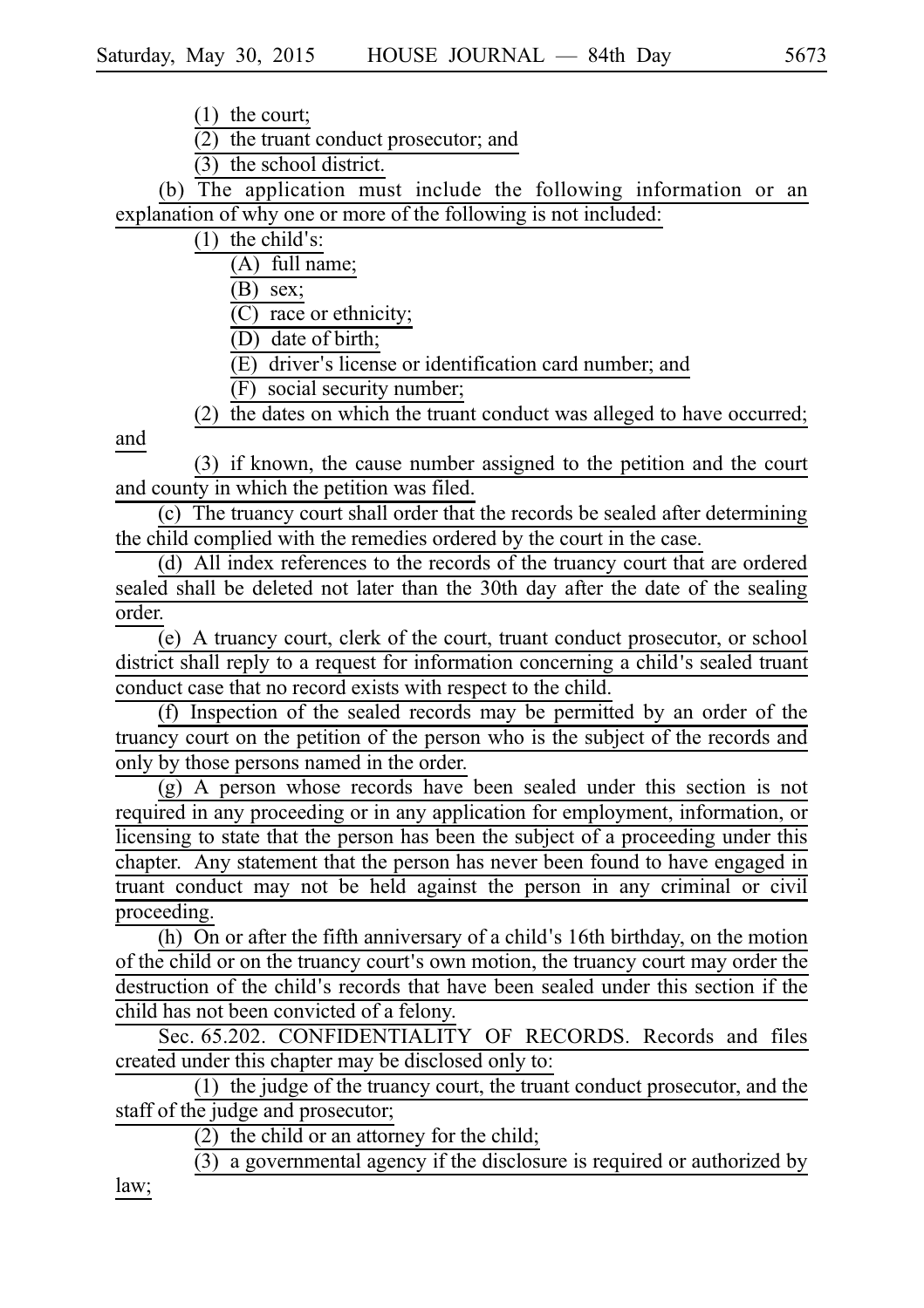(1) the court;

(2) the truant conduct prosecutor; and

(3) the school district.

(b) The application must include the following information or an explanation of why one or more of the following is not included:

(1) the child's:

(A) full name;

(B) sex;

(C) race or ethnicity;

(D) date of birth;

(E) driver's license or identification card number; and

(F) social security number;

(2) the dates on which the truant conduct was alleged to have occurred; and

(3) if known, the cause number assigned to the petition and the court and county in which the petition was filed.

(c) The truancy court shall order that the records be sealed after determining the child complied with the remedies ordered by the court in the case.

(d) All index references to the records of the truancy court that are ordered sealed shall be deleted not later than the 30th day after the date of the sealing order.

(e) A truancy court, clerk of the court, truant conduct prosecutor, or school district shall reply to a request for information concerning a child's sealed truant conduct case that no record exists with respect to the child.

(f) Inspection of the sealed records may be permitted by an order of the truancy court on the petition of the person who is the subject of the records and only by those persons named in the order.

(g) A person whose records have been sealed under this section is not required in any proceeding or in any application for employment, information, or licensing to state that the person has been the subject of a proceeding under this chapter. Any statement that the person has never been found to have engaged in truant conduct may not be held against the person in any criminal or civil proceeding.

(h) On or after the fifth anniversary of a child's 16th birthday, on the motion of the child or on the truancy court's own motion, the truancy court may order the destruction of the child's records that have been sealed under this section if the child has not been convicted of a felony.

Sec. 65.202. CONFIDENTIALITY OF RECORDS. Records and files created under this chapter may be disclosed only to:

(1) the judge of the truancy court, the truant conduct prosecutor, and the staff of the judge and prosecutor;

(2) the child or an attorney for the child;

(3) a governmental agency if the disclosure is required or authorized by law;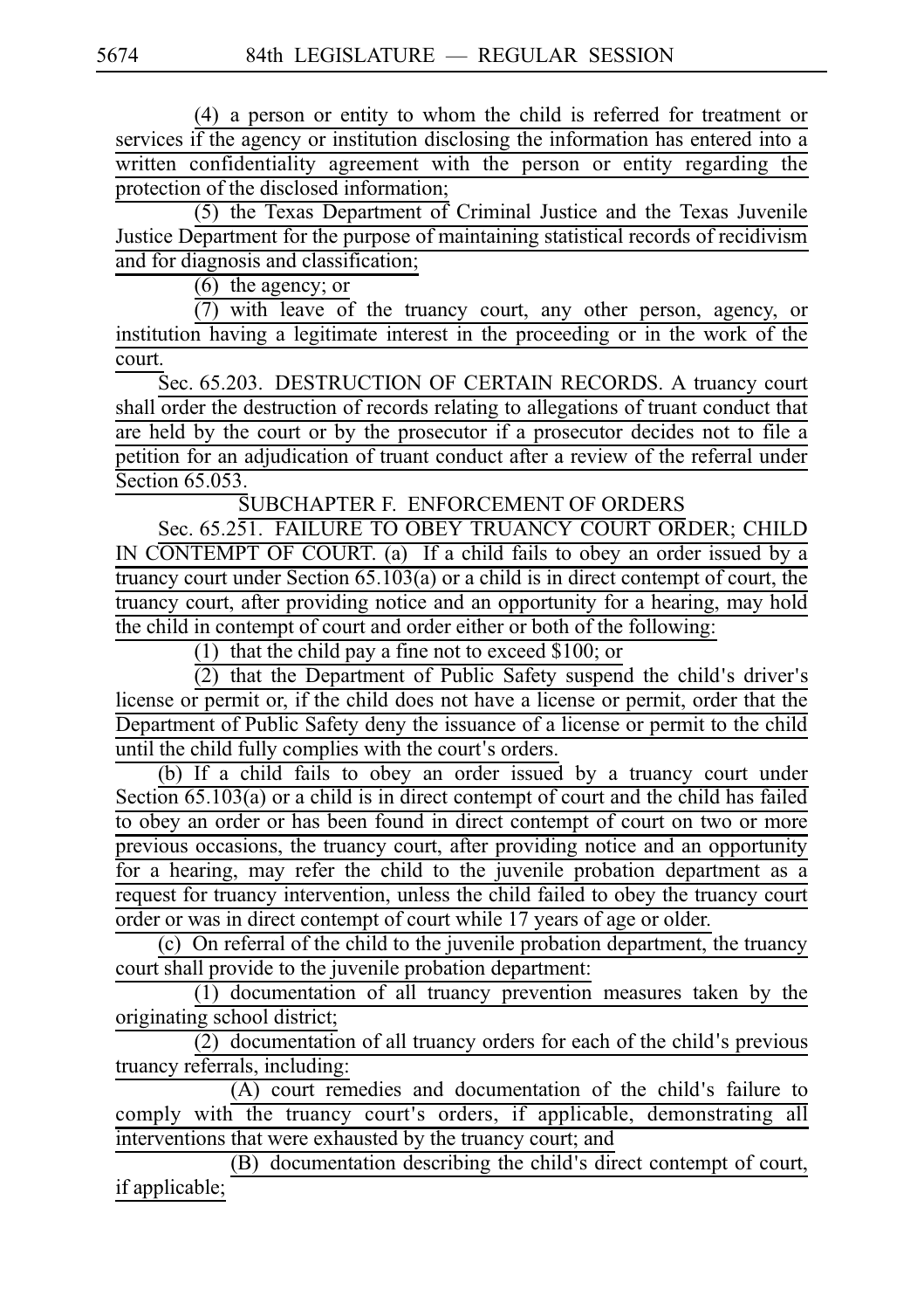(4) a person or entity to whom the child is referred for treatment or services if the agency or institution disclosing the information has entered into a written confidentiality agreement with the person or entity regarding the protection of the disclosed information;

(5) the Texas Department of Criminal Justice and the Texas Juvenile Justice Department for the purpose of maintaining statistical records of recidivism and for diagnosis and classification;

(6) the agency; or

(7) with leave of the truancy court, any other person, agency, or institution having a legitimate interest in the proceeding or in the work of the court.

Sec. 65.203. DESTRUCTION OF CERTAIN RECORDS. A truancy court shall order the destruction of records relating to allegations of truant conduct that are held by the court or by the prosecutor if a prosecutor decides not to file a petition for an adjudication of truant conduct after a review of the referral under Section 65.053.

SUBCHAPTER F. ENFORCEMENT OF ORDERS

Sec. 65.251. FAILURE TO OBEY TRUANCY COURT ORDER; CHILD IN CONTEMPT OF COURT. (a) If a child fails to obey an order issued by a truancy court under Section 65.103(a) or a child is in direct contempt of court, the truancy court, after providing notice and an opportunity for a hearing, may hold the child in contempt of court and order either or both of the following:

(1) that the child pay a fine not to exceed $100; or

(2) that the Department of Public Safety suspend the child's driver's license or permit or, if the child does not have a license or permit, order that the Department of Public Safety deny the issuance of a license or permit to the child until the child fully complies with the court's orders.

(b) If a child fails to obey an order issued by a truancy court under Section 65.103(a) or a child is in direct contempt of court and the child has failed to obey an order or has been found in direct contempt of court on two or more previous occasions, the truancy court, after providing notice and an opportunity for a hearing, may refer the child to the juvenile probation department as a request for truancy intervention, unless the child failed to obey the truancy court order or was in direct contempt of court while 17 years of age or older.

(c) On referral of the child to the juvenile probation department, the truancy court shall provide to the juvenile probation department:

(1) documentation of all truancy prevention measures taken by the originating school district;

(2) documentation of all truancy orders for each of the child's previous truancy referrals, including:

(A) court remedies and documentation of the child's failure to comply with the truancy court's orders, if applicable, demonstrating all interventions that were exhausted by the truancy court; and

(B) documentation describing the child's direct contempt of court, if applicable;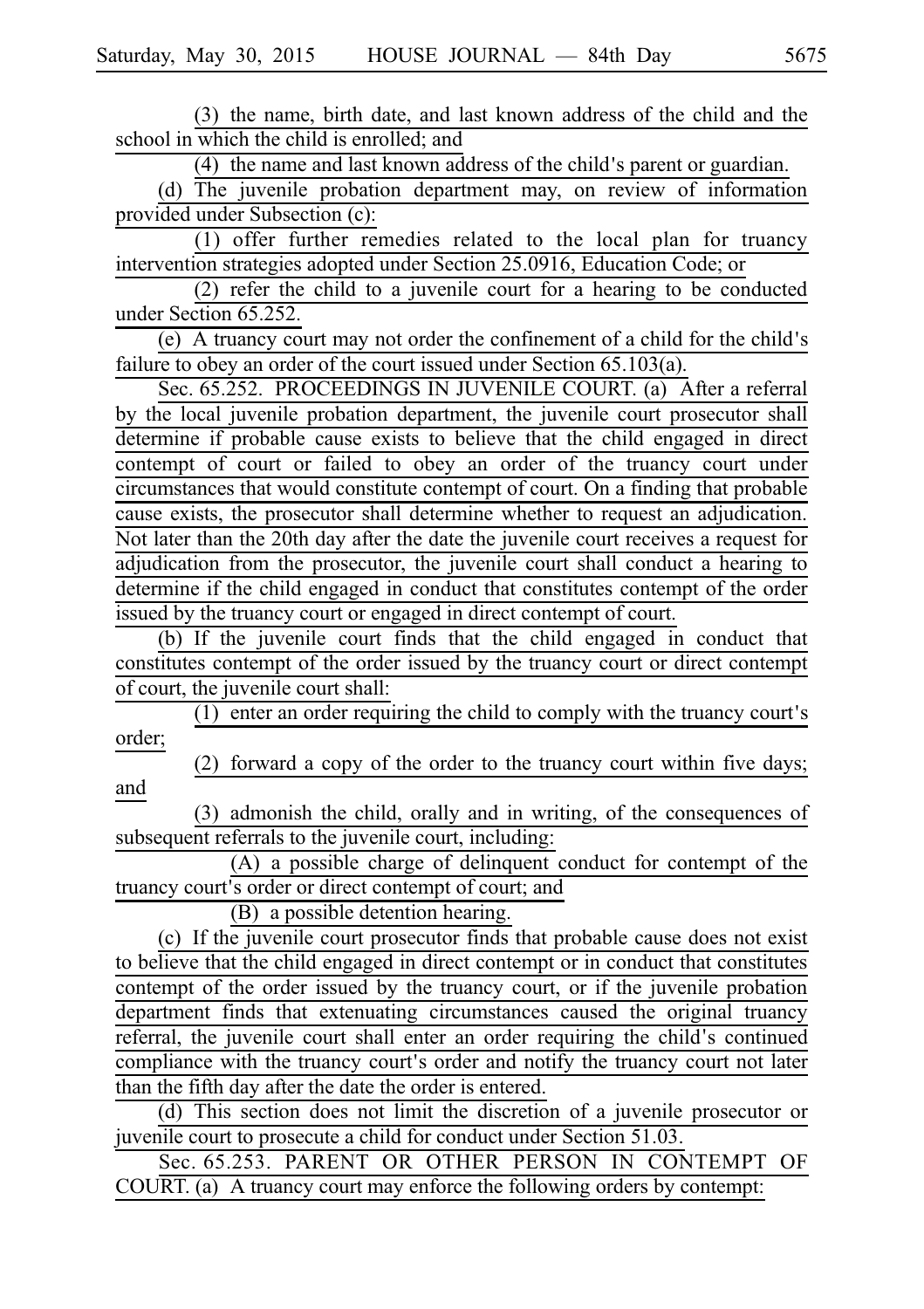(3) the name, birth date, and last known address of the child and the school in which the child is enrolled; and

(4) the name and last known address of the child's parent or guardian.

(d) The juvenile probation department may, on review of information provided under Subsection (c):

(1) offer further remedies related to the local plan for truancy intervention strategies adopted under Section 25.0916, Education Code; or

(2) refer the child to a juvenile court for a hearing to be conducted under Section 65.252.

(e) A truancy court may not order the confinement of a child for the child's failure to obey an order of the court issued under Section 65.103(a).

Sec. 65.252. PROCEEDINGS IN JUVENILE COURT. (a) After a referral by the local juvenile probation department, the juvenile court prosecutor shall determine if probable cause exists to believe that the child engaged in direct contempt of court or failed to obey an order of the truancy court under circumstances that would constitute contempt of court. On a finding that probable cause exists, the prosecutor shall determine whether to request an adjudication. Not later than the 20th day after the date the juvenile court receives a request for adjudication from the prosecutor, the juvenile court shall conduct a hearing to determine if the child engaged in conduct that constitutes contempt of the order issued by the truancy court or engaged in direct contempt of court.

(b) If the juvenile court finds that the child engaged in conduct that constitutes contempt of the order issued by the truancy court or direct contempt of court, the juvenile court shall:

(1) enter an order requiring the child to comply with the truancy court's order;

(2) forward a copy of the order to the truancy court within five days; and

(3) admonish the child, orally and in writing, of the consequences of subsequent referrals to the juvenile court, including:

(A) a possible charge of delinquent conduct for contempt of the truancy court's order or direct contempt of court; and

(B) a possible detention hearing.

(c) If the juvenile court prosecutor finds that probable cause does not exist to believe that the child engaged in direct contempt or in conduct that constitutes contempt of the order issued by the truancy court, or if the juvenile probation department finds that extenuating circumstances caused the original truancy referral, the juvenile court shall enter an order requiring the child's continued compliance with the truancy court's order and notify the truancy court not later than the fifth day after the date the order is entered.

(d) This section does not limit the discretion of a juvenile prosecutor or juvenile court to prosecute a child for conduct under Section 51.03.

Sec. 65.253. PARENT OR OTHER PERSON IN CONTEMPT OF COURT. (a) A truancy court may enforce the following orders by contempt: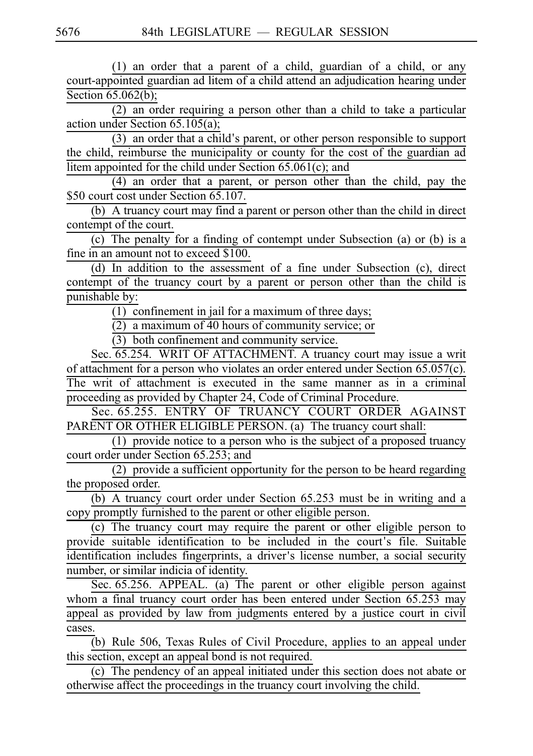(1) an order that a parent of a child, guardian of a child, or any court-appointed guardian ad litem of a child attend an adjudication hearing under Section 65.062(b);

(2) an order requiring a person other than a child to take a particular action under Section 65.105(a);

(3) an order that a child's parent, or other person responsible to support the child, reimburse the municipality or county for the cost of the guardian ad litem appointed for the child under Section 65.061(c); and

(4) an order that a parent, or person other than the child, pay the $50 court cost under Section 65.107.

(b) A truancy court may find a parent or person other than the child in direct contempt of the court.

(c) The penalty for a finding of contempt under Subsection (a) or (b) is a fine in an amount not to exceed $100.

(d) In addition to the assessment of a fine under Subsection (c), direct contempt of the truancy court by a parent or person other than the child is punishable by:

(1) confinement in jail for a maximum of three days;

(2) a maximum of 40 hours of community service; or

(3) both confinement and community service.

Sec. 65.254. WRIT OF ATTACHMENT. A truancy court may issue a writ of attachment for a person who violates an order entered under Section 65.057(c). The writ of attachment is executed in the same manner as in a criminal proceeding as provided by Chapter 24, Code of Criminal Procedure.

Sec. 65.255. ENTRY OF TRUANCY COURT ORDER AGAINST PARENT OR OTHER ELIGIBLE PERSON. (a) The truancy court shall:

(1) provide notice to a person who is the subject of a proposed truancy court order under Section 65.253; and

(2) provide a sufficient opportunity for the person to be heard regarding the proposed order.

(b) A truancy court order under Section 65.253 must be in writing and a copy promptly furnished to the parent or other eligible person.

(c) The truancy court may require the parent or other eligible person to provide suitable identification to be included in the court's file. Suitable identification includes fingerprints, a driver's license number, a social security number, or similar indicia of identity.

Sec. 65.256. APPEAL. (a) The parent or other eligible person against whom a final truancy court order has been entered under Section 65.253 may appeal as provided by law from judgments entered by a justice court in civil cases.

(b) Rule 506, Texas Rules of Civil Procedure, applies to an appeal under this section, except an appeal bond is not required.

(c) The pendency of an appeal initiated under this section does not abate or otherwise affect the proceedings in the truancy court involving the child.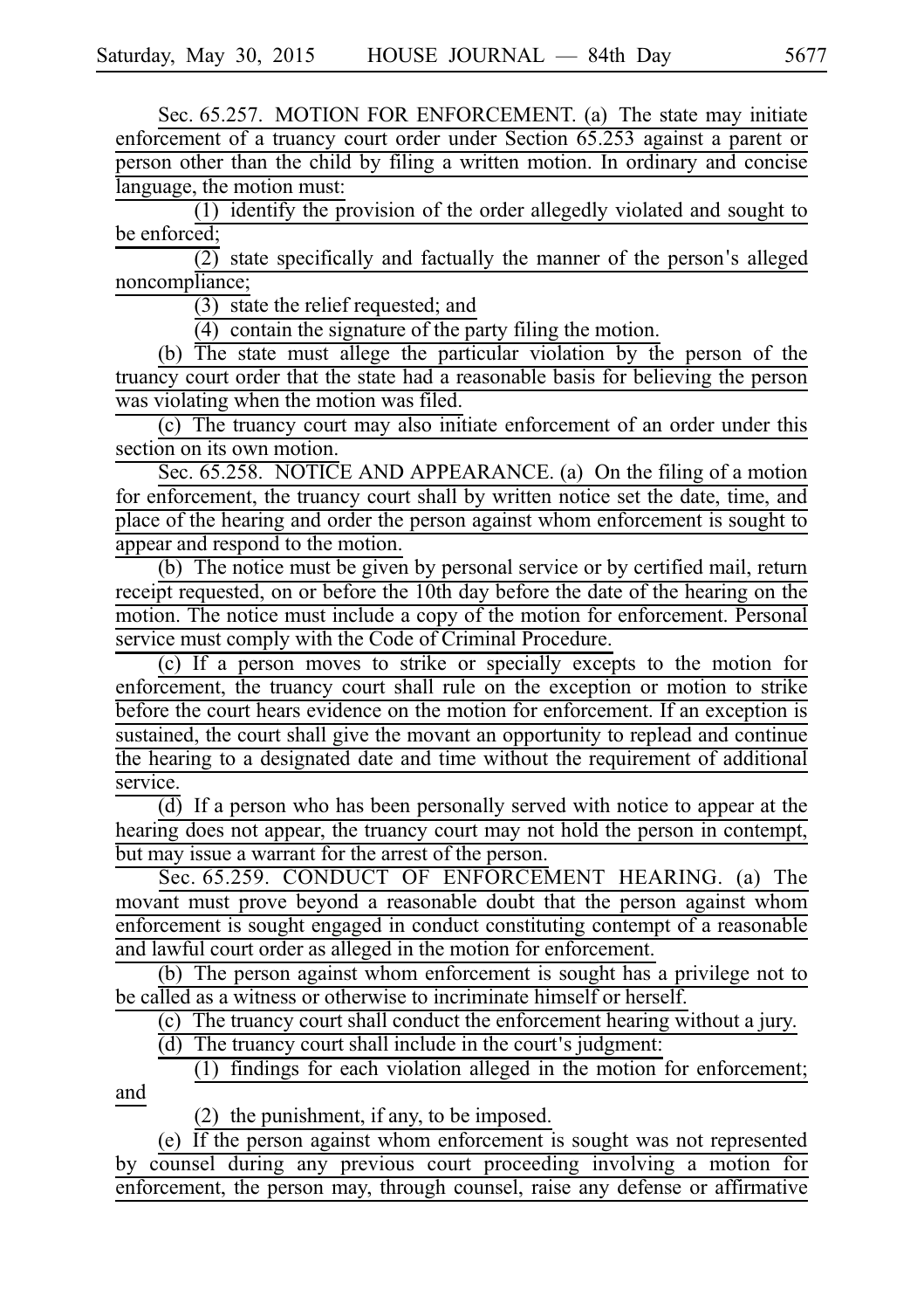Sec. 65.257. MOTION FOR ENFORCEMENT. (a) The state may initiate enforcement of a truancy court order under Section 65.253 against a parent or person other than the child by filing a written motion. In ordinary and concise language, the motion must:

(1) identify the provision of the order allegedly violated and sought to be enforced;

(2) state specifically and factually the manner of the person's alleged noncompliance;

(3) state the relief requested; and

(4) contain the signature of the party filing the motion.

(b) The state must allege the particular violation by the person of the truancy court order that the state had a reasonable basis for believing the person was violating when the motion was filed.

(c) The truancy court may also initiate enforcement of an order under this section on its own motion.

Sec. 65.258. NOTICE AND APPEARANCE. (a) On the filing of a motion for enforcement, the truancy court shall by written notice set the date, time, and place of the hearing and order the person against whom enforcement is sought to appear and respond to the motion.

(b) The notice must be given by personal service or by certified mail, return receipt requested, on or before the 10th day before the date of the hearing on the motion. The notice must include a copy of the motion for enforcement. Personal service must comply with the Code of Criminal Procedure.

(c) If a person moves to strike or specially excepts to the motion for enforcement, the truancy court shall rule on the exception or motion to strike before the court hears evidence on the motion for enforcement. If an exception is sustained, the court shall give the movant an opportunity to replead and continue the hearing to a designated date and time without the requirement of additional service.

(d) If a person who has been personally served with notice to appear at the hearing does not appear, the truancy court may not hold the person in contempt, but may issue a warrant for the arrest of the person.

Sec. 65.259. CONDUCT OF ENFORCEMENT HEARING. (a) The movant must prove beyond a reasonable doubt that the person against whom enforcement is sought engaged in conduct constituting contempt of a reasonable and lawful court order as alleged in the motion for enforcement.

(b) The person against whom enforcement is sought has a privilege not to be called as a witness or otherwise to incriminate himself or herself.

(c) The truancy court shall conduct the enforcement hearing without a jury.

(d) The truancy court shall include in the court's judgment:

(1) findings for each violation alleged in the motion for enforcement; and

(2) the punishment, if any, to be imposed.

(e) If the person against whom enforcement is sought was not represented by counsel during any previous court proceeding involving a motion for enforcement, the person may, through counsel, raise any defense or affirmative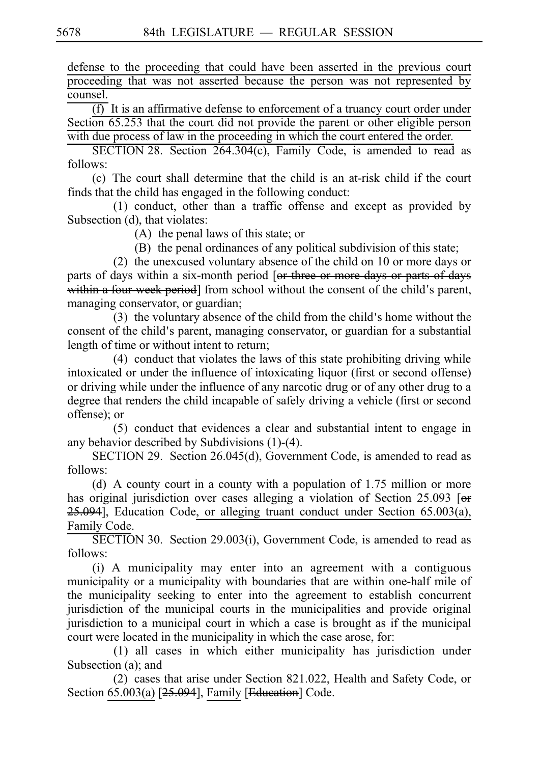defense to the proceeding that could have been asserted in the previous court proceeding that was not asserted because the person was not represented by counsel.

(f) It is an affirmative defense to enforcement of a truancy court order under Section 65.253 that the court did not provide the parent or other eligible person with due process of law in the proceeding in which the court entered the order.

SECTION 28. Section 264.304(c), Family Code, is amended to read as follows:

(c) The court shall determine that the child is an at-risk child if the court finds that the child has engaged in the following conduct:

(1) conduct, other than a traffic offense and except as provided by Subsection (d), that violates:

(A) the penal laws of this state; or

(B) the penal ordinances of any political subdivision of this state;

(2) the unexcused voluntary absence of the child on 10 or more days or parts of days within a six-month period [~~or three or more days or parts of days within a four-week period~~] from school without the consent of the child's parent, managing conservator, or guardian;

(3) the voluntary absence of the child from the child's home without the consent of the child's parent, managing conservator, or guardian for a substantial length of time or without intent to return;

(4) conduct that violates the laws of this state prohibiting driving while intoxicated or under the influence of intoxicating liquor (first or second offense) or driving while under the influence of any narcotic drug or of any other drug to a degree that renders the child incapable of safely driving a vehicle (first or second offense); or

(5) conduct that evidences a clear and substantial intent to engage in any behavior described by Subdivisions (1)-(4).

SECTION 29. Section 26.045(d), Government Code, is amended to read as follows:

(d) A county court in a county with a population of 1.75 million or more has original jurisdiction over cases alleging a violation of Section 25.093 [~~or 25.094~~], Education Code, or alleging truant conduct under Section 65.003(a), Family Code.

SECTION 30. Section 29.003(i), Government Code, is amended to read as follows:

(i) A municipality may enter into an agreement with a contiguous municipality or a municipality with boundaries that are within one-half mile of the municipality seeking to enter into the agreement to establish concurrent jurisdiction of the municipal courts in the municipalities and provide original jurisdiction to a municipal court in which a case is brought as if the municipal court were located in the municipality in which the case arose, for:

(1) all cases in which either municipality has jurisdiction under Subsection (a); and

(2) cases that arise under Section 821.022, Health and Safety Code, or Section 65.003(a) [~~25.094~~], Family [~~Education~~] Code.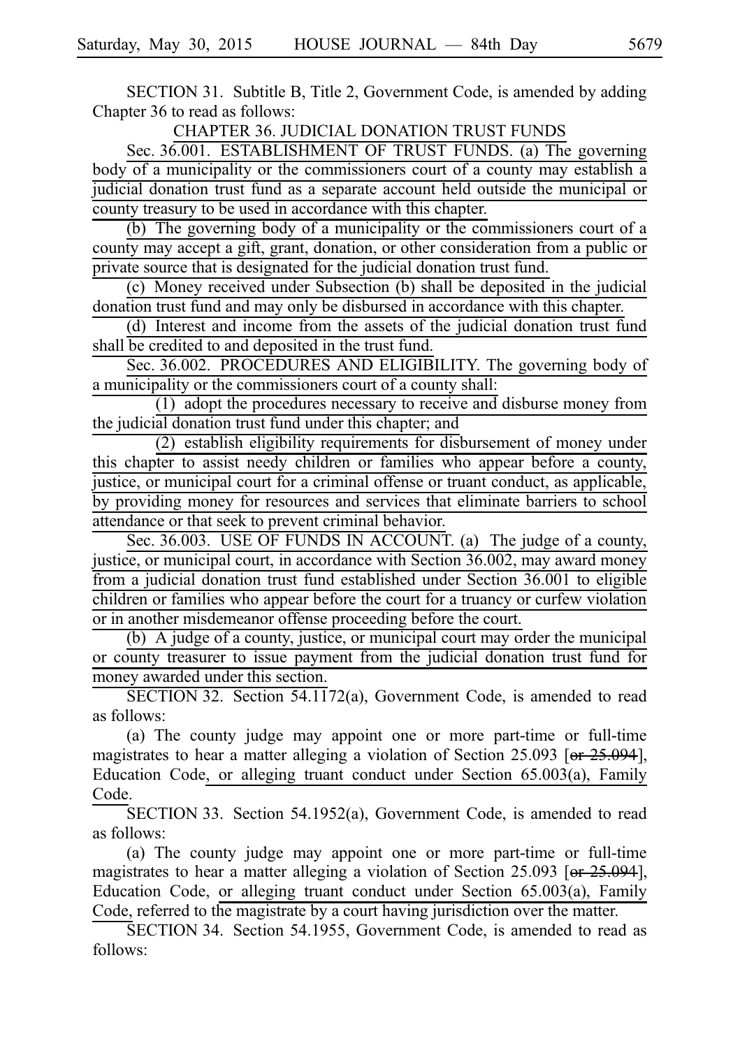SECTION 31. Subtitle B, Title 2, Government Code, is amended by adding Chapter 36 to read as follows:

CHAPTER 36. JUDICIAL DONATION TRUST FUNDS

Sec. 36.001. ESTABLISHMENT OF TRUST FUNDS. (a) The governing body of a municipality or the commissioners court of a county may establish a judicial donation trust fund as a separate account held outside the municipal or county treasury to be used in accordance with this chapter.

(b) The governing body of a municipality or the commissioners court of a county may accept a gift, grant, donation, or other consideration from a public or private source that is designated for the judicial donation trust fund.

(c) Money received under Subsection (b) shall be deposited in the judicial donation trust fund and may only be disbursed in accordance with this chapter.

(d) Interest and income from the assets of the judicial donation trust fund shall be credited to and deposited in the trust fund.

Sec. 36.002. PROCEDURES AND ELIGIBILITY. The governing body of a municipality or the commissioners court of a county shall:

(1) adopt the procedures necessary to receive and disburse money from the judicial donation trust fund under this chapter; and

(2) establish eligibility requirements for disbursement of money under this chapter to assist needy children or families who appear before a county, justice, or municipal court for a criminal offense or truant conduct, as applicable, by providing money for resources and services that eliminate barriers to school attendance or that seek to prevent criminal behavior.

Sec. 36.003. USE OF FUNDS IN ACCOUNT. (a) The judge of a county, justice, or municipal court, in accordance with Section 36.002, may award money from a judicial donation trust fund established under Section 36.001 to eligible children or families who appear before the court for a truancy or curfew violation or in another misdemeanor offense proceeding before the court.

(b) A judge of a county, justice, or municipal court may order the municipal or county treasurer to issue payment from the judicial donation trust fund for money awarded under this section.

SECTION 32. Section 54.1172(a), Government Code, is amended to read as follows:

(a) The county judge may appoint one or more part-time or full-time magistrates to hear a matter alleging a violation of Section 25.093 [~~or 25.094~~], Education Code, or alleging truant conduct under Section 65.003(a), Family Code.

SECTION 33. Section 54.1952(a), Government Code, is amended to read as follows:

(a) The county judge may appoint one or more part-time or full-time magistrates to hear a matter alleging a violation of Section 25.093 [~~or 25.094~~], Education Code, or alleging truant conduct under Section 65.003(a), Family Code, referred to the magistrate by a court having jurisdiction over the matter.

SECTION 34. Section 54.1955, Government Code, is amended to read as follows: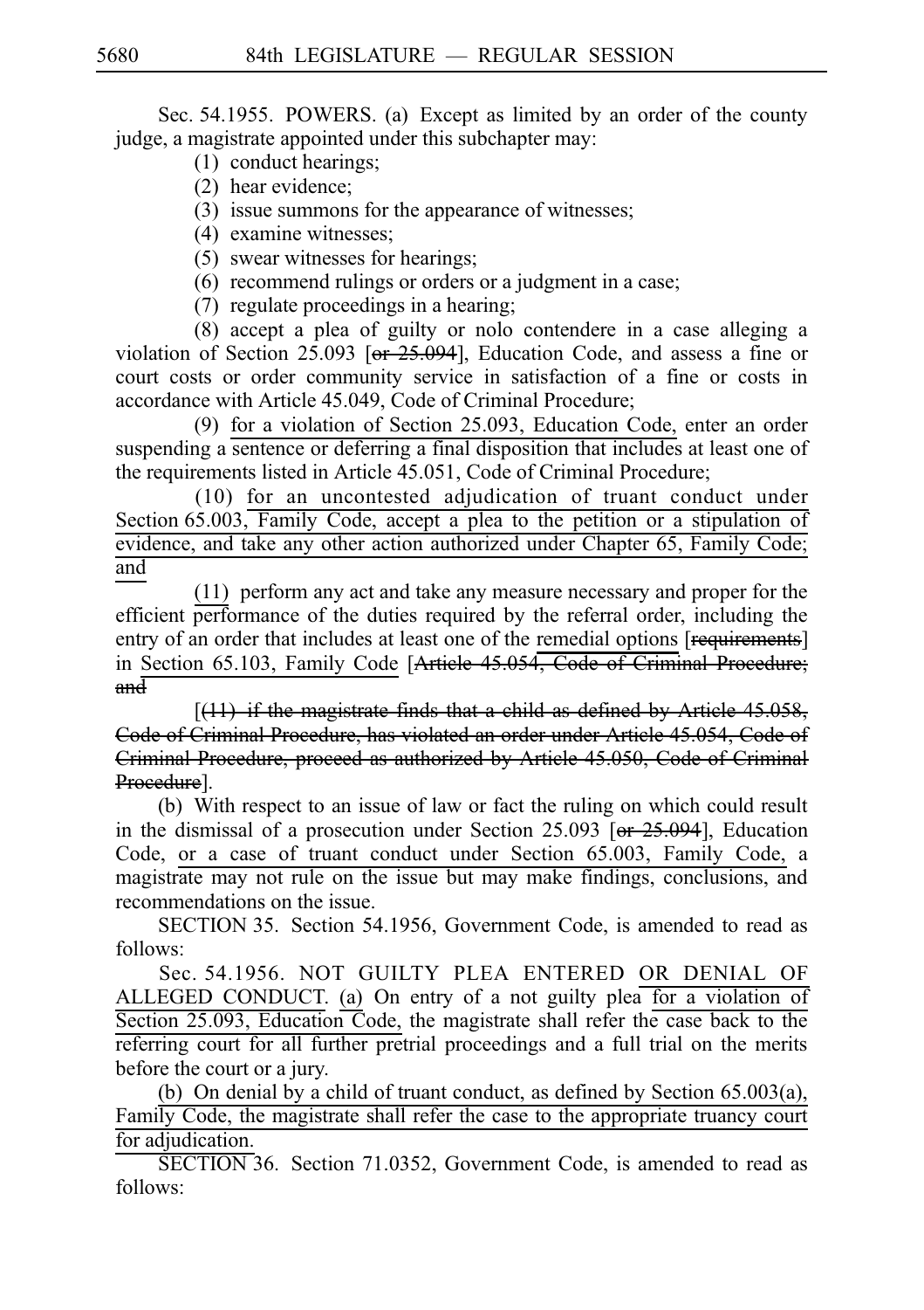Sec. 54.1955. POWERS. (a) Except as limited by an order of the county judge, a magistrate appointed under this subchapter may:

(1) conduct hearings;

(2) hear evidence;

(3) issue summons for the appearance of witnesses;

(4) examine witnesses;

(5) swear witnesses for hearings;

(6) recommend rulings or orders or a judgment in a case;

(7) regulate proceedings in a hearing;

(8) accept a plea of guilty or nolo contendere in a case alleging a violation of Section 25.093 [~~or 25.094~~], Education Code, and assess a fine or court costs or order community service in satisfaction of a fine or costs in accordance with Article 45.049, Code of Criminal Procedure;

(9) for a violation of Section 25.093, Education Code, enter an order suspending a sentence or deferring a final disposition that includes at least one of the requirements listed in Article 45.051, Code of Criminal Procedure;

(10) for an uncontested adjudication of truant conduct under Section 65.003, Family Code, accept a plea to the petition or a stipulation of evidence, and take any other action authorized under Chapter 65, Family Code; and

(11) perform any act and take any measure necessary and proper for the efficient performance of the duties required by the referral order, including the entry of an order that includes at least one of the remedial options [~~requirements~~] in Section 65.103, Family Code [~~Article 45.054, Code of Criminal Procedure; and~~

[~~(11) if the magistrate finds that a child as defined by Article 45.058, Code of Criminal Procedure, has violated an order under Article 45.054, Code of Criminal Procedure, proceed as authorized by Article 45.050, Code of Criminal Procedure~~].

(b) With respect to an issue of law or fact the ruling on which could result in the dismissal of a prosecution under Section 25.093 [~~or 25.094~~], Education Code, or a case of truant conduct under Section 65.003, Family Code, a magistrate may not rule on the issue but may make findings, conclusions, and recommendations on the issue.

SECTION 35. Section 54.1956, Government Code, is amended to read as follows:

Sec. 54.1956. NOT GUILTY PLEA ENTERED OR DENIAL OF ALLEGED CONDUCT. (a) On entry of a not guilty plea for a violation of Section 25.093, Education Code, the magistrate shall refer the case back to the referring court for all further pretrial proceedings and a full trial on the merits before the court or a jury.

(b) On denial by a child of truant conduct, as defined by Section 65.003(a), Family Code, the magistrate shall refer the case to the appropriate truancy court for adjudication.

SECTION 36. Section 71.0352, Government Code, is amended to read as follows: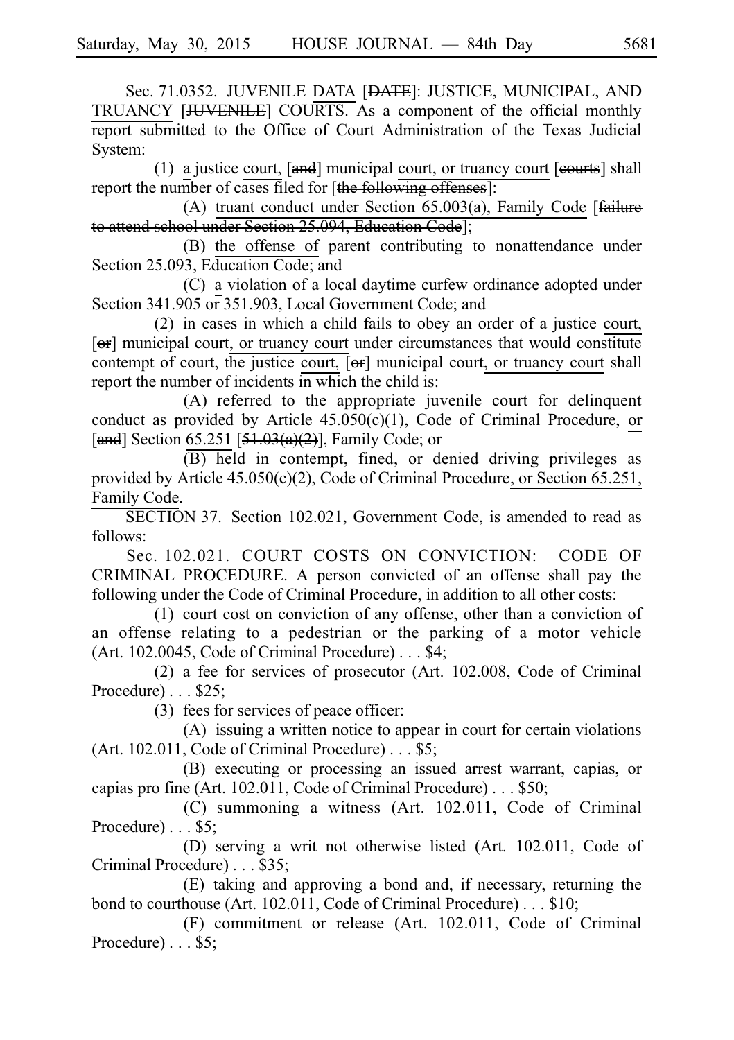Sec. 71.0352. JUVENILE DATA [DATE]: JUSTICE, MUNICIPAL, AND TRUANCY [JUVENILE] COURTS. As a component of the official monthly report submitted to the Office of Court Administration of the Texas Judicial System:

(1) a justice court, [and] municipal court, or truancy court [courts] shall report the number of cases filed for [the following offenses]:

(A) truant conduct under Section 65.003(a), Family Code [failure to attend school under Section 25.094, Education Code];

(B) the offense of parent contributing to nonattendance under Section 25.093, Education Code; and

(C) a violation of a local daytime curfew ordinance adopted under Section 341.905 or 351.903, Local Government Code; and

(2) in cases in which a child fails to obey an order of a justice court, [or] municipal court, or truancy court under circumstances that would constitute contempt of court, the justice court, [or] municipal court, or truancy court shall report the number of incidents in which the child is:

(A) referred to the appropriate juvenile court for delinquent conduct as provided by Article 45.050(c)(1), Code of Criminal Procedure, or [and] Section 65.251 [51.03(a)(2)], Family Code; or

(B) held in contempt, fined, or denied driving privileges as provided by Article 45.050(c)(2), Code of Criminal Procedure, or Section 65.251, Family Code.

SECTION 37. Section 102.021, Government Code, is amended to read as follows:

Sec. 102.021. COURT COSTS ON CONVICTION: CODE OF CRIMINAL PROCEDURE. A person convicted of an offense shall pay the following under the Code of Criminal Procedure, in addition to all other costs:

(1) court cost on conviction of any offense, other than a conviction of an offense relating to a pedestrian or the parking of a motor vehicle (Art. 102.0045, Code of Criminal Procedure) . . . $4;

(2) a fee for services of prosecutor (Art. 102.008, Code of Criminal Procedure) . . . $25;

(3) fees for services of peace officer:

(A) issuing a written notice to appear in court for certain violations (Art. 102.011, Code of Criminal Procedure) . . . $5;

(B) executing or processing an issued arrest warrant, capias, or capias pro fine (Art. 102.011, Code of Criminal Procedure) . . . $50;

(C) summoning a witness (Art. 102.011, Code of Criminal Procedure) . . . $5;

(D) serving a writ not otherwise listed (Art. 102.011, Code of Criminal Procedure) . . . $35;

(E) taking and approving a bond and, if necessary, returning the bond to courthouse (Art. 102.011, Code of Criminal Procedure) . . . $10;

(F) commitment or release (Art. 102.011, Code of Criminal Procedure) . . . $5;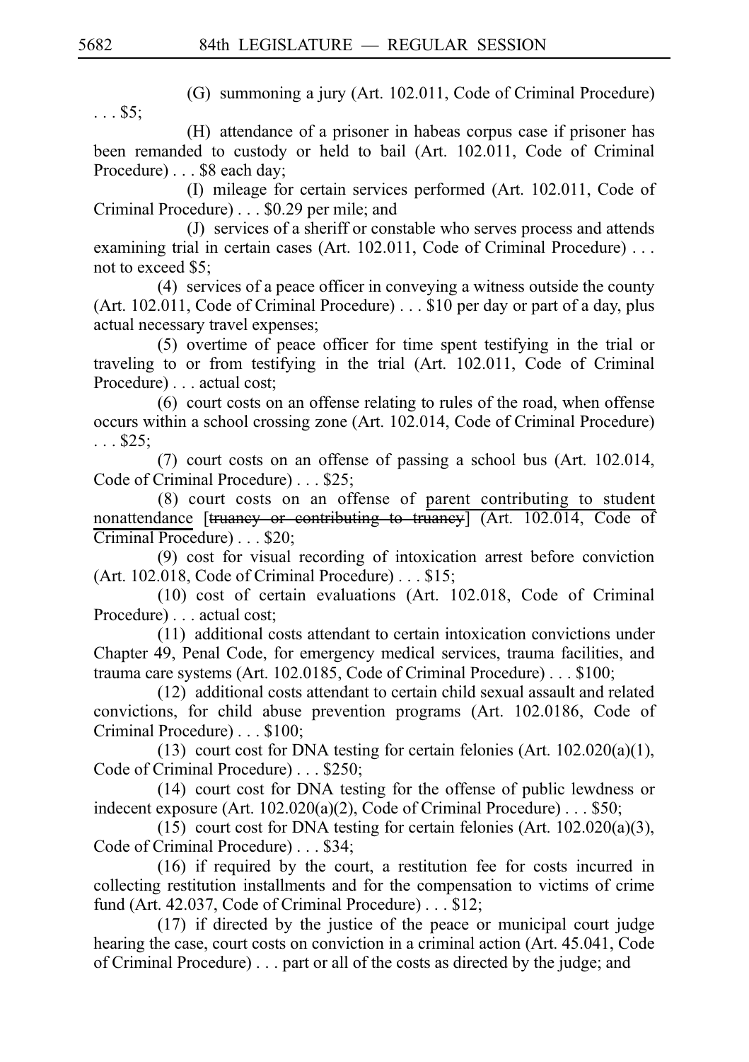(G) summoning a jury (Art. 102.011, Code of Criminal Procedure) . . . $5;

(H) attendance of a prisoner in habeas corpus case if prisoner has been remanded to custody or held to bail (Art. 102.011, Code of Criminal Procedure) . . . $8 each day;

(I) mileage for certain services performed (Art. 102.011, Code of Criminal Procedure) . . . $0.29 per mile; and

(J) services of a sheriff or constable who serves process and attends examining trial in certain cases (Art. 102.011, Code of Criminal Procedure) . . . not to exceed $5;

(4) services of a peace officer in conveying a witness outside the county (Art. 102.011, Code of Criminal Procedure) . . . $10 per day or part of a day, plus actual necessary travel expenses;

(5) overtime of peace officer for time spent testifying in the trial or traveling to or from testifying in the trial (Art. 102.011, Code of Criminal Procedure) . . . actual cost;

(6) court costs on an offense relating to rules of the road, when offense occurs within a school crossing zone (Art. 102.014, Code of Criminal Procedure) . . . $25;

(7) court costs on an offense of passing a school bus (Art. 102.014, Code of Criminal Procedure) . . . $25;

(8) court costs on an offense of <u>parent contributing to student nonattendance</u> [~~truancy or contributing to truancy~~] (Art. 102.014, Code of Criminal Procedure) . . . $20;

(9) cost for visual recording of intoxication arrest before conviction (Art. 102.018, Code of Criminal Procedure) . . . $15;

(10) cost of certain evaluations (Art. 102.018, Code of Criminal Procedure) . . . actual cost;

(11) additional costs attendant to certain intoxication convictions under Chapter 49, Penal Code, for emergency medical services, trauma facilities, and trauma care systems (Art. 102.0185, Code of Criminal Procedure) . . . $100;

(12) additional costs attendant to certain child sexual assault and related convictions, for child abuse prevention programs (Art. 102.0186, Code of Criminal Procedure) . . . $100;

(13) court cost for DNA testing for certain felonies (Art. 102.020(a)(1), Code of Criminal Procedure) . . . $250;

(14) court cost for DNA testing for the offense of public lewdness or indecent exposure (Art. 102.020(a)(2), Code of Criminal Procedure) . . . $50;

(15) court cost for DNA testing for certain felonies (Art. 102.020(a)(3), Code of Criminal Procedure) . . . $34;

(16) if required by the court, a restitution fee for costs incurred in collecting restitution installments and for the compensation to victims of crime fund (Art. 42.037, Code of Criminal Procedure) . . . $12;

(17) if directed by the justice of the peace or municipal court judge hearing the case, court costs on conviction in a criminal action (Art. 45.041, Code of Criminal Procedure) . . . part or all of the costs as directed by the judge; and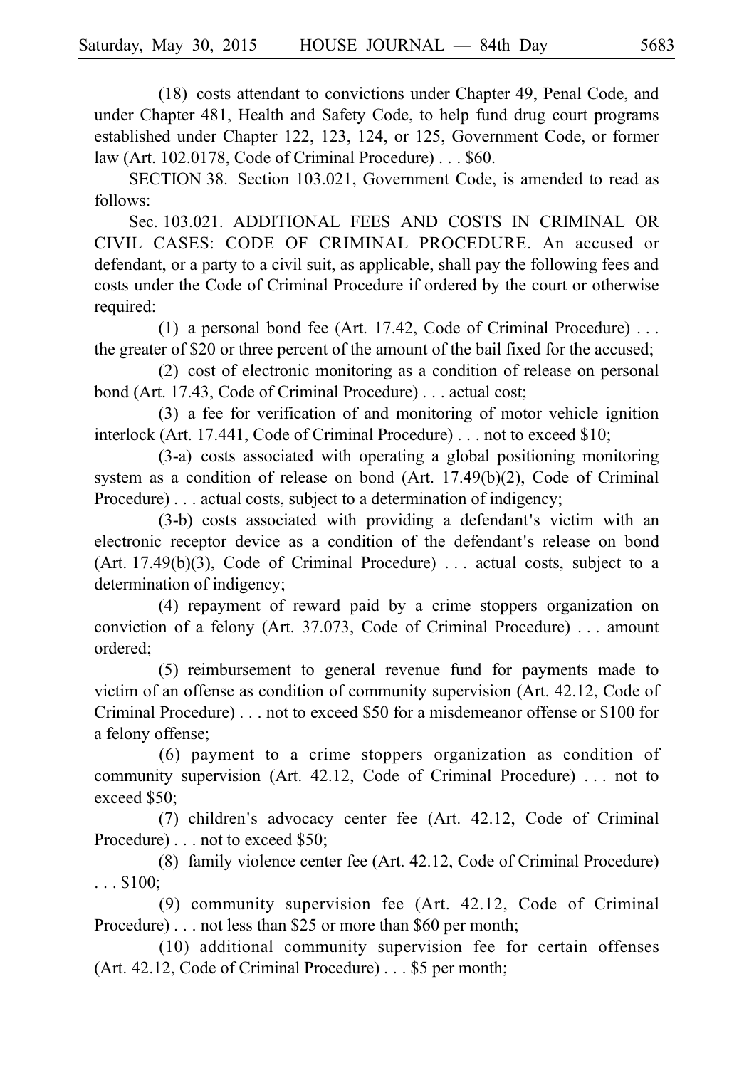(18) costs attendant to convictions under Chapter 49, Penal Code, and under Chapter 481, Health and Safety Code, to help fund drug court programs established under Chapter 122, 123, 124, or 125, Government Code, or former law (Art. 102.0178, Code of Criminal Procedure) . . . $60.

SECTION 38. Section 103.021, Government Code, is amended to read as follows:

Sec. 103.021. ADDITIONAL FEES AND COSTS IN CRIMINAL OR CIVIL CASES: CODE OF CRIMINAL PROCEDURE. An accused or defendant, or a party to a civil suit, as applicable, shall pay the following fees and costs under the Code of Criminal Procedure if ordered by the court or otherwise required:

(1) a personal bond fee (Art. 17.42, Code of Criminal Procedure) . . . the greater of $20 or three percent of the amount of the bail fixed for the accused;

(2) cost of electronic monitoring as a condition of release on personal bond (Art. 17.43, Code of Criminal Procedure) . . . actual cost;

(3) a fee for verification of and monitoring of motor vehicle ignition interlock (Art. 17.441, Code of Criminal Procedure) . . . not to exceed $10;

(3-a) costs associated with operating a global positioning monitoring system as a condition of release on bond (Art. 17.49(b)(2), Code of Criminal Procedure) . . . actual costs, subject to a determination of indigency;

(3-b) costs associated with providing a defendant's victim with an electronic receptor device as a condition of the defendant's release on bond (Art. 17.49(b)(3), Code of Criminal Procedure) . . . actual costs, subject to a determination of indigency;

(4) repayment of reward paid by a crime stoppers organization on conviction of a felony (Art. 37.073, Code of Criminal Procedure) . . . amount ordered;

(5) reimbursement to general revenue fund for payments made to victim of an offense as condition of community supervision (Art. 42.12, Code of Criminal Procedure) . . . not to exceed $50 for a misdemeanor offense or $100 for a felony offense;

(6) payment to a crime stoppers organization as condition of community supervision (Art. 42.12, Code of Criminal Procedure) . . . not to exceed $50;

(7) children's advocacy center fee (Art. 42.12, Code of Criminal Procedure) . . . not to exceed $50;

(8) family violence center fee (Art. 42.12, Code of Criminal Procedure) . . . $100;

(9) community supervision fee (Art. 42.12, Code of Criminal Procedure) . . . not less than $25 or more than $60 per month;

(10) additional community supervision fee for certain offenses (Art. 42.12, Code of Criminal Procedure) . . . $5 per month;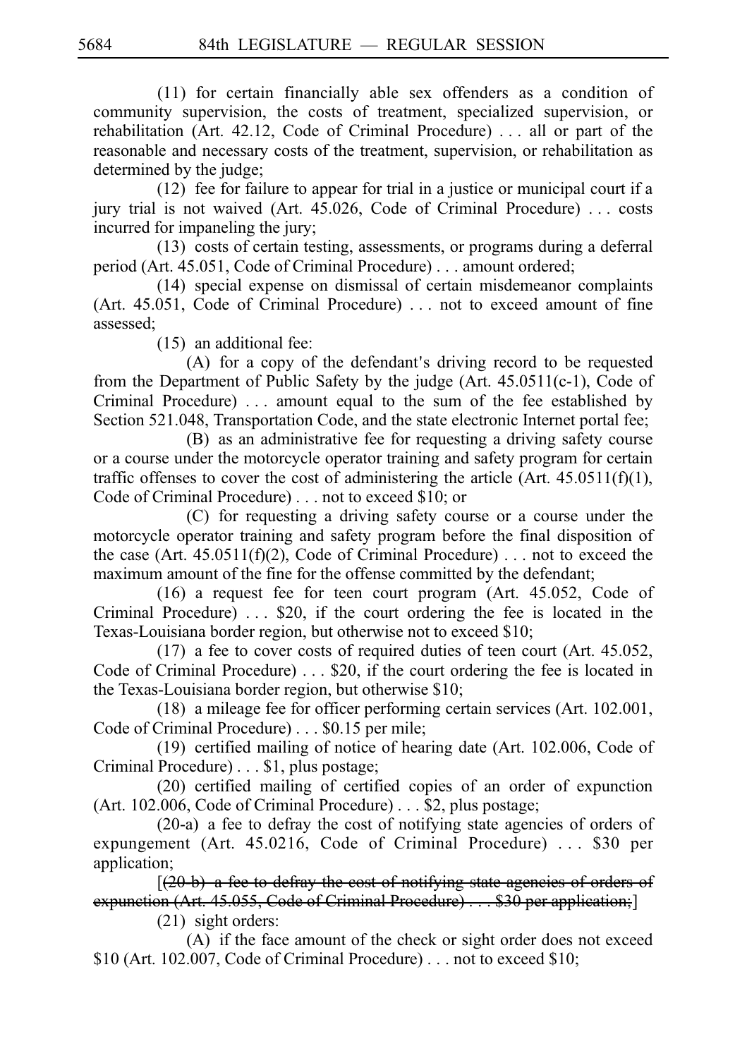(11) for certain financially able sex offenders as a condition of community supervision, the costs of treatment, specialized supervision, or rehabilitation (Art. 42.12, Code of Criminal Procedure) . . . all or part of the reasonable and necessary costs of the treatment, supervision, or rehabilitation as determined by the judge;

(12) fee for failure to appear for trial in a justice or municipal court if a jury trial is not waived (Art. 45.026, Code of Criminal Procedure) . . . costs incurred for impaneling the jury;

(13) costs of certain testing, assessments, or programs during a deferral period (Art. 45.051, Code of Criminal Procedure) . . . amount ordered;

(14) special expense on dismissal of certain misdemeanor complaints (Art. 45.051, Code of Criminal Procedure) . . . not to exceed amount of fine assessed;

(15) an additional fee:

(A) for a copy of the defendant's driving record to be requested from the Department of Public Safety by the judge (Art. 45.0511(c-1), Code of Criminal Procedure) . . . amount equal to the sum of the fee established by Section 521.048, Transportation Code, and the state electronic Internet portal fee;

(B) as an administrative fee for requesting a driving safety course or a course under the motorcycle operator training and safety program for certain traffic offenses to cover the cost of administering the article (Art. 45.0511(f)(1), Code of Criminal Procedure) . . . not to exceed $10; or

(C) for requesting a driving safety course or a course under the motorcycle operator training and safety program before the final disposition of the case (Art. 45.0511(f)(2), Code of Criminal Procedure) . . . not to exceed the maximum amount of the fine for the offense committed by the defendant;

(16) a request fee for teen court program (Art. 45.052, Code of Criminal Procedure) . . . $20, if the court ordering the fee is located in the Texas-Louisiana border region, but otherwise not to exceed $10;

(17) a fee to cover costs of required duties of teen court (Art. 45.052, Code of Criminal Procedure) . . . $20, if the court ordering the fee is located in the Texas-Louisiana border region, but otherwise $10;

(18) a mileage fee for officer performing certain services (Art. 102.001, Code of Criminal Procedure) . . . $0.15 per mile;

(19) certified mailing of notice of hearing date (Art. 102.006, Code of Criminal Procedure) . . . $1, plus postage;

(20) certified mailing of certified copies of an order of expunction (Art. 102.006, Code of Criminal Procedure) . . . $2, plus postage;

(20-a) a fee to defray the cost of notifying state agencies of orders of expungement (Art. 45.0216, Code of Criminal Procedure) . . . $30 per application;

[~~(20-b) a fee to defray the cost of notifying state agencies of orders of expunction (Art. 45.055, Code of Criminal Procedure) . . . $30 per application;~~]

(21) sight orders:

(A) if the face amount of the check or sight order does not exceed $10 (Art. 102.007, Code of Criminal Procedure) . . . not to exceed $10;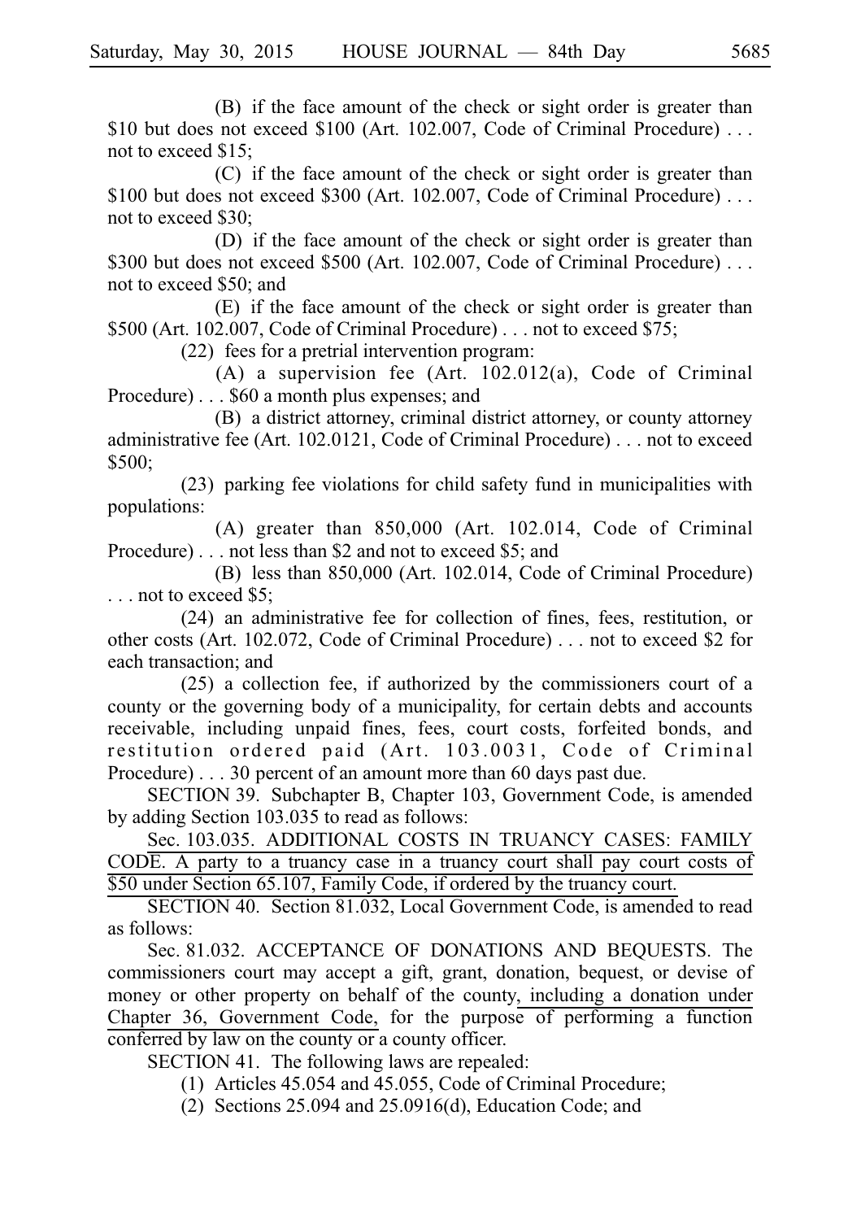(B) if the face amount of the check or sight order is greater than \$10 but does not exceed \$100 (Art. 102.007, Code of Criminal Procedure) . . . not to exceed \$15;

(C) if the face amount of the check or sight order is greater than \$100 but does not exceed \$300 (Art. 102.007, Code of Criminal Procedure) . . . not to exceed \$30;

(D) if the face amount of the check or sight order is greater than \$300 but does not exceed \$500 (Art. 102.007, Code of Criminal Procedure) . . . not to exceed \$50; and

(E) if the face amount of the check or sight order is greater than \$500 (Art. 102.007, Code of Criminal Procedure) . . . not to exceed \$75;

(22) fees for a pretrial intervention program:

(A) a supervision fee (Art. 102.012(a), Code of Criminal Procedure) . . . \$60 a month plus expenses; and

(B) a district attorney, criminal district attorney, or county attorney administrative fee (Art. 102.0121, Code of Criminal Procedure) . . . not to exceed \$500;

(23) parking fee violations for child safety fund in municipalities with populations:

(A) greater than 850,000 (Art. 102.014, Code of Criminal Procedure) . . . not less than \$2 and not to exceed \$5; and

(B) less than 850,000 (Art. 102.014, Code of Criminal Procedure) . . . not to exceed \$5;

(24) an administrative fee for collection of fines, fees, restitution, or other costs (Art. 102.072, Code of Criminal Procedure) . . . not to exceed \$2 for each transaction; and

(25) a collection fee, if authorized by the commissioners court of a county or the governing body of a municipality, for certain debts and accounts receivable, including unpaid fines, fees, court costs, forfeited bonds, and restitution ordered paid (Art. 103.0031, Code of Criminal Procedure) . . . 30 percent of an amount more than 60 days past due.

SECTION 39. Subchapter B, Chapter 103, Government Code, is amended by adding Section 103.035 to read as follows:

<u>Sec. 103.035. ADDITIONAL COSTS IN TRUANCY CASES: FAMILY CODE. A party to a truancy case in a truancy court shall pay court costs of \$50 under Section 65.107, Family Code, if ordered by the truancy court.</u>

SECTION 40. Section 81.032, Local Government Code, is amended to read as follows:

Sec. 81.032. ACCEPTANCE OF DONATIONS AND BEQUESTS. The commissioners court may accept a gift, grant, donation, bequest, or devise of money or other property on behalf of the county, <u>including a donation under Chapter 36, Government Code,</u> for the purpose of performing a function conferred by law on the county or a county officer.

SECTION 41. The following laws are repealed:

(1) Articles 45.054 and 45.055, Code of Criminal Procedure;

(2) Sections 25.094 and 25.0916(d), Education Code; and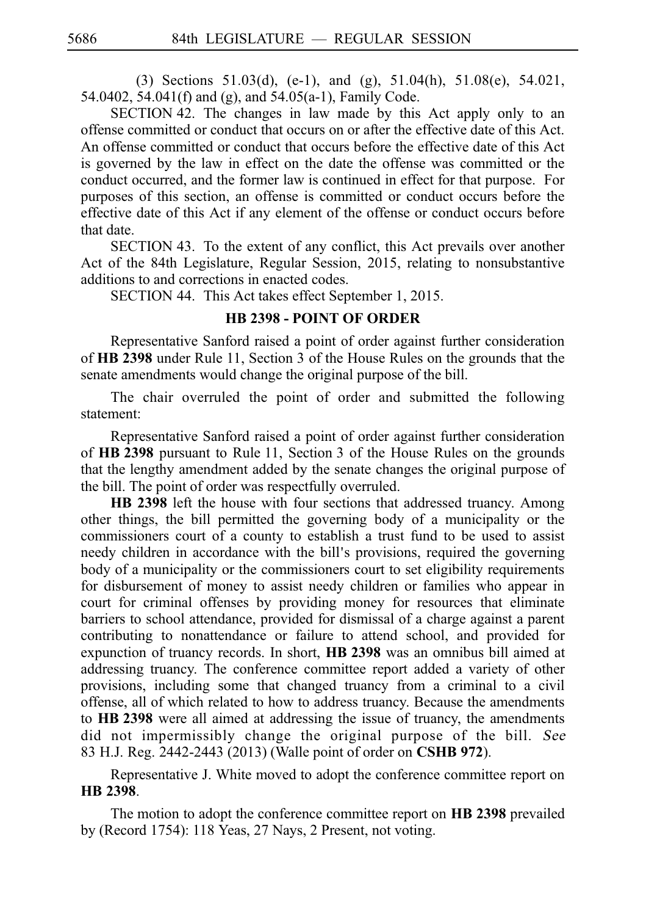(3) Sections 51.03(d), (e-1), and (g), 51.04(h), 51.08(e), 54.021, 54.0402, 54.041(f) and (g), and 54.05(a-1), Family Code.

SECTION 42. The changes in law made by this Act apply only to an offense committed or conduct that occurs on or after the effective date of this Act. An offense committed or conduct that occurs before the effective date of this Act is governed by the law in effect on the date the offense was committed or the conduct occurred, and the former law is continued in effect for that purpose. For purposes of this section, an offense is committed or conduct occurs before the effective date of this Act if any element of the offense or conduct occurs before that date.

SECTION 43. To the extent of any conflict, this Act prevails over another Act of the 84th Legislature, Regular Session, 2015, relating to nonsubstantive additions to and corrections in enacted codes.

SECTION 44. This Act takes effect September 1, 2015.

## HB 2398 - POINT OF ORDER

Representative Sanford raised a point of order against further consideration of **HB 2398** under Rule 11, Section 3 of the House Rules on the grounds that the senate amendments would change the original purpose of the bill.

The chair overruled the point of order and submitted the following statement:

Representative Sanford raised a point of order against further consideration of **HB 2398** pursuant to Rule 11, Section 3 of the House Rules on the grounds that the lengthy amendment added by the senate changes the original purpose of the bill. The point of order was respectfully overruled.

**HB 2398** left the house with four sections that addressed truancy. Among other things, the bill permitted the governing body of a municipality or the commissioners court of a county to establish a trust fund to be used to assist needy children in accordance with the bill's provisions, required the governing body of a municipality or the commissioners court to set eligibility requirements for disbursement of money to assist needy children or families who appear in court for criminal offenses by providing money for resources that eliminate barriers to school attendance, provided for dismissal of a charge against a parent contributing to nonattendance or failure to attend school, and provided for expunction of truancy records. In short, **HB 2398** was an omnibus bill aimed at addressing truancy. The conference committee report added a variety of other provisions, including some that changed truancy from a criminal to a civil offense, all of which related to how to address truancy. Because the amendments to **HB 2398** were all aimed at addressing the issue of truancy, the amendments did not impermissibly change the original purpose of the bill. *See* 83 H.J. Reg. 2442-2443 (2013) (Walle point of order on **CSHB 972**).

Representative J. White moved to adopt the conference committee report on **HB 2398**.

The motion to adopt the conference committee report on **HB 2398** prevailed by (Record 1754): 118 Yeas, 27 Nays, 2 Present, not voting.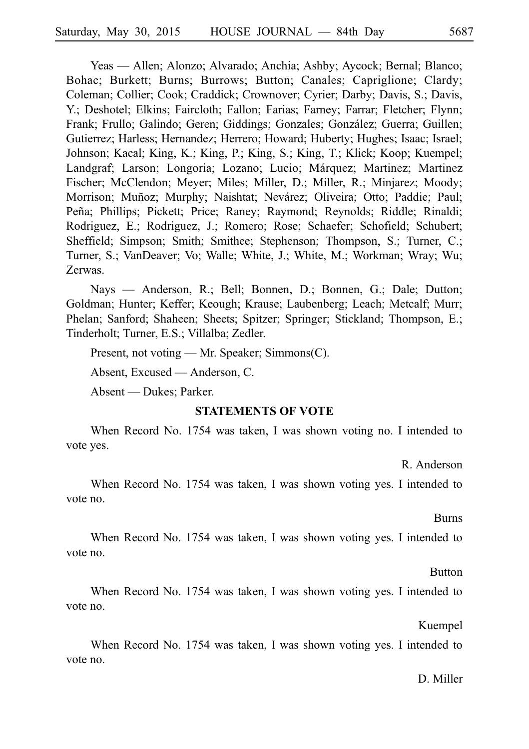Yeas — Allen; Alonzo; Alvarado; Anchia; Ashby; Aycock; Bernal; Blanco; Bohac; Burkett; Burns; Burrows; Button; Canales; Capriglione; Clardy; Coleman; Collier; Cook; Craddick; Crownover; Cyrier; Darby; Davis, S.; Davis, Y.; Deshotel; Elkins; Faircloth; Fallon; Farias; Farney; Farrar; Fletcher; Flynn; Frank; Frullo; Galindo; Geren; Giddings; Gonzales; González; Guerra; Guillen; Gutierrez; Harless; Hernandez; Herrero; Howard; Huberty; Hughes; Isaac; Israel; Johnson; Kacal; King, K.; King, P.; King, S.; King, T.; Klick; Koop; Kuempel; Landgraf; Larson; Longoria; Lozano; Lucio; Márquez; Martinez; Martinez Fischer; McClendon; Meyer; Miles; Miller, D.; Miller, R.; Minjarez; Moody; Morrison; Muñoz; Murphy; Naishtat; Nevárez; Oliveira; Otto; Paddie; Paul; Peña; Phillips; Pickett; Price; Raney; Raymond; Reynolds; Riddle; Rinaldi; Rodriguez, E.; Rodriguez, J.; Romero; Rose; Schaefer; Schofield; Schubert; Sheffield; Simpson; Smith; Smithee; Stephenson; Thompson, S.; Turner, C.; Turner, S.; VanDeaver; Vo; Walle; White, J.; White, M.; Workman; Wray; Wu; Zerwas.

Nays — Anderson, R.; Bell; Bonnen, D.; Bonnen, G.; Dale; Dutton; Goldman; Hunter; Keffer; Keough; Krause; Laubenberg; Leach; Metcalf; Murr; Phelan; Sanford; Shaheen; Sheets; Spitzer; Springer; Stickland; Thompson, E.; Tinderholt; Turner, E.S.; Villalba; Zedler.

Present, not voting — Mr. Speaker; Simmons(C).

Absent, Excused — Anderson, C.

Absent — Dukes; Parker.

## STATEMENTS OF VOTE

When Record No. 1754 was taken, I was shown voting no. I intended to vote yes.

R. Anderson

When Record No. 1754 was taken, I was shown voting yes. I intended to vote no.

Burns

When Record No. 1754 was taken, I was shown voting yes. I intended to vote no.

Button

When Record No. 1754 was taken, I was shown voting yes. I intended to vote no.

Kuempel

When Record No. 1754 was taken, I was shown voting yes. I intended to vote no.

D. Miller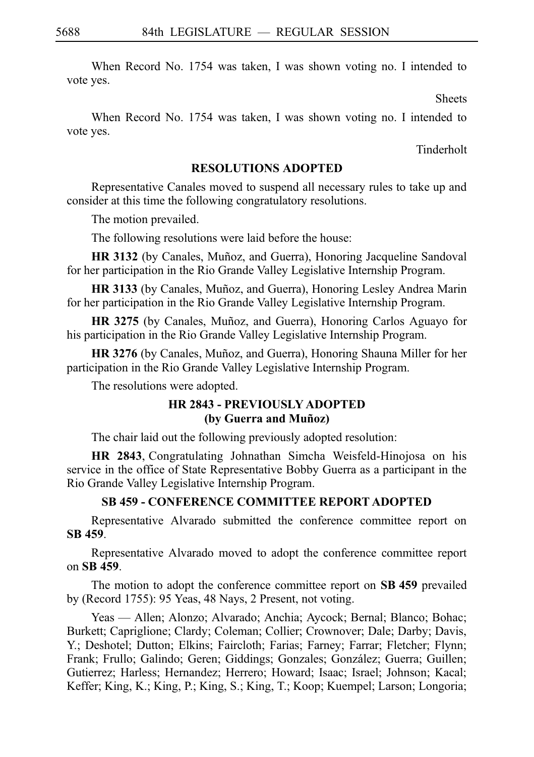When Record No. 1754 was taken, I was shown voting no. I intended to vote yes.

Sheets

When Record No. 1754 was taken, I was shown voting no. I intended to vote yes.

Tinderholt

## RESOLUTIONS ADOPTED

Representative Canales moved to suspend all necessary rules to take up and consider at this time the following congratulatory resolutions.

The motion prevailed.

The following resolutions were laid before the house:

**HR 3132** (by Canales, Muñoz, and Guerra), Honoring Jacqueline Sandoval for her participation in the Rio Grande Valley Legislative Internship Program.

**HR 3133** (by Canales, Muñoz, and Guerra), Honoring Lesley Andrea Marin for her participation in the Rio Grande Valley Legislative Internship Program.

**HR 3275** (by Canales, Muñoz, and Guerra), Honoring Carlos Aguayo for his participation in the Rio Grande Valley Legislative Internship Program.

**HR 3276** (by Canales, Muñoz, and Guerra), Honoring Shauna Miller for her participation in the Rio Grande Valley Legislative Internship Program.

The resolutions were adopted.

## HR 2843 - PREVIOUSLY ADOPTED (by Guerra and Muñoz)

The chair laid out the following previously adopted resolution:

**HR 2843**, Congratulating Johnathan Simcha Weisfeld-Hinojosa on his service in the office of State Representative Bobby Guerra as a participant in the Rio Grande Valley Legislative Internship Program.

## SB 459 - CONFERENCE COMMITTEE REPORT ADOPTED

Representative Alvarado submitted the conference committee report on **SB 459**.

Representative Alvarado moved to adopt the conference committee report on **SB 459**.

The motion to adopt the conference committee report on **SB 459** prevailed by (Record 1755): 95 Yeas, 48 Nays, 2 Present, not voting.

Yeas — Allen; Alonzo; Alvarado; Anchia; Aycock; Bernal; Blanco; Bohac; Burkett; Capriglione; Clardy; Coleman; Collier; Crownover; Dale; Darby; Davis, Y.; Deshotel; Dutton; Elkins; Faircloth; Farias; Farney; Farrar; Fletcher; Flynn; Frank; Frullo; Galindo; Geren; Giddings; Gonzales; González; Guerra; Guillen; Gutierrez; Harless; Hernandez; Herrero; Howard; Isaac; Israel; Johnson; Kacal; Keffer; King, K.; King, P.; King, S.; King, T.; Koop; Kuempel; Larson; Longoria;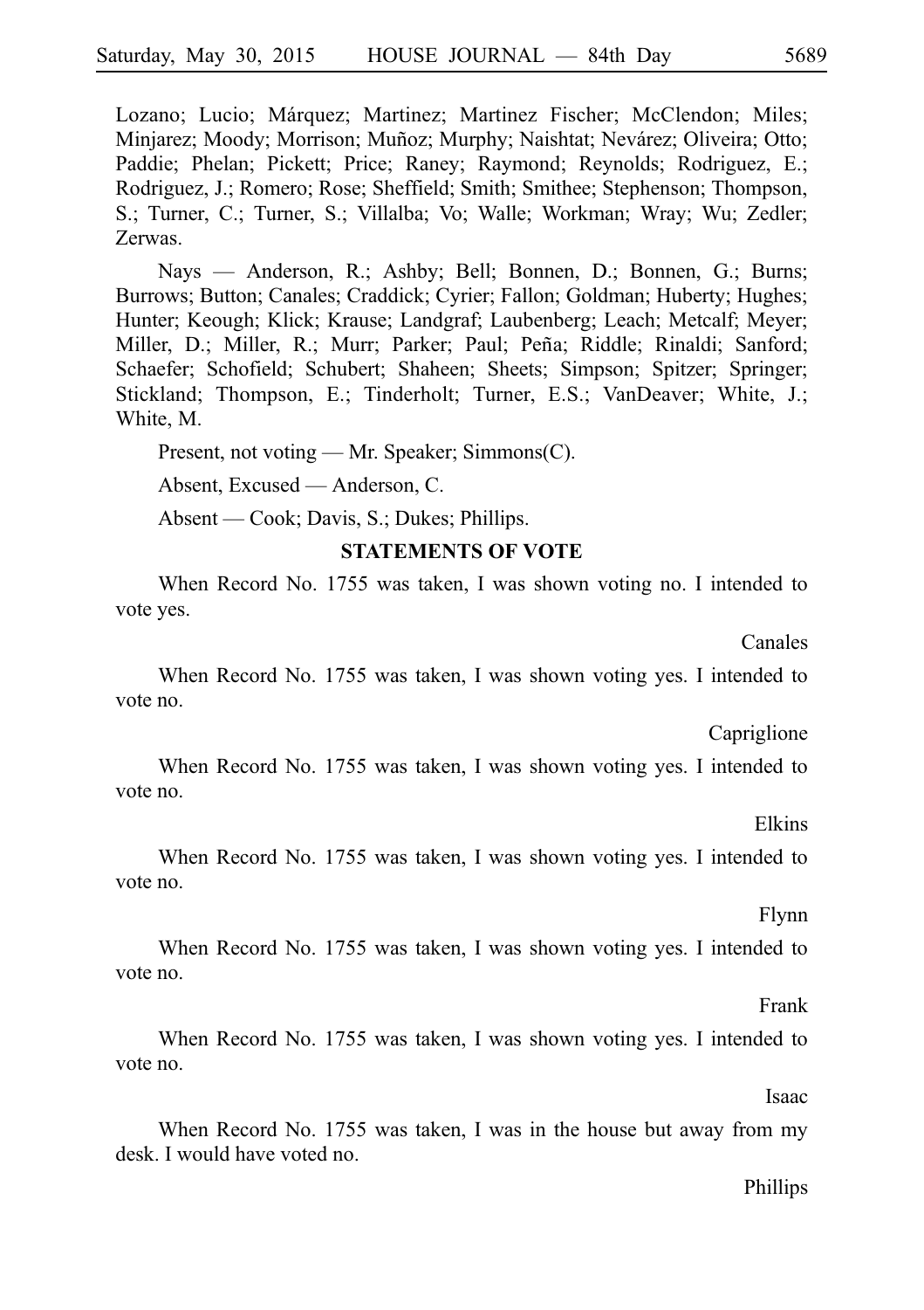Lozano; Lucio; Márquez; Martinez; Martinez Fischer; McClendon; Miles; Minjarez; Moody; Morrison; Muñoz; Murphy; Naishtat; Nevárez; Oliveira; Otto; Paddie; Phelan; Pickett; Price; Raney; Raymond; Reynolds; Rodriguez, E.; Rodriguez, J.; Romero; Rose; Sheffield; Smith; Smithee; Stephenson; Thompson, S.; Turner, C.; Turner, S.; Villalba; Vo; Walle; Workman; Wray; Wu; Zedler; Zerwas.

Nays — Anderson, R.; Ashby; Bell; Bonnen, D.; Bonnen, G.; Burns; Burrows; Button; Canales; Craddick; Cyrier; Fallon; Goldman; Huberty; Hughes; Hunter; Keough; Klick; Krause; Landgraf; Laubenberg; Leach; Metcalf; Meyer; Miller, D.; Miller, R.; Murr; Parker; Paul; Peña; Riddle; Rinaldi; Sanford; Schaefer; Schofield; Schubert; Shaheen; Sheets; Simpson; Spitzer; Springer; Stickland; Thompson, E.; Tinderholt; Turner, E.S.; VanDeaver; White, J.; White, M.

Present, not voting — Mr. Speaker; Simmons(C).

Absent, Excused — Anderson, C.

Absent — Cook; Davis, S.; Dukes; Phillips.

**STATEMENTS OF VOTE**

When Record No. 1755 was taken, I was shown voting no. I intended to vote yes.

Canales

When Record No. 1755 was taken, I was shown voting yes. I intended to vote no.

Capriglione

When Record No. 1755 was taken, I was shown voting yes. I intended to vote no.

Elkins

When Record No. 1755 was taken, I was shown voting yes. I intended to vote no.

Flynn

When Record No. 1755 was taken, I was shown voting yes. I intended to vote no.

Frank

When Record No. 1755 was taken, I was shown voting yes. I intended to vote no.

Isaac

When Record No. 1755 was taken, I was in the house but away from my desk. I would have voted no.

Phillips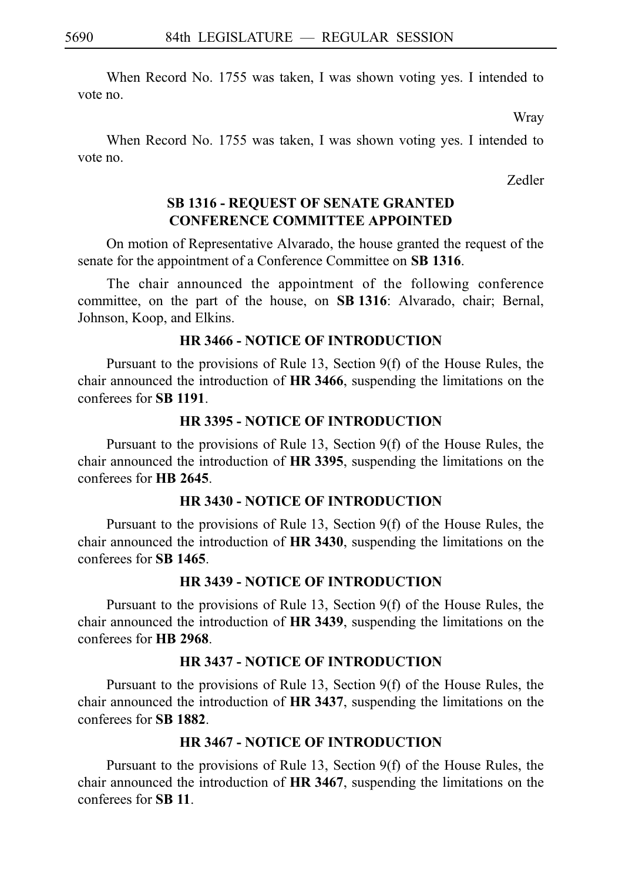When Record No. 1755 was taken, I was shown voting yes. I intended to vote no.

Wray

When Record No. 1755 was taken, I was shown voting yes. I intended to vote no.

Zedler

### SB 1316 - REQUEST OF SENATE GRANTED CONFERENCE COMMITTEE APPOINTED

On motion of Representative Alvarado, the house granted the request of the senate for the appointment of a Conference Committee on **SB 1316**.

The chair announced the appointment of the following conference committee, on the part of the house, on **SB 1316**: Alvarado, chair; Bernal, Johnson, Koop, and Elkins.

### HR 3466 - NOTICE OF INTRODUCTION

Pursuant to the provisions of Rule 13, Section 9(f) of the House Rules, the chair announced the introduction of **HR 3466**, suspending the limitations on the conferees for **SB 1191**.

### HR 3395 - NOTICE OF INTRODUCTION

Pursuant to the provisions of Rule 13, Section 9(f) of the House Rules, the chair announced the introduction of **HR 3395**, suspending the limitations on the conferees for **HB 2645**.

### HR 3430 - NOTICE OF INTRODUCTION

Pursuant to the provisions of Rule 13, Section 9(f) of the House Rules, the chair announced the introduction of **HR 3430**, suspending the limitations on the conferees for **SB 1465**.

### HR 3439 - NOTICE OF INTRODUCTION

Pursuant to the provisions of Rule 13, Section 9(f) of the House Rules, the chair announced the introduction of **HR 3439**, suspending the limitations on the conferees for **HB 2968**.

### HR 3437 - NOTICE OF INTRODUCTION

Pursuant to the provisions of Rule 13, Section 9(f) of the House Rules, the chair announced the introduction of **HR 3437**, suspending the limitations on the conferees for **SB 1882**.

### HR 3467 - NOTICE OF INTRODUCTION

Pursuant to the provisions of Rule 13, Section 9(f) of the House Rules, the chair announced the introduction of **HR 3467**, suspending the limitations on the conferees for **SB 11**.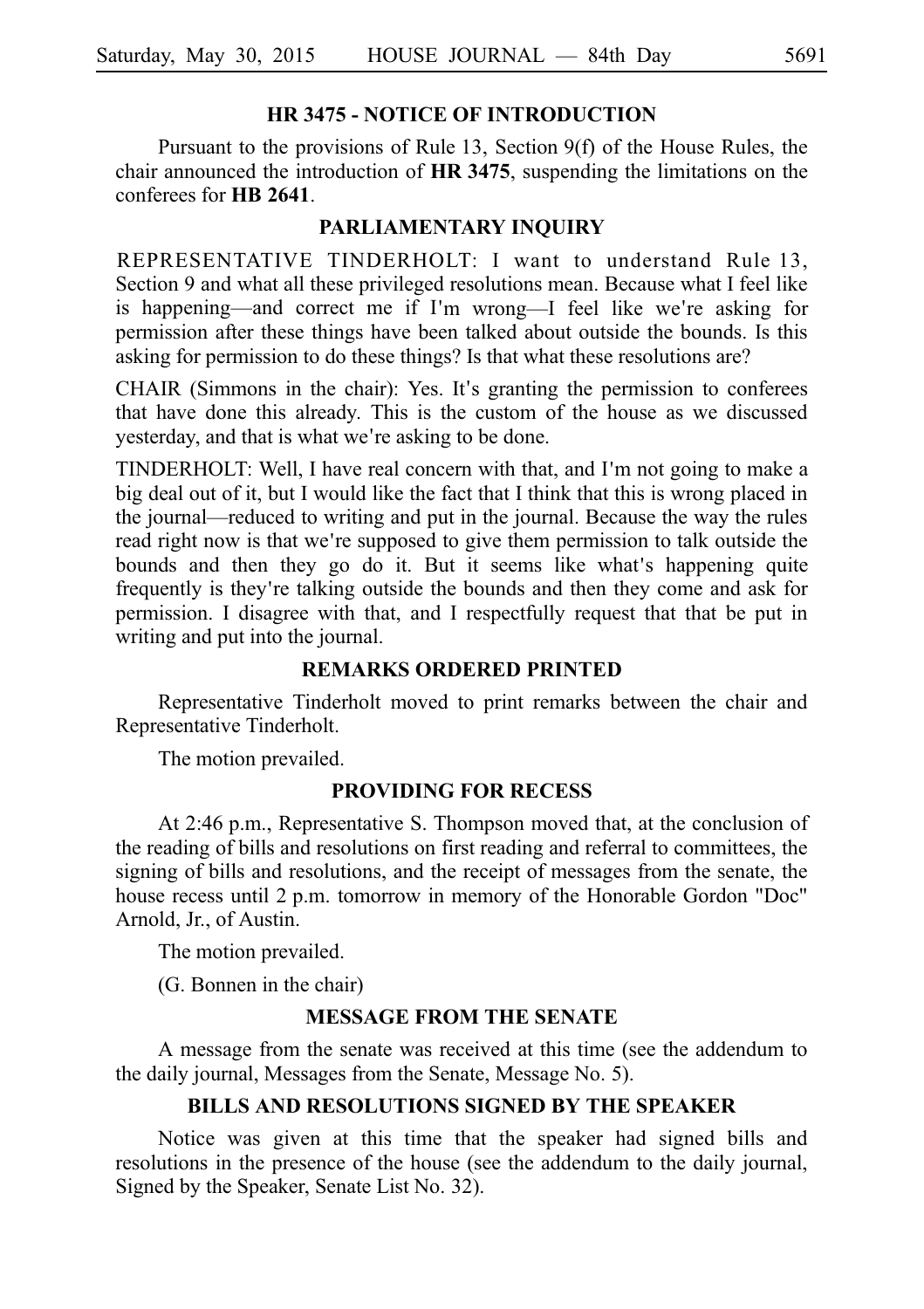## HR 3475 - NOTICE OF INTRODUCTION

Pursuant to the provisions of Rule 13, Section 9(f) of the House Rules, the chair announced the introduction of **HR 3475**, suspending the limitations on the conferees for **HB 2641**.

## PARLIAMENTARY INQUIRY

REPRESENTATIVE TINDERHOLT: I want to understand Rule 13, Section 9 and what all these privileged resolutions mean. Because what I feel like is happening—and correct me if I'm wrong—I feel like we're asking for permission after these things have been talked about outside the bounds. Is this asking for permission to do these things? Is that what these resolutions are?

CHAIR (Simmons in the chair): Yes. It's granting the permission to conferees that have done this already. This is the custom of the house as we discussed yesterday, and that is what we're asking to be done.

TINDERHOLT: Well, I have real concern with that, and I'm not going to make a big deal out of it, but I would like the fact that I think that this is wrong placed in the journal—reduced to writing and put in the journal. Because the way the rules read right now is that we're supposed to give them permission to talk outside the bounds and then they go do it. But it seems like what's happening quite frequently is they're talking outside the bounds and then they come and ask for permission. I disagree with that, and I respectfully request that that be put in writing and put into the journal.

## REMARKS ORDERED PRINTED

Representative Tinderholt moved to print remarks between the chair and Representative Tinderholt.

The motion prevailed.

## PROVIDING FOR RECESS

At 2:46 p.m., Representative S. Thompson moved that, at the conclusion of the reading of bills and resolutions on first reading and referral to committees, the signing of bills and resolutions, and the receipt of messages from the senate, the house recess until 2 p.m. tomorrow in memory of the Honorable Gordon "Doc" Arnold, Jr., of Austin.

The motion prevailed.

(G. Bonnen in the chair)

## MESSAGE FROM THE SENATE

A message from the senate was received at this time (see the addendum to the daily journal, Messages from the Senate, Message No. 5).

## BILLS AND RESOLUTIONS SIGNED BY THE SPEAKER

Notice was given at this time that the speaker had signed bills and resolutions in the presence of the house (see the addendum to the daily journal, Signed by the Speaker, Senate List No. 32).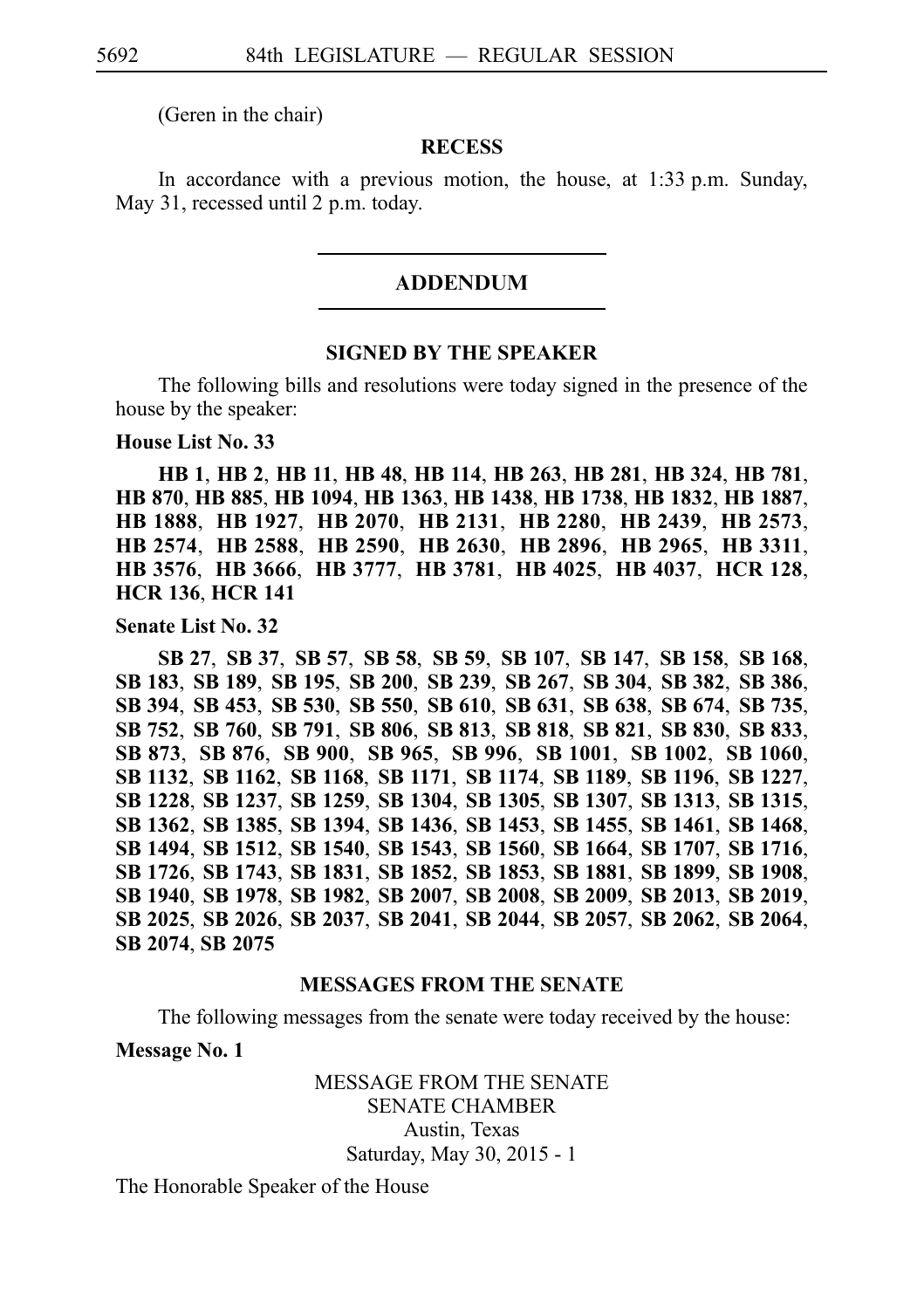(Geren in the chair)

## RECESS

In accordance with a previous motion, the house, at 1:33 p.m. Sunday, May 31, recessed until 2 p.m. today.

---

## ADDENDUM

---

### SIGNED BY THE SPEAKER

The following bills and resolutions were today signed in the presence of the house by the speaker:

**House List No. 33**

**HB 1**, **HB 2**, **HB 11**, **HB 48**, **HB 114**, **HB 263**, **HB 281**, **HB 324**, **HB 781**, **HB 870**, **HB 885**, **HB 1094**, **HB 1363**, **HB 1438**, **HB 1738**, **HB 1832**, **HB 1887**, **HB 1888**, **HB 1927**, **HB 2070**, **HB 2131**, **HB 2280**, **HB 2439**, **HB 2573**, **HB 2574**, **HB 2588**, **HB 2590**, **HB 2630**, **HB 2896**, **HB 2965**, **HB 3311**, **HB 3576**, **HB 3666**, **HB 3777**, **HB 3781**, **HB 4025**, **HB 4037**, **HCR 128**, **HCR 136**, **HCR 141**

**Senate List No. 32**

**SB 27**, **SB 37**, **SB 57**, **SB 58**, **SB 59**, **SB 107**, **SB 147**, **SB 158**, **SB 168**, **SB 183**, **SB 189**, **SB 195**, **SB 200**, **SB 239**, **SB 267**, **SB 304**, **SB 382**, **SB 386**, **SB 394**, **SB 453**, **SB 530**, **SB 550**, **SB 610**, **SB 631**, **SB 638**, **SB 674**, **SB 735**, **SB 752**, **SB 760**, **SB 791**, **SB 806**, **SB 813**, **SB 818**, **SB 821**, **SB 830**, **SB 833**, **SB 873**, **SB 876**, **SB 900**, **SB 965**, **SB 996**, **SB 1001**, **SB 1002**, **SB 1060**, **SB 1132**, **SB 1162**, **SB 1168**, **SB 1171**, **SB 1174**, **SB 1189**, **SB 1196**, **SB 1227**, **SB 1228**, **SB 1237**, **SB 1259**, **SB 1304**, **SB 1305**, **SB 1307**, **SB 1313**, **SB 1315**, **SB 1362**, **SB 1385**, **SB 1394**, **SB 1436**, **SB 1453**, **SB 1455**, **SB 1461**, **SB 1468**, **SB 1494**, **SB 1512**, **SB 1540**, **SB 1543**, **SB 1560**, **SB 1664**, **SB 1707**, **SB 1716**, **SB 1726**, **SB 1743**, **SB 1831**, **SB 1852**, **SB 1853**, **SB 1881**, **SB 1899**, **SB 1908**, **SB 1940**, **SB 1978**, **SB 1982**, **SB 2007**, **SB 2008**, **SB 2009**, **SB 2013**, **SB 2019**, **SB 2025**, **SB 2026**, **SB 2037**, **SB 2041**, **SB 2044**, **SB 2057**, **SB 2062**, **SB 2064**, **SB 2074**, **SB 2075**

### MESSAGES FROM THE SENATE

The following messages from the senate were today received by the house:

**Message No. 1**

MESSAGE FROM THE SENATE
SENATE CHAMBER
Austin, Texas
Saturday, May 30, 2015 - 1

The Honorable Speaker of the House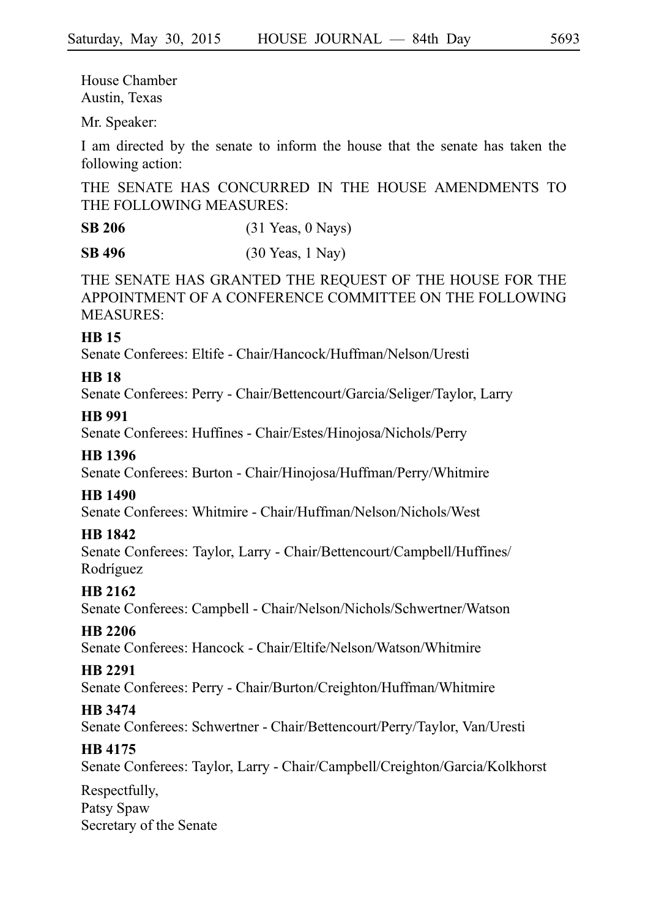House Chamber
Austin, Texas

Mr. Speaker:

I am directed by the senate to inform the house that the senate has taken the following action:

THE SENATE HAS CONCURRED IN THE HOUSE AMENDMENTS TO THE FOLLOWING MEASURES:

**SB 206** (31 Yeas, 0 Nays)

**SB 496** (30 Yeas, 1 Nay)

THE SENATE HAS GRANTED THE REQUEST OF THE HOUSE FOR THE APPOINTMENT OF A CONFERENCE COMMITTEE ON THE FOLLOWING MEASURES:

**HB 15**
Senate Conferees: Eltife - Chair/Hancock/Huffman/Nelson/Uresti

**HB 18**
Senate Conferees: Perry - Chair/Bettencourt/Garcia/Seliger/Taylor, Larry

**HB 991**
Senate Conferees: Huffines - Chair/Estes/Hinojosa/Nichols/Perry

**HB 1396**
Senate Conferees: Burton - Chair/Hinojosa/Huffman/Perry/Whitmire

**HB 1490**
Senate Conferees: Whitmire - Chair/Huffman/Nelson/Nichols/West

**HB 1842**
Senate Conferees: Taylor, Larry - Chair/Bettencourt/Campbell/Huffines/Rodríguez

**HB 2162**
Senate Conferees: Campbell - Chair/Nelson/Nichols/Schwertner/Watson

**HB 2206**
Senate Conferees: Hancock - Chair/Eltife/Nelson/Watson/Whitmire

**HB 2291**
Senate Conferees: Perry - Chair/Burton/Creighton/Huffman/Whitmire

**HB 3474**
Senate Conferees: Schwertner - Chair/Bettencourt/Perry/Taylor, Van/Uresti

**HB 4175**
Senate Conferees: Taylor, Larry - Chair/Campbell/Creighton/Garcia/Kolkhorst

Respectfully,
Patsy Spaw
Secretary of the Senate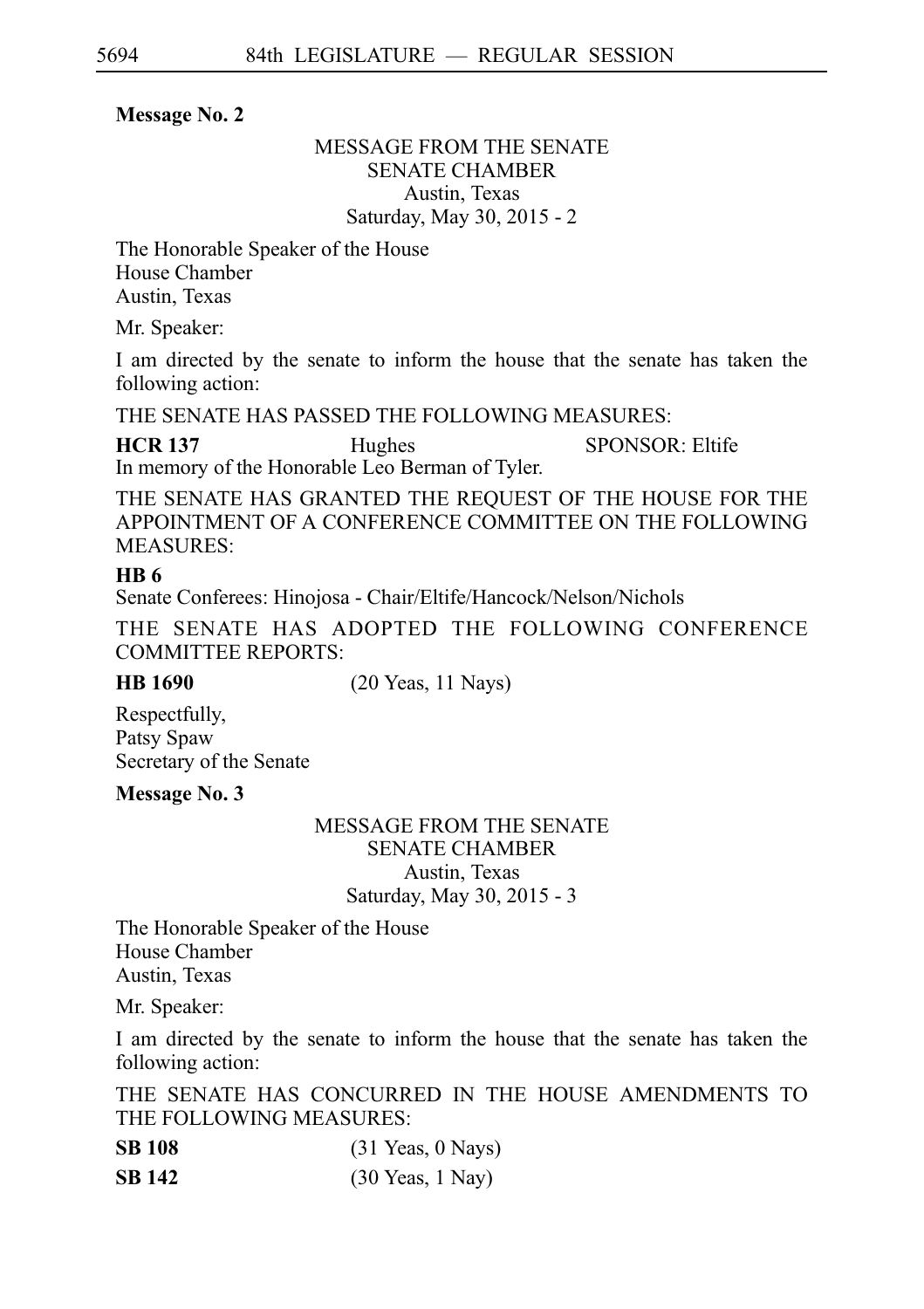**Message No. 2**

MESSAGE FROM THE SENATE
SENATE CHAMBER
Austin, Texas
Saturday, May 30, 2015 - 2

The Honorable Speaker of the House
House Chamber
Austin, Texas

Mr. Speaker:

I am directed by the senate to inform the house that the senate has taken the following action:

THE SENATE HAS PASSED THE FOLLOWING MEASURES:

**HCR 137** Hughes SPONSOR: Eltife
In memory of the Honorable Leo Berman of Tyler.

THE SENATE HAS GRANTED THE REQUEST OF THE HOUSE FOR THE APPOINTMENT OF A CONFERENCE COMMITTEE ON THE FOLLOWING MEASURES:

**HB 6**
Senate Conferees: Hinojosa - Chair/Eltife/Hancock/Nelson/Nichols

THE SENATE HAS ADOPTED THE FOLLOWING CONFERENCE COMMITTEE REPORTS:

**HB 1690** (20 Yeas, 11 Nays)

Respectfully,
Patsy Spaw
Secretary of the Senate

**Message No. 3**

MESSAGE FROM THE SENATE
SENATE CHAMBER
Austin, Texas
Saturday, May 30, 2015 - 3

The Honorable Speaker of the House
House Chamber
Austin, Texas

Mr. Speaker:

I am directed by the senate to inform the house that the senate has taken the following action:

THE SENATE HAS CONCURRED IN THE HOUSE AMENDMENTS TO THE FOLLOWING MEASURES:

**SB 108** (31 Yeas, 0 Nays)

**SB 142** (30 Yeas, 1 Nay)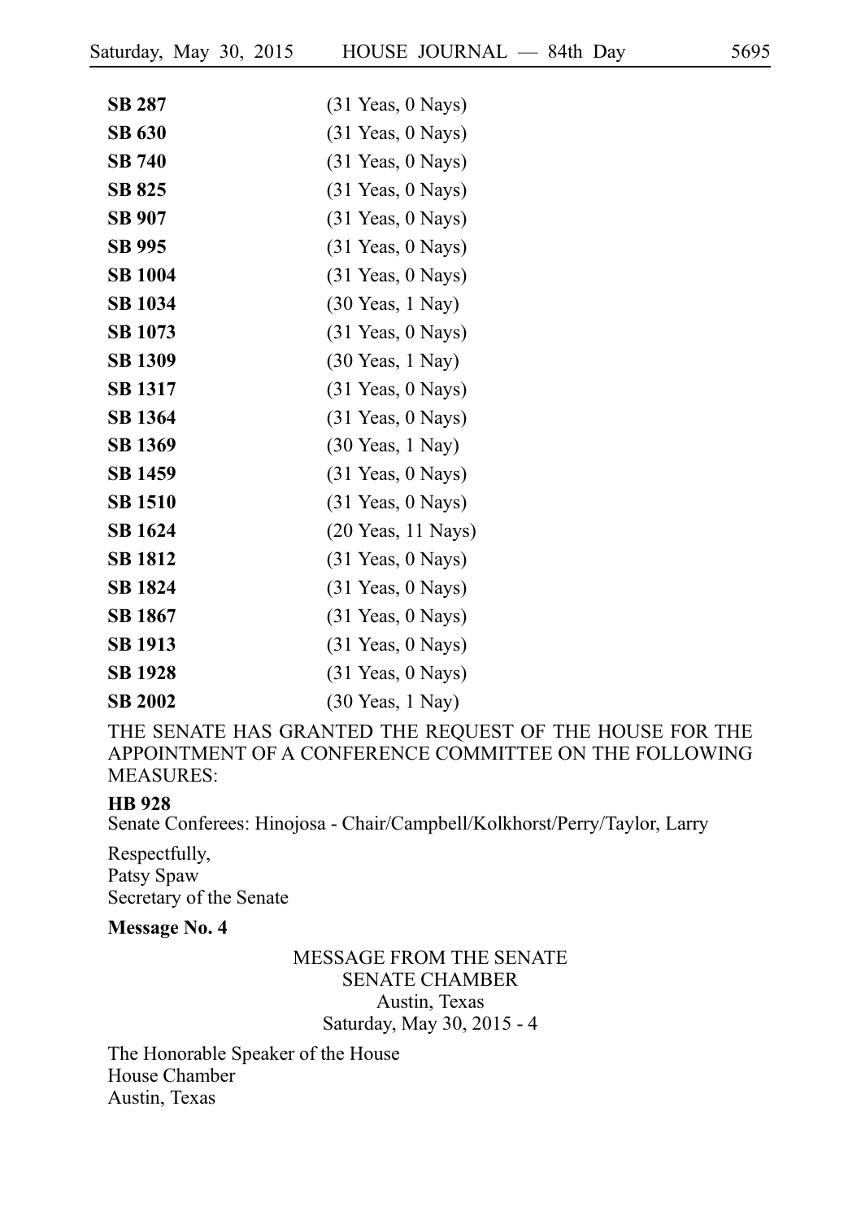| | |
|---|---|
| **SB 287** | (31 Yeas, 0 Nays) |
| **SB 630** | (31 Yeas, 0 Nays) |
| **SB 740** | (31 Yeas, 0 Nays) |
| **SB 825** | (31 Yeas, 0 Nays) |
| **SB 907** | (31 Yeas, 0 Nays) |
| **SB 995** | (31 Yeas, 0 Nays) |
| **SB 1004** | (31 Yeas, 0 Nays) |
| **SB 1034** | (30 Yeas, 1 Nay) |
| **SB 1073** | (31 Yeas, 0 Nays) |
| **SB 1309** | (30 Yeas, 1 Nay) |
| **SB 1317** | (31 Yeas, 0 Nays) |
| **SB 1364** | (31 Yeas, 0 Nays) |
| **SB 1369** | (30 Yeas, 1 Nay) |
| **SB 1459** | (31 Yeas, 0 Nays) |
| **SB 1510** | (31 Yeas, 0 Nays) |
| **SB 1624** | (20 Yeas, 11 Nays) |
| **SB 1812** | (31 Yeas, 0 Nays) |
| **SB 1824** | (31 Yeas, 0 Nays) |
| **SB 1867** | (31 Yeas, 0 Nays) |
| **SB 1913** | (31 Yeas, 0 Nays) |
| **SB 1928** | (31 Yeas, 0 Nays) |
| **SB 2002** | (30 Yeas, 1 Nay) |

THE SENATE HAS GRANTED THE REQUEST OF THE HOUSE FOR THE APPOINTMENT OF A CONFERENCE COMMITTEE ON THE FOLLOWING MEASURES:

**HB 928**

Senate Conferees: Hinojosa - Chair/Campbell/Kolkhorst/Perry/Taylor, Larry

Respectfully,
Patsy Spaw
Secretary of the Senate

**Message No. 4**

MESSAGE FROM THE SENATE
SENATE CHAMBER
Austin, Texas
Saturday, May 30, 2015 - 4

The Honorable Speaker of the House
House Chamber
Austin, Texas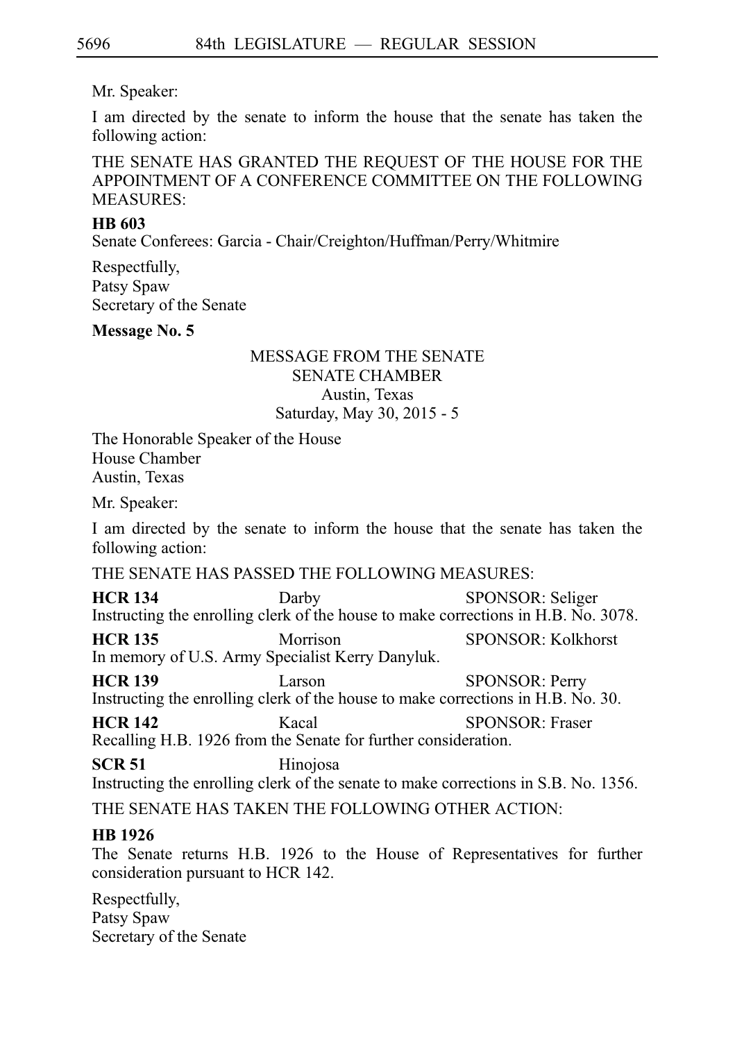Mr. Speaker:

I am directed by the senate to inform the house that the senate has taken the following action:

THE SENATE HAS GRANTED THE REQUEST OF THE HOUSE FOR THE APPOINTMENT OF A CONFERENCE COMMITTEE ON THE FOLLOWING MEASURES:

**HB 603**
Senate Conferees: Garcia - Chair/Creighton/Huffman/Perry/Whitmire

Respectfully,
Patsy Spaw
Secretary of the Senate

**Message No. 5**

MESSAGE FROM THE SENATE
SENATE CHAMBER
Austin, Texas
Saturday, May 30, 2015 - 5

The Honorable Speaker of the House
House Chamber
Austin, Texas

Mr. Speaker:

I am directed by the senate to inform the house that the senate has taken the following action:

THE SENATE HAS PASSED THE FOLLOWING MEASURES:

**HCR 134** Darby SPONSOR: Seliger
Instructing the enrolling clerk of the house to make corrections in H.B. No. 3078.

**HCR 135** Morrison SPONSOR: Kolkhorst
In memory of U.S. Army Specialist Kerry Danyluk.

**HCR 139** Larson SPONSOR: Perry
Instructing the enrolling clerk of the house to make corrections in H.B. No. 30.

**HCR 142** Kacal SPONSOR: Fraser
Recalling H.B. 1926 from the Senate for further consideration.

**SCR 51** Hinojosa
Instructing the enrolling clerk of the senate to make corrections in S.B. No. 1356.

THE SENATE HAS TAKEN THE FOLLOWING OTHER ACTION:

**HB 1926**
The Senate returns H.B. 1926 to the House of Representatives for further consideration pursuant to HCR 142.

Respectfully,
Patsy Spaw
Secretary of the Senate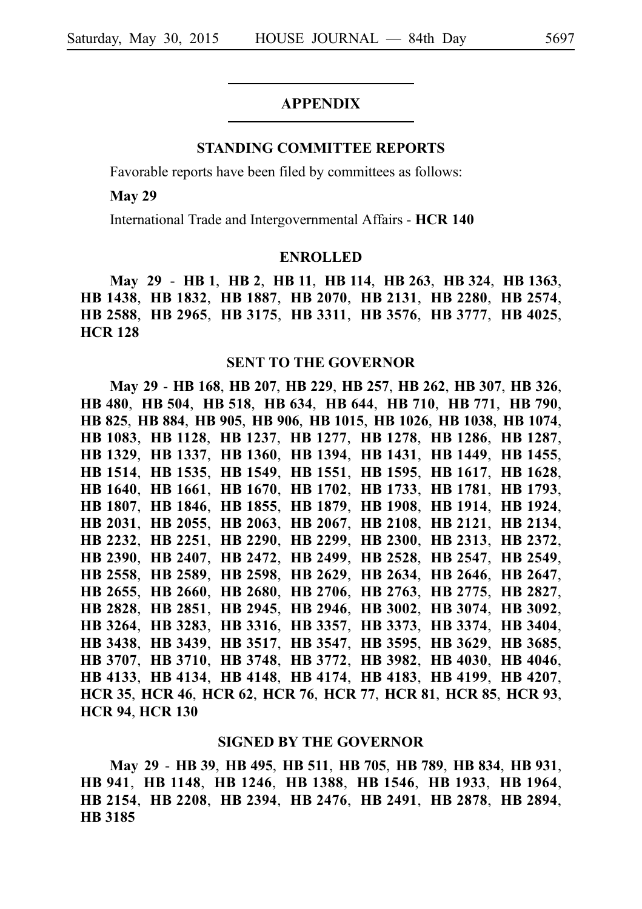# APPENDIX

## STANDING COMMITTEE REPORTS

Favorable reports have been filed by committees as follows:

**May 29**

International Trade and Intergovernmental Affairs - **HCR 140**

## ENROLLED

May 29 - **HB 1**, **HB 2**, **HB 11**, **HB 114**, **HB 263**, **HB 324**, **HB 1363**, **HB 1438**, **HB 1832**, **HB 1887**, **HB 2070**, **HB 2131**, **HB 2280**, **HB 2574**, **HB 2588**, **HB 2965**, **HB 3175**, **HB 3311**, **HB 3576**, **HB 3777**, **HB 4025**, **HCR 128**

## SENT TO THE GOVERNOR

May 29 - **HB 168**, **HB 207**, **HB 229**, **HB 257**, **HB 262**, **HB 307**, **HB 326**, **HB 480**, **HB 504**, **HB 518**, **HB 634**, **HB 644**, **HB 710**, **HB 771**, **HB 790**, **HB 825**, **HB 884**, **HB 905**, **HB 906**, **HB 1015**, **HB 1026**, **HB 1038**, **HB 1074**, **HB 1083**, **HB 1128**, **HB 1237**, **HB 1277**, **HB 1278**, **HB 1286**, **HB 1287**, **HB 1329**, **HB 1337**, **HB 1360**, **HB 1394**, **HB 1431**, **HB 1449**, **HB 1455**, **HB 1514**, **HB 1535**, **HB 1549**, **HB 1551**, **HB 1595**, **HB 1617**, **HB 1628**, **HB 1640**, **HB 1661**, **HB 1670**, **HB 1702**, **HB 1733**, **HB 1781**, **HB 1793**, **HB 1807**, **HB 1846**, **HB 1855**, **HB 1879**, **HB 1908**, **HB 1914**, **HB 1924**, **HB 2031**, **HB 2055**, **HB 2063**, **HB 2067**, **HB 2108**, **HB 2121**, **HB 2134**, **HB 2232**, **HB 2251**, **HB 2290**, **HB 2299**, **HB 2300**, **HB 2313**, **HB 2372**, **HB 2390**, **HB 2407**, **HB 2472**, **HB 2499**, **HB 2528**, **HB 2547**, **HB 2549**, **HB 2558**, **HB 2589**, **HB 2598**, **HB 2629**, **HB 2634**, **HB 2646**, **HB 2647**, **HB 2655**, **HB 2660**, **HB 2680**, **HB 2706**, **HB 2763**, **HB 2775**, **HB 2827**, **HB 2828**, **HB 2851**, **HB 2945**, **HB 2946**, **HB 3002**, **HB 3074**, **HB 3092**, **HB 3264**, **HB 3283**, **HB 3316**, **HB 3357**, **HB 3373**, **HB 3374**, **HB 3404**, **HB 3438**, **HB 3439**, **HB 3517**, **HB 3547**, **HB 3595**, **HB 3629**, **HB 3685**, **HB 3707**, **HB 3710**, **HB 3748**, **HB 3772**, **HB 3982**, **HB 4030**, **HB 4046**, **HB 4133**, **HB 4134**, **HB 4148**, **HB 4174**, **HB 4183**, **HB 4199**, **HB 4207**, **HCR 35**, **HCR 46**, **HCR 62**, **HCR 76**, **HCR 77**, **HCR 81**, **HCR 85**, **HCR 93**, **HCR 94**, **HCR 130**

## SIGNED BY THE GOVERNOR

May 29 - **HB 39**, **HB 495**, **HB 511**, **HB 705**, **HB 789**, **HB 834**, **HB 931**, **HB 941**, **HB 1148**, **HB 1246**, **HB 1388**, **HB 1546**, **HB 1933**, **HB 1964**, **HB 2154**, **HB 2208**, **HB 2394**, **HB 2476**, **HB 2491**, **HB 2878**, **HB 2894**, **HB 3185**